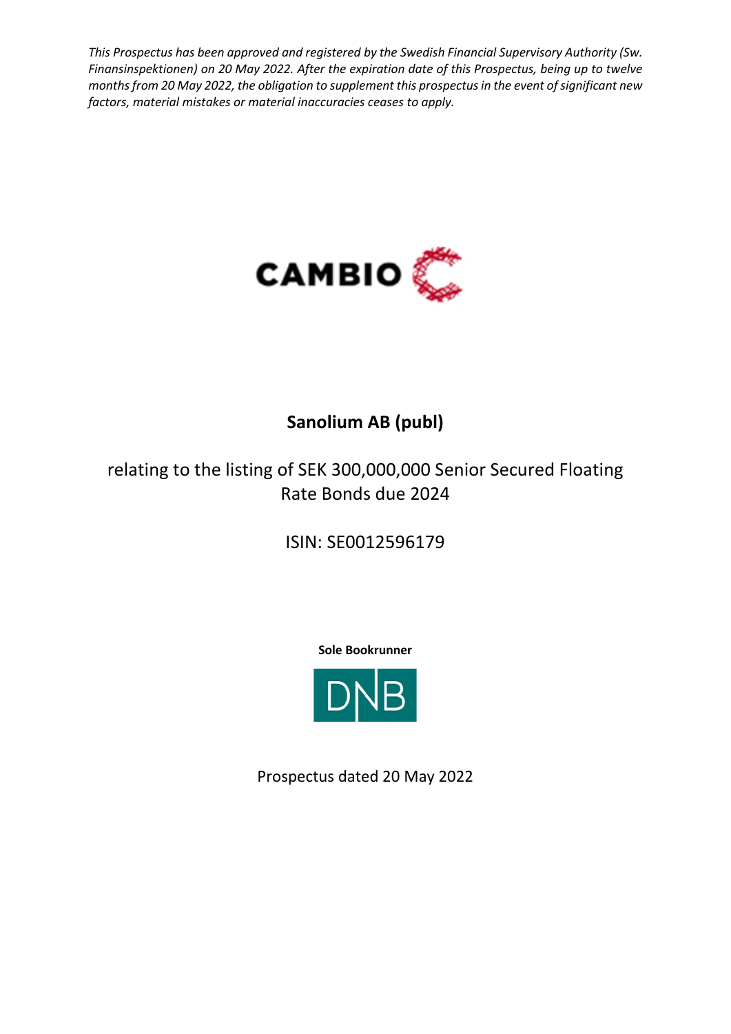*This Prospectus has been approved and registered by the Swedish Financial Supervisory Authority (Sw. Finansinspektionen) on 20 May 2022. After the expiration date of this Prospectus, being up to twelve months from 20 May 2022, the obligation to supplement this prospectus in the event of significant new factors, material mistakes or material inaccuracies ceases to apply.*

CAMBIO

# Sanolium AB (publ)

relating to the listing of SEK 300,000,000 Senior Secured Floating Rate Bonds due 2024

ISIN: SE0012596179

**Sole Bookrunner**

DNB

Prospectus dated 20 May 2022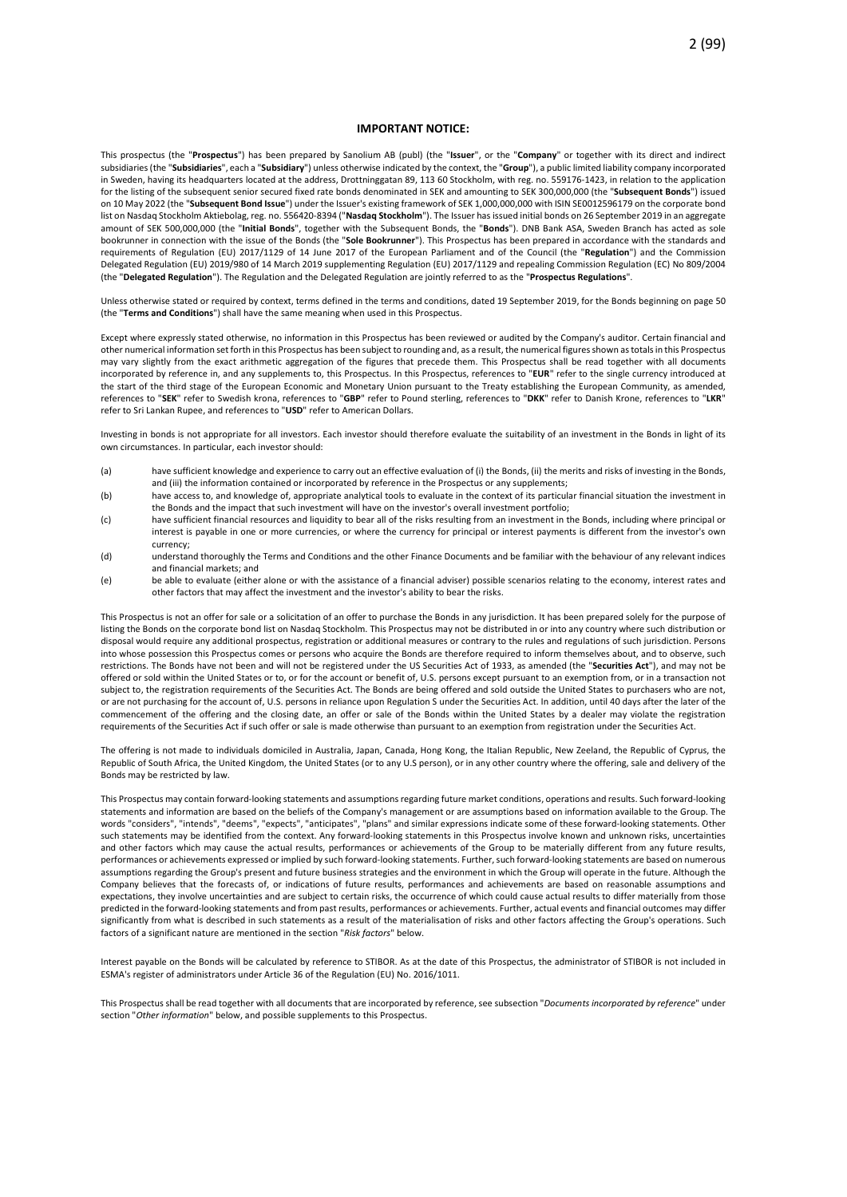## IMPORTANT NOTICE:

This prospectus (the "**Prospectus**") has been prepared by Sanolium AB (publ) (the "**Issuer**", or the "**Company**" or together with its direct and indirect subsidiaries (the "**Subsidiaries**", each a "**Subsidiary**") unless otherwise indicated by the context, the "**Group**"), a public limited liability company incorporated in Sweden, having its headquarters located at the address, Drottninggatan 89, 113 60 Stockholm, with reg. no. 559176-1423, in relation to the application for the listing of the subsequent senior secured fixed rate bonds denominated in SEK and amounting to SEK 300,000,000 (the "**Subsequent Bonds**") issued on 10 May 2022 (the "**Subsequent Bond Issue**") under the Issuer's existing framework of SEK 1,000,000,000 with ISIN SE0012596179 on the corporate bond list on Nasdaq Stockholm Aktiebolag, reg. no. 556420-8394 ("**Nasdaq Stockholm**"). The Issuer has issued initial bonds on 26 September 2019 in an aggregate amount of SEK 500,000,000 (the "**Initial Bonds**", together with the Subsequent Bonds, the "**Bonds**"). DNB Bank ASA, Sweden Branch has acted as sole bookrunner in connection with the issue of the Bonds (the "**Sole Bookrunner**"). This Prospectus has been prepared in accordance with the standards and requirements of Regulation (EU) 2017/1129 of 14 June 2017 of the European Parliament and of the Council (the "**Regulation**") and the Commission Delegated Regulation (EU) 2019/980 of 14 March 2019 supplementing Regulation (EU) 2017/1129 and repealing Commission Regulation (EC) No 809/2004 (the "**Delegated Regulation**"). The Regulation and the Delegated Regulation are jointly referred to as the "**Prospectus Regulations**".

Unless otherwise stated or required by context, terms defined in the terms and conditions, dated 19 September 2019, for the Bonds beginning on page 50 (the "**Terms and Conditions**") shall have the same meaning when used in this Prospectus.

Except where expressly stated otherwise, no information in this Prospectus has been reviewed or audited by the Company's auditor. Certain financial and other numerical information set forth in this Prospectus has been subject to rounding and, as a result, the numerical figures shown as totals in this Prospectus may vary slightly from the exact arithmetic aggregation of the figures that precede them. This Prospectus shall be read together with all documents incorporated by reference in, and any supplements to, this Prospectus. In this Prospectus, references to "**EUR**" refer to the single currency introduced at the start of the third stage of the European Economic and Monetary Union pursuant to the Treaty establishing the European Community, as amended, references to "**SEK**" refer to Swedish krona, references to "**GBP**" refer to Pound sterling, references to "**DKK**" refer to Danish Krone, references to "**LKR**" refer to Sri Lankan Rupee, and references to "**USD**" refer to American Dollars.

Investing in bonds is not appropriate for all investors. Each investor should therefore evaluate the suitability of an investment in the Bonds in light of its own circumstances. In particular, each investor should:

(a) have sufficient knowledge and experience to carry out an effective evaluation of (i) the Bonds, (ii) the merits and risks of investing in the Bonds, and (iii) the information contained or incorporated by reference in the Prospectus or any supplements;

(b) have access to, and knowledge of, appropriate analytical tools to evaluate in the context of its particular financial situation the investment in the Bonds and the impact that such investment will have on the investor's overall investment portfolio;

(c) have sufficient financial resources and liquidity to bear all of the risks resulting from an investment in the Bonds, including where principal or interest is payable in one or more currencies, or where the currency for principal or interest payments is different from the investor's own currency;

(d) understand thoroughly the Terms and Conditions and the other Finance Documents and be familiar with the behaviour of any relevant indices and financial markets; and

(e) be able to evaluate (either alone or with the assistance of a financial adviser) possible scenarios relating to the economy, interest rates and other factors that may affect the investment and the investor's ability to bear the risks.

This Prospectus is not an offer for sale or a solicitation of an offer to purchase the Bonds in any jurisdiction. It has been prepared solely for the purpose of listing the Bonds on the corporate bond list on Nasdaq Stockholm. This Prospectus may not be distributed in or into any country where such distribution or disposal would require any additional prospectus, registration or additional measures or contrary to the rules and regulations of such jurisdiction. Persons into whose possession this Prospectus comes or persons who acquire the Bonds are therefore required to inform themselves about, and to observe, such restrictions. The Bonds have not been and will not be registered under the US Securities Act of 1933, as amended (the "**Securities Act**"), and may not be offered or sold within the United States or to, or for the account or benefit of, U.S. persons except pursuant to an exemption from, or in a transaction not subject to, the registration requirements of the Securities Act. The Bonds are being offered and sold outside the United States to purchasers who are not, or are not purchasing for the account of, U.S. persons in reliance upon Regulation S under the Securities Act. In addition, until 40 days after the later of the commencement of the offering and the closing date, an offer or sale of the Bonds within the United States by a dealer may violate the registration requirements of the Securities Act if such offer or sale is made otherwise than pursuant to an exemption from registration under the Securities Act.

The offering is not made to individuals domiciled in Australia, Japan, Canada, Hong Kong, the Italian Republic, New Zeeland, the Republic of Cyprus, the Republic of South Africa, the United Kingdom, the United States (or to any U.S person), or in any other country where the offering, sale and delivery of the Bonds may be restricted by law.

This Prospectus may contain forward-looking statements and assumptions regarding future market conditions, operations and results. Such forward-looking statements and information are based on the beliefs of the Company's management or are assumptions based on information available to the Group. The words "considers", "intends", "deems", "expects", "anticipates", "plans" and similar expressions indicate some of these forward-looking statements. Other such statements may be identified from the context. Any forward-looking statements in this Prospectus involve known and unknown risks, uncertainties and other factors which may cause the actual results, performances or achievements of the Group to be materially different from any future results, performances or achievements expressed or implied by such forward-looking statements. Further, such forward-looking statements are based on numerous assumptions regarding the Group's present and future business strategies and the environment in which the Group will operate in the future. Although the Company believes that the forecasts of, or indications of future results, performances and achievements are based on reasonable assumptions and expectations, they involve uncertainties and are subject to certain risks, the occurrence of which could cause actual results to differ materially from those predicted in the forward-looking statements and from past results, performances or achievements. Further, actual events and financial outcomes may differ significantly from what is described in such statements as a result of the materialisation of risks and other factors affecting the Group's operations. Such factors of a significant nature are mentioned in the section "*Risk factors*" below.

Interest payable on the Bonds will be calculated by reference to STIBOR. As at the date of this Prospectus, the administrator of STIBOR is not included in ESMA's register of administrators under Article 36 of the Regulation (EU) No. 2016/1011.

This Prospectus shall be read together with all documents that are incorporated by reference, see subsection "*Documents incorporated by reference*" under section "*Other information*" below, and possible supplements to this Prospectus.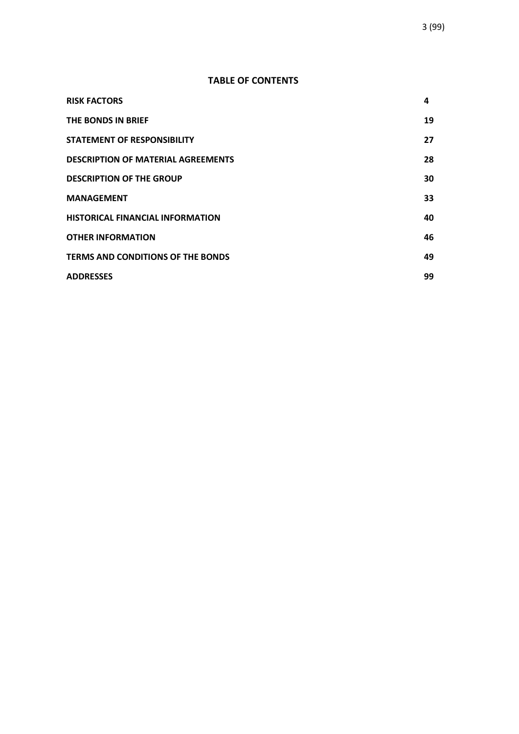## TABLE OF CONTENTS

| | |
|---|---|
| **RISK FACTORS** | **4** |
| **THE BONDS IN BRIEF** | **19** |
| **STATEMENT OF RESPONSIBILITY** | **27** |
| **DESCRIPTION OF MATERIAL AGREEMENTS** | **28** |
| **DESCRIPTION OF THE GROUP** | **30** |
| **MANAGEMENT** | **33** |
| **HISTORICAL FINANCIAL INFORMATION** | **40** |
| **OTHER INFORMATION** | **46** |
| **TERMS AND CONDITIONS OF THE BONDS** | **49** |
| **ADDRESSES** | **99** |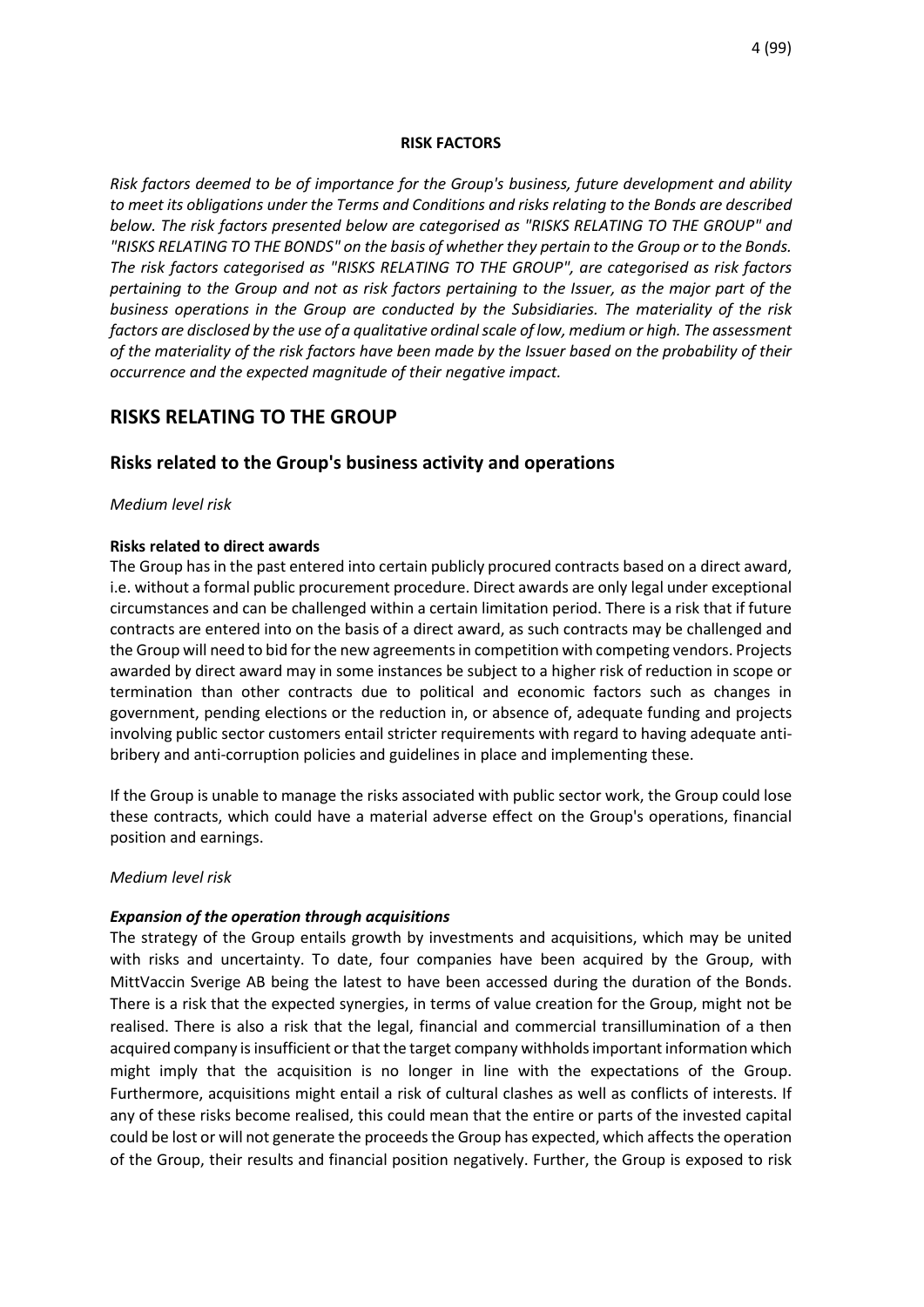**RISK FACTORS**

*Risk factors deemed to be of importance for the Group's business, future development and ability to meet its obligations under the Terms and Conditions and risks relating to the Bonds are described below. The risk factors presented below are categorised as "RISKS RELATING TO THE GROUP" and "RISKS RELATING TO THE BONDS" on the basis of whether they pertain to the Group or to the Bonds. The risk factors categorised as "RISKS RELATING TO THE GROUP", are categorised as risk factors pertaining to the Group and not as risk factors pertaining to the Issuer, as the major part of the business operations in the Group are conducted by the Subsidiaries. The materiality of the risk factors are disclosed by the use of a qualitative ordinal scale of low, medium or high. The assessment of the materiality of the risk factors have been made by the Issuer based on the probability of their occurrence and the expected magnitude of their negative impact.*

# RISKS RELATING TO THE GROUP

## Risks related to the Group's business activity and operations

*Medium level risk*

**Risks related to direct awards**

The Group has in the past entered into certain publicly procured contracts based on a direct award, i.e. without a formal public procurement procedure. Direct awards are only legal under exceptional circumstances and can be challenged within a certain limitation period. There is a risk that if future contracts are entered into on the basis of a direct award, as such contracts may be challenged and the Group will need to bid for the new agreements in competition with competing vendors. Projects awarded by direct award may in some instances be subject to a higher risk of reduction in scope or termination than other contracts due to political and economic factors such as changes in government, pending elections or the reduction in, or absence of, adequate funding and projects involving public sector customers entail stricter requirements with regard to having adequate anti-bribery and anti-corruption policies and guidelines in place and implementing these.

If the Group is unable to manage the risks associated with public sector work, the Group could lose these contracts, which could have a material adverse effect on the Group's operations, financial position and earnings.

*Medium level risk*

***Expansion of the operation through acquisitions***

The strategy of the Group entails growth by investments and acquisitions, which may be united with risks and uncertainty. To date, four companies have been acquired by the Group, with MittVaccin Sverige AB being the latest to have been accessed during the duration of the Bonds. There is a risk that the expected synergies, in terms of value creation for the Group, might not be realised. There is also a risk that the legal, financial and commercial transillumination of a then acquired company is insufficient or that the target company withholds important information which might imply that the acquisition is no longer in line with the expectations of the Group. Furthermore, acquisitions might entail a risk of cultural clashes as well as conflicts of interests. If any of these risks become realised, this could mean that the entire or parts of the invested capital could be lost or will not generate the proceeds the Group has expected, which affects the operation of the Group, their results and financial position negatively. Further, the Group is exposed to risk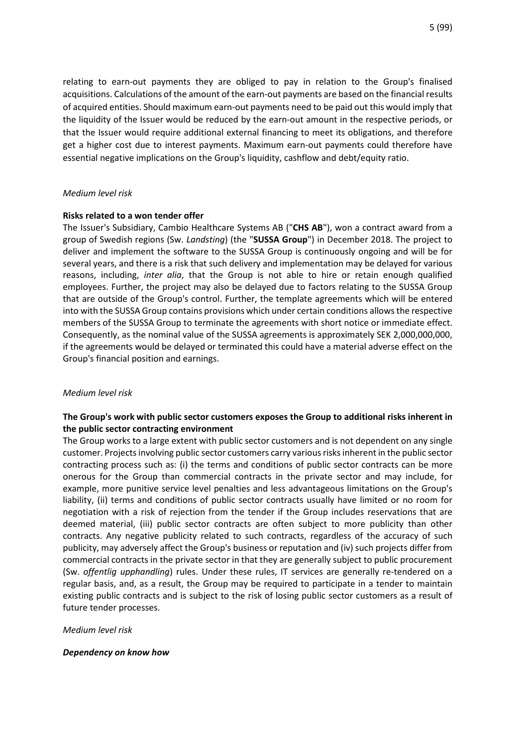relating to earn-out payments they are obliged to pay in relation to the Group's finalised acquisitions. Calculations of the amount of the earn-out payments are based on the financial results of acquired entities. Should maximum earn-out payments need to be paid out this would imply that the liquidity of the Issuer would be reduced by the earn-out amount in the respective periods, or that the Issuer would require additional external financing to meet its obligations, and therefore get a higher cost due to interest payments. Maximum earn-out payments could therefore have essential negative implications on the Group's liquidity, cashflow and debt/equity ratio.

*Medium level risk*

**Risks related to a won tender offer**

The Issuer's Subsidiary, Cambio Healthcare Systems AB ("**CHS AB**"), won a contract award from a group of Swedish regions (Sw. *Landsting*) (the "**SUSSA Group**") in December 2018. The project to deliver and implement the software to the SUSSA Group is continuously ongoing and will be for several years, and there is a risk that such delivery and implementation may be delayed for various reasons, including, *inter alia*, that the Group is not able to hire or retain enough qualified employees. Further, the project may also be delayed due to factors relating to the SUSSA Group that are outside of the Group's control. Further, the template agreements which will be entered into with the SUSSA Group contains provisions which under certain conditions allows the respective members of the SUSSA Group to terminate the agreements with short notice or immediate effect. Consequently, as the nominal value of the SUSSA agreements is approximately SEK 2,000,000,000, if the agreements would be delayed or terminated this could have a material adverse effect on the Group's financial position and earnings.

*Medium level risk*

**The Group's work with public sector customers exposes the Group to additional risks inherent in the public sector contracting environment**

The Group works to a large extent with public sector customers and is not dependent on any single customer. Projects involving public sector customers carry various risks inherent in the public sector contracting process such as: (i) the terms and conditions of public sector contracts can be more onerous for the Group than commercial contracts in the private sector and may include, for example, more punitive service level penalties and less advantageous limitations on the Group's liability, (ii) terms and conditions of public sector contracts usually have limited or no room for negotiation with a risk of rejection from the tender if the Group includes reservations that are deemed material, (iii) public sector contracts are often subject to more publicity than other contracts. Any negative publicity related to such contracts, regardless of the accuracy of such publicity, may adversely affect the Group's business or reputation and (iv) such projects differ from commercial contracts in the private sector in that they are generally subject to public procurement (Sw. *offentlig upphandling*) rules. Under these rules, IT services are generally re-tendered on a regular basis, and, as a result, the Group may be required to participate in a tender to maintain existing public contracts and is subject to the risk of losing public sector customers as a result of future tender processes.

*Medium level risk*

***Dependency on know how***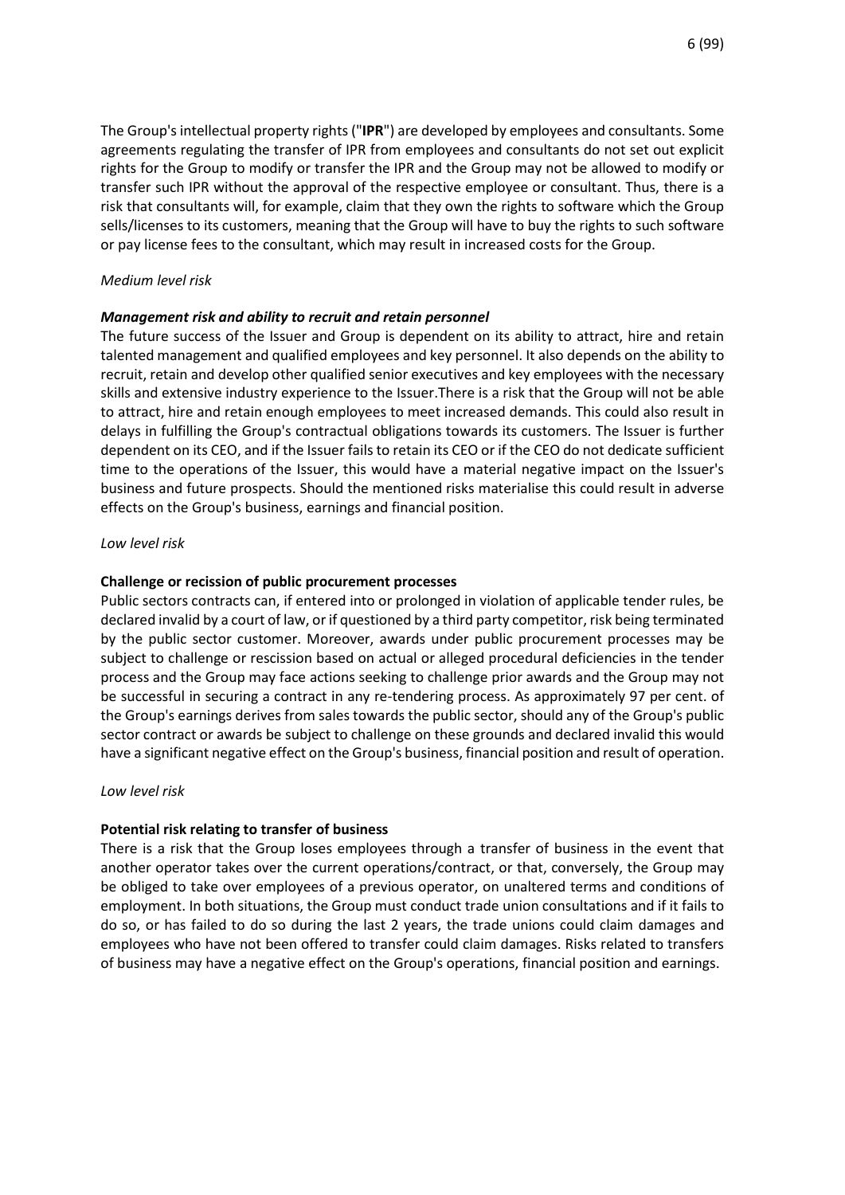The Group's intellectual property rights ("**IPR**") are developed by employees and consultants. Some agreements regulating the transfer of IPR from employees and consultants do not set out explicit rights for the Group to modify or transfer the IPR and the Group may not be allowed to modify or transfer such IPR without the approval of the respective employee or consultant. Thus, there is a risk that consultants will, for example, claim that they own the rights to software which the Group sells/licenses to its customers, meaning that the Group will have to buy the rights to such software or pay license fees to the consultant, which may result in increased costs for the Group.

*Medium level risk*

***Management risk and ability to recruit and retain personnel***

The future success of the Issuer and Group is dependent on its ability to attract, hire and retain talented management and qualified employees and key personnel. It also depends on the ability to recruit, retain and develop other qualified senior executives and key employees with the necessary skills and extensive industry experience to the Issuer.There is a risk that the Group will not be able to attract, hire and retain enough employees to meet increased demands. This could also result in delays in fulfilling the Group's contractual obligations towards its customers. The Issuer is further dependent on its CEO, and if the Issuer fails to retain its CEO or if the CEO do not dedicate sufficient time to the operations of the Issuer, this would have a material negative impact on the Issuer's business and future prospects. Should the mentioned risks materialise this could result in adverse effects on the Group's business, earnings and financial position.

*Low level risk*

**Challenge or recission of public procurement processes**

Public sectors contracts can, if entered into or prolonged in violation of applicable tender rules, be declared invalid by a court of law, or if questioned by a third party competitor, risk being terminated by the public sector customer. Moreover, awards under public procurement processes may be subject to challenge or rescission based on actual or alleged procedural deficiencies in the tender process and the Group may face actions seeking to challenge prior awards and the Group may not be successful in securing a contract in any re-tendering process. As approximately 97 per cent. of the Group's earnings derives from sales towards the public sector, should any of the Group's public sector contract or awards be subject to challenge on these grounds and declared invalid this would have a significant negative effect on the Group's business, financial position and result of operation.

*Low level risk*

**Potential risk relating to transfer of business**

There is a risk that the Group loses employees through a transfer of business in the event that another operator takes over the current operations/contract, or that, conversely, the Group may be obliged to take over employees of a previous operator, on unaltered terms and conditions of employment. In both situations, the Group must conduct trade union consultations and if it fails to do so, or has failed to do so during the last 2 years, the trade unions could claim damages and employees who have not been offered to transfer could claim damages. Risks related to transfers of business may have a negative effect on the Group's operations, financial position and earnings.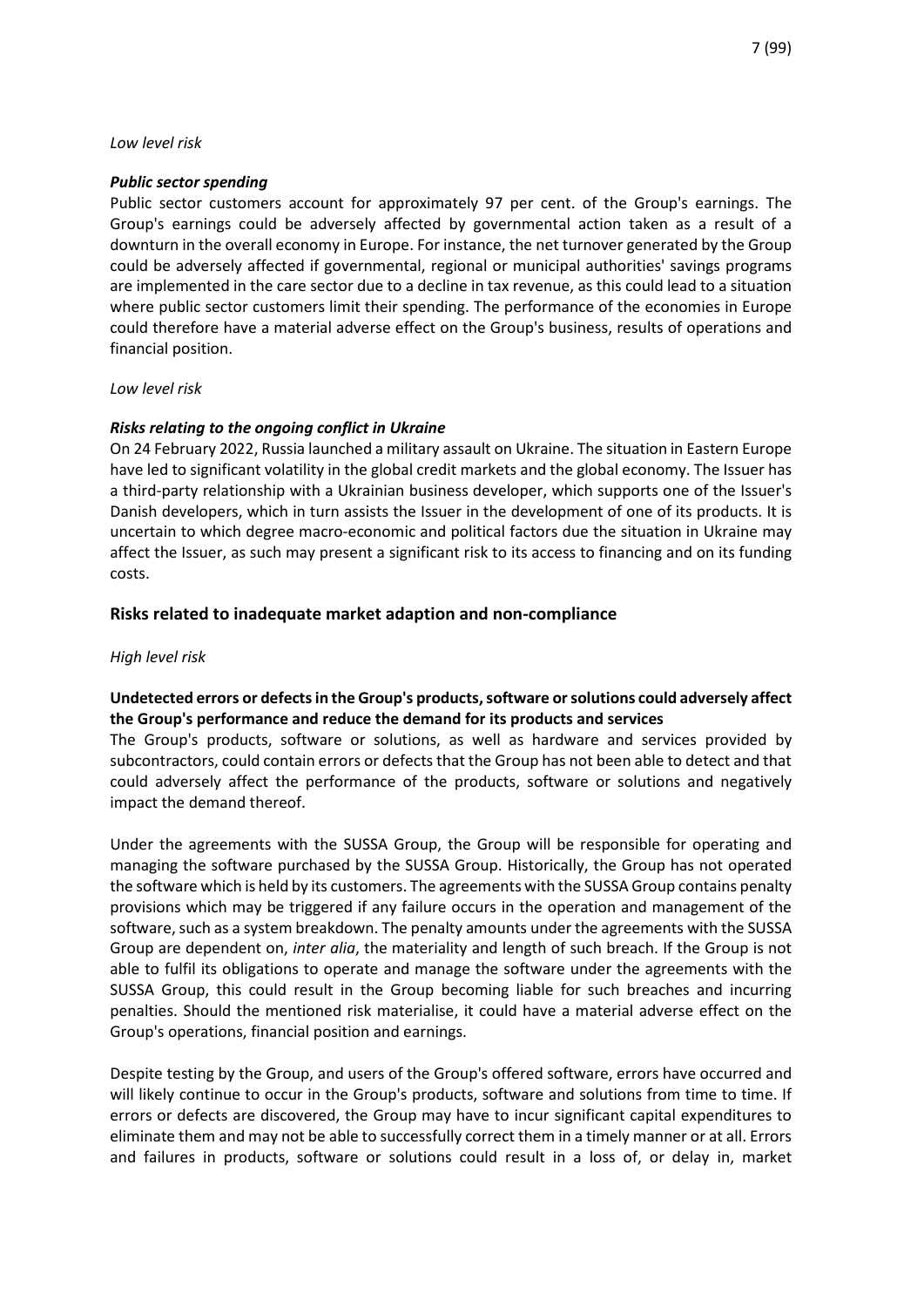*Low level risk*

***Public sector spending***

Public sector customers account for approximately 97 per cent. of the Group's earnings. The Group's earnings could be adversely affected by governmental action taken as a result of a downturn in the overall economy in Europe. For instance, the net turnover generated by the Group could be adversely affected if governmental, regional or municipal authorities' savings programs are implemented in the care sector due to a decline in tax revenue, as this could lead to a situation where public sector customers limit their spending. The performance of the economies in Europe could therefore have a material adverse effect on the Group's business, results of operations and financial position.

*Low level risk*

***Risks relating to the ongoing conflict in Ukraine***

On 24 February 2022, Russia launched a military assault on Ukraine. The situation in Eastern Europe have led to significant volatility in the global credit markets and the global economy. The Issuer has a third-party relationship with a Ukrainian business developer, which supports one of the Issuer's Danish developers, which in turn assists the Issuer in the development of one of its products. It is uncertain to which degree macro-economic and political factors due the situation in Ukraine may affect the Issuer, as such may present a significant risk to its access to financing and on its funding costs.

## Risks related to inadequate market adaption and non-compliance

*High level risk*

**Undetected errors or defects in the Group's products, software or solutions could adversely affect the Group's performance and reduce the demand for its products and services**

The Group's products, software or solutions, as well as hardware and services provided by subcontractors, could contain errors or defects that the Group has not been able to detect and that could adversely affect the performance of the products, software or solutions and negatively impact the demand thereof.

Under the agreements with the SUSSA Group, the Group will be responsible for operating and managing the software purchased by the SUSSA Group. Historically, the Group has not operated the software which is held by its customers. The agreements with the SUSSA Group contains penalty provisions which may be triggered if any failure occurs in the operation and management of the software, such as a system breakdown. The penalty amounts under the agreements with the SUSSA Group are dependent on, *inter alia*, the materiality and length of such breach. If the Group is not able to fulfil its obligations to operate and manage the software under the agreements with the SUSSA Group, this could result in the Group becoming liable for such breaches and incurring penalties. Should the mentioned risk materialise, it could have a material adverse effect on the Group's operations, financial position and earnings.

Despite testing by the Group, and users of the Group's offered software, errors have occurred and will likely continue to occur in the Group's products, software and solutions from time to time. If errors or defects are discovered, the Group may have to incur significant capital expenditures to eliminate them and may not be able to successfully correct them in a timely manner or at all. Errors and failures in products, software or solutions could result in a loss of, or delay in, market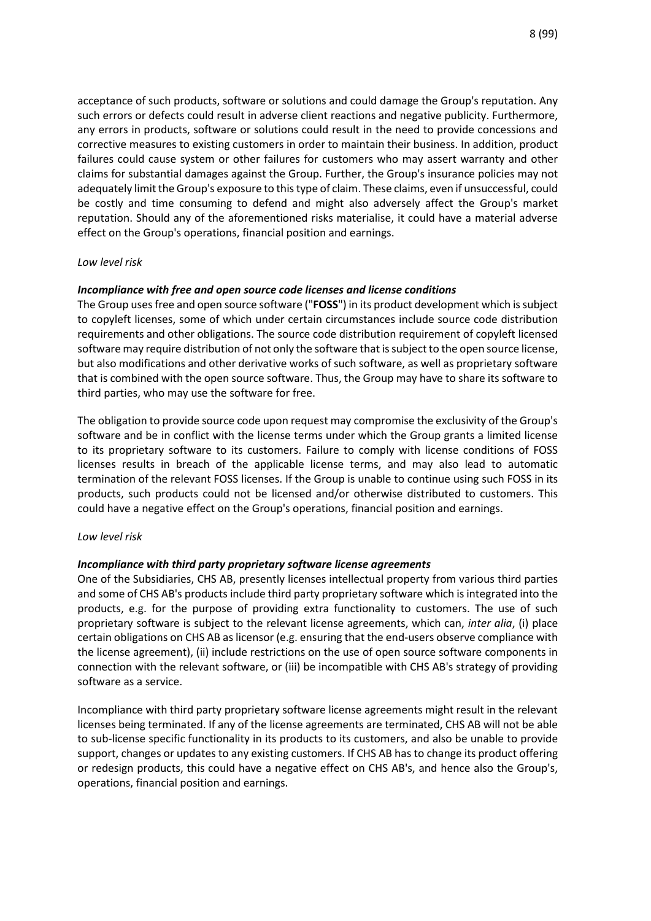acceptance of such products, software or solutions and could damage the Group's reputation. Any such errors or defects could result in adverse client reactions and negative publicity. Furthermore, any errors in products, software or solutions could result in the need to provide concessions and corrective measures to existing customers in order to maintain their business. In addition, product failures could cause system or other failures for customers who may assert warranty and other claims for substantial damages against the Group. Further, the Group's insurance policies may not adequately limit the Group's exposure to this type of claim. These claims, even if unsuccessful, could be costly and time consuming to defend and might also adversely affect the Group's market reputation. Should any of the aforementioned risks materialise, it could have a material adverse effect on the Group's operations, financial position and earnings.

*Low level risk*

***Incompliance with free and open source code licenses and license conditions***

The Group uses free and open source software ("**FOSS**") in its product development which is subject to copyleft licenses, some of which under certain circumstances include source code distribution requirements and other obligations. The source code distribution requirement of copyleft licensed software may require distribution of not only the software that is subject to the open source license, but also modifications and other derivative works of such software, as well as proprietary software that is combined with the open source software. Thus, the Group may have to share its software to third parties, who may use the software for free.

The obligation to provide source code upon request may compromise the exclusivity of the Group's software and be in conflict with the license terms under which the Group grants a limited license to its proprietary software to its customers. Failure to comply with license conditions of FOSS licenses results in breach of the applicable license terms, and may also lead to automatic termination of the relevant FOSS licenses. If the Group is unable to continue using such FOSS in its products, such products could not be licensed and/or otherwise distributed to customers. This could have a negative effect on the Group's operations, financial position and earnings.

*Low level risk*

***Incompliance with third party proprietary software license agreements***

One of the Subsidiaries, CHS AB, presently licenses intellectual property from various third parties and some of CHS AB's products include third party proprietary software which is integrated into the products, e.g. for the purpose of providing extra functionality to customers. The use of such proprietary software is subject to the relevant license agreements, which can, *inter alia*, (i) place certain obligations on CHS AB as licensor (e.g. ensuring that the end-users observe compliance with the license agreement), (ii) include restrictions on the use of open source software components in connection with the relevant software, or (iii) be incompatible with CHS AB's strategy of providing software as a service.

Incompliance with third party proprietary software license agreements might result in the relevant licenses being terminated. If any of the license agreements are terminated, CHS AB will not be able to sub-license specific functionality in its products to its customers, and also be unable to provide support, changes or updates to any existing customers. If CHS AB has to change its product offering or redesign products, this could have a negative effect on CHS AB's, and hence also the Group's, operations, financial position and earnings.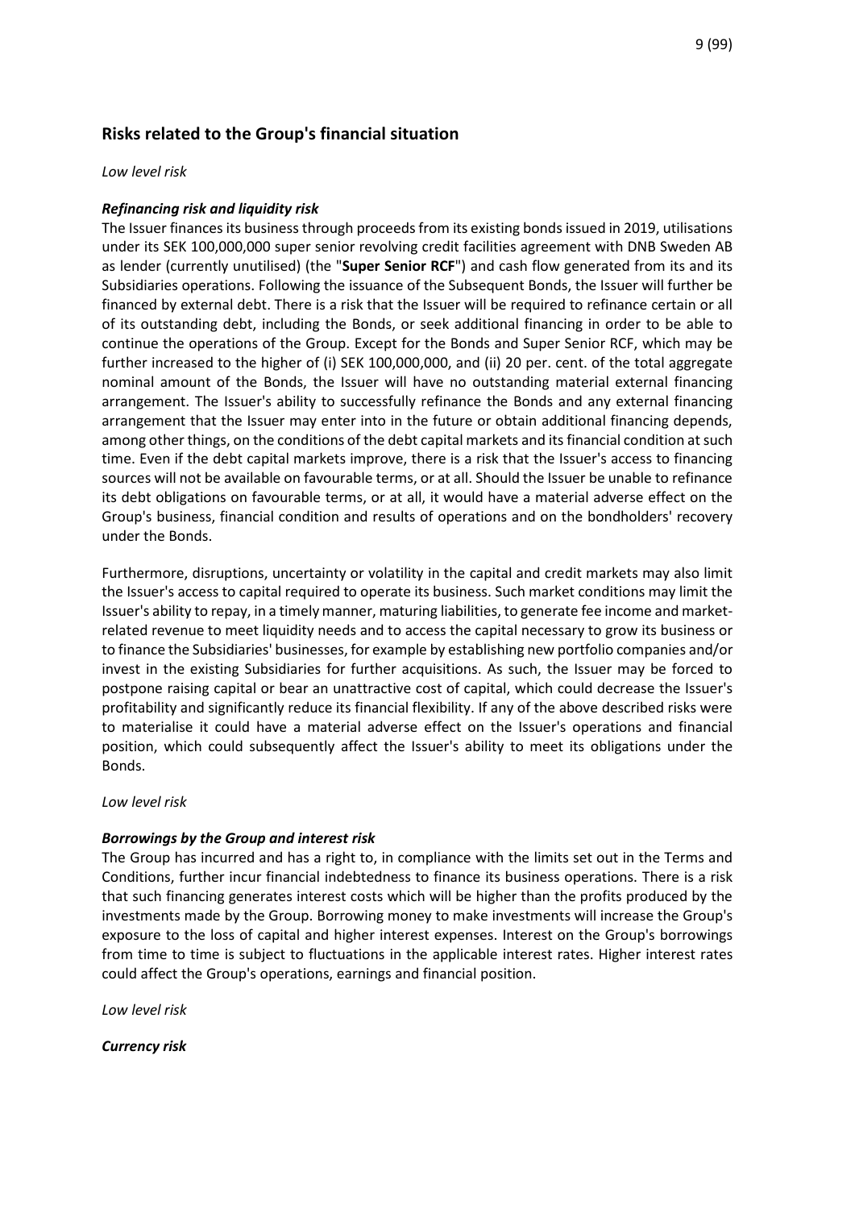## Risks related to the Group's financial situation

*Low level risk*

***Refinancing risk and liquidity risk***

The Issuer finances its business through proceeds from its existing bonds issued in 2019, utilisations under its SEK 100,000,000 super senior revolving credit facilities agreement with DNB Sweden AB as lender (currently unutilised) (the "**Super Senior RCF**") and cash flow generated from its and its Subsidiaries operations. Following the issuance of the Subsequent Bonds, the Issuer will further be financed by external debt. There is a risk that the Issuer will be required to refinance certain or all of its outstanding debt, including the Bonds, or seek additional financing in order to be able to continue the operations of the Group. Except for the Bonds and Super Senior RCF, which may be further increased to the higher of (i) SEK 100,000,000, and (ii) 20 per. cent. of the total aggregate nominal amount of the Bonds, the Issuer will have no outstanding material external financing arrangement. The Issuer's ability to successfully refinance the Bonds and any external financing arrangement that the Issuer may enter into in the future or obtain additional financing depends, among other things, on the conditions of the debt capital markets and its financial condition at such time. Even if the debt capital markets improve, there is a risk that the Issuer's access to financing sources will not be available on favourable terms, or at all. Should the Issuer be unable to refinance its debt obligations on favourable terms, or at all, it would have a material adverse effect on the Group's business, financial condition and results of operations and on the bondholders' recovery under the Bonds.

Furthermore, disruptions, uncertainty or volatility in the capital and credit markets may also limit the Issuer's access to capital required to operate its business. Such market conditions may limit the Issuer's ability to repay, in a timely manner, maturing liabilities, to generate fee income and market-related revenue to meet liquidity needs and to access the capital necessary to grow its business or to finance the Subsidiaries' businesses, for example by establishing new portfolio companies and/or invest in the existing Subsidiaries for further acquisitions. As such, the Issuer may be forced to postpone raising capital or bear an unattractive cost of capital, which could decrease the Issuer's profitability and significantly reduce its financial flexibility. If any of the above described risks were to materialise it could have a material adverse effect on the Issuer's operations and financial position, which could subsequently affect the Issuer's ability to meet its obligations under the Bonds.

*Low level risk*

***Borrowings by the Group and interest risk***

The Group has incurred and has a right to, in compliance with the limits set out in the Terms and Conditions, further incur financial indebtedness to finance its business operations. There is a risk that such financing generates interest costs which will be higher than the profits produced by the investments made by the Group. Borrowing money to make investments will increase the Group's exposure to the loss of capital and higher interest expenses. Interest on the Group's borrowings from time to time is subject to fluctuations in the applicable interest rates. Higher interest rates could affect the Group's operations, earnings and financial position.

*Low level risk*

***Currency risk***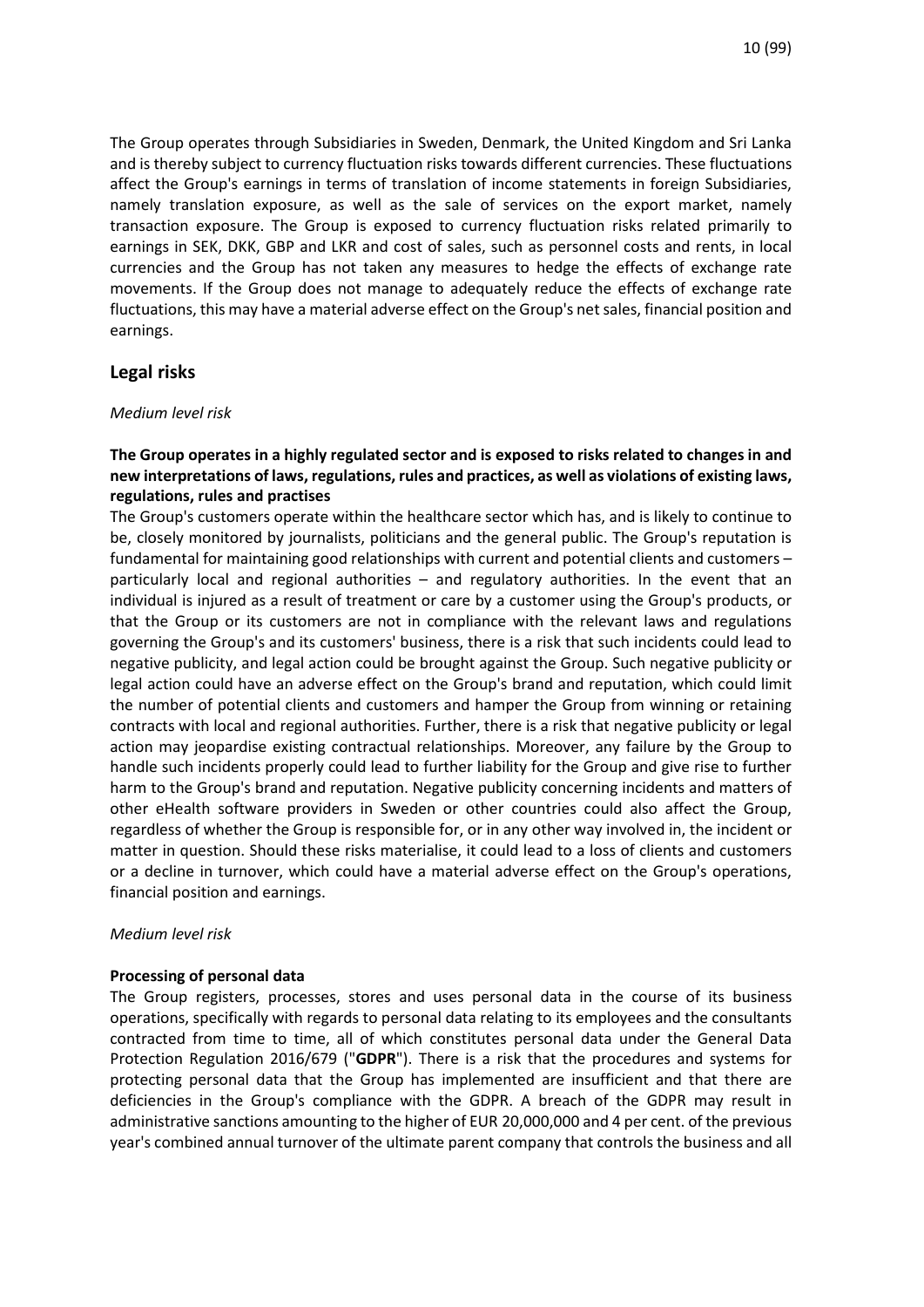The Group operates through Subsidiaries in Sweden, Denmark, the United Kingdom and Sri Lanka and is thereby subject to currency fluctuation risks towards different currencies. These fluctuations affect the Group's earnings in terms of translation of income statements in foreign Subsidiaries, namely translation exposure, as well as the sale of services on the export market, namely transaction exposure. The Group is exposed to currency fluctuation risks related primarily to earnings in SEK, DKK, GBP and LKR and cost of sales, such as personnel costs and rents, in local currencies and the Group has not taken any measures to hedge the effects of exchange rate movements. If the Group does not manage to adequately reduce the effects of exchange rate fluctuations, this may have a material adverse effect on the Group's net sales, financial position and earnings.

## Legal risks

*Medium level risk*

**The Group operates in a highly regulated sector and is exposed to risks related to changes in and new interpretations of laws, regulations, rules and practices, as well as violations of existing laws, regulations, rules and practises**

The Group's customers operate within the healthcare sector which has, and is likely to continue to be, closely monitored by journalists, politicians and the general public. The Group's reputation is fundamental for maintaining good relationships with current and potential clients and customers – particularly local and regional authorities – and regulatory authorities. In the event that an individual is injured as a result of treatment or care by a customer using the Group's products, or that the Group or its customers are not in compliance with the relevant laws and regulations governing the Group's and its customers' business, there is a risk that such incidents could lead to negative publicity, and legal action could be brought against the Group. Such negative publicity or legal action could have an adverse effect on the Group's brand and reputation, which could limit the number of potential clients and customers and hamper the Group from winning or retaining contracts with local and regional authorities. Further, there is a risk that negative publicity or legal action may jeopardise existing contractual relationships. Moreover, any failure by the Group to handle such incidents properly could lead to further liability for the Group and give rise to further harm to the Group's brand and reputation. Negative publicity concerning incidents and matters of other eHealth software providers in Sweden or other countries could also affect the Group, regardless of whether the Group is responsible for, or in any other way involved in, the incident or matter in question. Should these risks materialise, it could lead to a loss of clients and customers or a decline in turnover, which could have a material adverse effect on the Group's operations, financial position and earnings.

*Medium level risk*

**Processing of personal data**

The Group registers, processes, stores and uses personal data in the course of its business operations, specifically with regards to personal data relating to its employees and the consultants contracted from time to time, all of which constitutes personal data under the General Data Protection Regulation 2016/679 ("**GDPR**"). There is a risk that the procedures and systems for protecting personal data that the Group has implemented are insufficient and that there are deficiencies in the Group's compliance with the GDPR. A breach of the GDPR may result in administrative sanctions amounting to the higher of EUR 20,000,000 and 4 per cent. of the previous year's combined annual turnover of the ultimate parent company that controls the business and all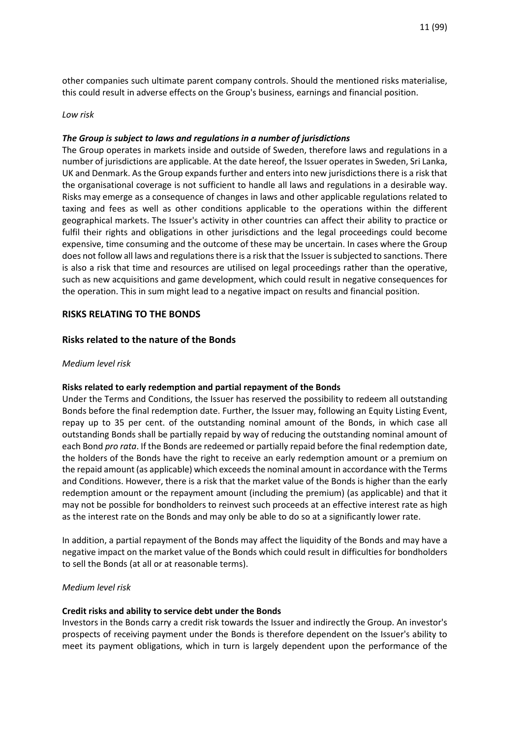other companies such ultimate parent company controls. Should the mentioned risks materialise, this could result in adverse effects on the Group's business, earnings and financial position.

*Low risk*

***The Group is subject to laws and regulations in a number of jurisdictions***

The Group operates in markets inside and outside of Sweden, therefore laws and regulations in a number of jurisdictions are applicable. At the date hereof, the Issuer operates in Sweden, Sri Lanka, UK and Denmark. As the Group expands further and enters into new jurisdictions there is a risk that the organisational coverage is not sufficient to handle all laws and regulations in a desirable way. Risks may emerge as a consequence of changes in laws and other applicable regulations related to taxing and fees as well as other conditions applicable to the operations within the different geographical markets. The Issuer's activity in other countries can affect their ability to practice or fulfil their rights and obligations in other jurisdictions and the legal proceedings could become expensive, time consuming and the outcome of these may be uncertain. In cases where the Group does not follow all laws and regulations there is a risk that the Issuer is subjected to sanctions. There is also a risk that time and resources are utilised on legal proceedings rather than the operative, such as new acquisitions and game development, which could result in negative consequences for the operation. This in sum might lead to a negative impact on results and financial position.

## RISKS RELATING TO THE BONDS

### Risks related to the nature of the Bonds

*Medium level risk*

**Risks related to early redemption and partial repayment of the Bonds**

Under the Terms and Conditions, the Issuer has reserved the possibility to redeem all outstanding Bonds before the final redemption date. Further, the Issuer may, following an Equity Listing Event, repay up to 35 per cent. of the outstanding nominal amount of the Bonds, in which case all outstanding Bonds shall be partially repaid by way of reducing the outstanding nominal amount of each Bond *pro rata*. If the Bonds are redeemed or partially repaid before the final redemption date, the holders of the Bonds have the right to receive an early redemption amount or a premium on the repaid amount (as applicable) which exceeds the nominal amount in accordance with the Terms and Conditions. However, there is a risk that the market value of the Bonds is higher than the early redemption amount or the repayment amount (including the premium) (as applicable) and that it may not be possible for bondholders to reinvest such proceeds at an effective interest rate as high as the interest rate on the Bonds and may only be able to do so at a significantly lower rate.

In addition, a partial repayment of the Bonds may affect the liquidity of the Bonds and may have a negative impact on the market value of the Bonds which could result in difficulties for bondholders to sell the Bonds (at all or at reasonable terms).

*Medium level risk*

**Credit risks and ability to service debt under the Bonds**

Investors in the Bonds carry a credit risk towards the Issuer and indirectly the Group. An investor's prospects of receiving payment under the Bonds is therefore dependent on the Issuer's ability to meet its payment obligations, which in turn is largely dependent upon the performance of the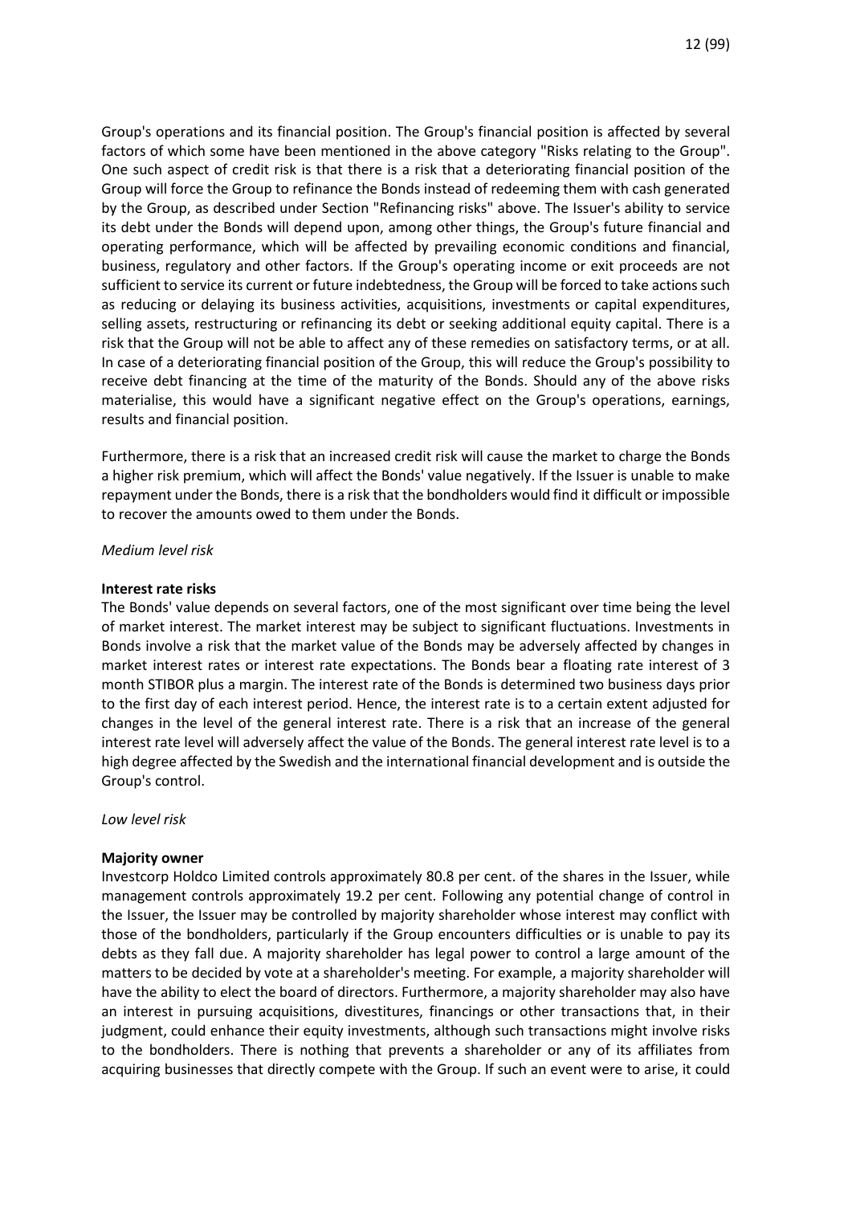Group's operations and its financial position. The Group's financial position is affected by several factors of which some have been mentioned in the above category "Risks relating to the Group". One such aspect of credit risk is that there is a risk that a deteriorating financial position of the Group will force the Group to refinance the Bonds instead of redeeming them with cash generated by the Group, as described under Section "Refinancing risks" above. The Issuer's ability to service its debt under the Bonds will depend upon, among other things, the Group's future financial and operating performance, which will be affected by prevailing economic conditions and financial, business, regulatory and other factors. If the Group's operating income or exit proceeds are not sufficient to service its current or future indebtedness, the Group will be forced to take actions such as reducing or delaying its business activities, acquisitions, investments or capital expenditures, selling assets, restructuring or refinancing its debt or seeking additional equity capital. There is a risk that the Group will not be able to affect any of these remedies on satisfactory terms, or at all. In case of a deteriorating financial position of the Group, this will reduce the Group's possibility to receive debt financing at the time of the maturity of the Bonds. Should any of the above risks materialise, this would have a significant negative effect on the Group's operations, earnings, results and financial position.

Furthermore, there is a risk that an increased credit risk will cause the market to charge the Bonds a higher risk premium, which will affect the Bonds' value negatively. If the Issuer is unable to make repayment under the Bonds, there is a risk that the bondholders would find it difficult or impossible to recover the amounts owed to them under the Bonds.

*Medium level risk*

**Interest rate risks**

The Bonds' value depends on several factors, one of the most significant over time being the level of market interest. The market interest may be subject to significant fluctuations. Investments in Bonds involve a risk that the market value of the Bonds may be adversely affected by changes in market interest rates or interest rate expectations. The Bonds bear a floating rate interest of 3 month STIBOR plus a margin. The interest rate of the Bonds is determined two business days prior to the first day of each interest period. Hence, the interest rate is to a certain extent adjusted for changes in the level of the general interest rate. There is a risk that an increase of the general interest rate level will adversely affect the value of the Bonds. The general interest rate level is to a high degree affected by the Swedish and the international financial development and is outside the Group's control.

*Low level risk*

**Majority owner**

Investcorp Holdco Limited controls approximately 80.8 per cent. of the shares in the Issuer, while management controls approximately 19.2 per cent. Following any potential change of control in the Issuer, the Issuer may be controlled by majority shareholder whose interest may conflict with those of the bondholders, particularly if the Group encounters difficulties or is unable to pay its debts as they fall due. A majority shareholder has legal power to control a large amount of the matters to be decided by vote at a shareholder's meeting. For example, a majority shareholder will have the ability to elect the board of directors. Furthermore, a majority shareholder may also have an interest in pursuing acquisitions, divestitures, financings or other transactions that, in their judgment, could enhance their equity investments, although such transactions might involve risks to the bondholders. There is nothing that prevents a shareholder or any of its affiliates from acquiring businesses that directly compete with the Group. If such an event were to arise, it could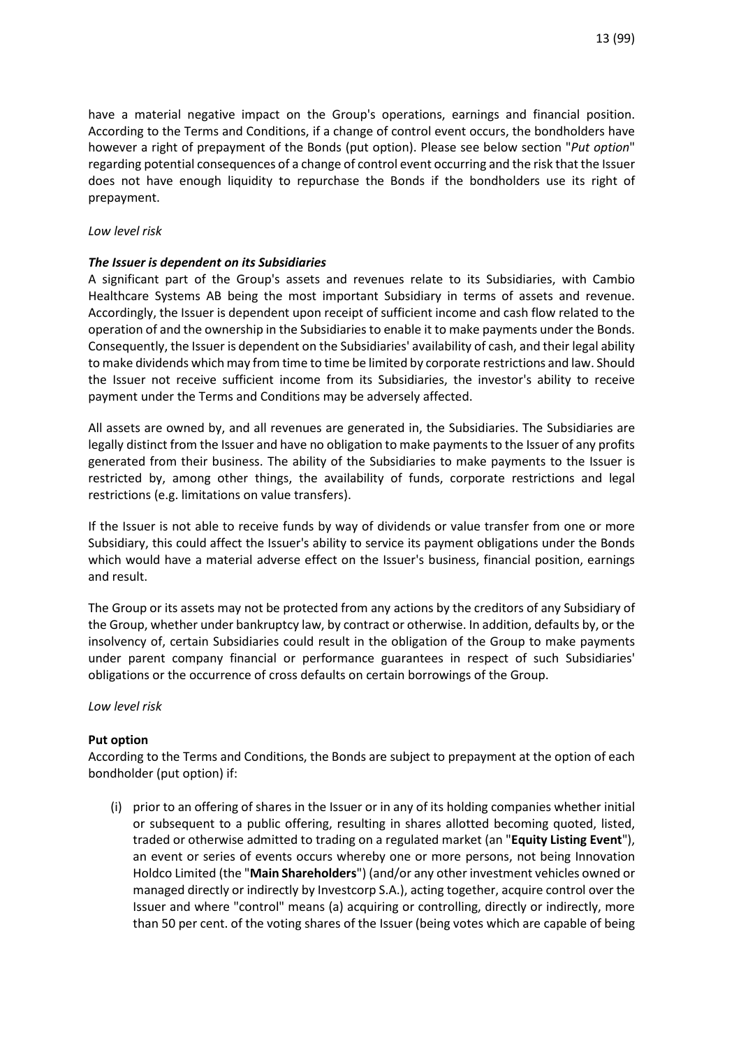have a material negative impact on the Group's operations, earnings and financial position. According to the Terms and Conditions, if a change of control event occurs, the bondholders have however a right of prepayment of the Bonds (put option). Please see below section "*Put option*" regarding potential consequences of a change of control event occurring and the risk that the Issuer does not have enough liquidity to repurchase the Bonds if the bondholders use its right of prepayment.

*Low level risk*

***The Issuer is dependent on its Subsidiaries***

A significant part of the Group's assets and revenues relate to its Subsidiaries, with Cambio Healthcare Systems AB being the most important Subsidiary in terms of assets and revenue. Accordingly, the Issuer is dependent upon receipt of sufficient income and cash flow related to the operation of and the ownership in the Subsidiaries to enable it to make payments under the Bonds. Consequently, the Issuer is dependent on the Subsidiaries' availability of cash, and their legal ability to make dividends which may from time to time be limited by corporate restrictions and law. Should the Issuer not receive sufficient income from its Subsidiaries, the investor's ability to receive payment under the Terms and Conditions may be adversely affected.

All assets are owned by, and all revenues are generated in, the Subsidiaries. The Subsidiaries are legally distinct from the Issuer and have no obligation to make payments to the Issuer of any profits generated from their business. The ability of the Subsidiaries to make payments to the Issuer is restricted by, among other things, the availability of funds, corporate restrictions and legal restrictions (e.g. limitations on value transfers).

If the Issuer is not able to receive funds by way of dividends or value transfer from one or more Subsidiary, this could affect the Issuer's ability to service its payment obligations under the Bonds which would have a material adverse effect on the Issuer's business, financial position, earnings and result.

The Group or its assets may not be protected from any actions by the creditors of any Subsidiary of the Group, whether under bankruptcy law, by contract or otherwise. In addition, defaults by, or the insolvency of, certain Subsidiaries could result in the obligation of the Group to make payments under parent company financial or performance guarantees in respect of such Subsidiaries' obligations or the occurrence of cross defaults on certain borrowings of the Group.

*Low level risk*

**Put option**

According to the Terms and Conditions, the Bonds are subject to prepayment at the option of each bondholder (put option) if:

(i) prior to an offering of shares in the Issuer or in any of its holding companies whether initial or subsequent to a public offering, resulting in shares allotted becoming quoted, listed, traded or otherwise admitted to trading on a regulated market (an "**Equity Listing Event**"), an event or series of events occurs whereby one or more persons, not being Innovation Holdco Limited (the "**Main Shareholders**") (and/or any other investment vehicles owned or managed directly or indirectly by Investcorp S.A.), acting together, acquire control over the Issuer and where "control" means (a) acquiring or controlling, directly or indirectly, more than 50 per cent. of the voting shares of the Issuer (being votes which are capable of being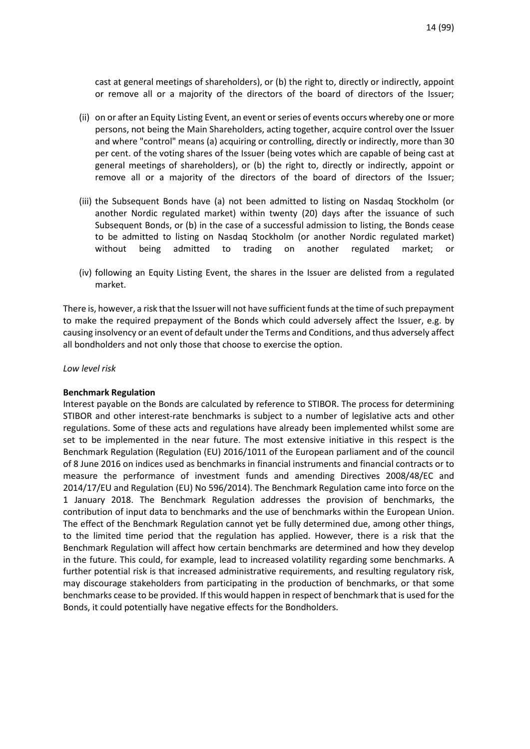cast at general meetings of shareholders), or (b) the right to, directly or indirectly, appoint or remove all or a majority of the directors of the board of directors of the Issuer;

(ii) on or after an Equity Listing Event, an event or series of events occurs whereby one or more persons, not being the Main Shareholders, acting together, acquire control over the Issuer and where "control" means (a) acquiring or controlling, directly or indirectly, more than 30 per cent. of the voting shares of the Issuer (being votes which are capable of being cast at general meetings of shareholders), or (b) the right to, directly or indirectly, appoint or remove all or a majority of the directors of the board of directors of the Issuer;

(iii) the Subsequent Bonds have (a) not been admitted to listing on Nasdaq Stockholm (or another Nordic regulated market) within twenty (20) days after the issuance of such Subsequent Bonds, or (b) in the case of a successful admission to listing, the Bonds cease to be admitted to listing on Nasdaq Stockholm (or another Nordic regulated market) without being admitted to trading on another regulated market; or

(iv) following an Equity Listing Event, the shares in the Issuer are delisted from a regulated market.

There is, however, a risk that the Issuer will not have sufficient funds at the time of such prepayment to make the required prepayment of the Bonds which could adversely affect the Issuer, e.g. by causing insolvency or an event of default under the Terms and Conditions, and thus adversely affect all bondholders and not only those that choose to exercise the option.

*Low level risk*

**Benchmark Regulation**

Interest payable on the Bonds are calculated by reference to STIBOR. The process for determining STIBOR and other interest-rate benchmarks is subject to a number of legislative acts and other regulations. Some of these acts and regulations have already been implemented whilst some are set to be implemented in the near future. The most extensive initiative in this respect is the Benchmark Regulation (Regulation (EU) 2016/1011 of the European parliament and of the council of 8 June 2016 on indices used as benchmarks in financial instruments and financial contracts or to measure the performance of investment funds and amending Directives 2008/48/EC and 2014/17/EU and Regulation (EU) No 596/2014). The Benchmark Regulation came into force on the 1 January 2018. The Benchmark Regulation addresses the provision of benchmarks, the contribution of input data to benchmarks and the use of benchmarks within the European Union. The effect of the Benchmark Regulation cannot yet be fully determined due, among other things, to the limited time period that the regulation has applied. However, there is a risk that the Benchmark Regulation will affect how certain benchmarks are determined and how they develop in the future. This could, for example, lead to increased volatility regarding some benchmarks. A further potential risk is that increased administrative requirements, and resulting regulatory risk, may discourage stakeholders from participating in the production of benchmarks, or that some benchmarks cease to be provided. If this would happen in respect of benchmark that is used for the Bonds, it could potentially have negative effects for the Bondholders.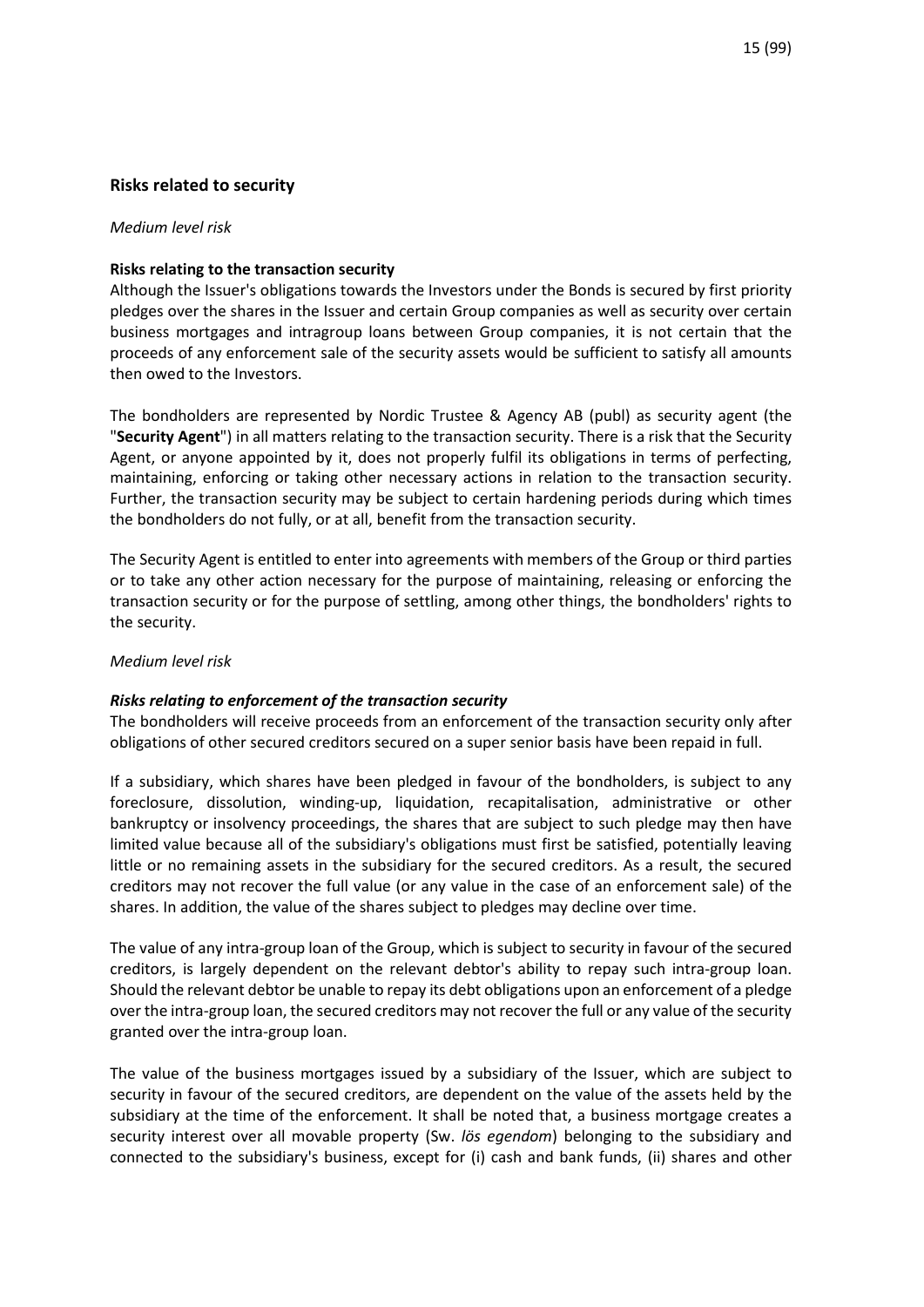## Risks related to security

*Medium level risk*

**Risks relating to the transaction security**

Although the Issuer's obligations towards the Investors under the Bonds is secured by first priority pledges over the shares in the Issuer and certain Group companies as well as security over certain business mortgages and intragroup loans between Group companies, it is not certain that the proceeds of any enforcement sale of the security assets would be sufficient to satisfy all amounts then owed to the Investors.

The bondholders are represented by Nordic Trustee & Agency AB (publ) as security agent (the "**Security Agent**") in all matters relating to the transaction security. There is a risk that the Security Agent, or anyone appointed by it, does not properly fulfil its obligations in terms of perfecting, maintaining, enforcing or taking other necessary actions in relation to the transaction security. Further, the transaction security may be subject to certain hardening periods during which times the bondholders do not fully, or at all, benefit from the transaction security.

The Security Agent is entitled to enter into agreements with members of the Group or third parties or to take any other action necessary for the purpose of maintaining, releasing or enforcing the transaction security or for the purpose of settling, among other things, the bondholders' rights to the security.

*Medium level risk*

***Risks relating to enforcement of the transaction security***

The bondholders will receive proceeds from an enforcement of the transaction security only after obligations of other secured creditors secured on a super senior basis have been repaid in full.

If a subsidiary, which shares have been pledged in favour of the bondholders, is subject to any foreclosure, dissolution, winding-up, liquidation, recapitalisation, administrative or other bankruptcy or insolvency proceedings, the shares that are subject to such pledge may then have limited value because all of the subsidiary's obligations must first be satisfied, potentially leaving little or no remaining assets in the subsidiary for the secured creditors. As a result, the secured creditors may not recover the full value (or any value in the case of an enforcement sale) of the shares. In addition, the value of the shares subject to pledges may decline over time.

The value of any intra-group loan of the Group, which is subject to security in favour of the secured creditors, is largely dependent on the relevant debtor's ability to repay such intra-group loan. Should the relevant debtor be unable to repay its debt obligations upon an enforcement of a pledge over the intra-group loan, the secured creditors may not recover the full or any value of the security granted over the intra-group loan.

The value of the business mortgages issued by a subsidiary of the Issuer, which are subject to security in favour of the secured creditors, are dependent on the value of the assets held by the subsidiary at the time of the enforcement. It shall be noted that, a business mortgage creates a security interest over all movable property (Sw. *lös egendom*) belonging to the subsidiary and connected to the subsidiary's business, except for (i) cash and bank funds, (ii) shares and other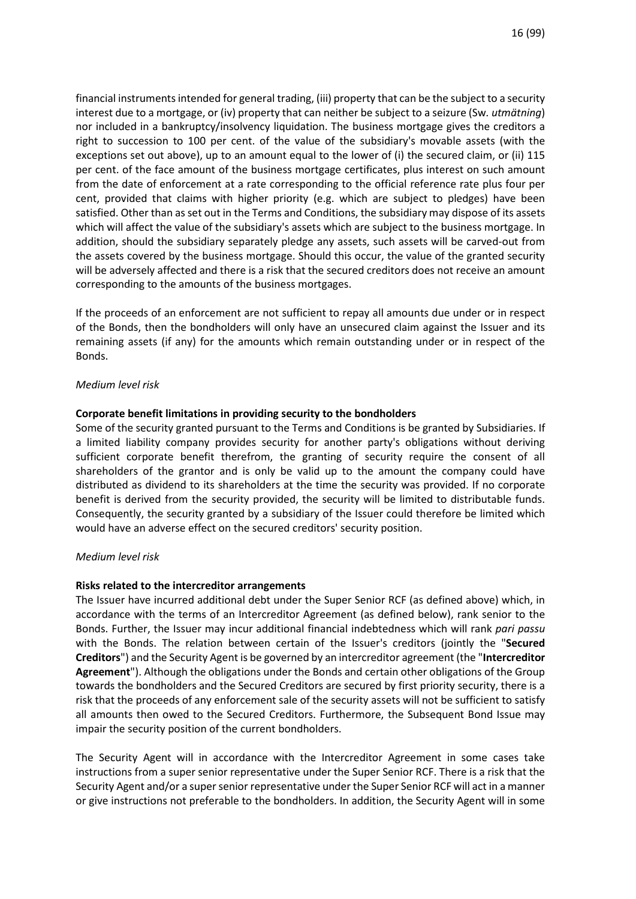financial instruments intended for general trading, (iii) property that can be the subject to a security interest due to a mortgage, or (iv) property that can neither be subject to a seizure (Sw. *utmätning*) nor included in a bankruptcy/insolvency liquidation. The business mortgage gives the creditors a right to succession to 100 per cent. of the value of the subsidiary's movable assets (with the exceptions set out above), up to an amount equal to the lower of (i) the secured claim, or (ii) 115 per cent. of the face amount of the business mortgage certificates, plus interest on such amount from the date of enforcement at a rate corresponding to the official reference rate plus four per cent, provided that claims with higher priority (e.g. which are subject to pledges) have been satisfied. Other than as set out in the Terms and Conditions, the subsidiary may dispose of its assets which will affect the value of the subsidiary's assets which are subject to the business mortgage. In addition, should the subsidiary separately pledge any assets, such assets will be carved-out from the assets covered by the business mortgage. Should this occur, the value of the granted security will be adversely affected and there is a risk that the secured creditors does not receive an amount corresponding to the amounts of the business mortgages.

If the proceeds of an enforcement are not sufficient to repay all amounts due under or in respect of the Bonds, then the bondholders will only have an unsecured claim against the Issuer and its remaining assets (if any) for the amounts which remain outstanding under or in respect of the Bonds.

*Medium level risk*

**Corporate benefit limitations in providing security to the bondholders**

Some of the security granted pursuant to the Terms and Conditions is be granted by Subsidiaries. If a limited liability company provides security for another party's obligations without deriving sufficient corporate benefit therefrom, the granting of security require the consent of all shareholders of the grantor and is only be valid up to the amount the company could have distributed as dividend to its shareholders at the time the security was provided. If no corporate benefit is derived from the security provided, the security will be limited to distributable funds. Consequently, the security granted by a subsidiary of the Issuer could therefore be limited which would have an adverse effect on the secured creditors' security position.

*Medium level risk*

**Risks related to the intercreditor arrangements**

The Issuer have incurred additional debt under the Super Senior RCF (as defined above) which, in accordance with the terms of an Intercreditor Agreement (as defined below), rank senior to the Bonds. Further, the Issuer may incur additional financial indebtedness which will rank *pari passu* with the Bonds. The relation between certain of the Issuer's creditors (jointly the "**Secured Creditors**") and the Security Agent is be governed by an intercreditor agreement (the "**Intercreditor Agreement**"). Although the obligations under the Bonds and certain other obligations of the Group towards the bondholders and the Secured Creditors are secured by first priority security, there is a risk that the proceeds of any enforcement sale of the security assets will not be sufficient to satisfy all amounts then owed to the Secured Creditors. Furthermore, the Subsequent Bond Issue may impair the security position of the current bondholders.

The Security Agent will in accordance with the Intercreditor Agreement in some cases take instructions from a super senior representative under the Super Senior RCF. There is a risk that the Security Agent and/or a super senior representative under the Super Senior RCF will act in a manner or give instructions not preferable to the bondholders. In addition, the Security Agent will in some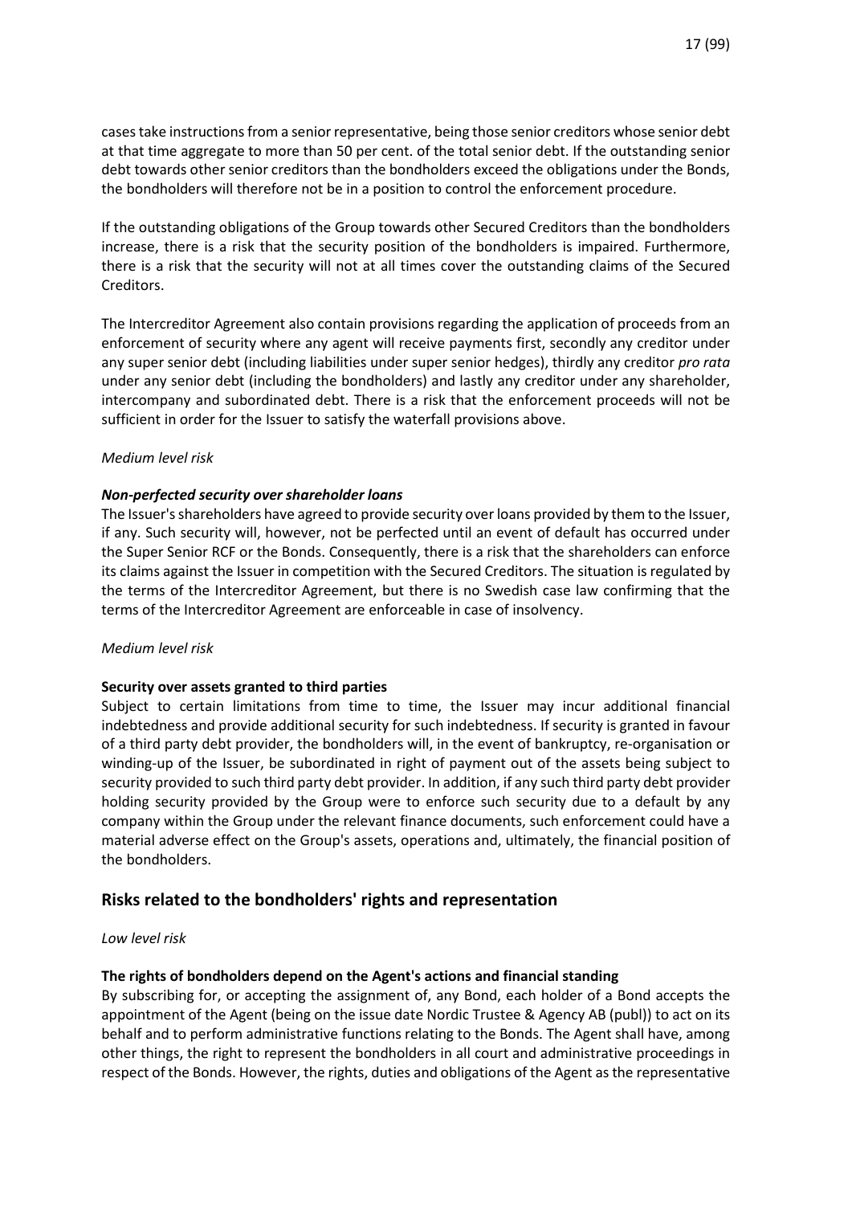cases take instructions from a senior representative, being those senior creditors whose senior debt at that time aggregate to more than 50 per cent. of the total senior debt. If the outstanding senior debt towards other senior creditors than the bondholders exceed the obligations under the Bonds, the bondholders will therefore not be in a position to control the enforcement procedure.

If the outstanding obligations of the Group towards other Secured Creditors than the bondholders increase, there is a risk that the security position of the bondholders is impaired. Furthermore, there is a risk that the security will not at all times cover the outstanding claims of the Secured Creditors.

The Intercreditor Agreement also contain provisions regarding the application of proceeds from an enforcement of security where any agent will receive payments first, secondly any creditor under any super senior debt (including liabilities under super senior hedges), thirdly any creditor *pro rata* under any senior debt (including the bondholders) and lastly any creditor under any shareholder, intercompany and subordinated debt. There is a risk that the enforcement proceeds will not be sufficient in order for the Issuer to satisfy the waterfall provisions above.

*Medium level risk*

***Non-perfected security over shareholder loans***

The Issuer's shareholders have agreed to provide security over loans provided by them to the Issuer, if any. Such security will, however, not be perfected until an event of default has occurred under the Super Senior RCF or the Bonds. Consequently, there is a risk that the shareholders can enforce its claims against the Issuer in competition with the Secured Creditors. The situation is regulated by the terms of the Intercreditor Agreement, but there is no Swedish case law confirming that the terms of the Intercreditor Agreement are enforceable in case of insolvency.

*Medium level risk*

**Security over assets granted to third parties**

Subject to certain limitations from time to time, the Issuer may incur additional financial indebtedness and provide additional security for such indebtedness. If security is granted in favour of a third party debt provider, the bondholders will, in the event of bankruptcy, re-organisation or winding-up of the Issuer, be subordinated in right of payment out of the assets being subject to security provided to such third party debt provider. In addition, if any such third party debt provider holding security provided by the Group were to enforce such security due to a default by any company within the Group under the relevant finance documents, such enforcement could have a material adverse effect on the Group's assets, operations and, ultimately, the financial position of the bondholders.

## Risks related to the bondholders' rights and representation

*Low level risk*

**The rights of bondholders depend on the Agent's actions and financial standing**

By subscribing for, or accepting the assignment of, any Bond, each holder of a Bond accepts the appointment of the Agent (being on the issue date Nordic Trustee & Agency AB (publ)) to act on its behalf and to perform administrative functions relating to the Bonds. The Agent shall have, among other things, the right to represent the bondholders in all court and administrative proceedings in respect of the Bonds. However, the rights, duties and obligations of the Agent as the representative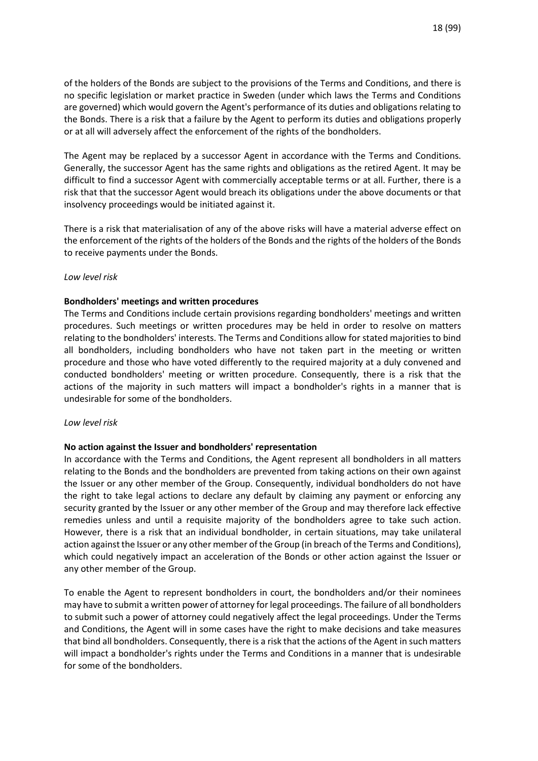of the holders of the Bonds are subject to the provisions of the Terms and Conditions, and there is no specific legislation or market practice in Sweden (under which laws the Terms and Conditions are governed) which would govern the Agent's performance of its duties and obligations relating to the Bonds. There is a risk that a failure by the Agent to perform its duties and obligations properly or at all will adversely affect the enforcement of the rights of the bondholders.

The Agent may be replaced by a successor Agent in accordance with the Terms and Conditions. Generally, the successor Agent has the same rights and obligations as the retired Agent. It may be difficult to find a successor Agent with commercially acceptable terms or at all. Further, there is a risk that that the successor Agent would breach its obligations under the above documents or that insolvency proceedings would be initiated against it.

There is a risk that materialisation of any of the above risks will have a material adverse effect on the enforcement of the rights of the holders of the Bonds and the rights of the holders of the Bonds to receive payments under the Bonds.

*Low level risk*

**Bondholders' meetings and written procedures**

The Terms and Conditions include certain provisions regarding bondholders' meetings and written procedures. Such meetings or written procedures may be held in order to resolve on matters relating to the bondholders' interests. The Terms and Conditions allow for stated majorities to bind all bondholders, including bondholders who have not taken part in the meeting or written procedure and those who have voted differently to the required majority at a duly convened and conducted bondholders' meeting or written procedure. Consequently, there is a risk that the actions of the majority in such matters will impact a bondholder's rights in a manner that is undesirable for some of the bondholders.

*Low level risk*

**No action against the Issuer and bondholders' representation**

In accordance with the Terms and Conditions, the Agent represent all bondholders in all matters relating to the Bonds and the bondholders are prevented from taking actions on their own against the Issuer or any other member of the Group. Consequently, individual bondholders do not have the right to take legal actions to declare any default by claiming any payment or enforcing any security granted by the Issuer or any other member of the Group and may therefore lack effective remedies unless and until a requisite majority of the bondholders agree to take such action. However, there is a risk that an individual bondholder, in certain situations, may take unilateral action against the Issuer or any other member of the Group (in breach of the Terms and Conditions), which could negatively impact an acceleration of the Bonds or other action against the Issuer or any other member of the Group.

To enable the Agent to represent bondholders in court, the bondholders and/or their nominees may have to submit a written power of attorney for legal proceedings. The failure of all bondholders to submit such a power of attorney could negatively affect the legal proceedings. Under the Terms and Conditions, the Agent will in some cases have the right to make decisions and take measures that bind all bondholders. Consequently, there is a risk that the actions of the Agent in such matters will impact a bondholder's rights under the Terms and Conditions in a manner that is undesirable for some of the bondholders.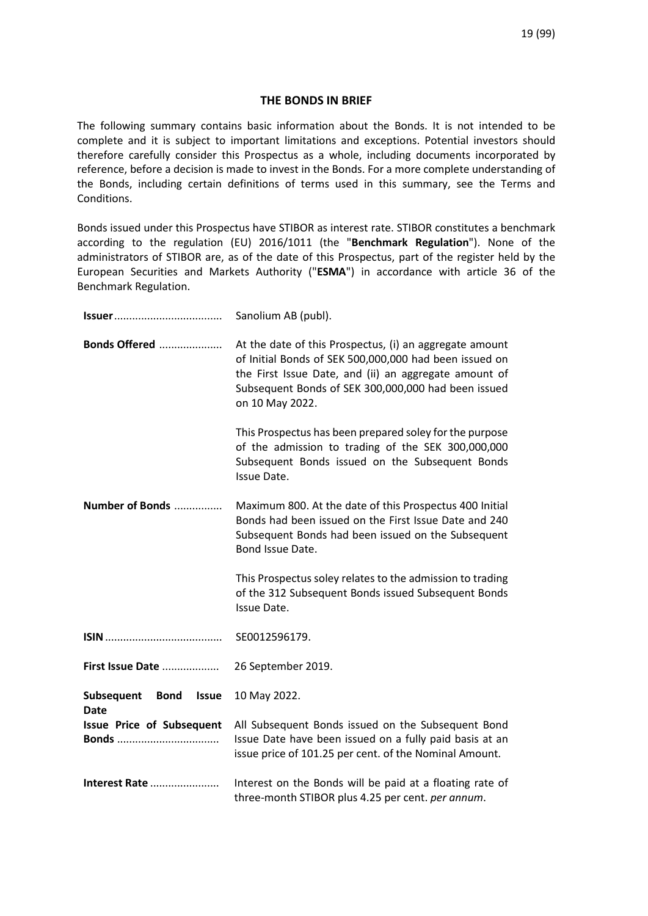## THE BONDS IN BRIEF

The following summary contains basic information about the Bonds. It is not intended to be complete and it is subject to important limitations and exceptions. Potential investors should therefore carefully consider this Prospectus as a whole, including documents incorporated by reference, before a decision is made to invest in the Bonds. For a more complete understanding of the Bonds, including certain definitions of terms used in this summary, see the Terms and Conditions.

Bonds issued under this Prospectus have STIBOR as interest rate. STIBOR constitutes a benchmark according to the regulation (EU) 2016/1011 (the "**Benchmark Regulation**"). None of the administrators of STIBOR are, as of the date of this Prospectus, part of the register held by the European Securities and Markets Authority ("**ESMA**") in accordance with article 36 of the Benchmark Regulation.

| | |
|---|---|
| **Issuer** | Sanolium AB (publ). |
| **Bonds Offered** | At the date of this Prospectus, (i) an aggregate amount of Initial Bonds of SEK 500,000,000 had been issued on the First Issue Date, and (ii) an aggregate amount of Subsequent Bonds of SEK 300,000,000 had been issued on 10 May 2022.<br><br>This Prospectus has been prepared soley for the purpose of the admission to trading of the SEK 300,000,000 Subsequent Bonds issued on the Subsequent Bonds Issue Date. |
| **Number of Bonds** | Maximum 800. At the date of this Prospectus 400 Initial Bonds had been issued on the First Issue Date and 240 Subsequent Bonds had been issued on the Subsequent Bond Issue Date.<br><br>This Prospectus soley relates to the admission to trading of the 312 Subsequent Bonds issued Subsequent Bonds Issue Date. |
| **ISIN** | SE0012596179. |
| **First Issue Date** | 26 September 2019. |
| **Subsequent Bond Issue Date** | 10 May 2022. |
| **Issue Price of Subsequent Bonds** | All Subsequent Bonds issued on the Subsequent Bond Issue Date have been issued on a fully paid basis at an issue price of 101.25 per cent. of the Nominal Amount. |
| **Interest Rate** | Interest on the Bonds will be paid at a floating rate of three-month STIBOR plus 4.25 per cent. *per annum*. |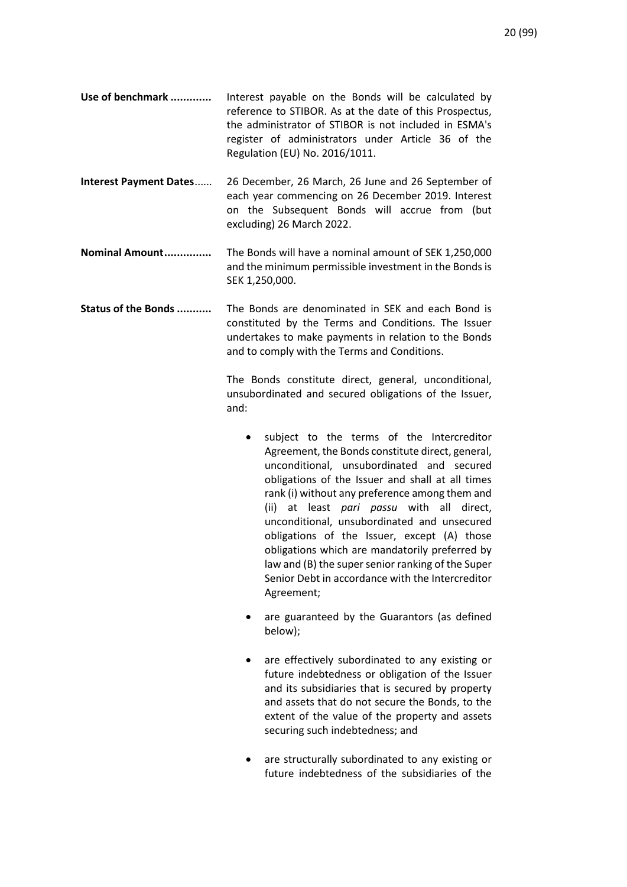**Use of benchmark** ............. Interest payable on the Bonds will be calculated by reference to STIBOR. As at the date of this Prospectus, the administrator of STIBOR is not included in ESMA's register of administrators under Article 36 of the Regulation (EU) No. 2016/1011.

**Interest Payment Dates**...... 26 December, 26 March, 26 June and 26 September of each year commencing on 26 December 2019. Interest on the Subsequent Bonds will accrue from (but excluding) 26 March 2022.

**Nominal Amount**............... The Bonds will have a nominal amount of SEK 1,250,000 and the minimum permissible investment in the Bonds is SEK 1,250,000.

**Status of the Bonds** ........... The Bonds are denominated in SEK and each Bond is constituted by the Terms and Conditions. The Issuer undertakes to make payments in relation to the Bonds and to comply with the Terms and Conditions.

The Bonds constitute direct, general, unconditional, unsubordinated and secured obligations of the Issuer, and:

- subject to the terms of the Intercreditor Agreement, the Bonds constitute direct, general, unconditional, unsubordinated and secured obligations of the Issuer and shall at all times rank (i) without any preference among them and (ii) at least *pari passu* with all direct, unconditional, unsubordinated and unsecured obligations of the Issuer, except (A) those obligations which are mandatorily preferred by law and (B) the super senior ranking of the Super Senior Debt in accordance with the Intercreditor Agreement;
- are guaranteed by the Guarantors (as defined below);
- are effectively subordinated to any existing or future indebtedness or obligation of the Issuer and its subsidiaries that is secured by property and assets that do not secure the Bonds, to the extent of the value of the property and assets securing such indebtedness; and
- are structurally subordinated to any existing or future indebtedness of the subsidiaries of the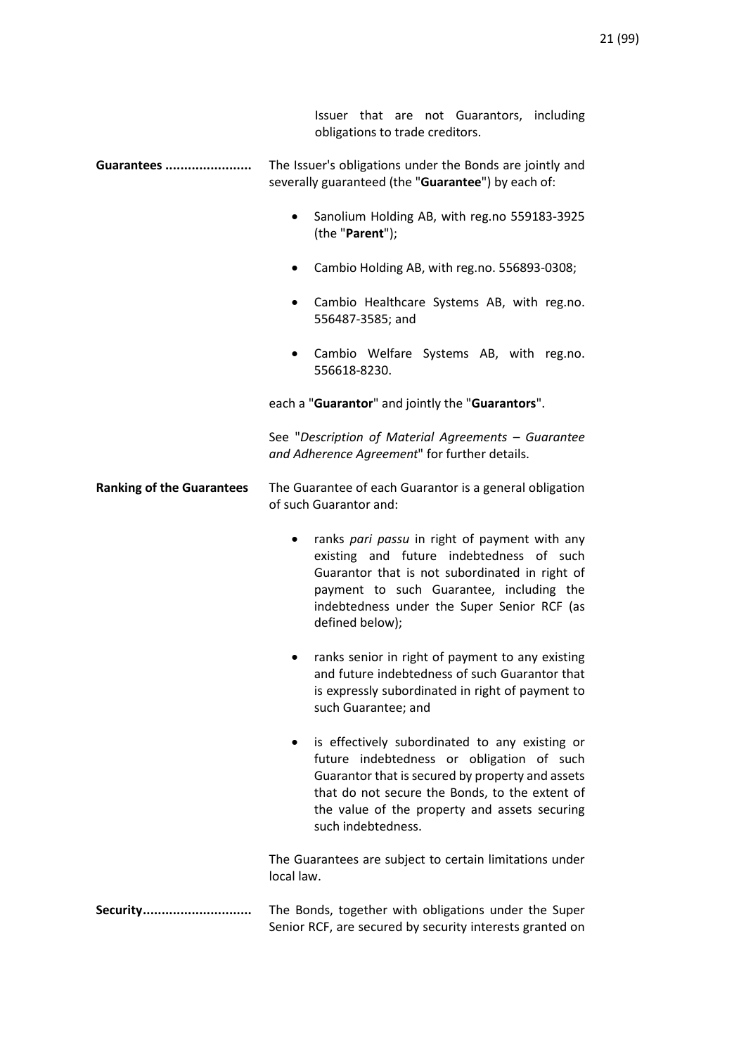Issuer that are not Guarantors, including obligations to trade creditors.

**Guarantees .......................** The Issuer's obligations under the Bonds are jointly and severally guaranteed (the "**Guarantee**") by each of:

- Sanolium Holding AB, with reg.no 559183-3925 (the "**Parent**");
- Cambio Holding AB, with reg.no. 556893-0308;
- Cambio Healthcare Systems AB, with reg.no. 556487-3585; and
- Cambio Welfare Systems AB, with reg.no. 556618-8230.

each a "**Guarantor**" and jointly the "**Guarantors**".

See "*Description of Material Agreements – Guarantee and Adherence Agreement*" for further details.

**Ranking of the Guarantees** The Guarantee of each Guarantor is a general obligation of such Guarantor and:

- ranks *pari passu* in right of payment with any existing and future indebtedness of such Guarantor that is not subordinated in right of payment to such Guarantee, including the indebtedness under the Super Senior RCF (as defined below);
- ranks senior in right of payment to any existing and future indebtedness of such Guarantor that is expressly subordinated in right of payment to such Guarantee; and
- is effectively subordinated to any existing or future indebtedness or obligation of such Guarantor that is secured by property and assets that do not secure the Bonds, to the extent of the value of the property and assets securing such indebtedness.

The Guarantees are subject to certain limitations under local law.

**Security.............................** The Bonds, together with obligations under the Super Senior RCF, are secured by security interests granted on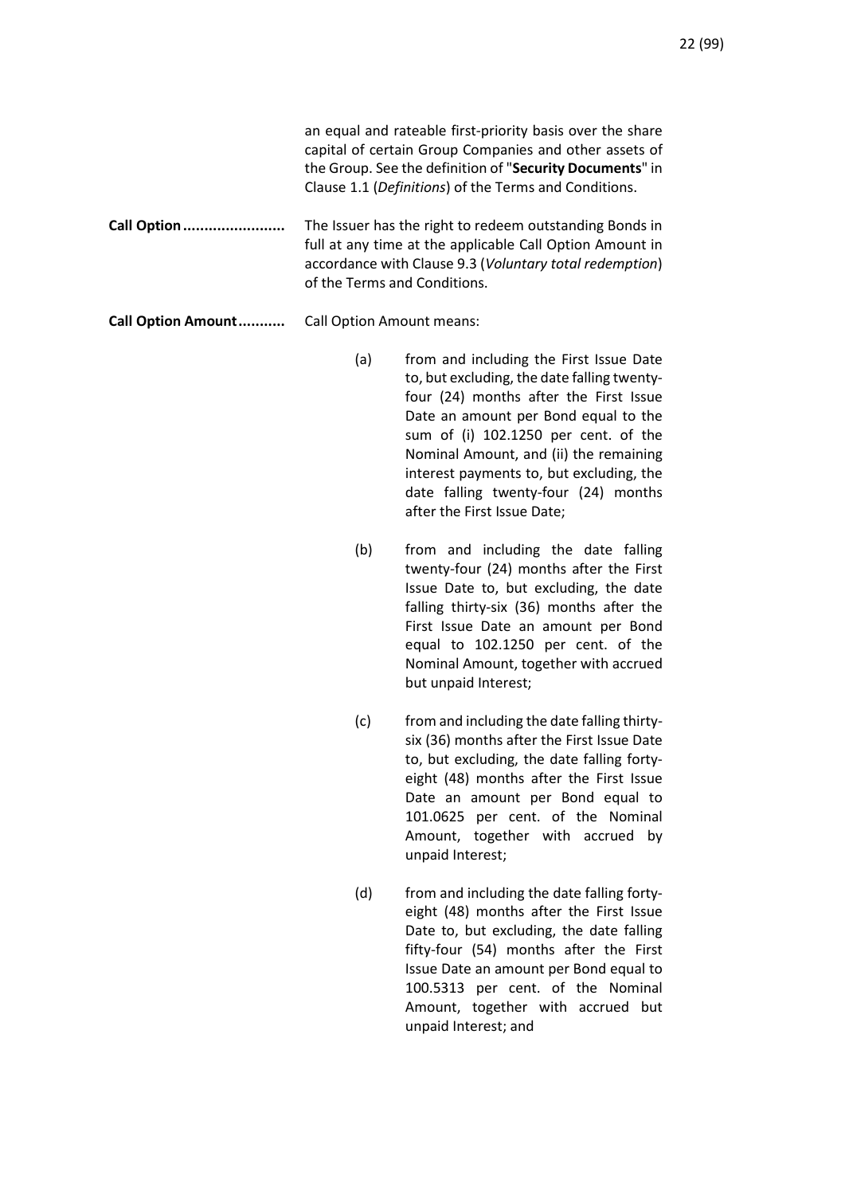an equal and rateable first-priority basis over the share capital of certain Group Companies and other assets of the Group. See the definition of "**Security Documents**" in Clause 1.1 (*Definitions*) of the Terms and Conditions.

**Call Option........................** The Issuer has the right to redeem outstanding Bonds in full at any time at the applicable Call Option Amount in accordance with Clause 9.3 (*Voluntary total redemption*) of the Terms and Conditions.

**Call Option Amount...........** Call Option Amount means:

(a) from and including the First Issue Date to, but excluding, the date falling twenty-four (24) months after the First Issue Date an amount per Bond equal to the sum of (i) 102.1250 per cent. of the Nominal Amount, and (ii) the remaining interest payments to, but excluding, the date falling twenty-four (24) months after the First Issue Date;

(b) from and including the date falling twenty-four (24) months after the First Issue Date to, but excluding, the date falling thirty-six (36) months after the First Issue Date an amount per Bond equal to 102.1250 per cent. of the Nominal Amount, together with accrued but unpaid Interest;

(c) from and including the date falling thirty-six (36) months after the First Issue Date to, but excluding, the date falling forty-eight (48) months after the First Issue Date an amount per Bond equal to 101.0625 per cent. of the Nominal Amount, together with accrued by unpaid Interest;

(d) from and including the date falling forty-eight (48) months after the First Issue Date to, but excluding, the date falling fifty-four (54) months after the First Issue Date an amount per Bond equal to 100.5313 per cent. of the Nominal Amount, together with accrued but unpaid Interest; and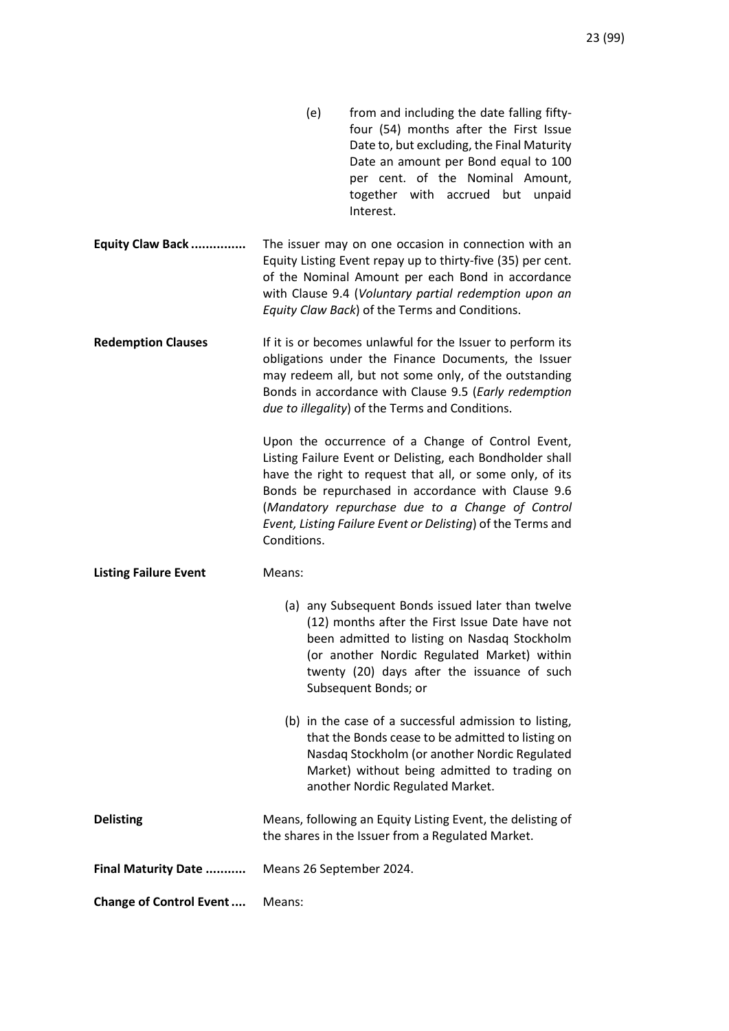(e) from and including the date falling fifty-four (54) months after the First Issue Date to, but excluding, the Final Maturity Date an amount per Bond equal to 100 per cent. of the Nominal Amount, together with accrued but unpaid Interest.

**Equity Claw Back ...............** The issuer may on one occasion in connection with an Equity Listing Event repay up to thirty-five (35) per cent. of the Nominal Amount per each Bond in accordance with Clause 9.4 (*Voluntary partial redemption upon an Equity Claw Back*) of the Terms and Conditions.

**Redemption Clauses** If it is or becomes unlawful for the Issuer to perform its obligations under the Finance Documents, the Issuer may redeem all, but not some only, of the outstanding Bonds in accordance with Clause 9.5 (*Early redemption due to illegality*) of the Terms and Conditions.

Upon the occurrence of a Change of Control Event, Listing Failure Event or Delisting, each Bondholder shall have the right to request that all, or some only, of its Bonds be repurchased in accordance with Clause 9.6 (*Mandatory repurchase due to a Change of Control Event, Listing Failure Event or Delisting*) of the Terms and Conditions.

**Listing Failure Event** Means:

(a) any Subsequent Bonds issued later than twelve (12) months after the First Issue Date have not been admitted to listing on Nasdaq Stockholm (or another Nordic Regulated Market) within twenty (20) days after the issuance of such Subsequent Bonds; or

(b) in the case of a successful admission to listing, that the Bonds cease to be admitted to listing on Nasdaq Stockholm (or another Nordic Regulated Market) without being admitted to trading on another Nordic Regulated Market.

**Delisting** Means, following an Equity Listing Event, the delisting of the shares in the Issuer from a Regulated Market.

**Final Maturity Date ...........** Means 26 September 2024.

**Change of Control Event ....** Means: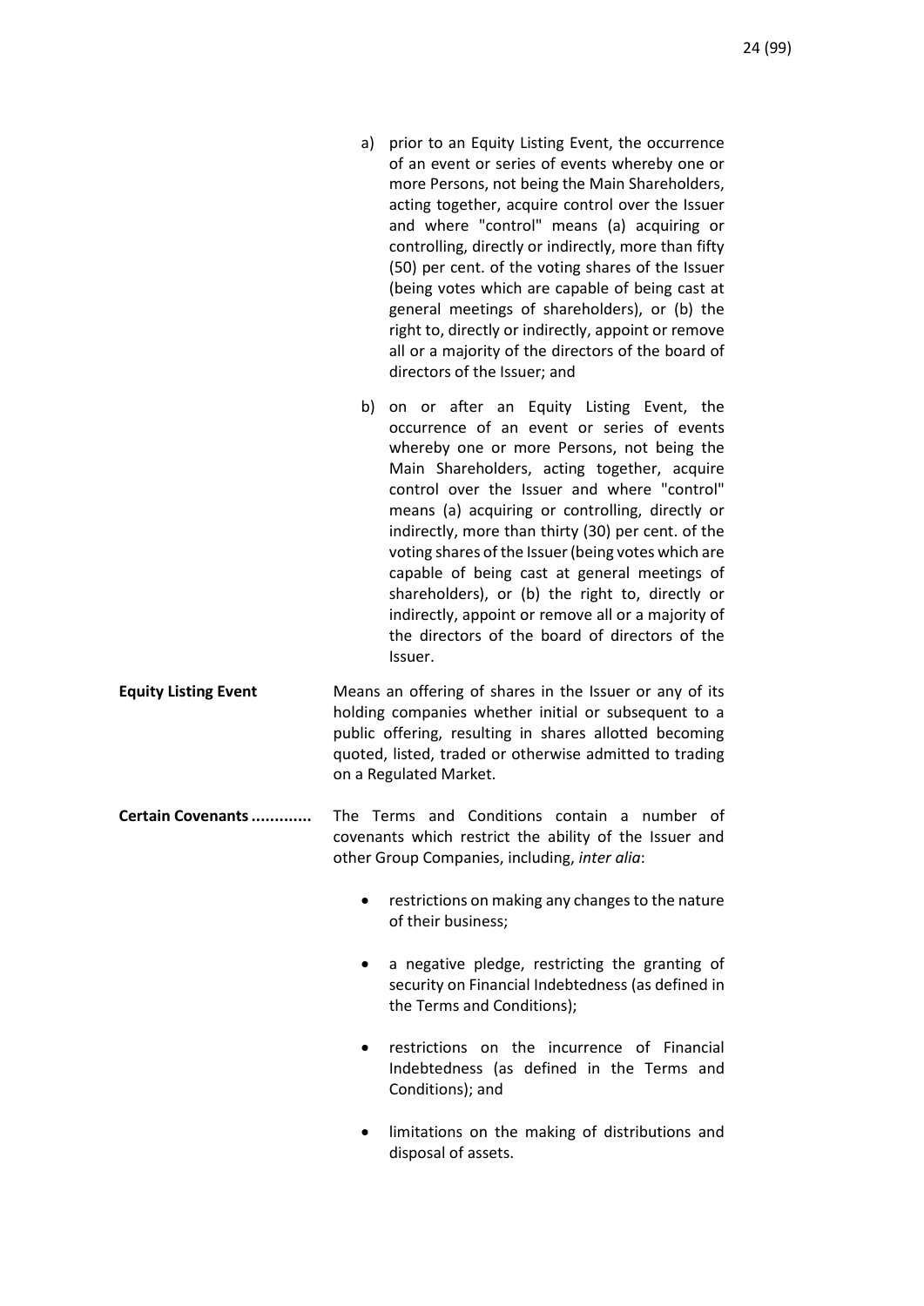a) prior to an Equity Listing Event, the occurrence of an event or series of events whereby one or more Persons, not being the Main Shareholders, acting together, acquire control over the Issuer and where "control" means (a) acquiring or controlling, directly or indirectly, more than fifty (50) per cent. of the voting shares of the Issuer (being votes which are capable of being cast at general meetings of shareholders), or (b) the right to, directly or indirectly, appoint or remove all or a majority of the directors of the board of directors of the Issuer; and

b) on or after an Equity Listing Event, the occurrence of an event or series of events whereby one or more Persons, not being the Main Shareholders, acting together, acquire control over the Issuer and where "control" means (a) acquiring or controlling, directly or indirectly, more than thirty (30) per cent. of the voting shares of the Issuer (being votes which are capable of being cast at general meetings of shareholders), or (b) the right to, directly or indirectly, appoint or remove all or a majority of the directors of the board of directors of the Issuer.

**Equity Listing Event** Means an offering of shares in the Issuer or any of its holding companies whether initial or subsequent to a public offering, resulting in shares allotted becoming quoted, listed, traded or otherwise admitted to trading on a Regulated Market.

**Certain Covenants ............** The Terms and Conditions contain a number of covenants which restrict the ability of the Issuer and other Group Companies, including, *inter alia*:

- restrictions on making any changes to the nature of their business;
- a negative pledge, restricting the granting of security on Financial Indebtedness (as defined in the Terms and Conditions);
- restrictions on the incurrence of Financial Indebtedness (as defined in the Terms and Conditions); and
- limitations on the making of distributions and disposal of assets.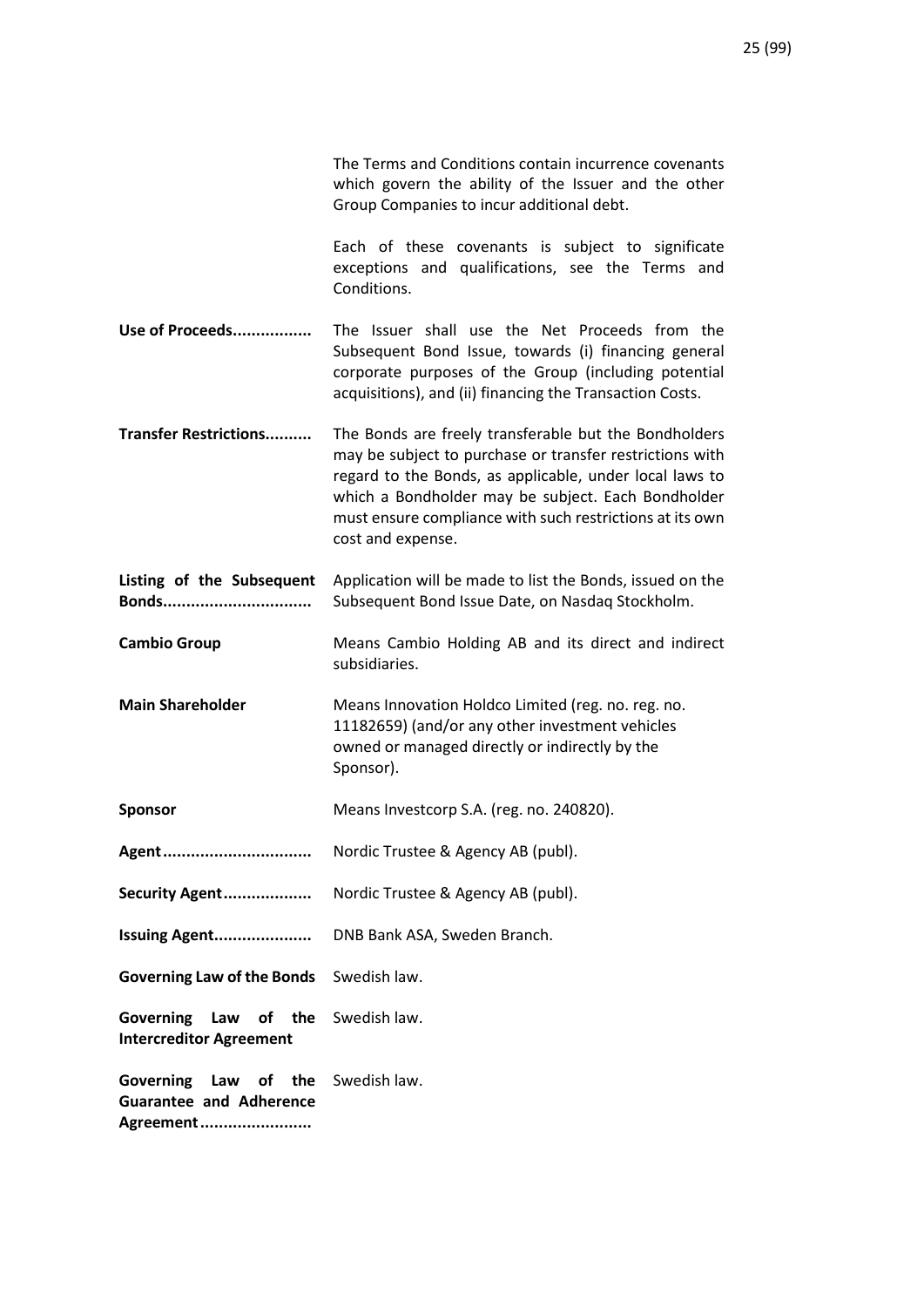| | |
|---|---|
| | The Terms and Conditions contain incurrence covenants which govern the ability of the Issuer and the other Group Companies to incur additional debt. |
| | Each of these covenants is subject to significate exceptions and qualifications, see the Terms and Conditions. |
| **Use of Proceeds................** | The Issuer shall use the Net Proceeds from the Subsequent Bond Issue, towards (i) financing general corporate purposes of the Group (including potential acquisitions), and (ii) financing the Transaction Costs. |
| **Transfer Restrictions..........** | The Bonds are freely transferable but the Bondholders may be subject to purchase or transfer restrictions with regard to the Bonds, as applicable, under local laws to which a Bondholder may be subject. Each Bondholder must ensure compliance with such restrictions at its own cost and expense. |
| **Listing of the Subsequent Bonds...............................** | Application will be made to list the Bonds, issued on the Subsequent Bond Issue Date, on Nasdaq Stockholm. |
| **Cambio Group** | Means Cambio Holding AB and its direct and indirect subsidiaries. |
| **Main Shareholder** | Means Innovation Holdco Limited (reg. no. reg. no. 11182659) (and/or any other investment vehicles owned or managed directly or indirectly by the Sponsor). |
| **Sponsor** | Means Investcorp S.A. (reg. no. 240820). |
| **Agent...............................** | Nordic Trustee & Agency AB (publ). |
| **Security Agent...................** | Nordic Trustee & Agency AB (publ). |
| **Issuing Agent....................** | DNB Bank ASA, Sweden Branch. |
| **Governing Law of the Bonds** | Swedish law. |
| **Governing Law of the Intercreditor Agreement** | Swedish law. |
| **Governing Law of the Guarantee and Adherence Agreement.......................** | Swedish law. |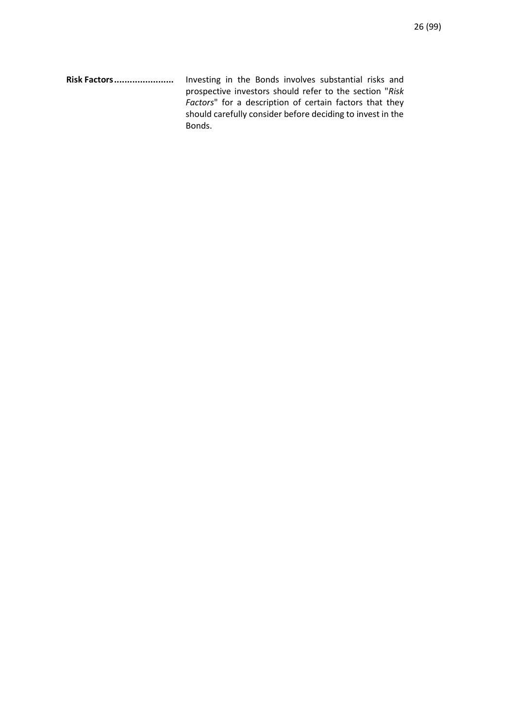**Risk Factors.......................** Investing in the Bonds involves substantial risks and prospective investors should refer to the section "*Risk Factors*" for a description of certain factors that they should carefully consider before deciding to invest in the Bonds.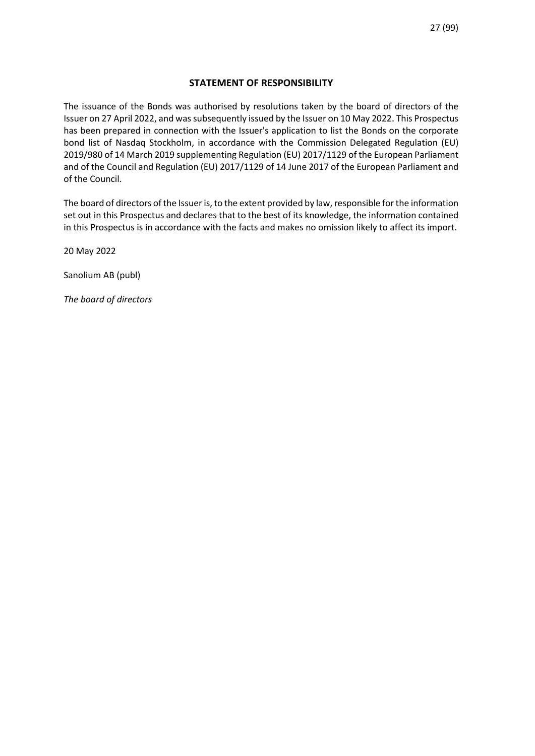## STATEMENT OF RESPONSIBILITY

The issuance of the Bonds was authorised by resolutions taken by the board of directors of the Issuer on 27 April 2022, and was subsequently issued by the Issuer on 10 May 2022. This Prospectus has been prepared in connection with the Issuer's application to list the Bonds on the corporate bond list of Nasdaq Stockholm, in accordance with the Commission Delegated Regulation (EU) 2019/980 of 14 March 2019 supplementing Regulation (EU) 2017/1129 of the European Parliament and of the Council and Regulation (EU) 2017/1129 of 14 June 2017 of the European Parliament and of the Council.

The board of directors of the Issuer is, to the extent provided by law, responsible for the information set out in this Prospectus and declares that to the best of its knowledge, the information contained in this Prospectus is in accordance with the facts and makes no omission likely to affect its import.

20 May 2022

Sanolium AB (publ)

*The board of directors*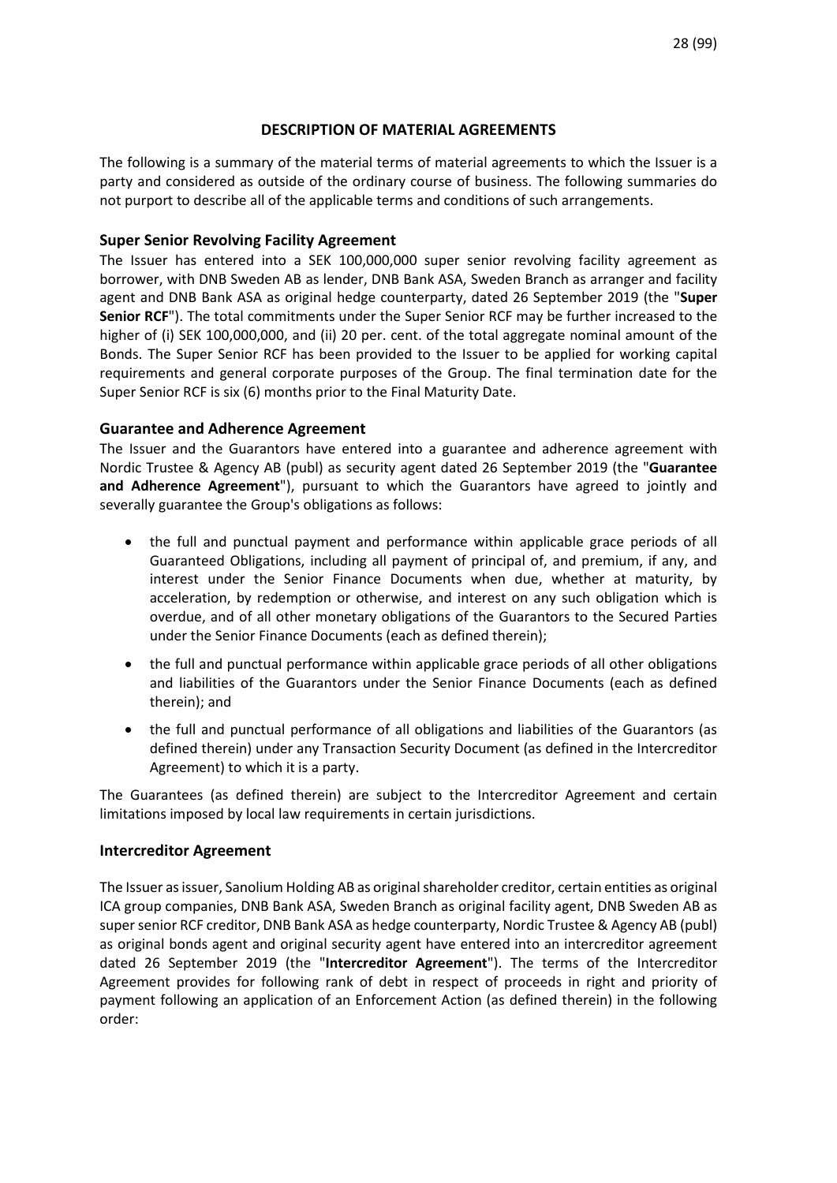# DESCRIPTION OF MATERIAL AGREEMENTS

The following is a summary of the material terms of material agreements to which the Issuer is a party and considered as outside of the ordinary course of business. The following summaries do not purport to describe all of the applicable terms and conditions of such arrangements.

## Super Senior Revolving Facility Agreement

The Issuer has entered into a SEK 100,000,000 super senior revolving facility agreement as borrower, with DNB Sweden AB as lender, DNB Bank ASA, Sweden Branch as arranger and facility agent and DNB Bank ASA as original hedge counterparty, dated 26 September 2019 (the "**Super Senior RCF**"). The total commitments under the Super Senior RCF may be further increased to the higher of (i) SEK 100,000,000, and (ii) 20 per. cent. of the total aggregate nominal amount of the Bonds. The Super Senior RCF has been provided to the Issuer to be applied for working capital requirements and general corporate purposes of the Group. The final termination date for the Super Senior RCF is six (6) months prior to the Final Maturity Date.

## Guarantee and Adherence Agreement

The Issuer and the Guarantors have entered into a guarantee and adherence agreement with Nordic Trustee & Agency AB (publ) as security agent dated 26 September 2019 (the "**Guarantee and Adherence Agreement**"), pursuant to which the Guarantors have agreed to jointly and severally guarantee the Group's obligations as follows:

- the full and punctual payment and performance within applicable grace periods of all Guaranteed Obligations, including all payment of principal of, and premium, if any, and interest under the Senior Finance Documents when due, whether at maturity, by acceleration, by redemption or otherwise, and interest on any such obligation which is overdue, and of all other monetary obligations of the Guarantors to the Secured Parties under the Senior Finance Documents (each as defined therein);
- the full and punctual performance within applicable grace periods of all other obligations and liabilities of the Guarantors under the Senior Finance Documents (each as defined therein); and
- the full and punctual performance of all obligations and liabilities of the Guarantors (as defined therein) under any Transaction Security Document (as defined in the Intercreditor Agreement) to which it is a party.

The Guarantees (as defined therein) are subject to the Intercreditor Agreement and certain limitations imposed by local law requirements in certain jurisdictions.

## Intercreditor Agreement

The Issuer as issuer, Sanolium Holding AB as original shareholder creditor, certain entities as original ICA group companies, DNB Bank ASA, Sweden Branch as original facility agent, DNB Sweden AB as super senior RCF creditor, DNB Bank ASA as hedge counterparty, Nordic Trustee & Agency AB (publ) as original bonds agent and original security agent have entered into an intercreditor agreement dated 26 September 2019 (the "**Intercreditor Agreement**"). The terms of the Intercreditor Agreement provides for following rank of debt in respect of proceeds in right and priority of payment following an application of an Enforcement Action (as defined therein) in the following order: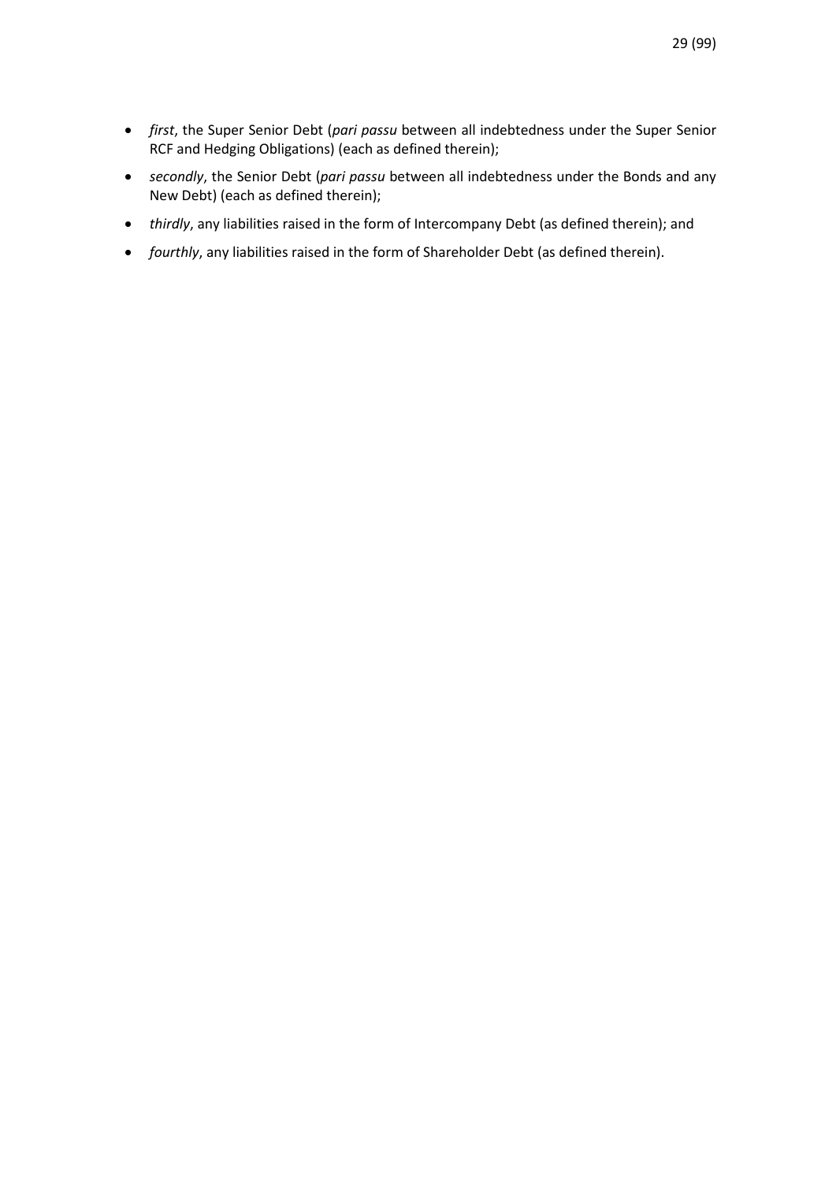- *first*, the Super Senior Debt (*pari passu* between all indebtedness under the Super Senior RCF and Hedging Obligations) (each as defined therein);
- *secondly*, the Senior Debt (*pari passu* between all indebtedness under the Bonds and any New Debt) (each as defined therein);
- *thirdly*, any liabilities raised in the form of Intercompany Debt (as defined therein); and
- *fourthly*, any liabilities raised in the form of Shareholder Debt (as defined therein).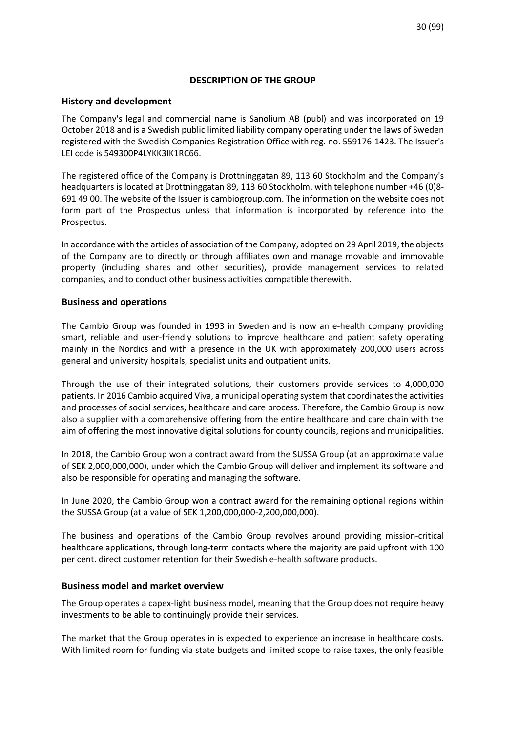# DESCRIPTION OF THE GROUP

## History and development

The Company's legal and commercial name is Sanolium AB (publ) and was incorporated on 19 October 2018 and is a Swedish public limited liability company operating under the laws of Sweden registered with the Swedish Companies Registration Office with reg. no. 559176-1423. The Issuer's LEI code is 549300P4LYKK3IK1RC66.

The registered office of the Company is Drottninggatan 89, 113 60 Stockholm and the Company's headquarters is located at Drottninggatan 89, 113 60 Stockholm, with telephone number +46 (0)8-691 49 00. The website of the Issuer is cambiogroup.com. The information on the website does not form part of the Prospectus unless that information is incorporated by reference into the Prospectus.

In accordance with the articles of association of the Company, adopted on 29 April 2019, the objects of the Company are to directly or through affiliates own and manage movable and immovable property (including shares and other securities), provide management services to related companies, and to conduct other business activities compatible therewith.

## Business and operations

The Cambio Group was founded in 1993 in Sweden and is now an e-health company providing smart, reliable and user-friendly solutions to improve healthcare and patient safety operating mainly in the Nordics and with a presence in the UK with approximately 200,000 users across general and university hospitals, specialist units and outpatient units.

Through the use of their integrated solutions, their customers provide services to 4,000,000 patients. In 2016 Cambio acquired Viva, a municipal operating system that coordinates the activities and processes of social services, healthcare and care process. Therefore, the Cambio Group is now also a supplier with a comprehensive offering from the entire healthcare and care chain with the aim of offering the most innovative digital solutions for county councils, regions and municipalities.

In 2018, the Cambio Group won a contract award from the SUSSA Group (at an approximate value of SEK 2,000,000,000), under which the Cambio Group will deliver and implement its software and also be responsible for operating and managing the software.

In June 2020, the Cambio Group won a contract award for the remaining optional regions within the SUSSA Group (at a value of SEK 1,200,000,000-2,200,000,000).

The business and operations of the Cambio Group revolves around providing mission-critical healthcare applications, through long-term contacts where the majority are paid upfront with 100 per cent. direct customer retention for their Swedish e-health software products.

## Business model and market overview

The Group operates a capex-light business model, meaning that the Group does not require heavy investments to be able to continuingly provide their services.

The market that the Group operates in is expected to experience an increase in healthcare costs. With limited room for funding via state budgets and limited scope to raise taxes, the only feasible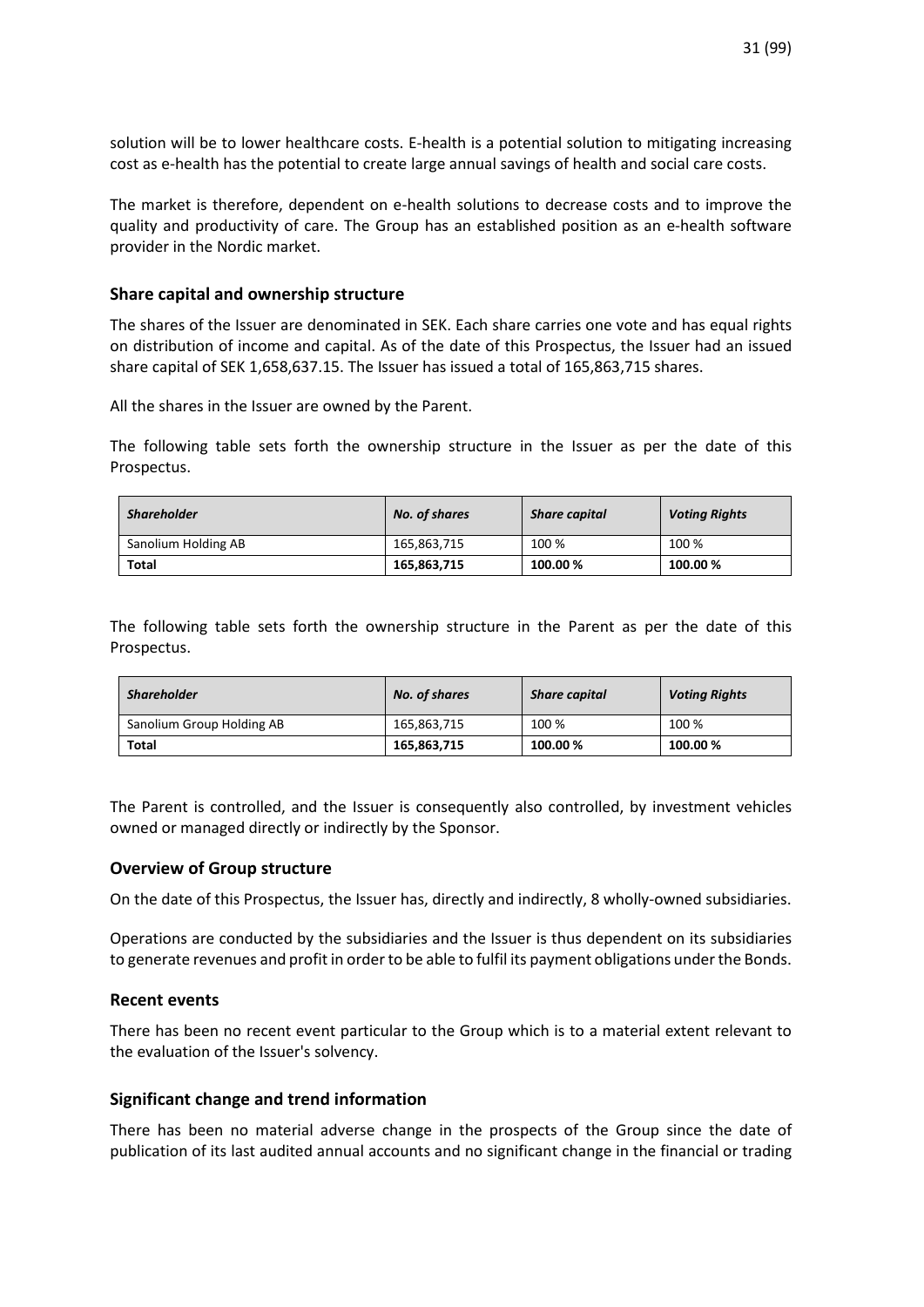solution will be to lower healthcare costs. E-health is a potential solution to mitigating increasing cost as e-health has the potential to create large annual savings of health and social care costs.

The market is therefore, dependent on e-health solutions to decrease costs and to improve the quality and productivity of care. The Group has an established position as an e-health software provider in the Nordic market.

### Share capital and ownership structure

The shares of the Issuer are denominated in SEK. Each share carries one vote and has equal rights on distribution of income and capital. As of the date of this Prospectus, the Issuer had an issued share capital of SEK 1,658,637.15. The Issuer has issued a total of 165,863,715 shares.

All the shares in the Issuer are owned by the Parent.

The following table sets forth the ownership structure in the Issuer as per the date of this Prospectus.

| *Shareholder* | *No. of shares* | *Share capital* | *Voting Rights* |
|---|---|---|---|
| Sanolium Holding AB | 165,863,715 | 100 % | 100 % |
| **Total** | **165,863,715** | **100.00 %** | **100.00 %** |

The following table sets forth the ownership structure in the Parent as per the date of this Prospectus.

| *Shareholder* | *No. of shares* | *Share capital* | *Voting Rights* |
|---|---|---|---|
| Sanolium Group Holding AB | 165,863,715 | 100 % | 100 % |
| **Total** | **165,863,715** | **100.00 %** | **100.00 %** |

The Parent is controlled, and the Issuer is consequently also controlled, by investment vehicles owned or managed directly or indirectly by the Sponsor.

### Overview of Group structure

On the date of this Prospectus, the Issuer has, directly and indirectly, 8 wholly-owned subsidiaries.

Operations are conducted by the subsidiaries and the Issuer is thus dependent on its subsidiaries to generate revenues and profit in order to be able to fulfil its payment obligations under the Bonds.

### Recent events

There has been no recent event particular to the Group which is to a material extent relevant to the evaluation of the Issuer's solvency.

### Significant change and trend information

There has been no material adverse change in the prospects of the Group since the date of publication of its last audited annual accounts and no significant change in the financial or trading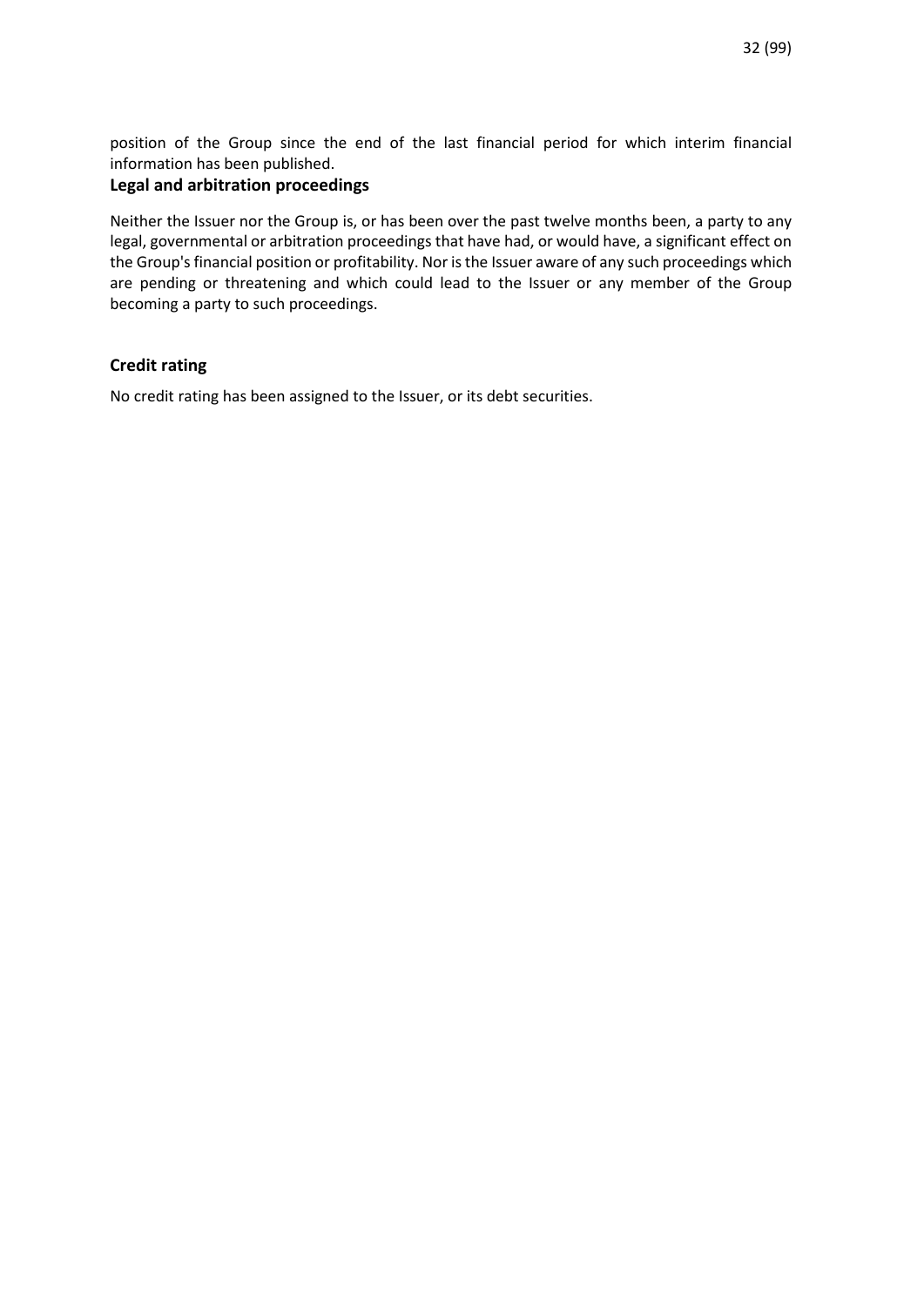position of the Group since the end of the last financial period for which interim financial information has been published.

## Legal and arbitration proceedings

Neither the Issuer nor the Group is, or has been over the past twelve months been, a party to any legal, governmental or arbitration proceedings that have had, or would have, a significant effect on the Group's financial position or profitability. Nor is the Issuer aware of any such proceedings which are pending or threatening and which could lead to the Issuer or any member of the Group becoming a party to such proceedings.

## Credit rating

No credit rating has been assigned to the Issuer, or its debt securities.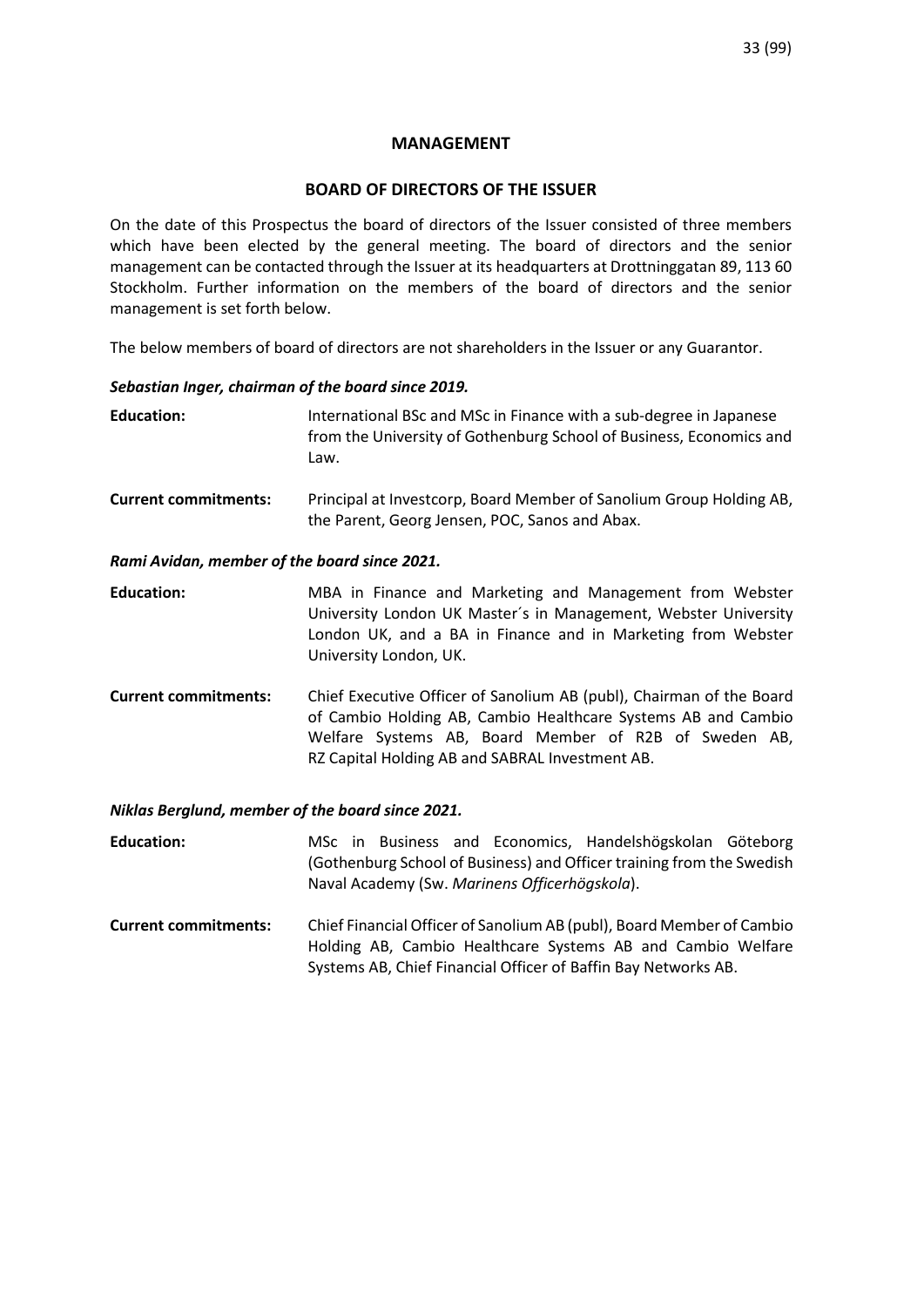# MANAGEMENT

## BOARD OF DIRECTORS OF THE ISSUER

On the date of this Prospectus the board of directors of the Issuer consisted of three members which have been elected by the general meeting. The board of directors and the senior management can be contacted through the Issuer at its headquarters at Drottninggatan 89, 113 60 Stockholm. Further information on the members of the board of directors and the senior management is set forth below.

The below members of board of directors are not shareholders in the Issuer or any Guarantor.

***Sebastian Inger, chairman of the board since 2019.***

**Education:** International BSc and MSc in Finance with a sub-degree in Japanese from the University of Gothenburg School of Business, Economics and Law.

**Current commitments:** Principal at Investcorp, Board Member of Sanolium Group Holding AB, the Parent, Georg Jensen, POC, Sanos and Abax.

***Rami Avidan, member of the board since 2021.***

**Education:** MBA in Finance and Marketing and Management from Webster University London UK Master´s in Management, Webster University London UK, and a BA in Finance and in Marketing from Webster University London, UK.

**Current commitments:** Chief Executive Officer of Sanolium AB (publ), Chairman of the Board of Cambio Holding AB, Cambio Healthcare Systems AB and Cambio Welfare Systems AB, Board Member of R2B of Sweden AB, RZ Capital Holding AB and SABRAL Investment AB.

***Niklas Berglund, member of the board since 2021.***

**Education:** MSc in Business and Economics, Handelshögskolan Göteborg (Gothenburg School of Business) and Officer training from the Swedish Naval Academy (Sw. *Marinens Officerhögskola*).

**Current commitments:** Chief Financial Officer of Sanolium AB (publ), Board Member of Cambio Holding AB, Cambio Healthcare Systems AB and Cambio Welfare Systems AB, Chief Financial Officer of Baffin Bay Networks AB.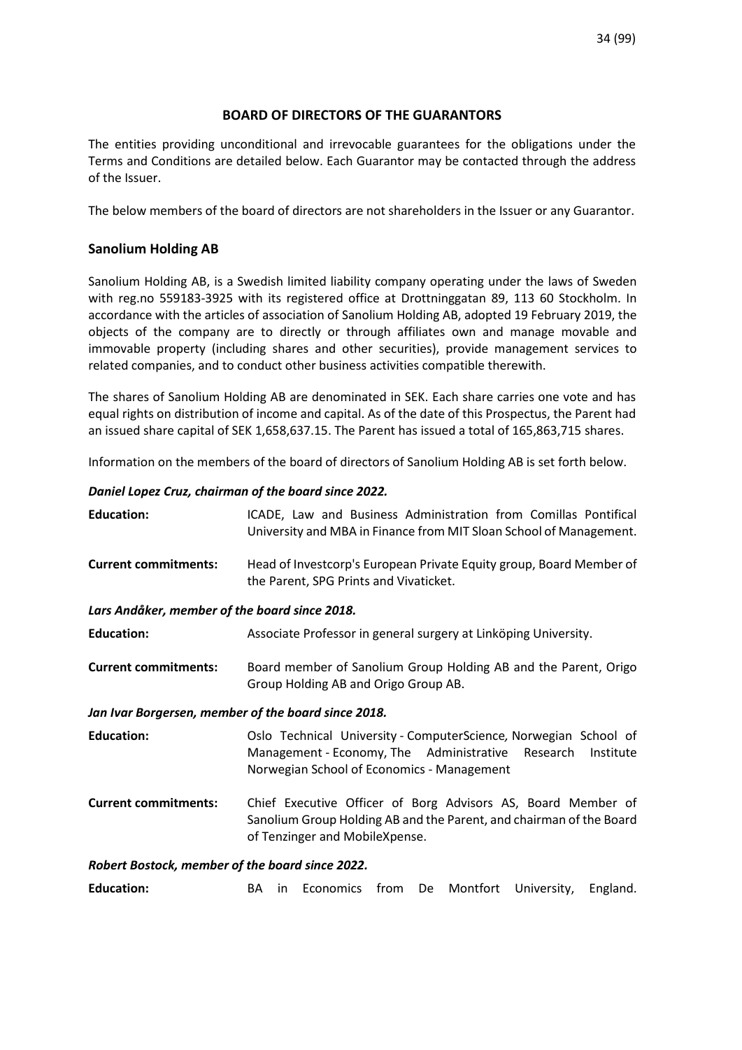## BOARD OF DIRECTORS OF THE GUARANTORS

The entities providing unconditional and irrevocable guarantees for the obligations under the Terms and Conditions are detailed below. Each Guarantor may be contacted through the address of the Issuer.

The below members of the board of directors are not shareholders in the Issuer or any Guarantor.

### Sanolium Holding AB

Sanolium Holding AB, is a Swedish limited liability company operating under the laws of Sweden with reg.no 559183-3925 with its registered office at Drottninggatan 89, 113 60 Stockholm. In accordance with the articles of association of Sanolium Holding AB, adopted 19 February 2019, the objects of the company are to directly or through affiliates own and manage movable and immovable property (including shares and other securities), provide management services to related companies, and to conduct other business activities compatible therewith.

The shares of Sanolium Holding AB are denominated in SEK. Each share carries one vote and has equal rights on distribution of income and capital. As of the date of this Prospectus, the Parent had an issued share capital of SEK 1,658,637.15. The Parent has issued a total of 165,863,715 shares.

Information on the members of the board of directors of Sanolium Holding AB is set forth below.

***Daniel Lopez Cruz, chairman of the board since 2022.***

| | |
|---|---|
| **Education:** | ICADE, Law and Business Administration from Comillas Pontifical University and MBA in Finance from MIT Sloan School of Management. |
| **Current commitments:** | Head of Investcorp's European Private Equity group, Board Member of the Parent, SPG Prints and Vivaticket. |

***Lars Andåker, member of the board since 2018.***

| | |
|---|---|
| **Education:** | Associate Professor in general surgery at Linköping University. |
| **Current commitments:** | Board member of Sanolium Group Holding AB and the Parent, Origo Group Holding AB and Origo Group AB. |

***Jan Ivar Borgersen, member of the board since 2018.***

| | |
|---|---|
| **Education:** | Oslo Technical University - ComputerScience, Norwegian School of Management - Economy, The Administrative Research Institute Norwegian School of Economics - Management |
| **Current commitments:** | Chief Executive Officer of Borg Advisors AS, Board Member of Sanolium Group Holding AB and the Parent, and chairman of the Board of Tenzinger and MobileXpense. |

***Robert Bostock, member of the board since 2022.***

| | |
|---|---|
| **Education:** | BA in Economics from De Montfort University, England. |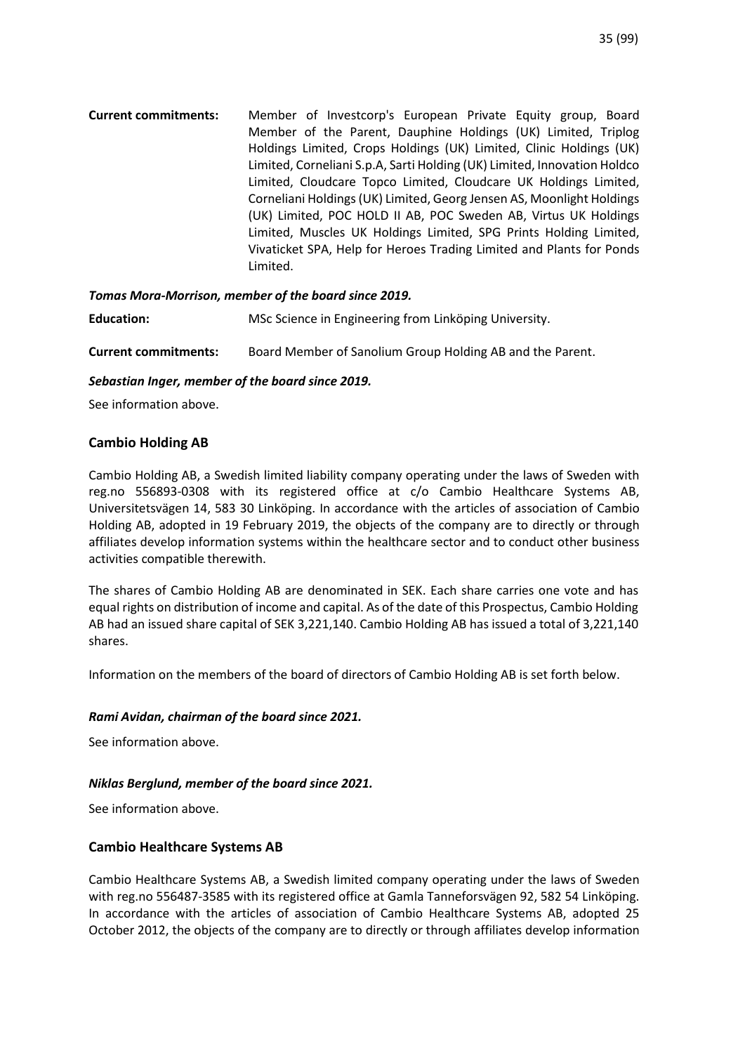**Current commitments:** Member of Investcorp's European Private Equity group, Board Member of the Parent, Dauphine Holdings (UK) Limited, Triplog Holdings Limited, Crops Holdings (UK) Limited, Clinic Holdings (UK) Limited, Corneliani S.p.A, Sarti Holding (UK) Limited, Innovation Holdco Limited, Cloudcare Topco Limited, Cloudcare UK Holdings Limited, Corneliani Holdings (UK) Limited, Georg Jensen AS, Moonlight Holdings (UK) Limited, POC HOLD II AB, POC Sweden AB, Virtus UK Holdings Limited, Muscles UK Holdings Limited, SPG Prints Holding Limited, Vivaticket SPA, Help for Heroes Trading Limited and Plants for Ponds Limited.

***Tomas Mora-Morrison, member of the board since 2019.***

**Education:** MSc Science in Engineering from Linköping University.

**Current commitments:** Board Member of Sanolium Group Holding AB and the Parent.

***Sebastian Inger, member of the board since 2019.***

See information above.

## Cambio Holding AB

Cambio Holding AB, a Swedish limited liability company operating under the laws of Sweden with reg.no 556893-0308 with its registered office at c/o Cambio Healthcare Systems AB, Universitetsvägen 14, 583 30 Linköping. In accordance with the articles of association of Cambio Holding AB, adopted in 19 February 2019, the objects of the company are to directly or through affiliates develop information systems within the healthcare sector and to conduct other business activities compatible therewith.

The shares of Cambio Holding AB are denominated in SEK. Each share carries one vote and has equal rights on distribution of income and capital. As of the date of this Prospectus, Cambio Holding AB had an issued share capital of SEK 3,221,140. Cambio Holding AB has issued a total of 3,221,140 shares.

Information on the members of the board of directors of Cambio Holding AB is set forth below.

***Rami Avidan, chairman of the board since 2021.***

See information above.

***Niklas Berglund, member of the board since 2021.***

See information above.

## Cambio Healthcare Systems AB

Cambio Healthcare Systems AB, a Swedish limited company operating under the laws of Sweden with reg.no 556487-3585 with its registered office at Gamla Tanneforsvägen 92, 582 54 Linköping. In accordance with the articles of association of Cambio Healthcare Systems AB, adopted 25 October 2012, the objects of the company are to directly or through affiliates develop information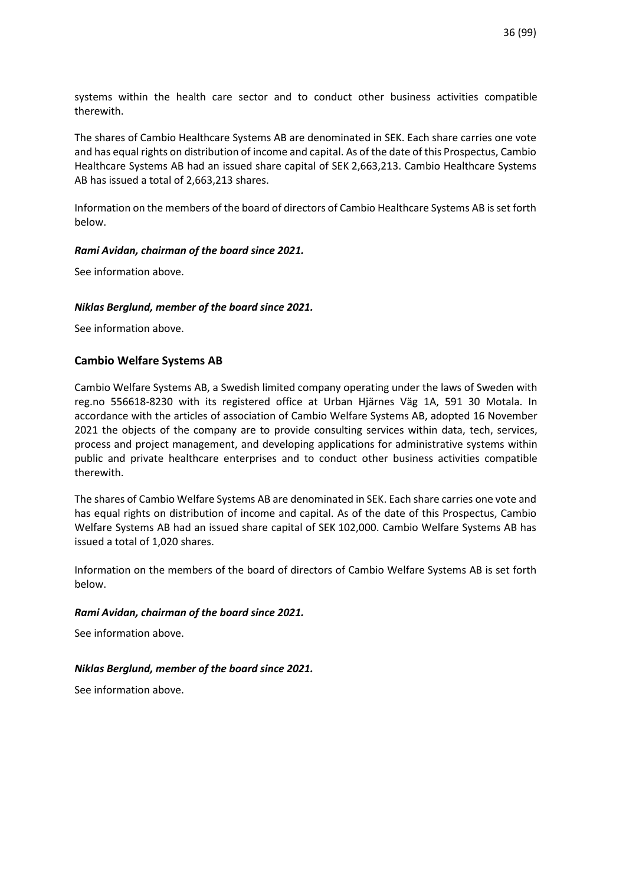systems within the health care sector and to conduct other business activities compatible therewith.

The shares of Cambio Healthcare Systems AB are denominated in SEK. Each share carries one vote and has equal rights on distribution of income and capital. As of the date of this Prospectus, Cambio Healthcare Systems AB had an issued share capital of SEK 2,663,213. Cambio Healthcare Systems AB has issued a total of 2,663,213 shares.

Information on the members of the board of directors of Cambio Healthcare Systems AB is set forth below.

***Rami Avidan, chairman of the board since 2021.***

See information above.

***Niklas Berglund, member of the board since 2021.***

See information above.

### Cambio Welfare Systems AB

Cambio Welfare Systems AB, a Swedish limited company operating under the laws of Sweden with reg.no 556618-8230 with its registered office at Urban Hjärnes Väg 1A, 591 30 Motala. In accordance with the articles of association of Cambio Welfare Systems AB, adopted 16 November 2021 the objects of the company are to provide consulting services within data, tech, services, process and project management, and developing applications for administrative systems within public and private healthcare enterprises and to conduct other business activities compatible therewith.

The shares of Cambio Welfare Systems AB are denominated in SEK. Each share carries one vote and has equal rights on distribution of income and capital. As of the date of this Prospectus, Cambio Welfare Systems AB had an issued share capital of SEK 102,000. Cambio Welfare Systems AB has issued a total of 1,020 shares.

Information on the members of the board of directors of Cambio Welfare Systems AB is set forth below.

***Rami Avidan, chairman of the board since 2021.***

See information above.

***Niklas Berglund, member of the board since 2021.***

See information above.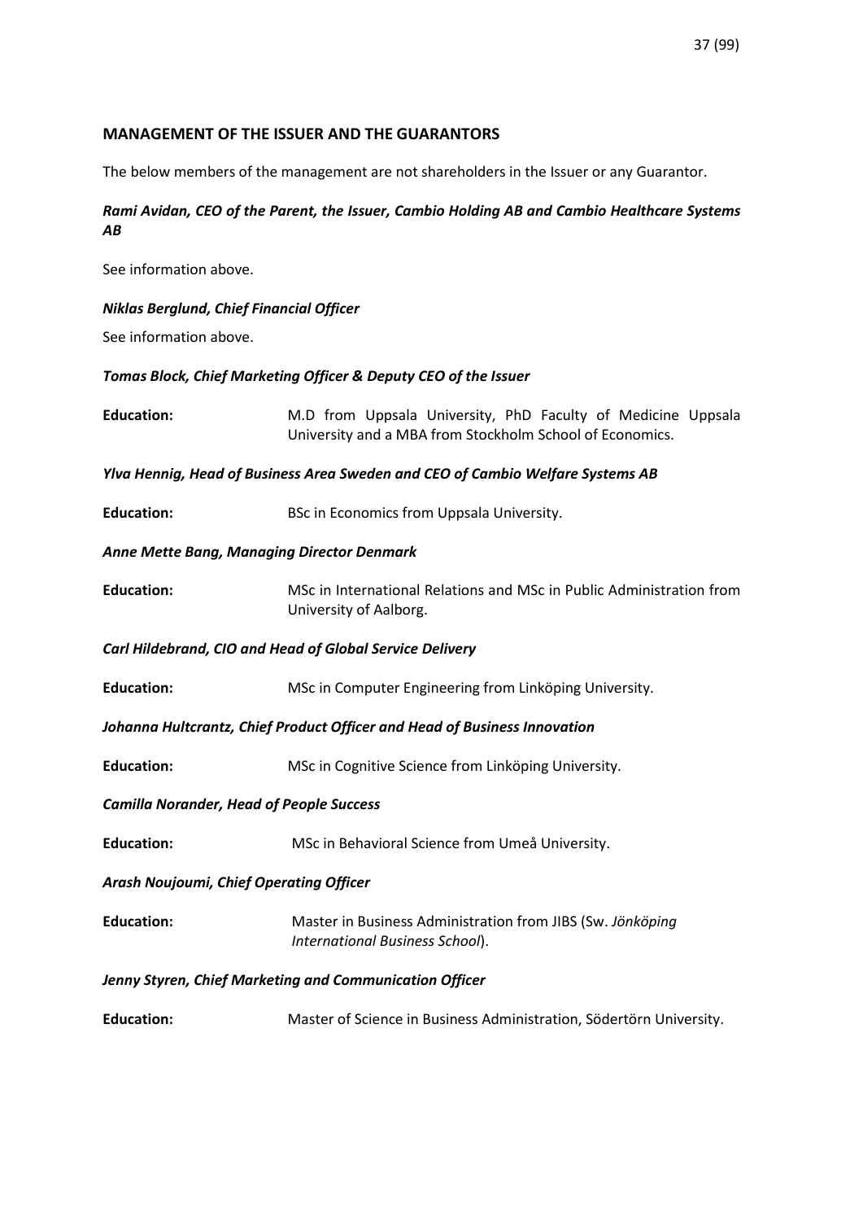## MANAGEMENT OF THE ISSUER AND THE GUARANTORS

The below members of the management are not shareholders in the Issuer or any Guarantor.

***Rami Avidan, CEO of the Parent, the Issuer, Cambio Holding AB and Cambio Healthcare Systems AB***

See information above.

***Niklas Berglund, Chief Financial Officer***

See information above.

***Tomas Block, Chief Marketing Officer & Deputy CEO of the Issuer***

**Education:** M.D from Uppsala University, PhD Faculty of Medicine Uppsala University and a MBA from Stockholm School of Economics.

***Ylva Hennig, Head of Business Area Sweden and CEO of Cambio Welfare Systems AB***

**Education:** BSc in Economics from Uppsala University.

***Anne Mette Bang, Managing Director Denmark***

**Education:** MSc in International Relations and MSc in Public Administration from University of Aalborg.

***Carl Hildebrand, CIO and Head of Global Service Delivery***

**Education:** MSc in Computer Engineering from Linköping University.

***Johanna Hultcrantz, Chief Product Officer and Head of Business Innovation***

**Education:** MSc in Cognitive Science from Linköping University.

***Camilla Norander, Head of People Success***

**Education:** MSc in Behavioral Science from Umeå University.

***Arash Noujoumi, Chief Operating Officer***

**Education:** Master in Business Administration from JIBS (Sw. *Jönköping International Business School*).

***Jenny Styren, Chief Marketing and Communication Officer***

**Education:** Master of Science in Business Administration, Södertörn University.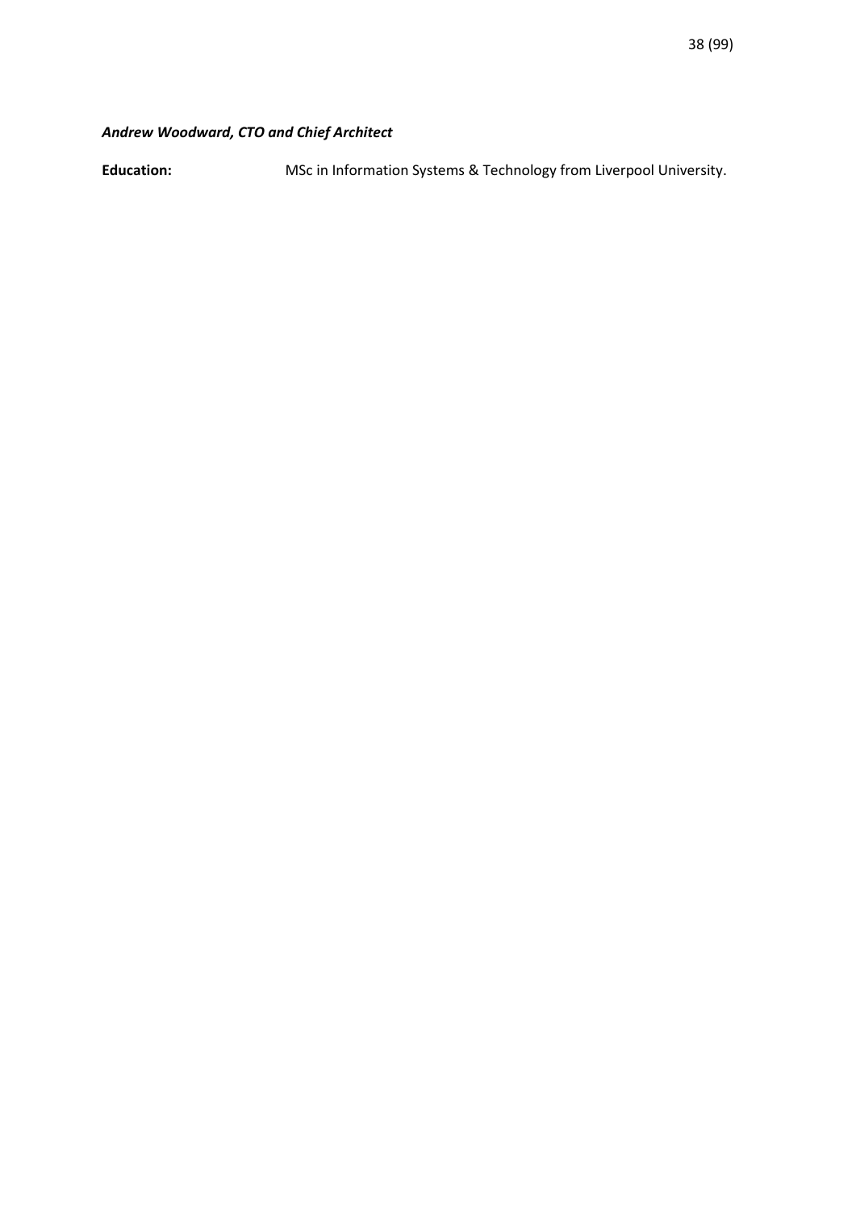***Andrew Woodward, CTO and Chief Architect***

**Education:** MSc in Information Systems & Technology from Liverpool University.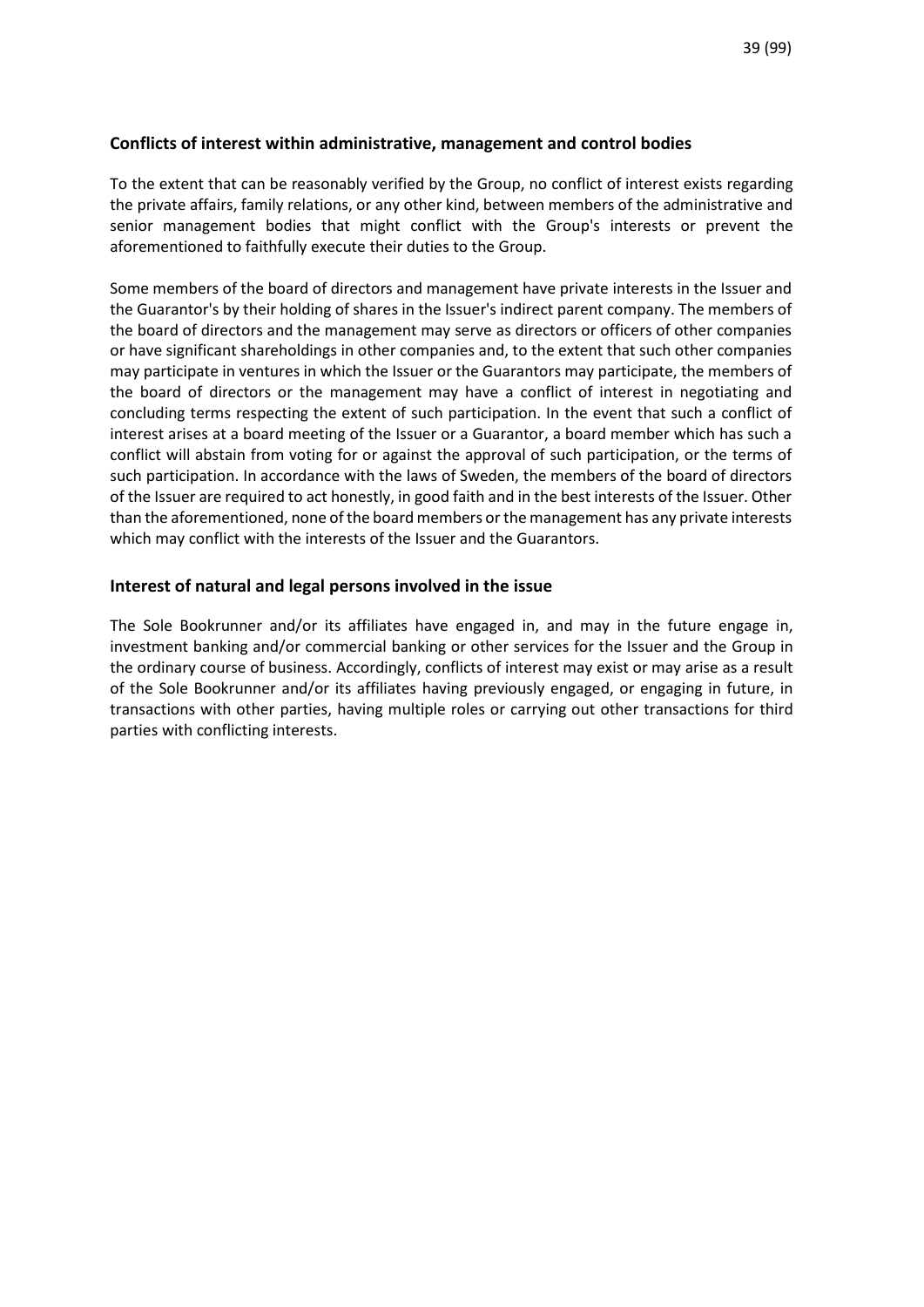## Conflicts of interest within administrative, management and control bodies

To the extent that can be reasonably verified by the Group, no conflict of interest exists regarding the private affairs, family relations, or any other kind, between members of the administrative and senior management bodies that might conflict with the Group's interests or prevent the aforementioned to faithfully execute their duties to the Group.

Some members of the board of directors and management have private interests in the Issuer and the Guarantor's by their holding of shares in the Issuer's indirect parent company. The members of the board of directors and the management may serve as directors or officers of other companies or have significant shareholdings in other companies and, to the extent that such other companies may participate in ventures in which the Issuer or the Guarantors may participate, the members of the board of directors or the management may have a conflict of interest in negotiating and concluding terms respecting the extent of such participation. In the event that such a conflict of interest arises at a board meeting of the Issuer or a Guarantor, a board member which has such a conflict will abstain from voting for or against the approval of such participation, or the terms of such participation. In accordance with the laws of Sweden, the members of the board of directors of the Issuer are required to act honestly, in good faith and in the best interests of the Issuer. Other than the aforementioned, none of the board members or the management has any private interests which may conflict with the interests of the Issuer and the Guarantors.

## Interest of natural and legal persons involved in the issue

The Sole Bookrunner and/or its affiliates have engaged in, and may in the future engage in, investment banking and/or commercial banking or other services for the Issuer and the Group in the ordinary course of business. Accordingly, conflicts of interest may exist or may arise as a result of the Sole Bookrunner and/or its affiliates having previously engaged, or engaging in future, in transactions with other parties, having multiple roles or carrying out other transactions for third parties with conflicting interests.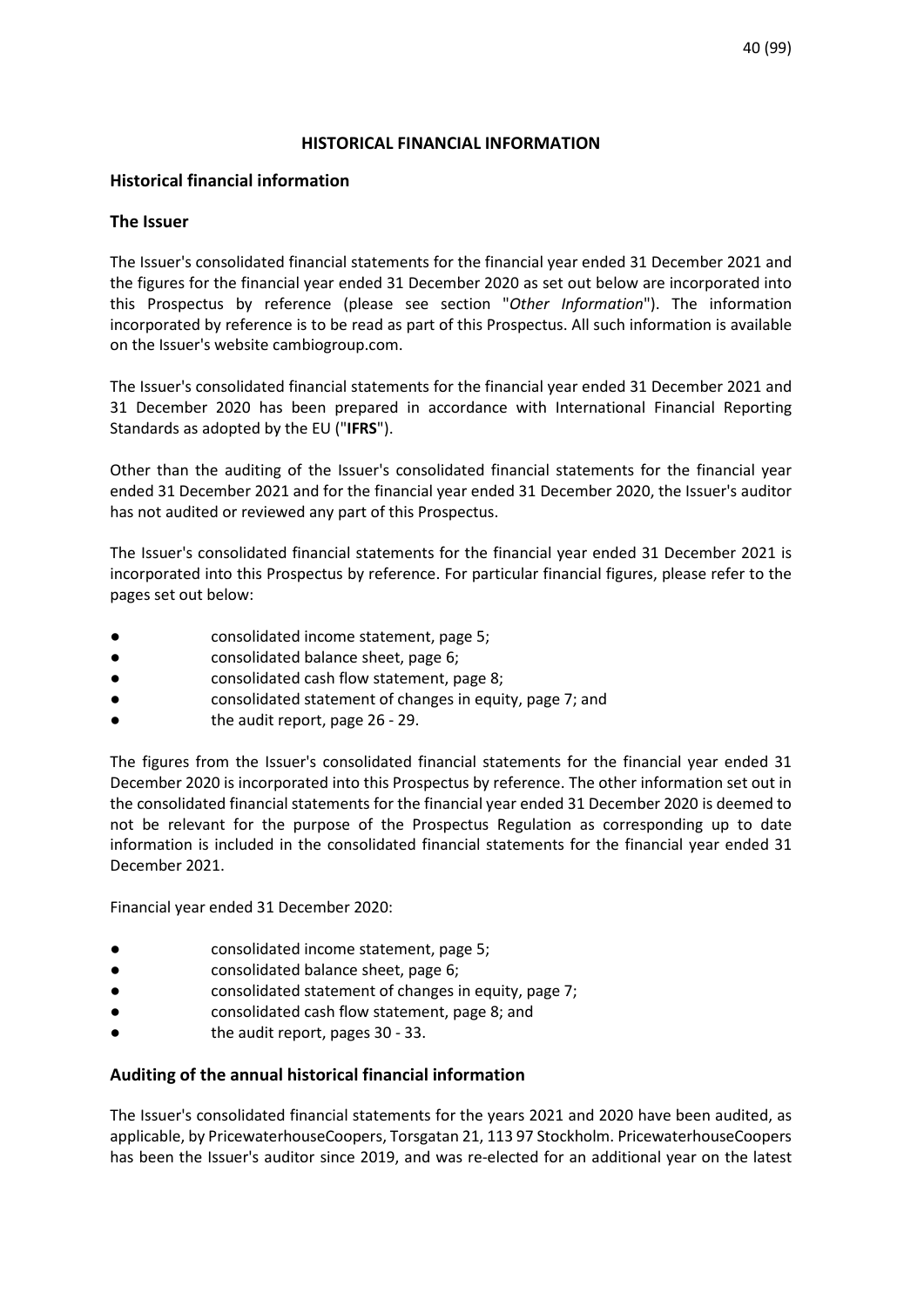# HISTORICAL FINANCIAL INFORMATION

## Historical financial information

### The Issuer

The Issuer's consolidated financial statements for the financial year ended 31 December 2021 and the figures for the financial year ended 31 December 2020 as set out below are incorporated into this Prospectus by reference (please see section "*Other Information*"). The information incorporated by reference is to be read as part of this Prospectus. All such information is available on the Issuer's website cambiogroup.com.

The Issuer's consolidated financial statements for the financial year ended 31 December 2021 and 31 December 2020 has been prepared in accordance with International Financial Reporting Standards as adopted by the EU ("**IFRS**").

Other than the auditing of the Issuer's consolidated financial statements for the financial year ended 31 December 2021 and for the financial year ended 31 December 2020, the Issuer's auditor has not audited or reviewed any part of this Prospectus.

The Issuer's consolidated financial statements for the financial year ended 31 December 2021 is incorporated into this Prospectus by reference. For particular financial figures, please refer to the pages set out below:

- consolidated income statement, page 5;
- consolidated balance sheet, page 6;
- consolidated cash flow statement, page 8;
- consolidated statement of changes in equity, page 7; and
- the audit report, page 26 - 29.

The figures from the Issuer's consolidated financial statements for the financial year ended 31 December 2020 is incorporated into this Prospectus by reference. The other information set out in the consolidated financial statements for the financial year ended 31 December 2020 is deemed to not be relevant for the purpose of the Prospectus Regulation as corresponding up to date information is included in the consolidated financial statements for the financial year ended 31 December 2021.

Financial year ended 31 December 2020:

- consolidated income statement, page 5;
- consolidated balance sheet, page 6;
- consolidated statement of changes in equity, page 7;
- consolidated cash flow statement, page 8; and
- the audit report, pages 30 - 33.

## Auditing of the annual historical financial information

The Issuer's consolidated financial statements for the years 2021 and 2020 have been audited, as applicable, by PricewaterhouseCoopers, Torsgatan 21, 113 97 Stockholm. PricewaterhouseCoopers has been the Issuer's auditor since 2019, and was re-elected for an additional year on the latest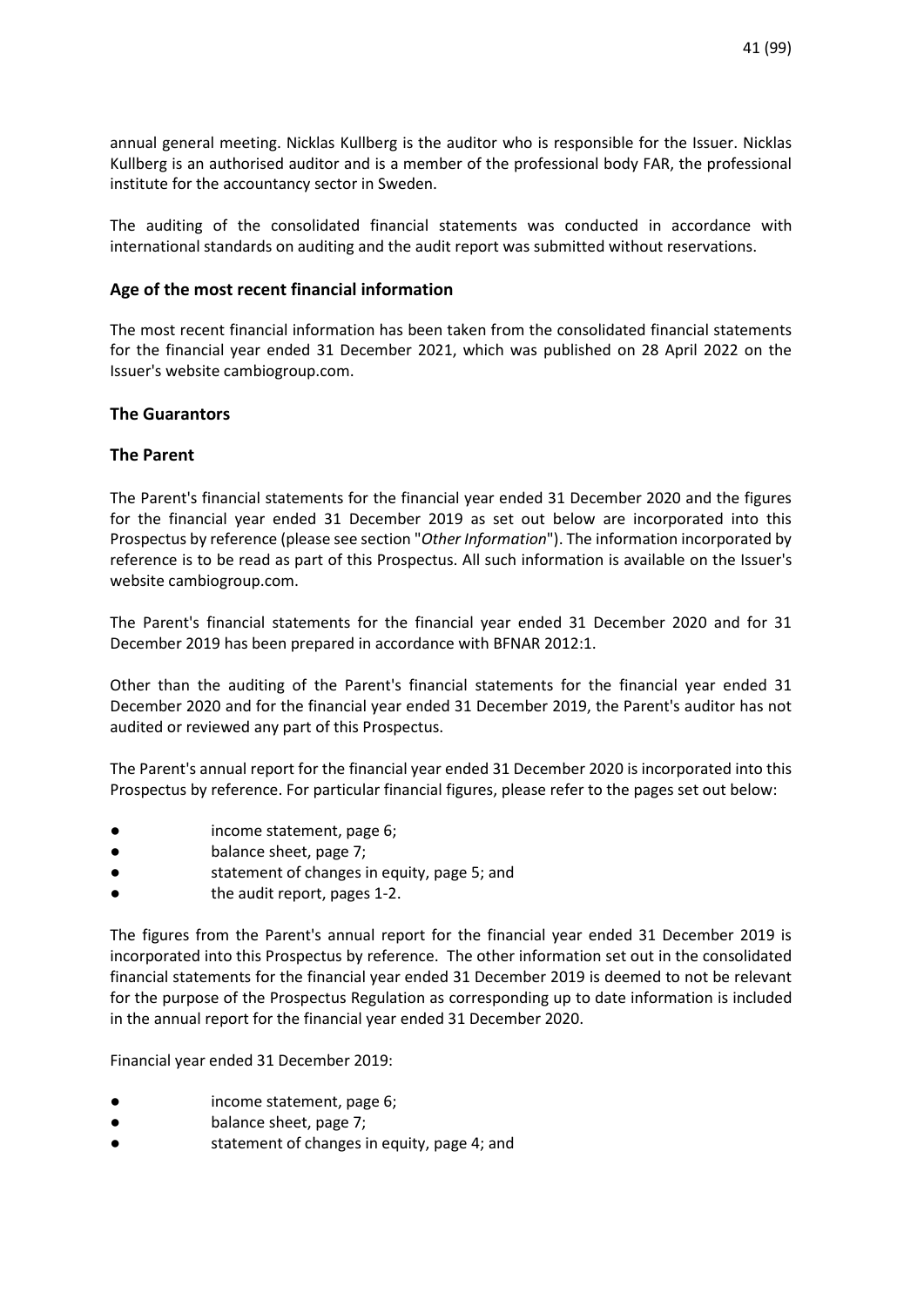annual general meeting. Nicklas Kullberg is the auditor who is responsible for the Issuer. Nicklas Kullberg is an authorised auditor and is a member of the professional body FAR, the professional institute for the accountancy sector in Sweden.

The auditing of the consolidated financial statements was conducted in accordance with international standards on auditing and the audit report was submitted without reservations.

### Age of the most recent financial information

The most recent financial information has been taken from the consolidated financial statements for the financial year ended 31 December 2021, which was published on 28 April 2022 on the Issuer's website cambiogroup.com.

### The Guarantors

### The Parent

The Parent's financial statements for the financial year ended 31 December 2020 and the figures for the financial year ended 31 December 2019 as set out below are incorporated into this Prospectus by reference (please see section "*Other Information*"). The information incorporated by reference is to be read as part of this Prospectus. All such information is available on the Issuer's website cambiogroup.com.

The Parent's financial statements for the financial year ended 31 December 2020 and for 31 December 2019 has been prepared in accordance with BFNAR 2012:1.

Other than the auditing of the Parent's financial statements for the financial year ended 31 December 2020 and for the financial year ended 31 December 2019, the Parent's auditor has not audited or reviewed any part of this Prospectus.

The Parent's annual report for the financial year ended 31 December 2020 is incorporated into this Prospectus by reference. For particular financial figures, please refer to the pages set out below:

- income statement, page 6;
- balance sheet, page 7;
- statement of changes in equity, page 5; and
- the audit report, pages 1-2.

The figures from the Parent's annual report for the financial year ended 31 December 2019 is incorporated into this Prospectus by reference. The other information set out in the consolidated financial statements for the financial year ended 31 December 2019 is deemed to not be relevant for the purpose of the Prospectus Regulation as corresponding up to date information is included in the annual report for the financial year ended 31 December 2020.

Financial year ended 31 December 2019:

- income statement, page 6;
- balance sheet, page 7;
- statement of changes in equity, page 4; and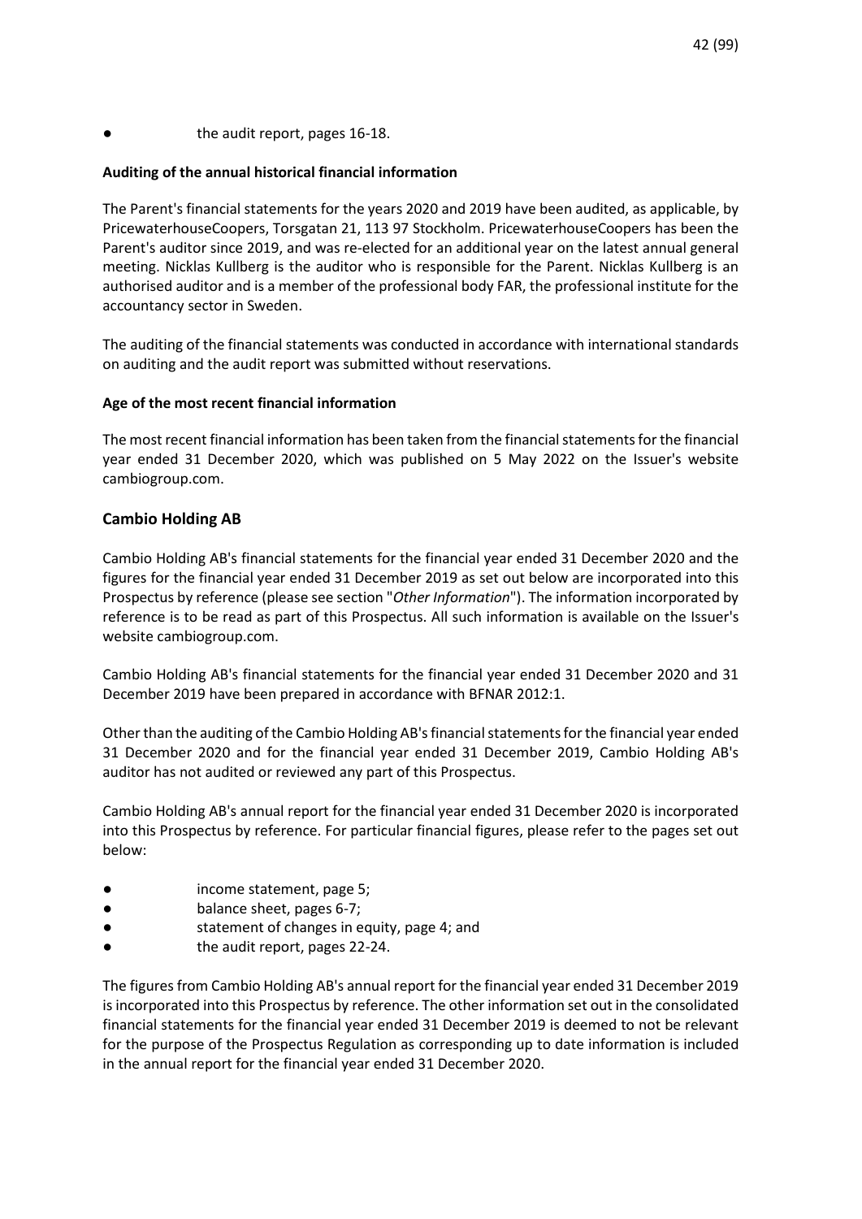- the audit report, pages 16-18.

**Auditing of the annual historical financial information**

The Parent's financial statements for the years 2020 and 2019 have been audited, as applicable, by PricewaterhouseCoopers, Torsgatan 21, 113 97 Stockholm. PricewaterhouseCoopers has been the Parent's auditor since 2019, and was re-elected for an additional year on the latest annual general meeting. Nicklas Kullberg is the auditor who is responsible for the Parent. Nicklas Kullberg is an authorised auditor and is a member of the professional body FAR, the professional institute for the accountancy sector in Sweden.

The auditing of the financial statements was conducted in accordance with international standards on auditing and the audit report was submitted without reservations.

**Age of the most recent financial information**

The most recent financial information has been taken from the financial statements for the financial year ended 31 December 2020, which was published on 5 May 2022 on the Issuer's website cambiogroup.com.

## Cambio Holding AB

Cambio Holding AB's financial statements for the financial year ended 31 December 2020 and the figures for the financial year ended 31 December 2019 as set out below are incorporated into this Prospectus by reference (please see section "*Other Information*"). The information incorporated by reference is to be read as part of this Prospectus. All such information is available on the Issuer's website cambiogroup.com.

Cambio Holding AB's financial statements for the financial year ended 31 December 2020 and 31 December 2019 have been prepared in accordance with BFNAR 2012:1.

Other than the auditing of the Cambio Holding AB's financial statements for the financial year ended 31 December 2020 and for the financial year ended 31 December 2019, Cambio Holding AB's auditor has not audited or reviewed any part of this Prospectus.

Cambio Holding AB's annual report for the financial year ended 31 December 2020 is incorporated into this Prospectus by reference. For particular financial figures, please refer to the pages set out below:

- income statement, page 5;
- balance sheet, pages 6-7;
- statement of changes in equity, page 4; and
- the audit report, pages 22-24.

The figures from Cambio Holding AB's annual report for the financial year ended 31 December 2019 is incorporated into this Prospectus by reference. The other information set out in the consolidated financial statements for the financial year ended 31 December 2019 is deemed to not be relevant for the purpose of the Prospectus Regulation as corresponding up to date information is included in the annual report for the financial year ended 31 December 2020.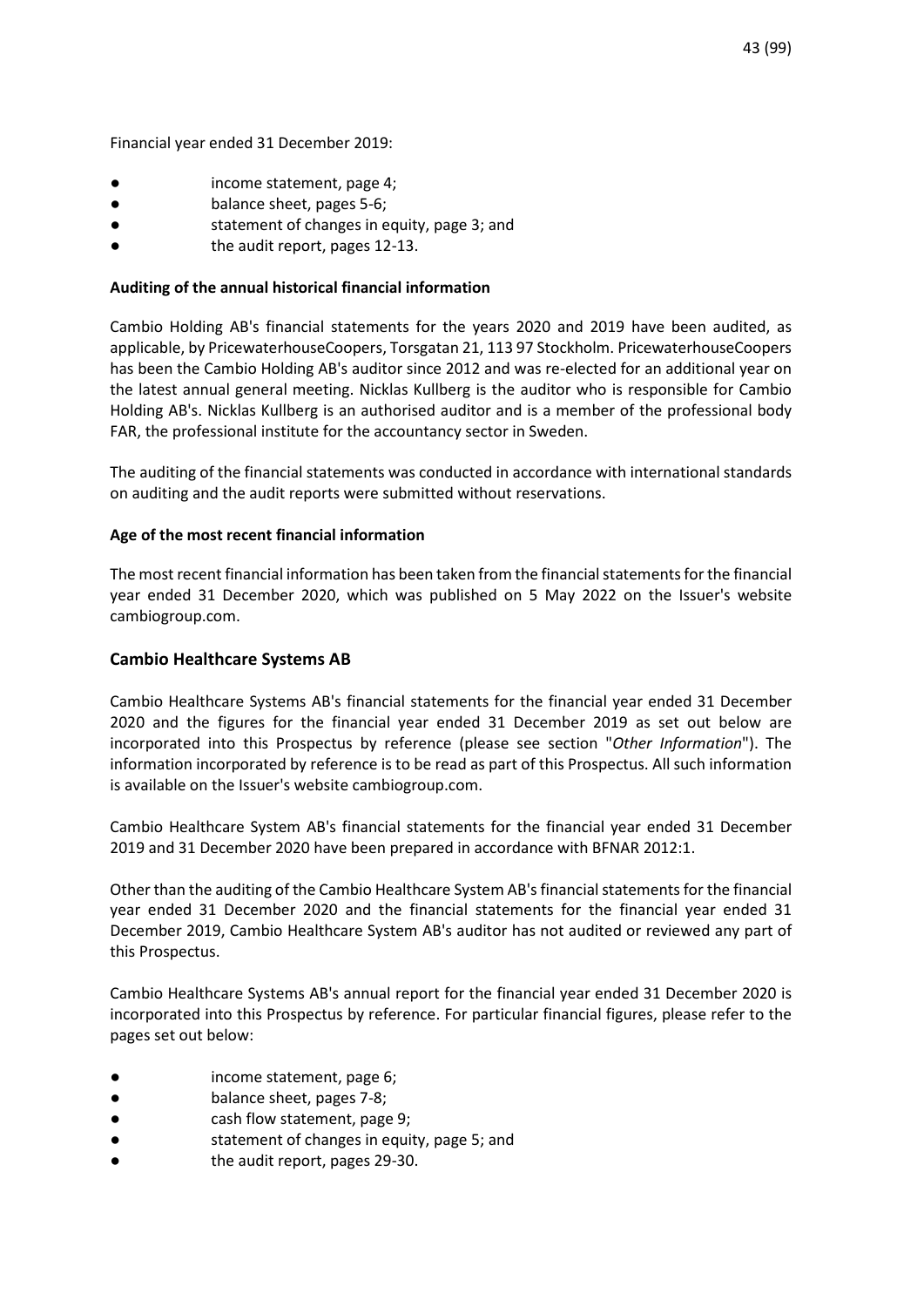Financial year ended 31 December 2019:

- income statement, page 4;
- balance sheet, pages 5-6;
- statement of changes in equity, page 3; and
- the audit report, pages 12-13.

**Auditing of the annual historical financial information**

Cambio Holding AB's financial statements for the years 2020 and 2019 have been audited, as applicable, by PricewaterhouseCoopers, Torsgatan 21, 113 97 Stockholm. PricewaterhouseCoopers has been the Cambio Holding AB's auditor since 2012 and was re-elected for an additional year on the latest annual general meeting. Nicklas Kullberg is the auditor who is responsible for Cambio Holding AB's. Nicklas Kullberg is an authorised auditor and is a member of the professional body FAR, the professional institute for the accountancy sector in Sweden.

The auditing of the financial statements was conducted in accordance with international standards on auditing and the audit reports were submitted without reservations.

**Age of the most recent financial information**

The most recent financial information has been taken from the financial statements for the financial year ended 31 December 2020, which was published on 5 May 2022 on the Issuer's website cambiogroup.com.

## Cambio Healthcare Systems AB

Cambio Healthcare Systems AB's financial statements for the financial year ended 31 December 2020 and the figures for the financial year ended 31 December 2019 as set out below are incorporated into this Prospectus by reference (please see section "*Other Information*"). The information incorporated by reference is to be read as part of this Prospectus. All such information is available on the Issuer's website cambiogroup.com.

Cambio Healthcare System AB's financial statements for the financial year ended 31 December 2019 and 31 December 2020 have been prepared in accordance with BFNAR 2012:1.

Other than the auditing of the Cambio Healthcare System AB's financial statements for the financial year ended 31 December 2020 and the financial statements for the financial year ended 31 December 2019, Cambio Healthcare System AB's auditor has not audited or reviewed any part of this Prospectus.

Cambio Healthcare Systems AB's annual report for the financial year ended 31 December 2020 is incorporated into this Prospectus by reference. For particular financial figures, please refer to the pages set out below:

- income statement, page 6;
- balance sheet, pages 7-8;
- cash flow statement, page 9;
- statement of changes in equity, page 5; and
- the audit report, pages 29-30.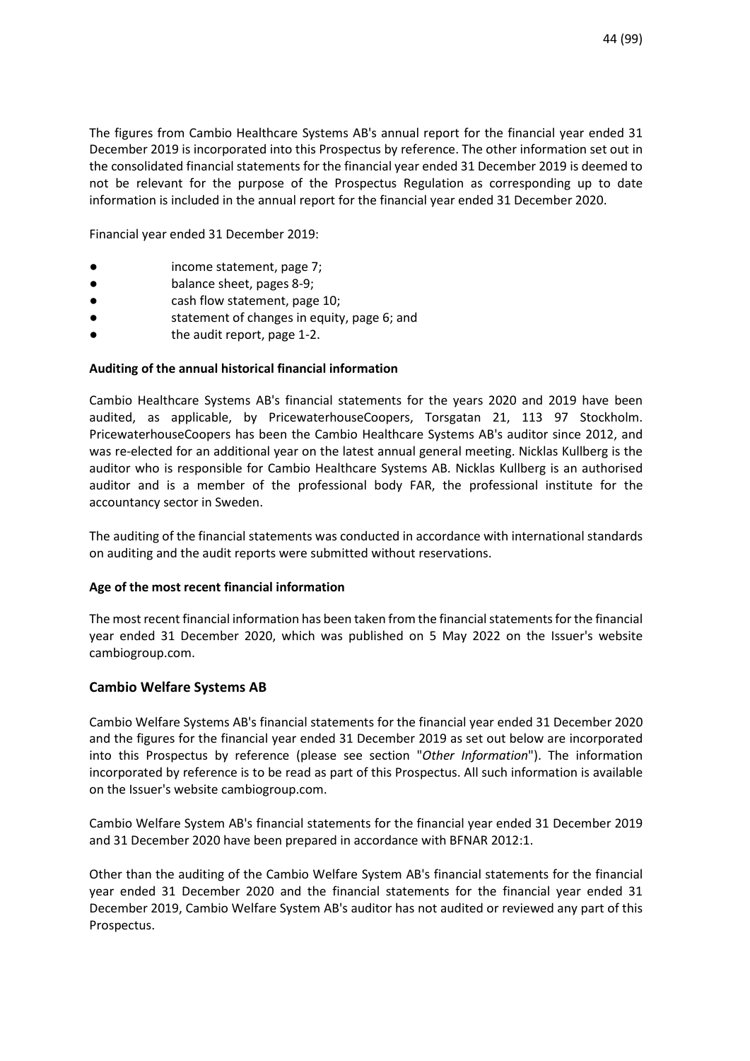The figures from Cambio Healthcare Systems AB's annual report for the financial year ended 31 December 2019 is incorporated into this Prospectus by reference. The other information set out in the consolidated financial statements for the financial year ended 31 December 2019 is deemed to not be relevant for the purpose of the Prospectus Regulation as corresponding up to date information is included in the annual report for the financial year ended 31 December 2020.

Financial year ended 31 December 2019:

- income statement, page 7;
- balance sheet, pages 8-9;
- cash flow statement, page 10;
- statement of changes in equity, page 6; and
- the audit report, page 1-2.

**Auditing of the annual historical financial information**

Cambio Healthcare Systems AB's financial statements for the years 2020 and 2019 have been audited, as applicable, by PricewaterhouseCoopers, Torsgatan 21, 113 97 Stockholm. PricewaterhouseCoopers has been the Cambio Healthcare Systems AB's auditor since 2012, and was re-elected for an additional year on the latest annual general meeting. Nicklas Kullberg is the auditor who is responsible for Cambio Healthcare Systems AB. Nicklas Kullberg is an authorised auditor and is a member of the professional body FAR, the professional institute for the accountancy sector in Sweden.

The auditing of the financial statements was conducted in accordance with international standards on auditing and the audit reports were submitted without reservations.

**Age of the most recent financial information**

The most recent financial information has been taken from the financial statements for the financial year ended 31 December 2020, which was published on 5 May 2022 on the Issuer's website cambiogroup.com.

## Cambio Welfare Systems AB

Cambio Welfare Systems AB's financial statements for the financial year ended 31 December 2020 and the figures for the financial year ended 31 December 2019 as set out below are incorporated into this Prospectus by reference (please see section "*Other Information*"). The information incorporated by reference is to be read as part of this Prospectus. All such information is available on the Issuer's website cambiogroup.com.

Cambio Welfare System AB's financial statements for the financial year ended 31 December 2019 and 31 December 2020 have been prepared in accordance with BFNAR 2012:1.

Other than the auditing of the Cambio Welfare System AB's financial statements for the financial year ended 31 December 2020 and the financial statements for the financial year ended 31 December 2019, Cambio Welfare System AB's auditor has not audited or reviewed any part of this Prospectus.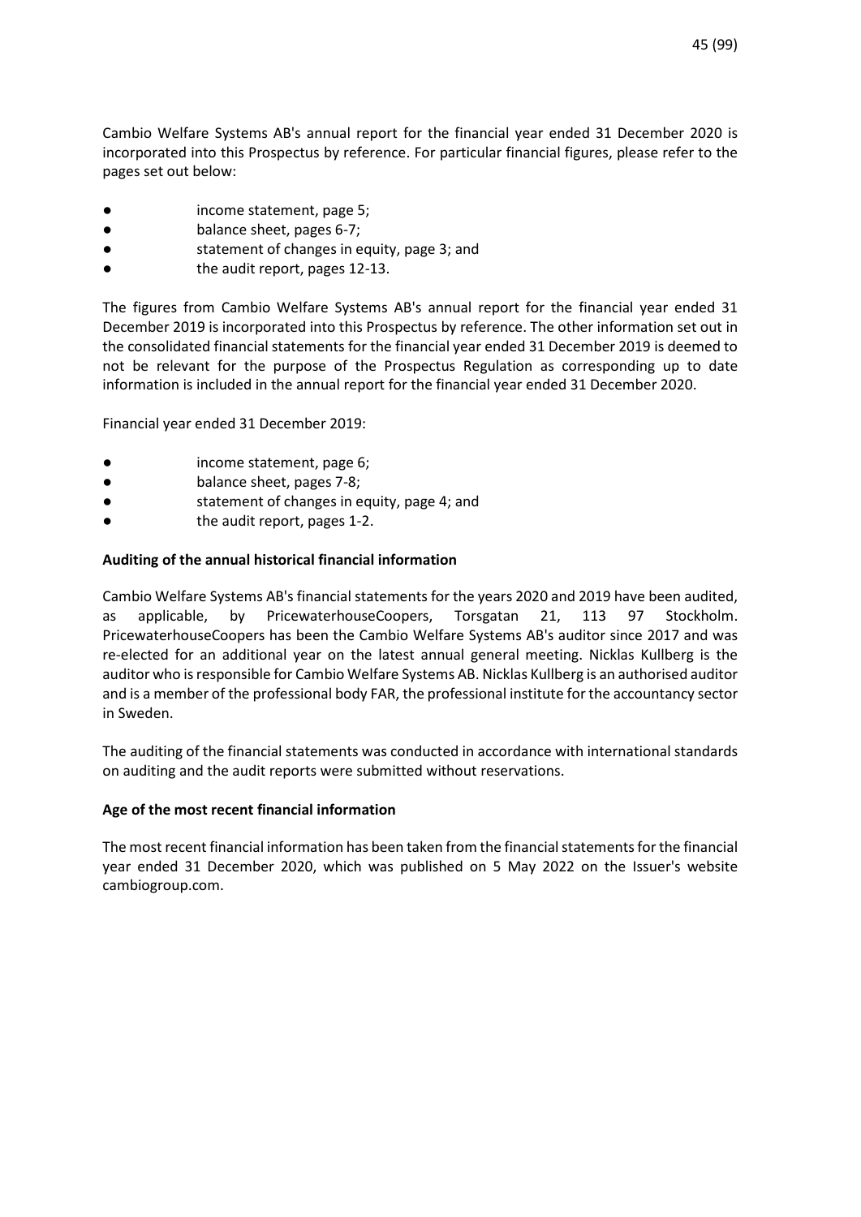Cambio Welfare Systems AB's annual report for the financial year ended 31 December 2020 is incorporated into this Prospectus by reference. For particular financial figures, please refer to the pages set out below:

- income statement, page 5;
- balance sheet, pages 6-7;
- statement of changes in equity, page 3; and
- the audit report, pages 12-13.

The figures from Cambio Welfare Systems AB's annual report for the financial year ended 31 December 2019 is incorporated into this Prospectus by reference. The other information set out in the consolidated financial statements for the financial year ended 31 December 2019 is deemed to not be relevant for the purpose of the Prospectus Regulation as corresponding up to date information is included in the annual report for the financial year ended 31 December 2020.

Financial year ended 31 December 2019:

- income statement, page 6;
- balance sheet, pages 7-8;
- statement of changes in equity, page 4; and
- the audit report, pages 1-2.

**Auditing of the annual historical financial information**

Cambio Welfare Systems AB's financial statements for the years 2020 and 2019 have been audited, as applicable, by PricewaterhouseCoopers, Torsgatan 21, 113 97 Stockholm. PricewaterhouseCoopers has been the Cambio Welfare Systems AB's auditor since 2017 and was re-elected for an additional year on the latest annual general meeting. Nicklas Kullberg is the auditor who is responsible for Cambio Welfare Systems AB. Nicklas Kullberg is an authorised auditor and is a member of the professional body FAR, the professional institute for the accountancy sector in Sweden.

The auditing of the financial statements was conducted in accordance with international standards on auditing and the audit reports were submitted without reservations.

**Age of the most recent financial information**

The most recent financial information has been taken from the financial statements for the financial year ended 31 December 2020, which was published on 5 May 2022 on the Issuer's website cambiogroup.com.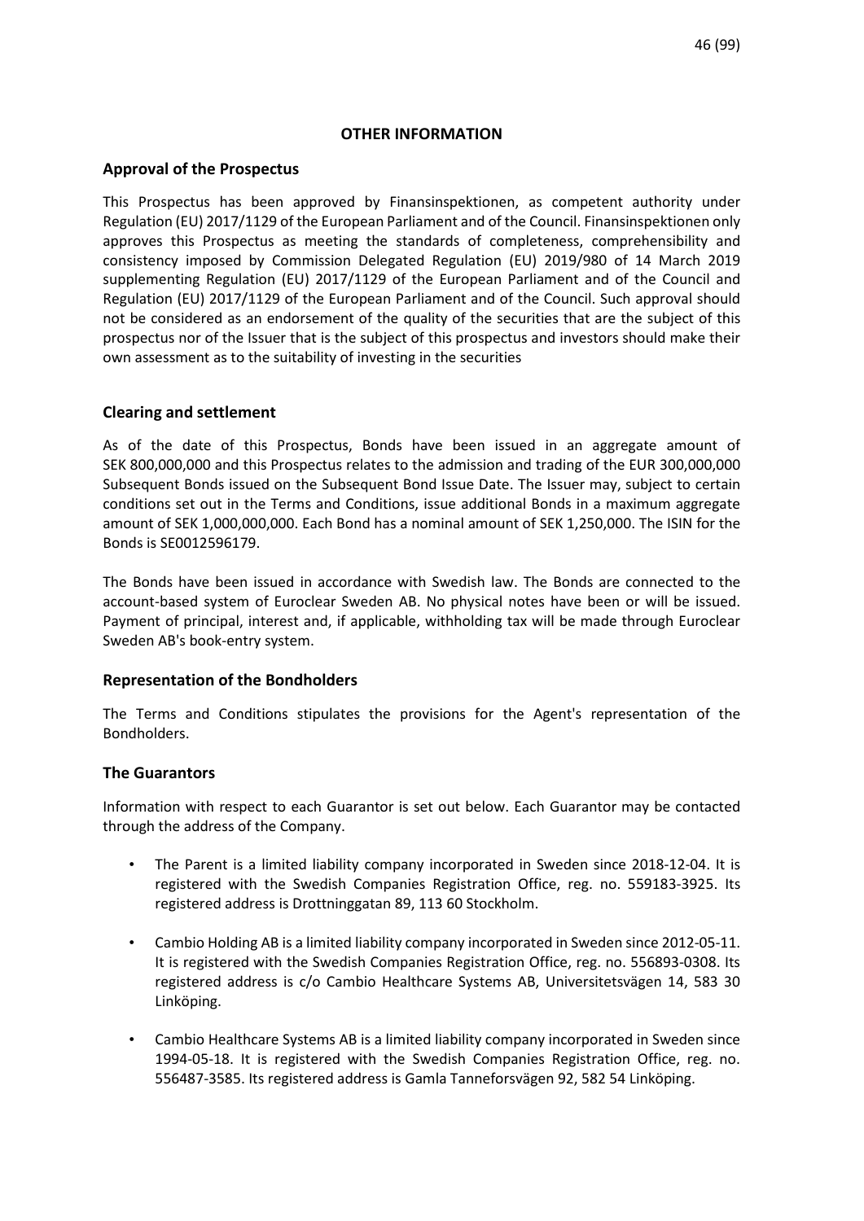## OTHER INFORMATION

### Approval of the Prospectus

This Prospectus has been approved by Finansinspektionen, as competent authority under Regulation (EU) 2017/1129 of the European Parliament and of the Council. Finansinspektionen only approves this Prospectus as meeting the standards of completeness, comprehensibility and consistency imposed by Commission Delegated Regulation (EU) 2019/980 of 14 March 2019 supplementing Regulation (EU) 2017/1129 of the European Parliament and of the Council and Regulation (EU) 2017/1129 of the European Parliament and of the Council. Such approval should not be considered as an endorsement of the quality of the securities that are the subject of this prospectus nor of the Issuer that is the subject of this prospectus and investors should make their own assessment as to the suitability of investing in the securities

### Clearing and settlement

As of the date of this Prospectus, Bonds have been issued in an aggregate amount of SEK 800,000,000 and this Prospectus relates to the admission and trading of the EUR 300,000,000 Subsequent Bonds issued on the Subsequent Bond Issue Date. The Issuer may, subject to certain conditions set out in the Terms and Conditions, issue additional Bonds in a maximum aggregate amount of SEK 1,000,000,000. Each Bond has a nominal amount of SEK 1,250,000. The ISIN for the Bonds is SE0012596179.

The Bonds have been issued in accordance with Swedish law. The Bonds are connected to the account-based system of Euroclear Sweden AB. No physical notes have been or will be issued. Payment of principal, interest and, if applicable, withholding tax will be made through Euroclear Sweden AB's book-entry system.

### Representation of the Bondholders

The Terms and Conditions stipulates the provisions for the Agent's representation of the Bondholders.

### The Guarantors

Information with respect to each Guarantor is set out below. Each Guarantor may be contacted through the address of the Company.

- The Parent is a limited liability company incorporated in Sweden since 2018-12-04. It is registered with the Swedish Companies Registration Office, reg. no. 559183-3925. Its registered address is Drottninggatan 89, 113 60 Stockholm.
- Cambio Holding AB is a limited liability company incorporated in Sweden since 2012-05-11. It is registered with the Swedish Companies Registration Office, reg. no. 556893-0308. Its registered address is c/o Cambio Healthcare Systems AB, Universitetsvägen 14, 583 30 Linköping.
- Cambio Healthcare Systems AB is a limited liability company incorporated in Sweden since 1994-05-18. It is registered with the Swedish Companies Registration Office, reg. no. 556487-3585. Its registered address is Gamla Tanneforsvägen 92, 582 54 Linköping.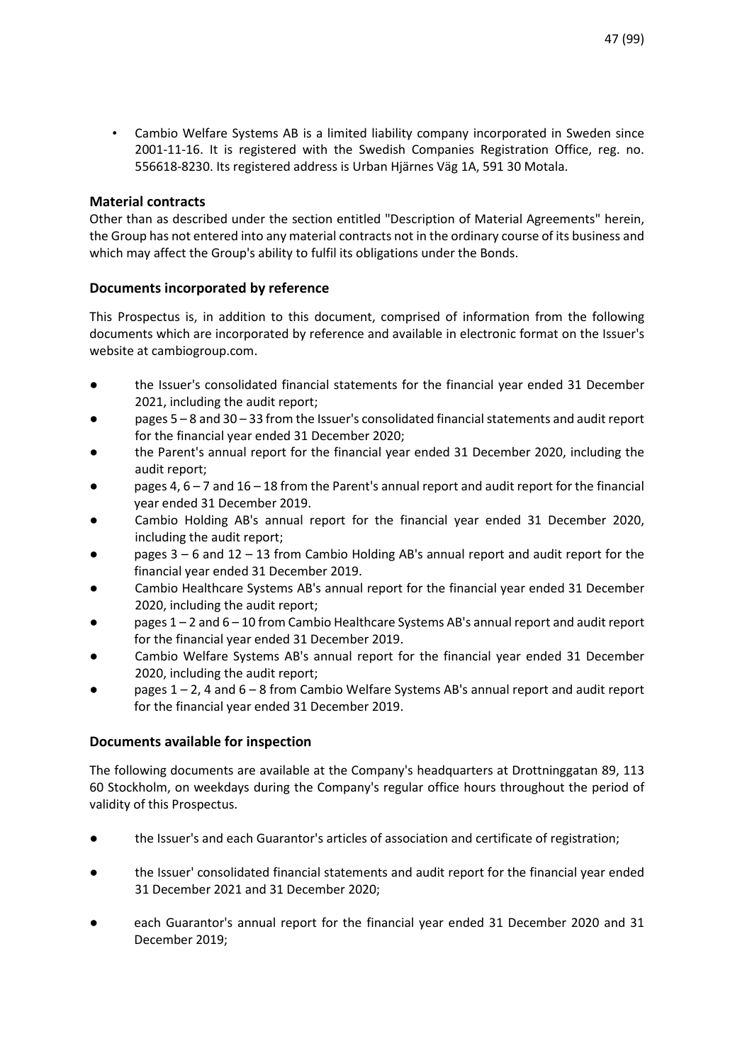- Cambio Welfare Systems AB is a limited liability company incorporated in Sweden since 2001-11-16. It is registered with the Swedish Companies Registration Office, reg. no. 556618-8230. Its registered address is Urban Hjärnes Väg 1A, 591 30 Motala.

### Material contracts

Other than as described under the section entitled "Description of Material Agreements" herein, the Group has not entered into any material contracts not in the ordinary course of its business and which may affect the Group's ability to fulfil its obligations under the Bonds.

### Documents incorporated by reference

This Prospectus is, in addition to this document, comprised of information from the following documents which are incorporated by reference and available in electronic format on the Issuer's website at cambiogroup.com.

- the Issuer's consolidated financial statements for the financial year ended 31 December 2021, including the audit report;
- pages 5 – 8 and 30 – 33 from the Issuer's consolidated financial statements and audit report for the financial year ended 31 December 2020;
- the Parent's annual report for the financial year ended 31 December 2020, including the audit report;
- pages 4, 6 – 7 and 16 – 18 from the Parent's annual report and audit report for the financial year ended 31 December 2019.
- Cambio Holding AB's annual report for the financial year ended 31 December 2020, including the audit report;
- pages 3 – 6 and 12 – 13 from Cambio Holding AB's annual report and audit report for the financial year ended 31 December 2019.
- Cambio Healthcare Systems AB's annual report for the financial year ended 31 December 2020, including the audit report;
- pages 1 – 2 and 6 – 10 from Cambio Healthcare Systems AB's annual report and audit report for the financial year ended 31 December 2019.
- Cambio Welfare Systems AB's annual report for the financial year ended 31 December 2020, including the audit report;
- pages 1 – 2, 4 and 6 – 8 from Cambio Welfare Systems AB's annual report and audit report for the financial year ended 31 December 2019.

### Documents available for inspection

The following documents are available at the Company's headquarters at Drottninggatan 89, 113 60 Stockholm, on weekdays during the Company's regular office hours throughout the period of validity of this Prospectus.

- the Issuer's and each Guarantor's articles of association and certificate of registration;
- the Issuer' consolidated financial statements and audit report for the financial year ended 31 December 2021 and 31 December 2020;
- each Guarantor's annual report for the financial year ended 31 December 2020 and 31 December 2019;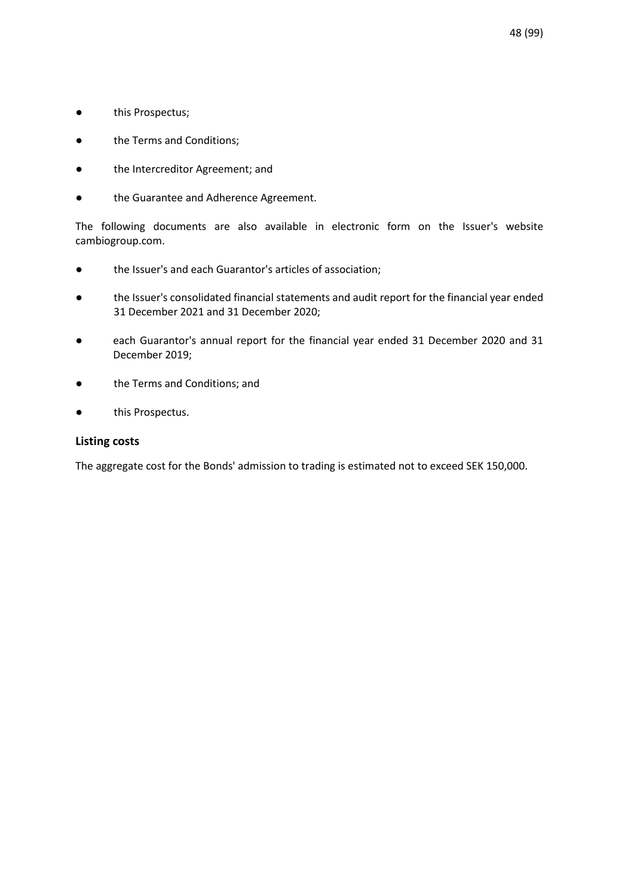- this Prospectus;
- the Terms and Conditions;
- the Intercreditor Agreement; and
- the Guarantee and Adherence Agreement.

The following documents are also available in electronic form on the Issuer's website cambiogroup.com.

- the Issuer's and each Guarantor's articles of association;
- the Issuer's consolidated financial statements and audit report for the financial year ended 31 December 2021 and 31 December 2020;
- each Guarantor's annual report for the financial year ended 31 December 2020 and 31 December 2019;
- the Terms and Conditions; and
- this Prospectus.

### Listing costs

The aggregate cost for the Bonds' admission to trading is estimated not to exceed SEK 150,000.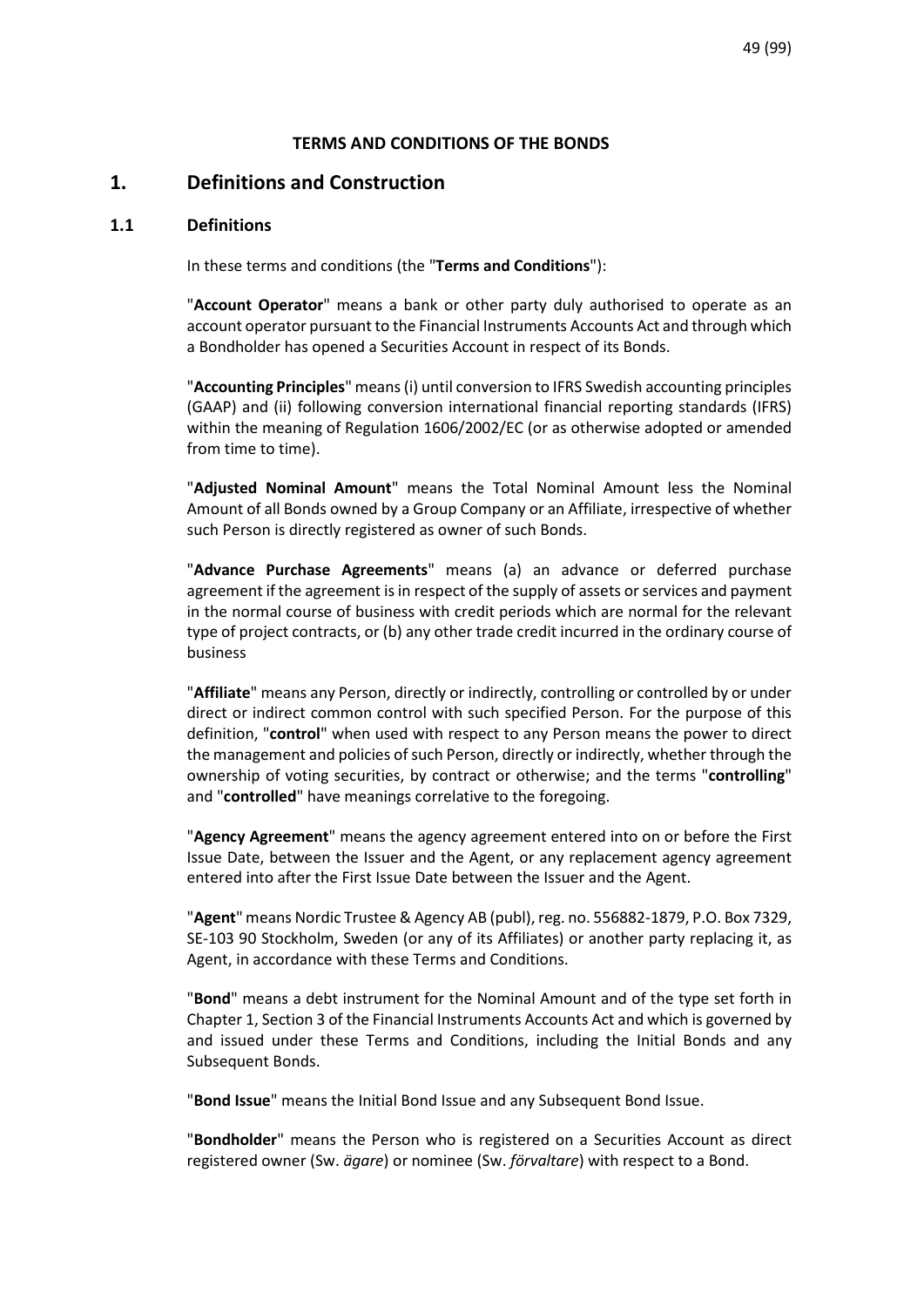**TERMS AND CONDITIONS OF THE BONDS**

# 1. Definitions and Construction

## 1.1 Definitions

In these terms and conditions (the "**Terms and Conditions**"):

"**Account Operator**" means a bank or other party duly authorised to operate as an account operator pursuant to the Financial Instruments Accounts Act and through which a Bondholder has opened a Securities Account in respect of its Bonds.

"**Accounting Principles**" means (i) until conversion to IFRS Swedish accounting principles (GAAP) and (ii) following conversion international financial reporting standards (IFRS) within the meaning of Regulation 1606/2002/EC (or as otherwise adopted or amended from time to time).

"**Adjusted Nominal Amount**" means the Total Nominal Amount less the Nominal Amount of all Bonds owned by a Group Company or an Affiliate, irrespective of whether such Person is directly registered as owner of such Bonds.

"**Advance Purchase Agreements**" means (a) an advance or deferred purchase agreement if the agreement is in respect of the supply of assets or services and payment in the normal course of business with credit periods which are normal for the relevant type of project contracts, or (b) any other trade credit incurred in the ordinary course of business

"**Affiliate**" means any Person, directly or indirectly, controlling or controlled by or under direct or indirect common control with such specified Person. For the purpose of this definition, "**control**" when used with respect to any Person means the power to direct the management and policies of such Person, directly or indirectly, whether through the ownership of voting securities, by contract or otherwise; and the terms "**controlling**" and "**controlled**" have meanings correlative to the foregoing.

"**Agency Agreement**" means the agency agreement entered into on or before the First Issue Date, between the Issuer and the Agent, or any replacement agency agreement entered into after the First Issue Date between the Issuer and the Agent.

"**Agent**" means Nordic Trustee & Agency AB (publ), reg. no. 556882-1879, P.O. Box 7329, SE-103 90 Stockholm, Sweden (or any of its Affiliates) or another party replacing it, as Agent, in accordance with these Terms and Conditions.

"**Bond**" means a debt instrument for the Nominal Amount and of the type set forth in Chapter 1, Section 3 of the Financial Instruments Accounts Act and which is governed by and issued under these Terms and Conditions, including the Initial Bonds and any Subsequent Bonds.

"**Bond Issue**" means the Initial Bond Issue and any Subsequent Bond Issue.

"**Bondholder**" means the Person who is registered on a Securities Account as direct registered owner (Sw. *ägare*) or nominee (Sw. *förvaltare*) with respect to a Bond.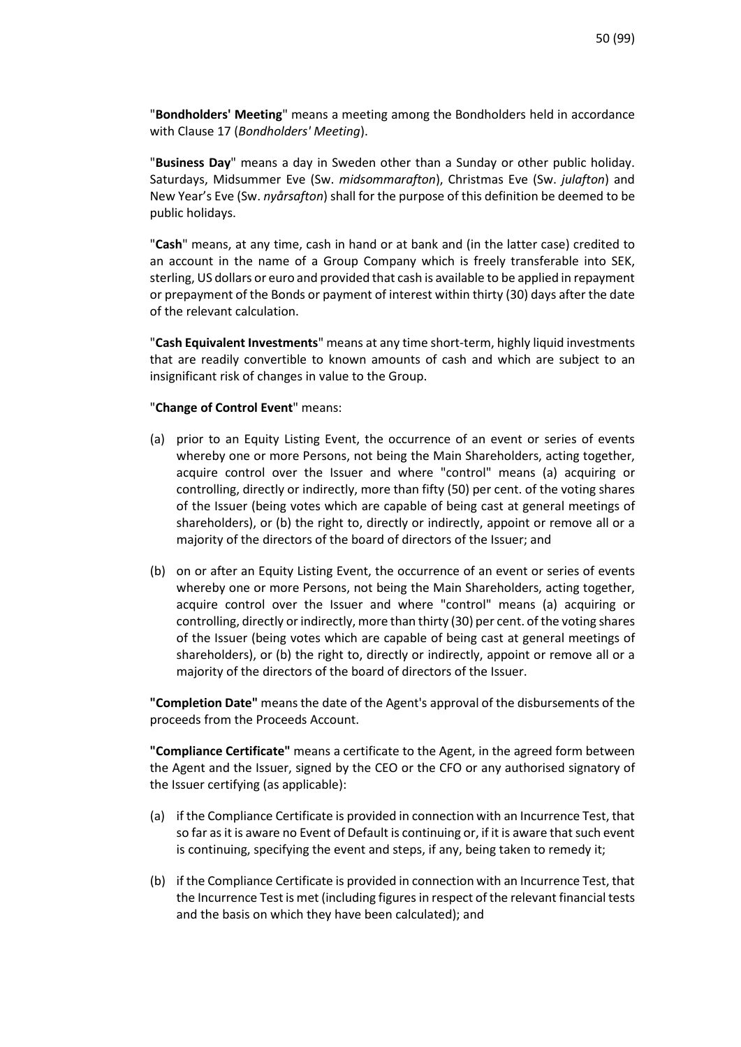"**Bondholders' Meeting**" means a meeting among the Bondholders held in accordance with Clause 17 (*Bondholders' Meeting*).

"**Business Day**" means a day in Sweden other than a Sunday or other public holiday. Saturdays, Midsummer Eve (Sw. *midsommarafton*), Christmas Eve (Sw. *julafton*) and New Year's Eve (Sw. *nyårsafton*) shall for the purpose of this definition be deemed to be public holidays.

"**Cash**" means, at any time, cash in hand or at bank and (in the latter case) credited to an account in the name of a Group Company which is freely transferable into SEK, sterling, US dollars or euro and provided that cash is available to be applied in repayment or prepayment of the Bonds or payment of interest within thirty (30) days after the date of the relevant calculation.

"**Cash Equivalent Investments**" means at any time short-term, highly liquid investments that are readily convertible to known amounts of cash and which are subject to an insignificant risk of changes in value to the Group.

"**Change of Control Event**" means:

(a) prior to an Equity Listing Event, the occurrence of an event or series of events whereby one or more Persons, not being the Main Shareholders, acting together, acquire control over the Issuer and where "control" means (a) acquiring or controlling, directly or indirectly, more than fifty (50) per cent. of the voting shares of the Issuer (being votes which are capable of being cast at general meetings of shareholders), or (b) the right to, directly or indirectly, appoint or remove all or a majority of the directors of the board of directors of the Issuer; and

(b) on or after an Equity Listing Event, the occurrence of an event or series of events whereby one or more Persons, not being the Main Shareholders, acting together, acquire control over the Issuer and where "control" means (a) acquiring or controlling, directly or indirectly, more than thirty (30) per cent. of the voting shares of the Issuer (being votes which are capable of being cast at general meetings of shareholders), or (b) the right to, directly or indirectly, appoint or remove all or a majority of the directors of the board of directors of the Issuer.

**"Completion Date"** means the date of the Agent's approval of the disbursements of the proceeds from the Proceeds Account.

**"Compliance Certificate"** means a certificate to the Agent, in the agreed form between the Agent and the Issuer, signed by the CEO or the CFO or any authorised signatory of the Issuer certifying (as applicable):

(a) if the Compliance Certificate is provided in connection with an Incurrence Test, that so far as it is aware no Event of Default is continuing or, if it is aware that such event is continuing, specifying the event and steps, if any, being taken to remedy it;

(b) if the Compliance Certificate is provided in connection with an Incurrence Test, that the Incurrence Test is met (including figures in respect of the relevant financial tests and the basis on which they have been calculated); and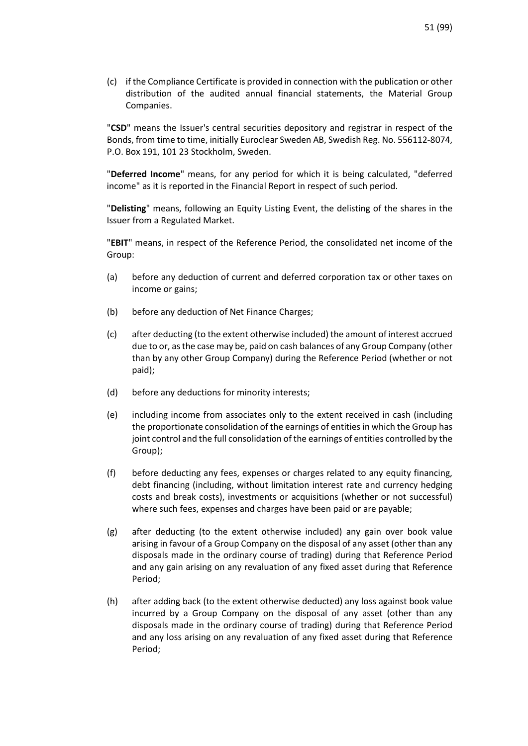(c) if the Compliance Certificate is provided in connection with the publication or other distribution of the audited annual financial statements, the Material Group Companies.

"**CSD**" means the Issuer's central securities depository and registrar in respect of the Bonds, from time to time, initially Euroclear Sweden AB, Swedish Reg. No. 556112-8074, P.O. Box 191, 101 23 Stockholm, Sweden.

"**Deferred Income**" means, for any period for which it is being calculated, "deferred income" as it is reported in the Financial Report in respect of such period.

"**Delisting**" means, following an Equity Listing Event, the delisting of the shares in the Issuer from a Regulated Market.

"**EBIT**" means, in respect of the Reference Period, the consolidated net income of the Group:

(a) before any deduction of current and deferred corporation tax or other taxes on income or gains;

(b) before any deduction of Net Finance Charges;

(c) after deducting (to the extent otherwise included) the amount of interest accrued due to or, as the case may be, paid on cash balances of any Group Company (other than by any other Group Company) during the Reference Period (whether or not paid);

(d) before any deductions for minority interests;

(e) including income from associates only to the extent received in cash (including the proportionate consolidation of the earnings of entities in which the Group has joint control and the full consolidation of the earnings of entities controlled by the Group);

(f) before deducting any fees, expenses or charges related to any equity financing, debt financing (including, without limitation interest rate and currency hedging costs and break costs), investments or acquisitions (whether or not successful) where such fees, expenses and charges have been paid or are payable;

(g) after deducting (to the extent otherwise included) any gain over book value arising in favour of a Group Company on the disposal of any asset (other than any disposals made in the ordinary course of trading) during that Reference Period and any gain arising on any revaluation of any fixed asset during that Reference Period;

(h) after adding back (to the extent otherwise deducted) any loss against book value incurred by a Group Company on the disposal of any asset (other than any disposals made in the ordinary course of trading) during that Reference Period and any loss arising on any revaluation of any fixed asset during that Reference Period;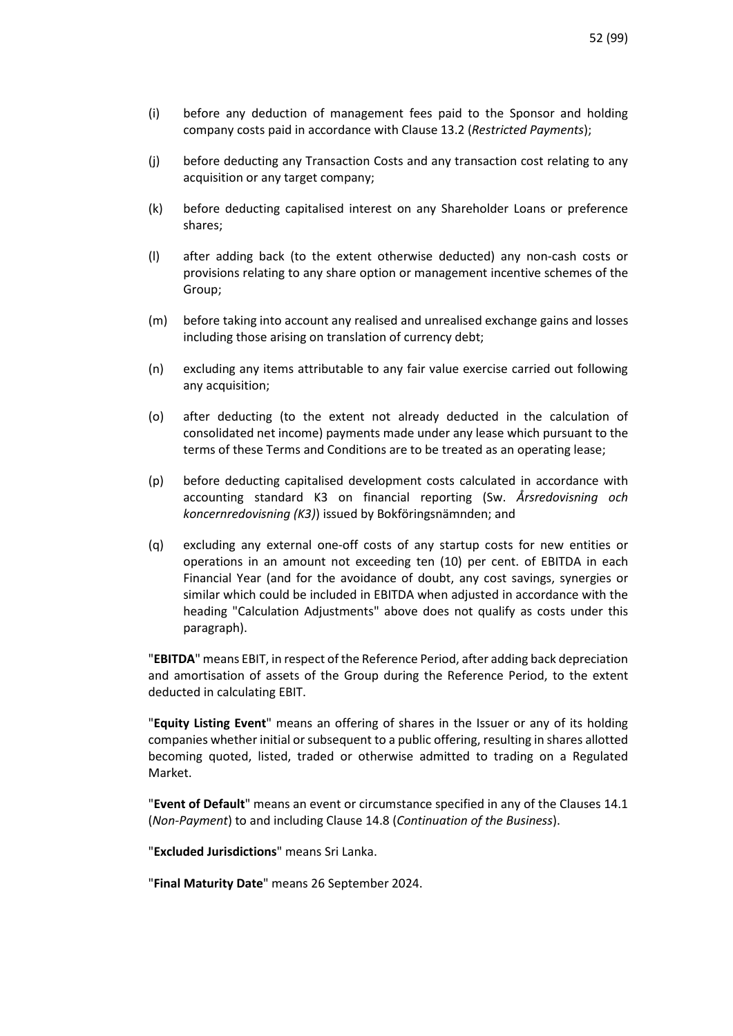(i) before any deduction of management fees paid to the Sponsor and holding company costs paid in accordance with Clause 13.2 (*Restricted Payments*);

(j) before deducting any Transaction Costs and any transaction cost relating to any acquisition or any target company;

(k) before deducting capitalised interest on any Shareholder Loans or preference shares;

(l) after adding back (to the extent otherwise deducted) any non-cash costs or provisions relating to any share option or management incentive schemes of the Group;

(m) before taking into account any realised and unrealised exchange gains and losses including those arising on translation of currency debt;

(n) excluding any items attributable to any fair value exercise carried out following any acquisition;

(o) after deducting (to the extent not already deducted in the calculation of consolidated net income) payments made under any lease which pursuant to the terms of these Terms and Conditions are to be treated as an operating lease;

(p) before deducting capitalised development costs calculated in accordance with accounting standard K3 on financial reporting (Sw. *Årsredovisning och koncernredovisning (K3)*) issued by Bokföringsnämnden; and

(q) excluding any external one-off costs of any startup costs for new entities or operations in an amount not exceeding ten (10) per cent. of EBITDA in each Financial Year (and for the avoidance of doubt, any cost savings, synergies or similar which could be included in EBITDA when adjusted in accordance with the heading "Calculation Adjustments" above does not qualify as costs under this paragraph).

"**EBITDA**" means EBIT, in respect of the Reference Period, after adding back depreciation and amortisation of assets of the Group during the Reference Period, to the extent deducted in calculating EBIT.

"**Equity Listing Event**" means an offering of shares in the Issuer or any of its holding companies whether initial or subsequent to a public offering, resulting in shares allotted becoming quoted, listed, traded or otherwise admitted to trading on a Regulated Market.

"**Event of Default**" means an event or circumstance specified in any of the Clauses 14.1 (*Non-Payment*) to and including Clause 14.8 (*Continuation of the Business*).

"**Excluded Jurisdictions**" means Sri Lanka.

"**Final Maturity Date**" means 26 September 2024.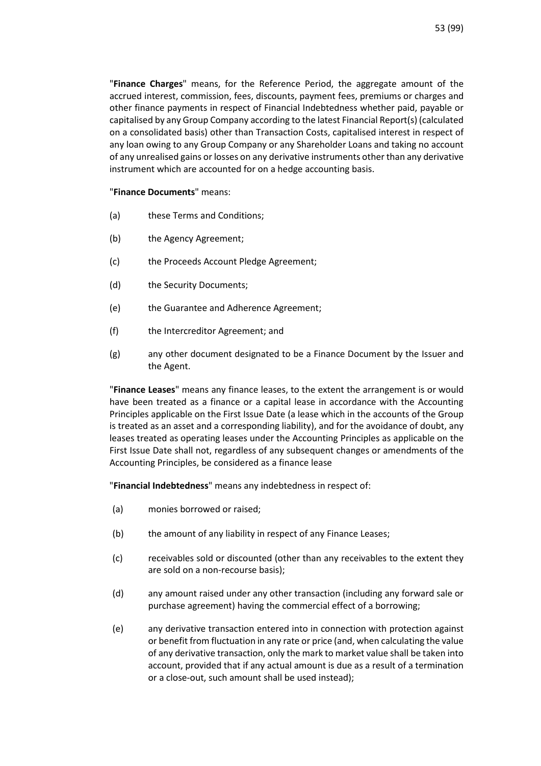"**Finance Charges**" means, for the Reference Period, the aggregate amount of the accrued interest, commission, fees, discounts, payment fees, premiums or charges and other finance payments in respect of Financial Indebtedness whether paid, payable or capitalised by any Group Company according to the latest Financial Report(s) (calculated on a consolidated basis) other than Transaction Costs, capitalised interest in respect of any loan owing to any Group Company or any Shareholder Loans and taking no account of any unrealised gains or losses on any derivative instruments other than any derivative instrument which are accounted for on a hedge accounting basis.

"**Finance Documents**" means:

(a) these Terms and Conditions;

(b) the Agency Agreement;

(c) the Proceeds Account Pledge Agreement;

(d) the Security Documents;

(e) the Guarantee and Adherence Agreement;

(f) the Intercreditor Agreement; and

(g) any other document designated to be a Finance Document by the Issuer and the Agent.

"**Finance Leases**" means any finance leases, to the extent the arrangement is or would have been treated as a finance or a capital lease in accordance with the Accounting Principles applicable on the First Issue Date (a lease which in the accounts of the Group is treated as an asset and a corresponding liability), and for the avoidance of doubt, any leases treated as operating leases under the Accounting Principles as applicable on the First Issue Date shall not, regardless of any subsequent changes or amendments of the Accounting Principles, be considered as a finance lease

"**Financial Indebtedness**" means any indebtedness in respect of:

(a) monies borrowed or raised;

(b) the amount of any liability in respect of any Finance Leases;

(c) receivables sold or discounted (other than any receivables to the extent they are sold on a non-recourse basis);

(d) any amount raised under any other transaction (including any forward sale or purchase agreement) having the commercial effect of a borrowing;

(e) any derivative transaction entered into in connection with protection against or benefit from fluctuation in any rate or price (and, when calculating the value of any derivative transaction, only the mark to market value shall be taken into account, provided that if any actual amount is due as a result of a termination or a close-out, such amount shall be used instead);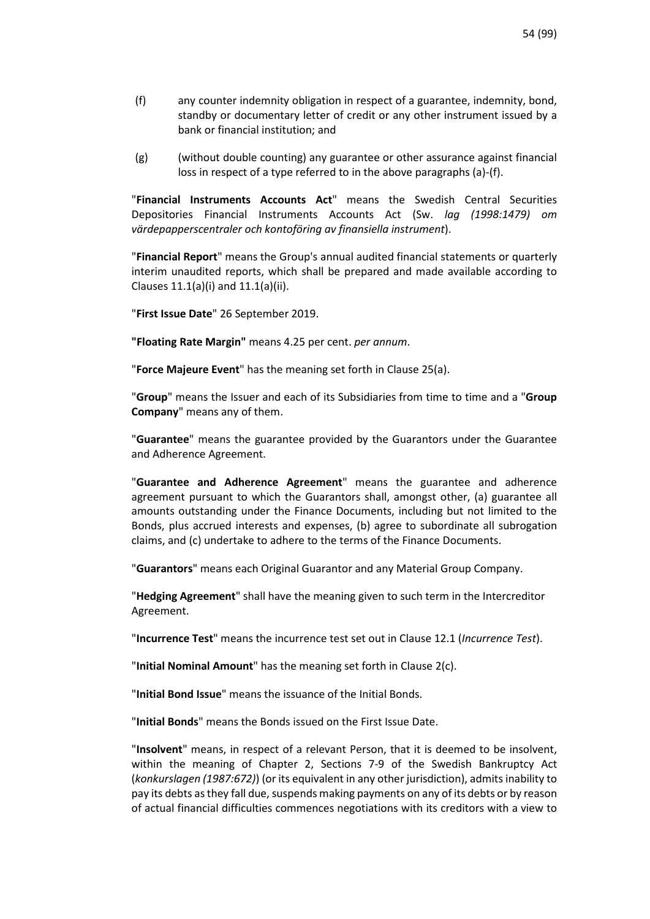(f) any counter indemnity obligation in respect of a guarantee, indemnity, bond, standby or documentary letter of credit or any other instrument issued by a bank or financial institution; and

(g) (without double counting) any guarantee or other assurance against financial loss in respect of a type referred to in the above paragraphs (a)-(f).

"**Financial Instruments Accounts Act**" means the Swedish Central Securities Depositories Financial Instruments Accounts Act (Sw. *lag (1998:1479) om värdepapperscentraler och kontoföring av finansiella instrument*).

"**Financial Report**" means the Group's annual audited financial statements or quarterly interim unaudited reports, which shall be prepared and made available according to Clauses 11.1(a)(i) and 11.1(a)(ii).

"**First Issue Date**" 26 September 2019.

**"Floating Rate Margin"** means 4.25 per cent. *per annum*.

"**Force Majeure Event**" has the meaning set forth in Clause 25(a).

"**Group**" means the Issuer and each of its Subsidiaries from time to time and a "**Group Company**" means any of them.

"**Guarantee**" means the guarantee provided by the Guarantors under the Guarantee and Adherence Agreement.

"**Guarantee and Adherence Agreement**" means the guarantee and adherence agreement pursuant to which the Guarantors shall, amongst other, (a) guarantee all amounts outstanding under the Finance Documents, including but not limited to the Bonds, plus accrued interests and expenses, (b) agree to subordinate all subrogation claims, and (c) undertake to adhere to the terms of the Finance Documents.

"**Guarantors**" means each Original Guarantor and any Material Group Company.

"**Hedging Agreement**" shall have the meaning given to such term in the Intercreditor Agreement.

"**Incurrence Test**" means the incurrence test set out in Clause 12.1 (*Incurrence Test*).

"**Initial Nominal Amount**" has the meaning set forth in Clause 2(c).

"**Initial Bond Issue**" means the issuance of the Initial Bonds.

"**Initial Bonds**" means the Bonds issued on the First Issue Date.

"**Insolvent**" means, in respect of a relevant Person, that it is deemed to be insolvent, within the meaning of Chapter 2, Sections 7-9 of the Swedish Bankruptcy Act (*konkurslagen (1987:672)*) (or its equivalent in any other jurisdiction), admits inability to pay its debts as they fall due, suspends making payments on any of its debts or by reason of actual financial difficulties commences negotiations with its creditors with a view to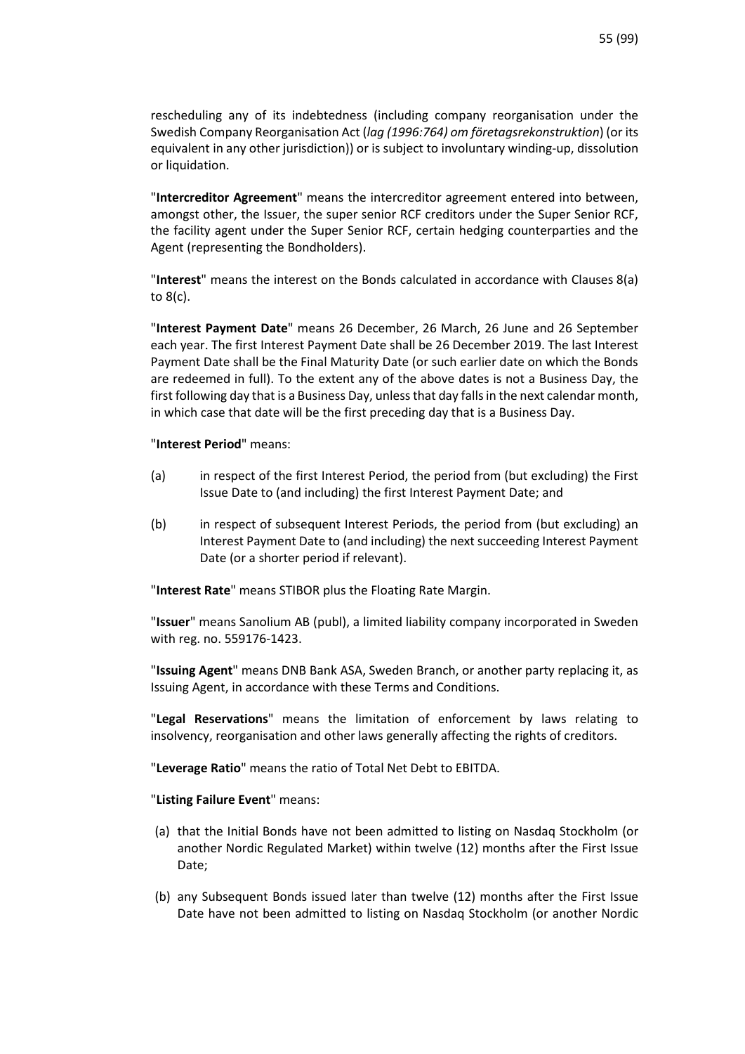rescheduling any of its indebtedness (including company reorganisation under the Swedish Company Reorganisation Act (*lag (1996:764) om företagsrekonstruktion*) (or its equivalent in any other jurisdiction)) or is subject to involuntary winding-up, dissolution or liquidation.

"**Intercreditor Agreement**" means the intercreditor agreement entered into between, amongst other, the Issuer, the super senior RCF creditors under the Super Senior RCF, the facility agent under the Super Senior RCF, certain hedging counterparties and the Agent (representing the Bondholders).

"**Interest**" means the interest on the Bonds calculated in accordance with Clauses 8(a) to 8(c).

"**Interest Payment Date**" means 26 December, 26 March, 26 June and 26 September each year. The first Interest Payment Date shall be 26 December 2019. The last Interest Payment Date shall be the Final Maturity Date (or such earlier date on which the Bonds are redeemed in full). To the extent any of the above dates is not a Business Day, the first following day that is a Business Day, unless that day falls in the next calendar month, in which case that date will be the first preceding day that is a Business Day.

"**Interest Period**" means:

(a) in respect of the first Interest Period, the period from (but excluding) the First Issue Date to (and including) the first Interest Payment Date; and

(b) in respect of subsequent Interest Periods, the period from (but excluding) an Interest Payment Date to (and including) the next succeeding Interest Payment Date (or a shorter period if relevant).

"**Interest Rate**" means STIBOR plus the Floating Rate Margin.

"**Issuer**" means Sanolium AB (publ), a limited liability company incorporated in Sweden with reg. no. 559176-1423.

"**Issuing Agent**" means DNB Bank ASA, Sweden Branch, or another party replacing it, as Issuing Agent, in accordance with these Terms and Conditions.

"**Legal Reservations**" means the limitation of enforcement by laws relating to insolvency, reorganisation and other laws generally affecting the rights of creditors.

"**Leverage Ratio**" means the ratio of Total Net Debt to EBITDA.

"**Listing Failure Event**" means:

(a) that the Initial Bonds have not been admitted to listing on Nasdaq Stockholm (or another Nordic Regulated Market) within twelve (12) months after the First Issue Date;

(b) any Subsequent Bonds issued later than twelve (12) months after the First Issue Date have not been admitted to listing on Nasdaq Stockholm (or another Nordic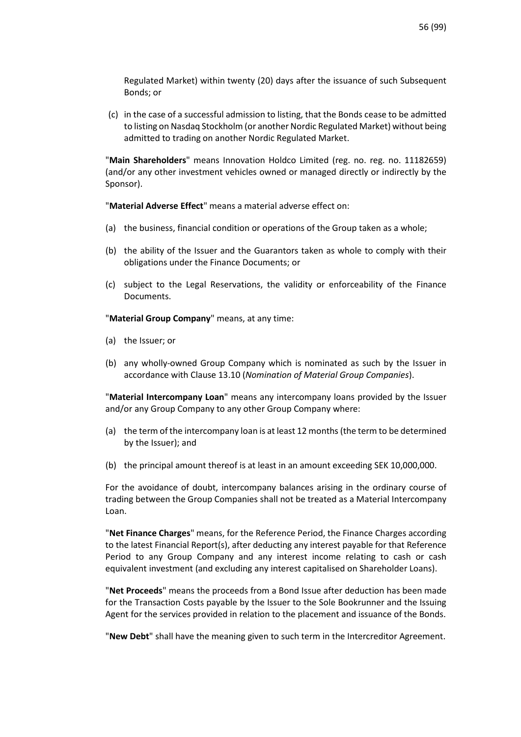Regulated Market) within twenty (20) days after the issuance of such Subsequent Bonds; or

(c) in the case of a successful admission to listing, that the Bonds cease to be admitted to listing on Nasdaq Stockholm (or another Nordic Regulated Market) without being admitted to trading on another Nordic Regulated Market.

"**Main Shareholders**" means Innovation Holdco Limited (reg. no. reg. no. 11182659) (and/or any other investment vehicles owned or managed directly or indirectly by the Sponsor).

"**Material Adverse Effect**" means a material adverse effect on:

(a) the business, financial condition or operations of the Group taken as a whole;

(b) the ability of the Issuer and the Guarantors taken as whole to comply with their obligations under the Finance Documents; or

(c) subject to the Legal Reservations, the validity or enforceability of the Finance Documents.

"**Material Group Company**" means, at any time:

(a) the Issuer; or

(b) any wholly-owned Group Company which is nominated as such by the Issuer in accordance with Clause 13.10 (*Nomination of Material Group Companies*).

"**Material Intercompany Loan**" means any intercompany loans provided by the Issuer and/or any Group Company to any other Group Company where:

(a) the term of the intercompany loan is at least 12 months (the term to be determined by the Issuer); and

(b) the principal amount thereof is at least in an amount exceeding SEK 10,000,000.

For the avoidance of doubt, intercompany balances arising in the ordinary course of trading between the Group Companies shall not be treated as a Material Intercompany Loan.

"**Net Finance Charges**" means, for the Reference Period, the Finance Charges according to the latest Financial Report(s), after deducting any interest payable for that Reference Period to any Group Company and any interest income relating to cash or cash equivalent investment (and excluding any interest capitalised on Shareholder Loans).

"**Net Proceeds**" means the proceeds from a Bond Issue after deduction has been made for the Transaction Costs payable by the Issuer to the Sole Bookrunner and the Issuing Agent for the services provided in relation to the placement and issuance of the Bonds.

"**New Debt**" shall have the meaning given to such term in the Intercreditor Agreement.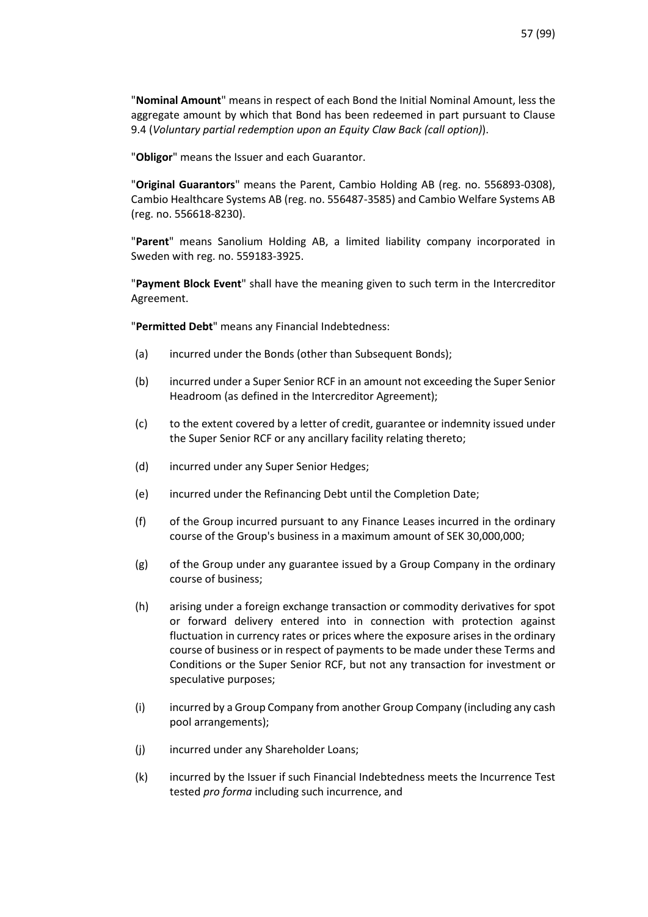"**Nominal Amount**" means in respect of each Bond the Initial Nominal Amount, less the aggregate amount by which that Bond has been redeemed in part pursuant to Clause 9.4 (*Voluntary partial redemption upon an Equity Claw Back (call option)*).

"**Obligor**" means the Issuer and each Guarantor.

"**Original Guarantors**" means the Parent, Cambio Holding AB (reg. no. 556893-0308), Cambio Healthcare Systems AB (reg. no. 556487-3585) and Cambio Welfare Systems AB (reg. no. 556618-8230).

"**Parent**" means Sanolium Holding AB, a limited liability company incorporated in Sweden with reg. no. 559183-3925.

"**Payment Block Event**" shall have the meaning given to such term in the Intercreditor Agreement.

"**Permitted Debt**" means any Financial Indebtedness:

(a) incurred under the Bonds (other than Subsequent Bonds);

(b) incurred under a Super Senior RCF in an amount not exceeding the Super Senior Headroom (as defined in the Intercreditor Agreement);

(c) to the extent covered by a letter of credit, guarantee or indemnity issued under the Super Senior RCF or any ancillary facility relating thereto;

(d) incurred under any Super Senior Hedges;

(e) incurred under the Refinancing Debt until the Completion Date;

(f) of the Group incurred pursuant to any Finance Leases incurred in the ordinary course of the Group's business in a maximum amount of SEK 30,000,000;

(g) of the Group under any guarantee issued by a Group Company in the ordinary course of business;

(h) arising under a foreign exchange transaction or commodity derivatives for spot or forward delivery entered into in connection with protection against fluctuation in currency rates or prices where the exposure arises in the ordinary course of business or in respect of payments to be made under these Terms and Conditions or the Super Senior RCF, but not any transaction for investment or speculative purposes;

(i) incurred by a Group Company from another Group Company (including any cash pool arrangements);

(j) incurred under any Shareholder Loans;

(k) incurred by the Issuer if such Financial Indebtedness meets the Incurrence Test tested *pro forma* including such incurrence, and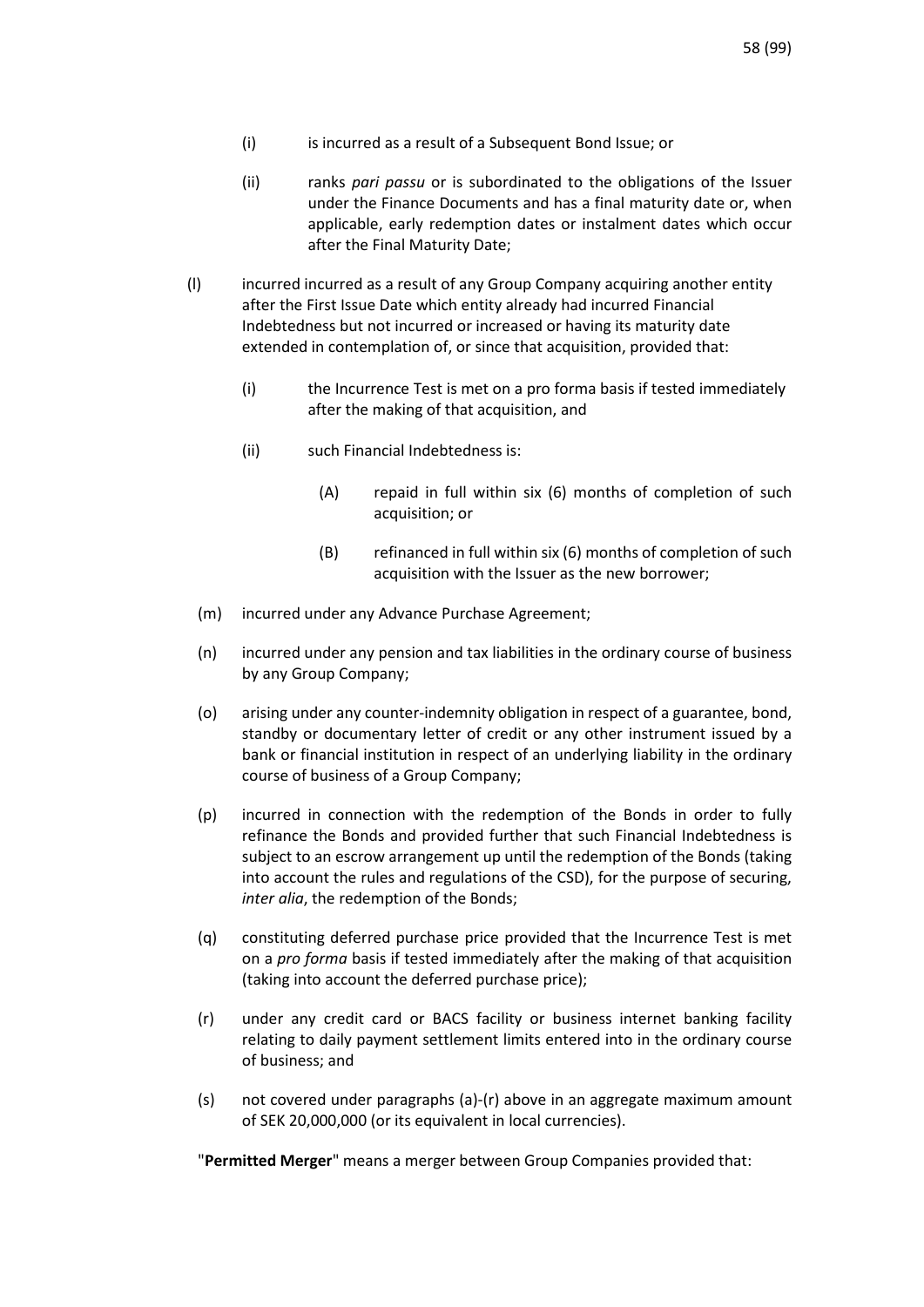(i) is incurred as a result of a Subsequent Bond Issue; or

(ii) ranks *pari passu* or is subordinated to the obligations of the Issuer under the Finance Documents and has a final maturity date or, when applicable, early redemption dates or instalment dates which occur after the Final Maturity Date;

(l) incurred incurred as a result of any Group Company acquiring another entity after the First Issue Date which entity already had incurred Financial Indebtedness but not incurred or increased or having its maturity date extended in contemplation of, or since that acquisition, provided that:

(i) the Incurrence Test is met on a pro forma basis if tested immediately after the making of that acquisition, and

(ii) such Financial Indebtedness is:

(A) repaid in full within six (6) months of completion of such acquisition; or

(B) refinanced in full within six (6) months of completion of such acquisition with the Issuer as the new borrower;

(m) incurred under any Advance Purchase Agreement;

(n) incurred under any pension and tax liabilities in the ordinary course of business by any Group Company;

(o) arising under any counter-indemnity obligation in respect of a guarantee, bond, standby or documentary letter of credit or any other instrument issued by a bank or financial institution in respect of an underlying liability in the ordinary course of business of a Group Company;

(p) incurred in connection with the redemption of the Bonds in order to fully refinance the Bonds and provided further that such Financial Indebtedness is subject to an escrow arrangement up until the redemption of the Bonds (taking into account the rules and regulations of the CSD), for the purpose of securing, *inter alia*, the redemption of the Bonds;

(q) constituting deferred purchase price provided that the Incurrence Test is met on a *pro forma* basis if tested immediately after the making of that acquisition (taking into account the deferred purchase price);

(r) under any credit card or BACS facility or business internet banking facility relating to daily payment settlement limits entered into in the ordinary course of business; and

(s) not covered under paragraphs (a)-(r) above in an aggregate maximum amount of SEK 20,000,000 (or its equivalent in local currencies).

"**Permitted Merger**" means a merger between Group Companies provided that: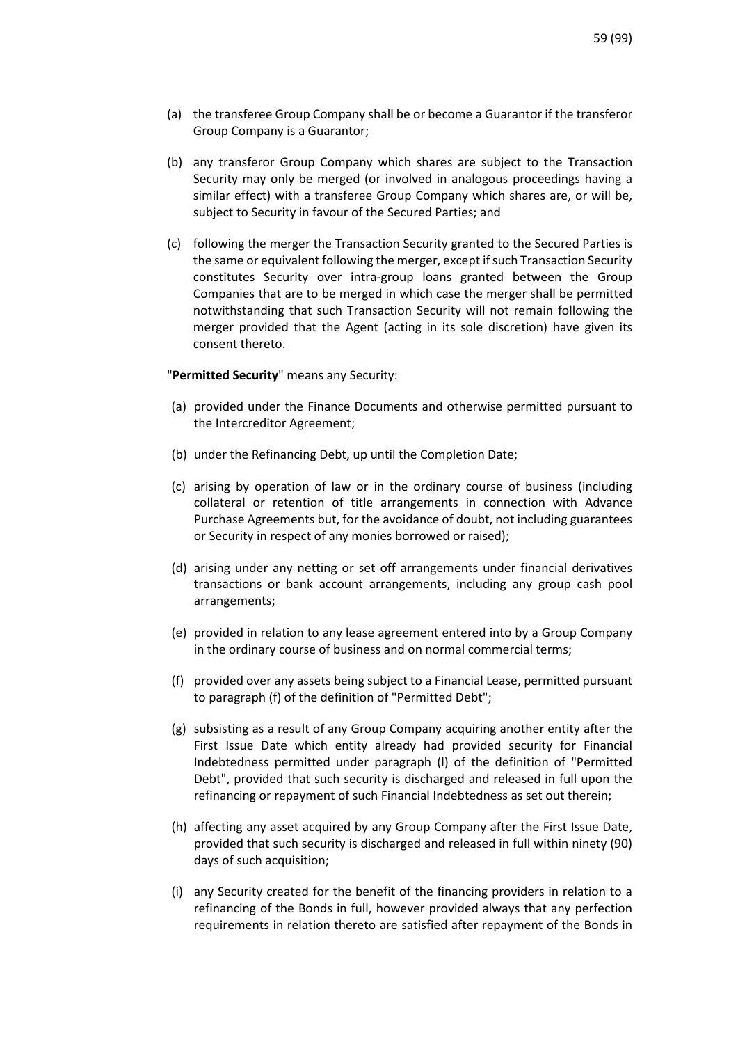(a) the transferee Group Company shall be or become a Guarantor if the transferor Group Company is a Guarantor;

(b) any transferor Group Company which shares are subject to the Transaction Security may only be merged (or involved in analogous proceedings having a similar effect) with a transferee Group Company which shares are, or will be, subject to Security in favour of the Secured Parties; and

(c) following the merger the Transaction Security granted to the Secured Parties is the same or equivalent following the merger, except if such Transaction Security constitutes Security over intra-group loans granted between the Group Companies that are to be merged in which case the merger shall be permitted notwithstanding that such Transaction Security will not remain following the merger provided that the Agent (acting in its sole discretion) have given its consent thereto.

"**Permitted Security**" means any Security:

(a) provided under the Finance Documents and otherwise permitted pursuant to the Intercreditor Agreement;

(b) under the Refinancing Debt, up until the Completion Date;

(c) arising by operation of law or in the ordinary course of business (including collateral or retention of title arrangements in connection with Advance Purchase Agreements but, for the avoidance of doubt, not including guarantees or Security in respect of any monies borrowed or raised);

(d) arising under any netting or set off arrangements under financial derivatives transactions or bank account arrangements, including any group cash pool arrangements;

(e) provided in relation to any lease agreement entered into by a Group Company in the ordinary course of business and on normal commercial terms;

(f) provided over any assets being subject to a Financial Lease, permitted pursuant to paragraph (f) of the definition of "Permitted Debt";

(g) subsisting as a result of any Group Company acquiring another entity after the First Issue Date which entity already had provided security for Financial Indebtedness permitted under paragraph (l) of the definition of "Permitted Debt", provided that such security is discharged and released in full upon the refinancing or repayment of such Financial Indebtedness as set out therein;

(h) affecting any asset acquired by any Group Company after the First Issue Date, provided that such security is discharged and released in full within ninety (90) days of such acquisition;

(i) any Security created for the benefit of the financing providers in relation to a refinancing of the Bonds in full, however provided always that any perfection requirements in relation thereto are satisfied after repayment of the Bonds in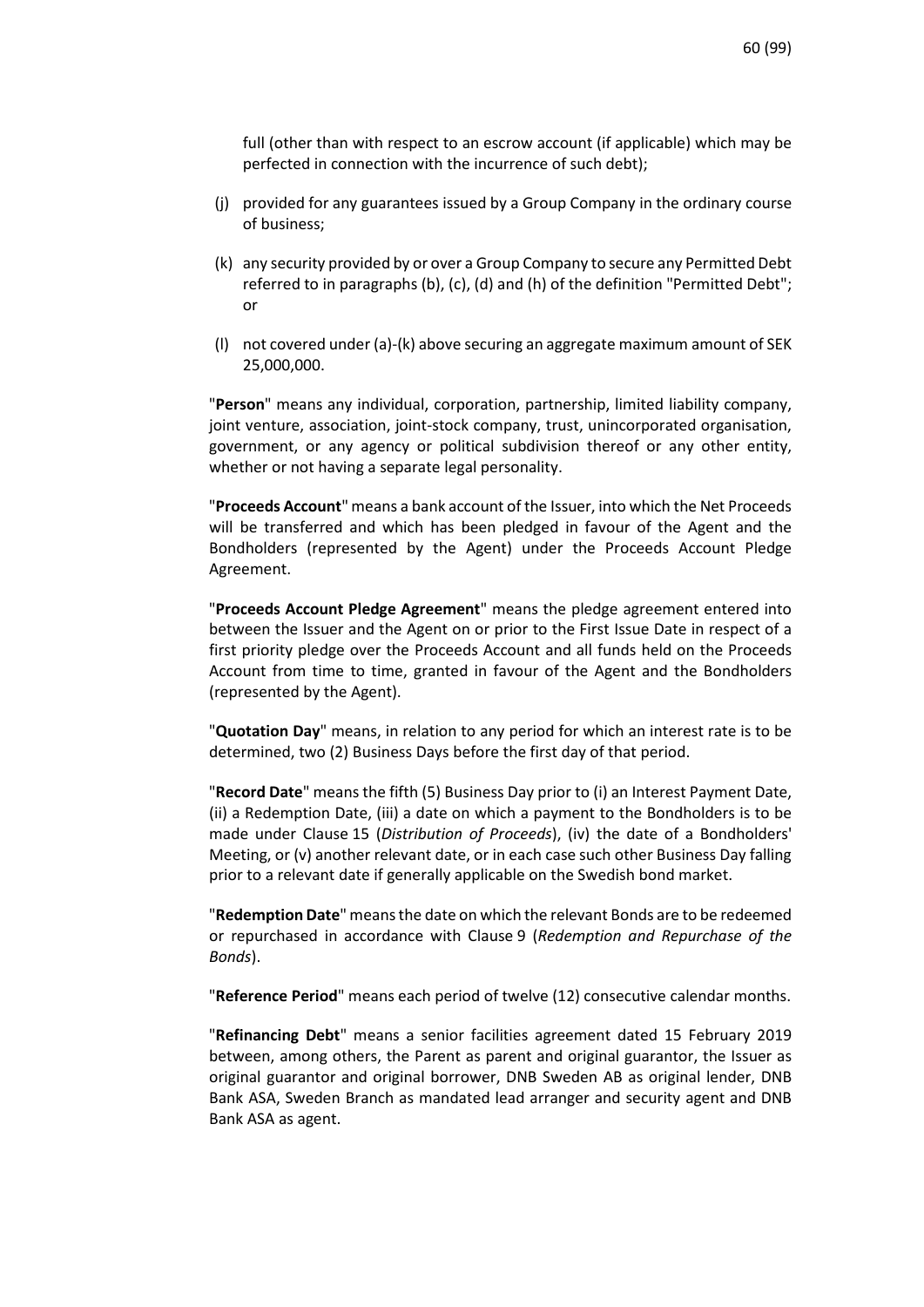full (other than with respect to an escrow account (if applicable) which may be perfected in connection with the incurrence of such debt);

(j) provided for any guarantees issued by a Group Company in the ordinary course of business;

(k) any security provided by or over a Group Company to secure any Permitted Debt referred to in paragraphs (b), (c), (d) and (h) of the definition "Permitted Debt"; or

(l) not covered under (a)-(k) above securing an aggregate maximum amount of SEK 25,000,000.

"**Person**" means any individual, corporation, partnership, limited liability company, joint venture, association, joint-stock company, trust, unincorporated organisation, government, or any agency or political subdivision thereof or any other entity, whether or not having a separate legal personality.

"**Proceeds Account**" means a bank account of the Issuer, into which the Net Proceeds will be transferred and which has been pledged in favour of the Agent and the Bondholders (represented by the Agent) under the Proceeds Account Pledge Agreement.

"**Proceeds Account Pledge Agreement**" means the pledge agreement entered into between the Issuer and the Agent on or prior to the First Issue Date in respect of a first priority pledge over the Proceeds Account and all funds held on the Proceeds Account from time to time, granted in favour of the Agent and the Bondholders (represented by the Agent).

"**Quotation Day**" means, in relation to any period for which an interest rate is to be determined, two (2) Business Days before the first day of that period.

"**Record Date**" means the fifth (5) Business Day prior to (i) an Interest Payment Date, (ii) a Redemption Date, (iii) a date on which a payment to the Bondholders is to be made under Clause 15 (*Distribution of Proceeds*), (iv) the date of a Bondholders' Meeting, or (v) another relevant date, or in each case such other Business Day falling prior to a relevant date if generally applicable on the Swedish bond market.

"**Redemption Date**" means the date on which the relevant Bonds are to be redeemed or repurchased in accordance with Clause 9 (*Redemption and Repurchase of the Bonds*).

"**Reference Period**" means each period of twelve (12) consecutive calendar months.

"**Refinancing Debt**" means a senior facilities agreement dated 15 February 2019 between, among others, the Parent as parent and original guarantor, the Issuer as original guarantor and original borrower, DNB Sweden AB as original lender, DNB Bank ASA, Sweden Branch as mandated lead arranger and security agent and DNB Bank ASA as agent.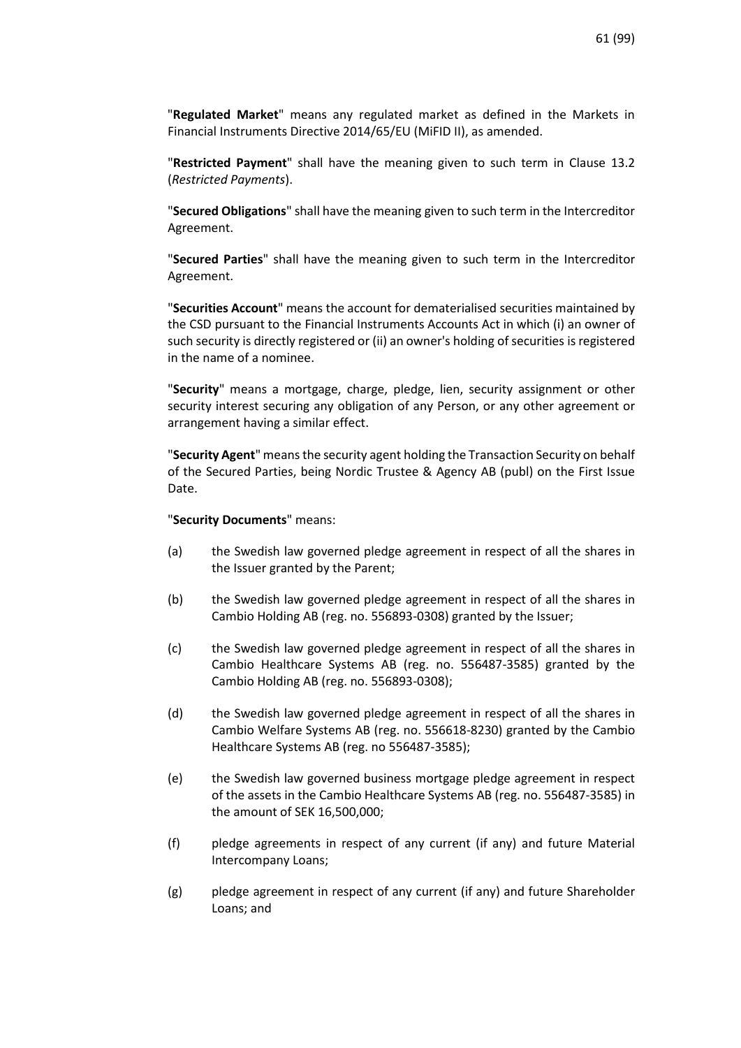"**Regulated Market**" means any regulated market as defined in the Markets in Financial Instruments Directive 2014/65/EU (MiFID II), as amended.

"**Restricted Payment**" shall have the meaning given to such term in Clause 13.2 (*Restricted Payments*).

"**Secured Obligations**" shall have the meaning given to such term in the Intercreditor Agreement.

"**Secured Parties**" shall have the meaning given to such term in the Intercreditor Agreement.

"**Securities Account**" means the account for dematerialised securities maintained by the CSD pursuant to the Financial Instruments Accounts Act in which (i) an owner of such security is directly registered or (ii) an owner's holding of securities is registered in the name of a nominee.

"**Security**" means a mortgage, charge, pledge, lien, security assignment or other security interest securing any obligation of any Person, or any other agreement or arrangement having a similar effect.

"**Security Agent**" means the security agent holding the Transaction Security on behalf of the Secured Parties, being Nordic Trustee & Agency AB (publ) on the First Issue Date.

"**Security Documents**" means:

(a) the Swedish law governed pledge agreement in respect of all the shares in the Issuer granted by the Parent;

(b) the Swedish law governed pledge agreement in respect of all the shares in Cambio Holding AB (reg. no. 556893-0308) granted by the Issuer;

(c) the Swedish law governed pledge agreement in respect of all the shares in Cambio Healthcare Systems AB (reg. no. 556487-3585) granted by the Cambio Holding AB (reg. no. 556893-0308);

(d) the Swedish law governed pledge agreement in respect of all the shares in Cambio Welfare Systems AB (reg. no. 556618-8230) granted by the Cambio Healthcare Systems AB (reg. no 556487-3585);

(e) the Swedish law governed business mortgage pledge agreement in respect of the assets in the Cambio Healthcare Systems AB (reg. no. 556487-3585) in the amount of SEK 16,500,000;

(f) pledge agreements in respect of any current (if any) and future Material Intercompany Loans;

(g) pledge agreement in respect of any current (if any) and future Shareholder Loans; and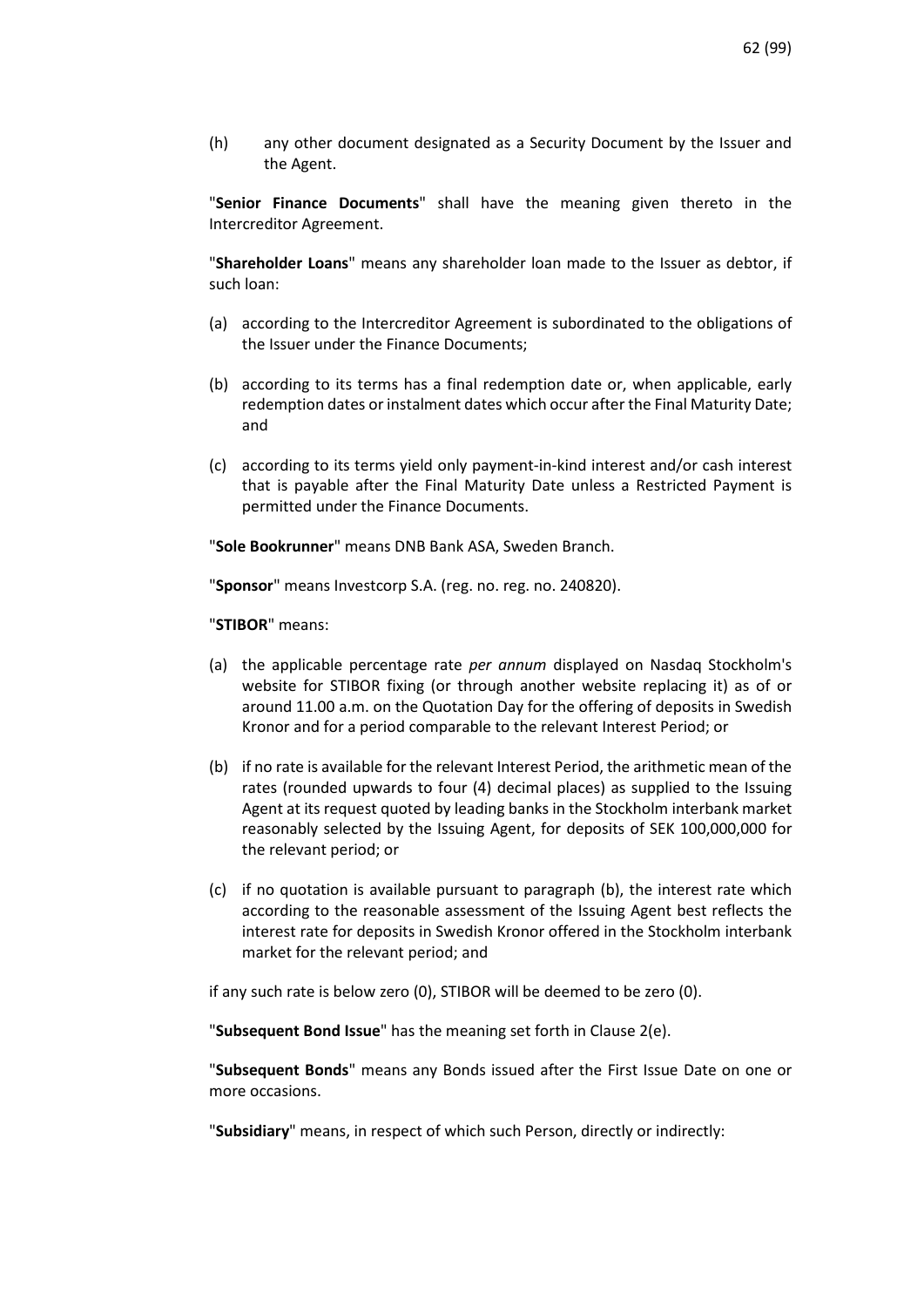(h) any other document designated as a Security Document by the Issuer and the Agent.

"**Senior Finance Documents**" shall have the meaning given thereto in the Intercreditor Agreement.

"**Shareholder Loans**" means any shareholder loan made to the Issuer as debtor, if such loan:

(a) according to the Intercreditor Agreement is subordinated to the obligations of the Issuer under the Finance Documents;

(b) according to its terms has a final redemption date or, when applicable, early redemption dates or instalment dates which occur after the Final Maturity Date; and

(c) according to its terms yield only payment-in-kind interest and/or cash interest that is payable after the Final Maturity Date unless a Restricted Payment is permitted under the Finance Documents.

"**Sole Bookrunner**" means DNB Bank ASA, Sweden Branch.

"**Sponsor**" means Investcorp S.A. (reg. no. reg. no. 240820).

"**STIBOR**" means:

(a) the applicable percentage rate *per annum* displayed on Nasdaq Stockholm's website for STIBOR fixing (or through another website replacing it) as of or around 11.00 a.m. on the Quotation Day for the offering of deposits in Swedish Kronor and for a period comparable to the relevant Interest Period; or

(b) if no rate is available for the relevant Interest Period, the arithmetic mean of the rates (rounded upwards to four (4) decimal places) as supplied to the Issuing Agent at its request quoted by leading banks in the Stockholm interbank market reasonably selected by the Issuing Agent, for deposits of SEK 100,000,000 for the relevant period; or

(c) if no quotation is available pursuant to paragraph (b), the interest rate which according to the reasonable assessment of the Issuing Agent best reflects the interest rate for deposits in Swedish Kronor offered in the Stockholm interbank market for the relevant period; and

if any such rate is below zero (0), STIBOR will be deemed to be zero (0).

"**Subsequent Bond Issue**" has the meaning set forth in Clause 2(e).

"**Subsequent Bonds**" means any Bonds issued after the First Issue Date on one or more occasions.

"**Subsidiary**" means, in respect of which such Person, directly or indirectly: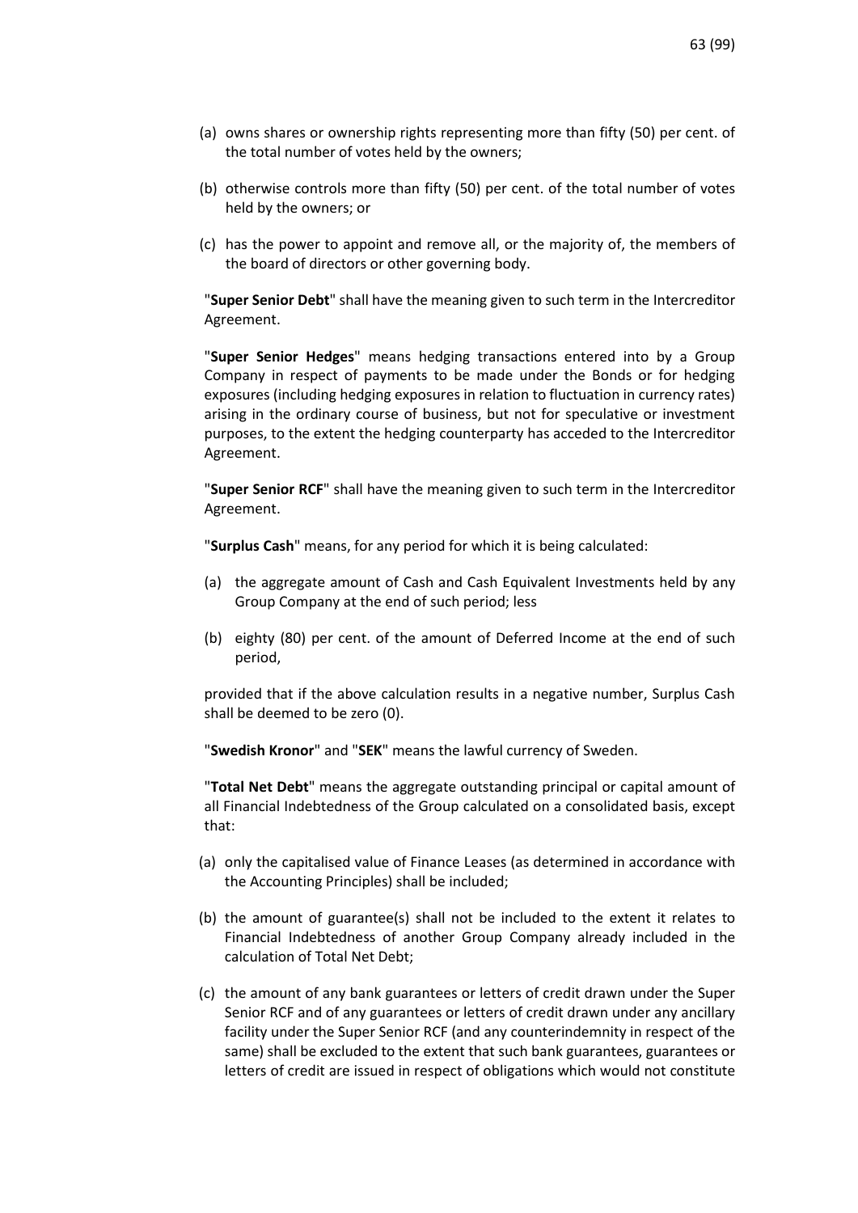(a) owns shares or ownership rights representing more than fifty (50) per cent. of the total number of votes held by the owners;

(b) otherwise controls more than fifty (50) per cent. of the total number of votes held by the owners; or

(c) has the power to appoint and remove all, or the majority of, the members of the board of directors or other governing body.

"**Super Senior Debt**" shall have the meaning given to such term in the Intercreditor Agreement.

"**Super Senior Hedges**" means hedging transactions entered into by a Group Company in respect of payments to be made under the Bonds or for hedging exposures (including hedging exposures in relation to fluctuation in currency rates) arising in the ordinary course of business, but not for speculative or investment purposes, to the extent the hedging counterparty has acceded to the Intercreditor Agreement.

"**Super Senior RCF**" shall have the meaning given to such term in the Intercreditor Agreement.

"**Surplus Cash**" means, for any period for which it is being calculated:

(a) the aggregate amount of Cash and Cash Equivalent Investments held by any Group Company at the end of such period; less

(b) eighty (80) per cent. of the amount of Deferred Income at the end of such period,

provided that if the above calculation results in a negative number, Surplus Cash shall be deemed to be zero (0).

"**Swedish Kronor**" and "**SEK**" means the lawful currency of Sweden.

"**Total Net Debt**" means the aggregate outstanding principal or capital amount of all Financial Indebtedness of the Group calculated on a consolidated basis, except that:

(a) only the capitalised value of Finance Leases (as determined in accordance with the Accounting Principles) shall be included;

(b) the amount of guarantee(s) shall not be included to the extent it relates to Financial Indebtedness of another Group Company already included in the calculation of Total Net Debt;

(c) the amount of any bank guarantees or letters of credit drawn under the Super Senior RCF and of any guarantees or letters of credit drawn under any ancillary facility under the Super Senior RCF (and any counterindemnity in respect of the same) shall be excluded to the extent that such bank guarantees, guarantees or letters of credit are issued in respect of obligations which would not constitute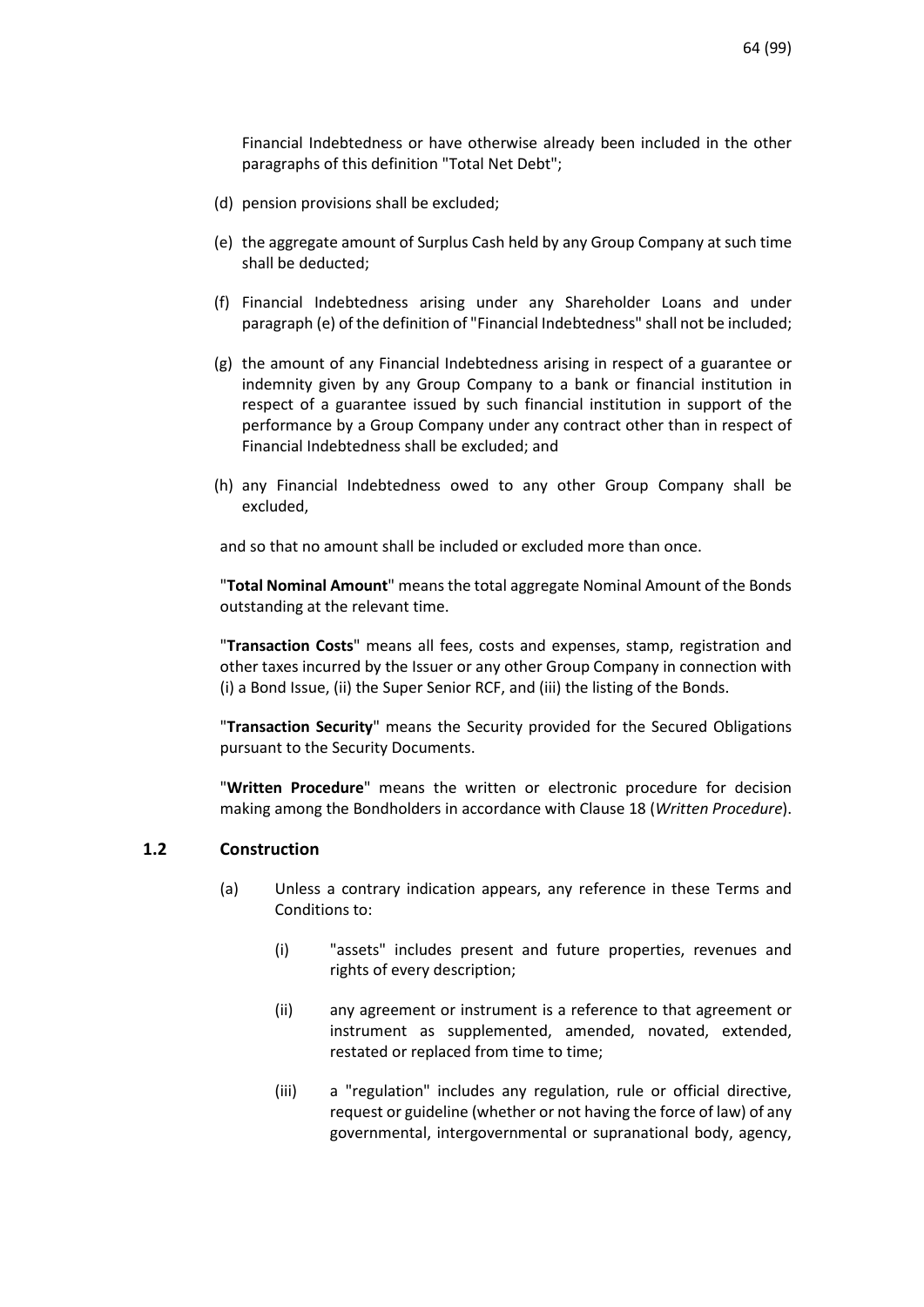Financial Indebtedness or have otherwise already been included in the other paragraphs of this definition "Total Net Debt";

(d) pension provisions shall be excluded;

(e) the aggregate amount of Surplus Cash held by any Group Company at such time shall be deducted;

(f) Financial Indebtedness arising under any Shareholder Loans and under paragraph (e) of the definition of "Financial Indebtedness" shall not be included;

(g) the amount of any Financial Indebtedness arising in respect of a guarantee or indemnity given by any Group Company to a bank or financial institution in respect of a guarantee issued by such financial institution in support of the performance by a Group Company under any contract other than in respect of Financial Indebtedness shall be excluded; and

(h) any Financial Indebtedness owed to any other Group Company shall be excluded,

and so that no amount shall be included or excluded more than once.

"**Total Nominal Amount**" means the total aggregate Nominal Amount of the Bonds outstanding at the relevant time.

"**Transaction Costs**" means all fees, costs and expenses, stamp, registration and other taxes incurred by the Issuer or any other Group Company in connection with (i) a Bond Issue, (ii) the Super Senior RCF, and (iii) the listing of the Bonds.

"**Transaction Security**" means the Security provided for the Secured Obligations pursuant to the Security Documents.

"**Written Procedure**" means the written or electronic procedure for decision making among the Bondholders in accordance with Clause 18 (*Written Procedure*).

### 1.2 Construction

(a) Unless a contrary indication appears, any reference in these Terms and Conditions to:

(i) "assets" includes present and future properties, revenues and rights of every description;

(ii) any agreement or instrument is a reference to that agreement or instrument as supplemented, amended, novated, extended, restated or replaced from time to time;

(iii) a "regulation" includes any regulation, rule or official directive, request or guideline (whether or not having the force of law) of any governmental, intergovernmental or supranational body, agency,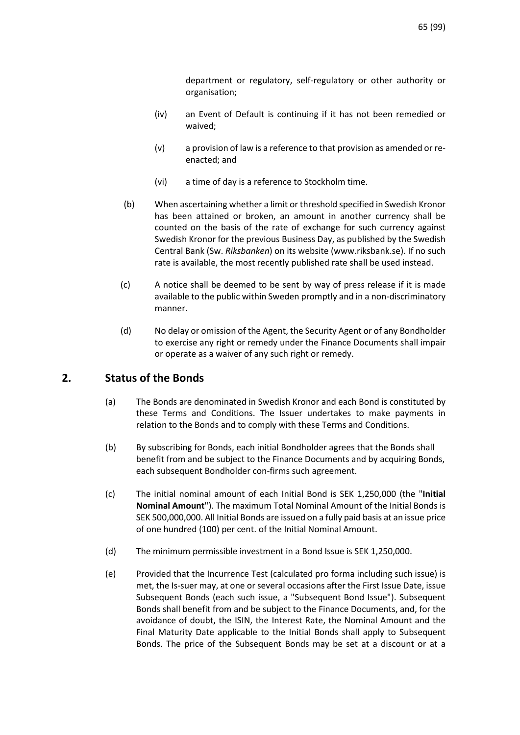department or regulatory, self-regulatory or other authority or organisation;

(iv) an Event of Default is continuing if it has not been remedied or waived;

(v) a provision of law is a reference to that provision as amended or re-enacted; and

(vi) a time of day is a reference to Stockholm time.

(b) When ascertaining whether a limit or threshold specified in Swedish Kronor has been attained or broken, an amount in another currency shall be counted on the basis of the rate of exchange for such currency against Swedish Kronor for the previous Business Day, as published by the Swedish Central Bank (Sw. *Riksbanken*) on its website (www.riksbank.se). If no such rate is available, the most recently published rate shall be used instead.

(c) A notice shall be deemed to be sent by way of press release if it is made available to the public within Sweden promptly and in a non-discriminatory manner.

(d) No delay or omission of the Agent, the Security Agent or of any Bondholder to exercise any right or remedy under the Finance Documents shall impair or operate as a waiver of any such right or remedy.

## 2. Status of the Bonds

(a) The Bonds are denominated in Swedish Kronor and each Bond is constituted by these Terms and Conditions. The Issuer undertakes to make payments in relation to the Bonds and to comply with these Terms and Conditions.

(b) By subscribing for Bonds, each initial Bondholder agrees that the Bonds shall benefit from and be subject to the Finance Documents and by acquiring Bonds, each subsequent Bondholder con-firms such agreement.

(c) The initial nominal amount of each Initial Bond is SEK 1,250,000 (the "**Initial Nominal Amount**"). The maximum Total Nominal Amount of the Initial Bonds is SEK 500,000,000. All Initial Bonds are issued on a fully paid basis at an issue price of one hundred (100) per cent. of the Initial Nominal Amount.

(d) The minimum permissible investment in a Bond Issue is SEK 1,250,000.

(e) Provided that the Incurrence Test (calculated pro forma including such issue) is met, the Is-suer may, at one or several occasions after the First Issue Date, issue Subsequent Bonds (each such issue, a "Subsequent Bond Issue"). Subsequent Bonds shall benefit from and be subject to the Finance Documents, and, for the avoidance of doubt, the ISIN, the Interest Rate, the Nominal Amount and the Final Maturity Date applicable to the Initial Bonds shall apply to Subsequent Bonds. The price of the Subsequent Bonds may be set at a discount or at a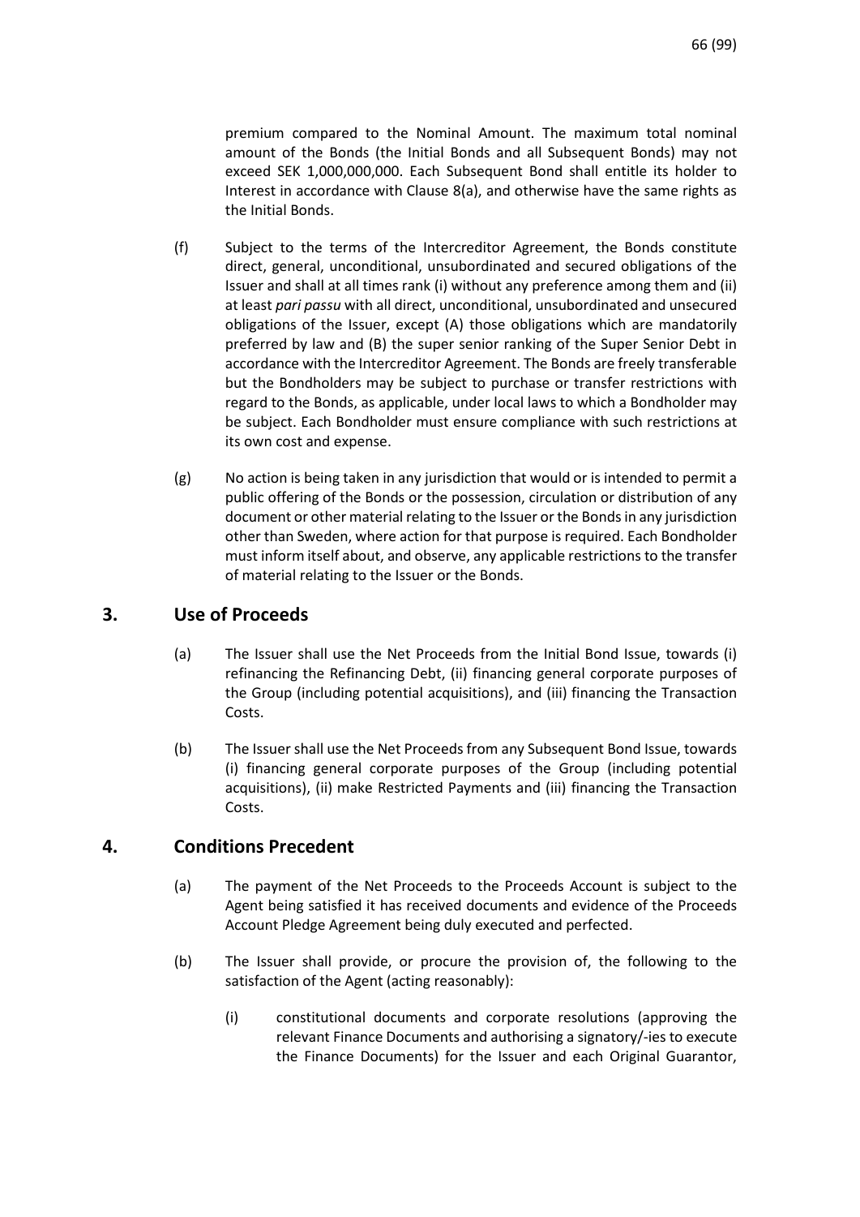premium compared to the Nominal Amount. The maximum total nominal amount of the Bonds (the Initial Bonds and all Subsequent Bonds) may not exceed SEK 1,000,000,000. Each Subsequent Bond shall entitle its holder to Interest in accordance with Clause 8(a), and otherwise have the same rights as the Initial Bonds.

(f) Subject to the terms of the Intercreditor Agreement, the Bonds constitute direct, general, unconditional, unsubordinated and secured obligations of the Issuer and shall at all times rank (i) without any preference among them and (ii) at least *pari passu* with all direct, unconditional, unsubordinated and unsecured obligations of the Issuer, except (A) those obligations which are mandatorily preferred by law and (B) the super senior ranking of the Super Senior Debt in accordance with the Intercreditor Agreement. The Bonds are freely transferable but the Bondholders may be subject to purchase or transfer restrictions with regard to the Bonds, as applicable, under local laws to which a Bondholder may be subject. Each Bondholder must ensure compliance with such restrictions at its own cost and expense.

(g) No action is being taken in any jurisdiction that would or is intended to permit a public offering of the Bonds or the possession, circulation or distribution of any document or other material relating to the Issuer or the Bonds in any jurisdiction other than Sweden, where action for that purpose is required. Each Bondholder must inform itself about, and observe, any applicable restrictions to the transfer of material relating to the Issuer or the Bonds.

## 3. Use of Proceeds

(a) The Issuer shall use the Net Proceeds from the Initial Bond Issue, towards (i) refinancing the Refinancing Debt, (ii) financing general corporate purposes of the Group (including potential acquisitions), and (iii) financing the Transaction Costs.

(b) The Issuer shall use the Net Proceeds from any Subsequent Bond Issue, towards (i) financing general corporate purposes of the Group (including potential acquisitions), (ii) make Restricted Payments and (iii) financing the Transaction Costs.

## 4. Conditions Precedent

(a) The payment of the Net Proceeds to the Proceeds Account is subject to the Agent being satisfied it has received documents and evidence of the Proceeds Account Pledge Agreement being duly executed and perfected.

(b) The Issuer shall provide, or procure the provision of, the following to the satisfaction of the Agent (acting reasonably):

(i) constitutional documents and corporate resolutions (approving the relevant Finance Documents and authorising a signatory/-ies to execute the Finance Documents) for the Issuer and each Original Guarantor,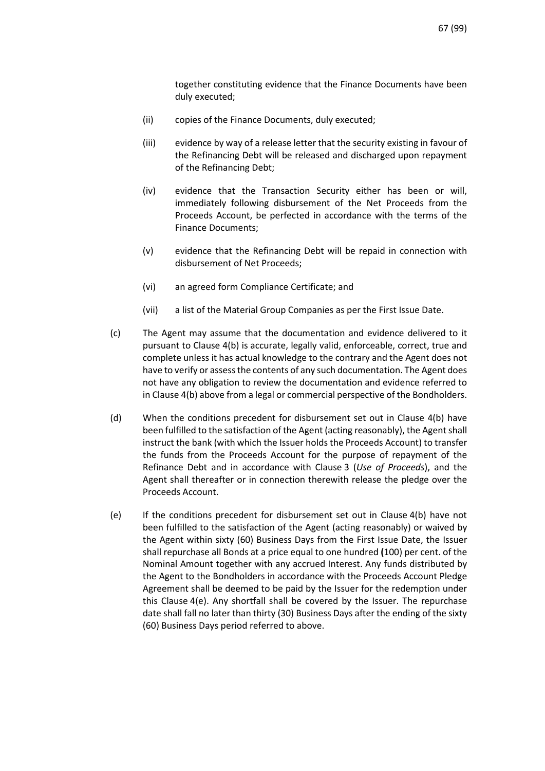together constituting evidence that the Finance Documents have been duly executed;

(ii) copies of the Finance Documents, duly executed;

(iii) evidence by way of a release letter that the security existing in favour of the Refinancing Debt will be released and discharged upon repayment of the Refinancing Debt;

(iv) evidence that the Transaction Security either has been or will, immediately following disbursement of the Net Proceeds from the Proceeds Account, be perfected in accordance with the terms of the Finance Documents;

(v) evidence that the Refinancing Debt will be repaid in connection with disbursement of Net Proceeds;

(vi) an agreed form Compliance Certificate; and

(vii) a list of the Material Group Companies as per the First Issue Date.

(c) The Agent may assume that the documentation and evidence delivered to it pursuant to Clause 4(b) is accurate, legally valid, enforceable, correct, true and complete unless it has actual knowledge to the contrary and the Agent does not have to verify or assess the contents of any such documentation. The Agent does not have any obligation to review the documentation and evidence referred to in Clause 4(b) above from a legal or commercial perspective of the Bondholders.

(d) When the conditions precedent for disbursement set out in Clause 4(b) have been fulfilled to the satisfaction of the Agent (acting reasonably), the Agent shall instruct the bank (with which the Issuer holds the Proceeds Account) to transfer the funds from the Proceeds Account for the purpose of repayment of the Refinance Debt and in accordance with Clause 3 (*Use of Proceeds*), and the Agent shall thereafter or in connection therewith release the pledge over the Proceeds Account.

(e) If the conditions precedent for disbursement set out in Clause 4(b) have not been fulfilled to the satisfaction of the Agent (acting reasonably) or waived by the Agent within sixty (60) Business Days from the First Issue Date, the Issuer shall repurchase all Bonds at a price equal to one hundred **(**100) per cent. of the Nominal Amount together with any accrued Interest. Any funds distributed by the Agent to the Bondholders in accordance with the Proceeds Account Pledge Agreement shall be deemed to be paid by the Issuer for the redemption under this Clause 4(e). Any shortfall shall be covered by the Issuer. The repurchase date shall fall no later than thirty (30) Business Days after the ending of the sixty (60) Business Days period referred to above.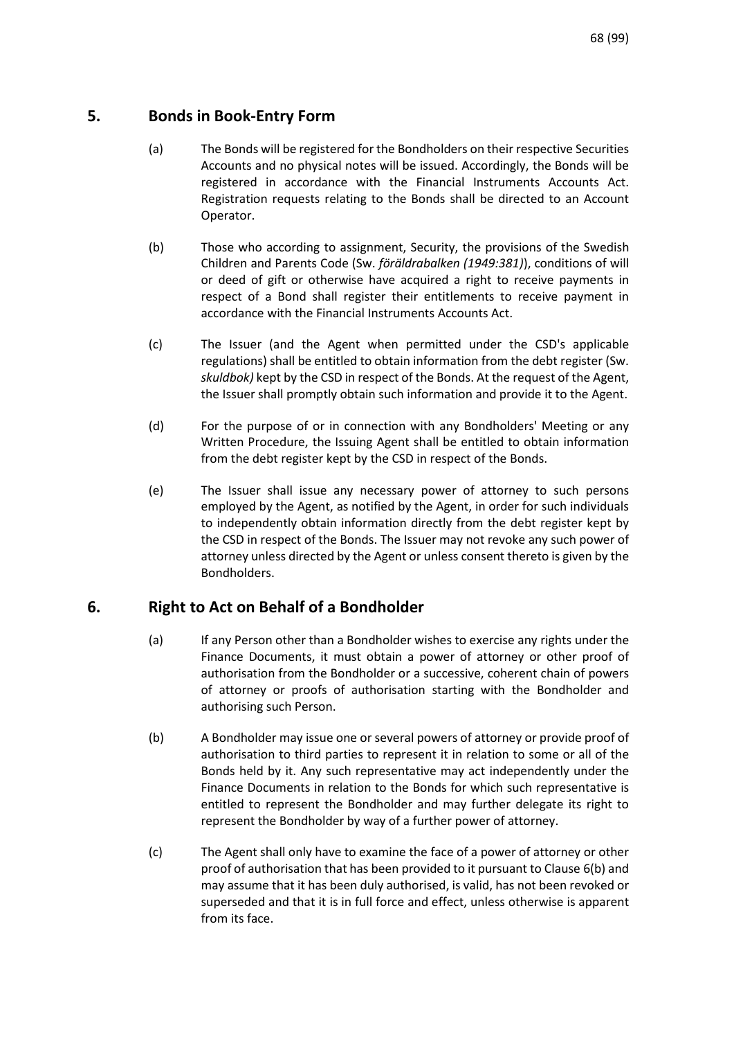## 5. Bonds in Book-Entry Form

(a) The Bonds will be registered for the Bondholders on their respective Securities Accounts and no physical notes will be issued. Accordingly, the Bonds will be registered in accordance with the Financial Instruments Accounts Act. Registration requests relating to the Bonds shall be directed to an Account Operator.

(b) Those who according to assignment, Security, the provisions of the Swedish Children and Parents Code (Sw. *föräldrabalken (1949:381)*), conditions of will or deed of gift or otherwise have acquired a right to receive payments in respect of a Bond shall register their entitlements to receive payment in accordance with the Financial Instruments Accounts Act.

(c) The Issuer (and the Agent when permitted under the CSD's applicable regulations) shall be entitled to obtain information from the debt register (Sw. *skuldbok)* kept by the CSD in respect of the Bonds. At the request of the Agent, the Issuer shall promptly obtain such information and provide it to the Agent.

(d) For the purpose of or in connection with any Bondholders' Meeting or any Written Procedure, the Issuing Agent shall be entitled to obtain information from the debt register kept by the CSD in respect of the Bonds.

(e) The Issuer shall issue any necessary power of attorney to such persons employed by the Agent, as notified by the Agent, in order for such individuals to independently obtain information directly from the debt register kept by the CSD in respect of the Bonds. The Issuer may not revoke any such power of attorney unless directed by the Agent or unless consent thereto is given by the Bondholders.

## 6. Right to Act on Behalf of a Bondholder

(a) If any Person other than a Bondholder wishes to exercise any rights under the Finance Documents, it must obtain a power of attorney or other proof of authorisation from the Bondholder or a successive, coherent chain of powers of attorney or proofs of authorisation starting with the Bondholder and authorising such Person.

(b) A Bondholder may issue one or several powers of attorney or provide proof of authorisation to third parties to represent it in relation to some or all of the Bonds held by it. Any such representative may act independently under the Finance Documents in relation to the Bonds for which such representative is entitled to represent the Bondholder and may further delegate its right to represent the Bondholder by way of a further power of attorney.

(c) The Agent shall only have to examine the face of a power of attorney or other proof of authorisation that has been provided to it pursuant to Clause 6(b) and may assume that it has been duly authorised, is valid, has not been revoked or superseded and that it is in full force and effect, unless otherwise is apparent from its face.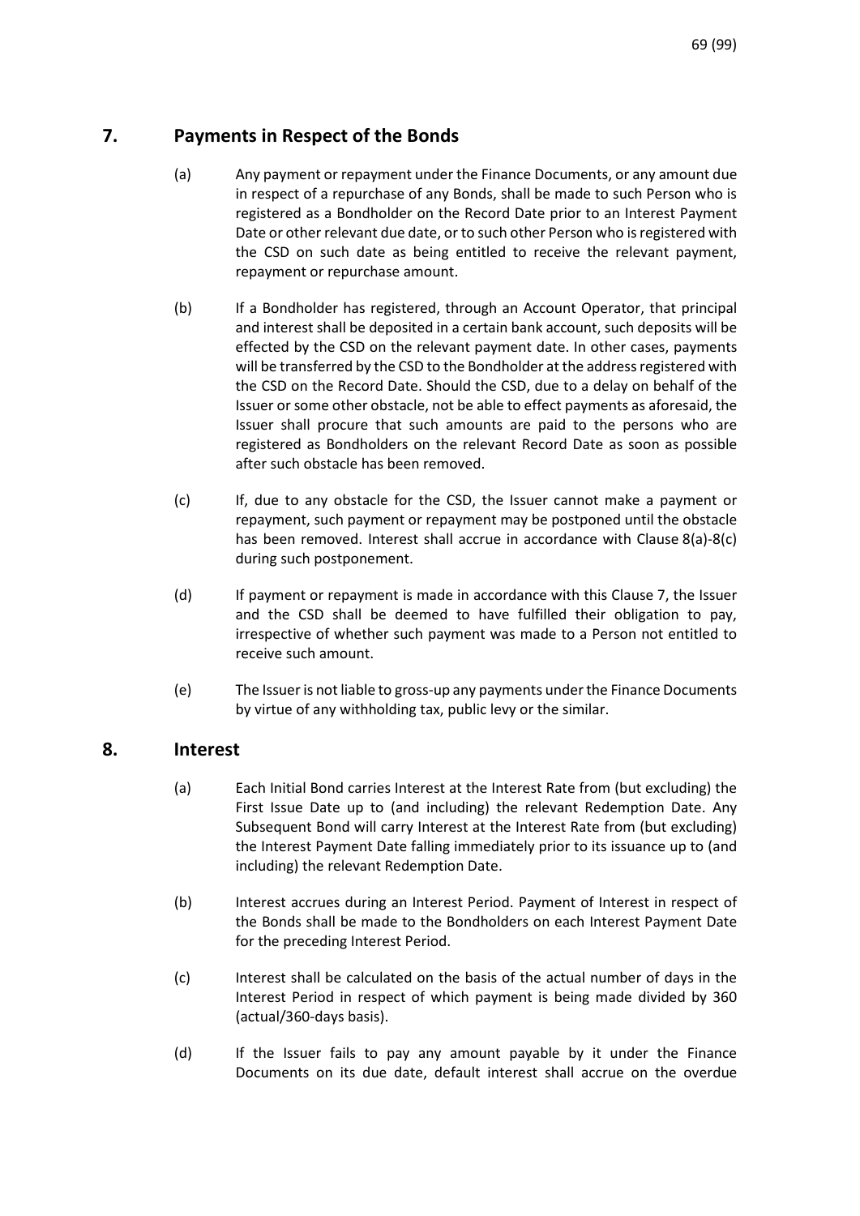## 7. Payments in Respect of the Bonds

(a) Any payment or repayment under the Finance Documents, or any amount due in respect of a repurchase of any Bonds, shall be made to such Person who is registered as a Bondholder on the Record Date prior to an Interest Payment Date or other relevant due date, or to such other Person who is registered with the CSD on such date as being entitled to receive the relevant payment, repayment or repurchase amount.

(b) If a Bondholder has registered, through an Account Operator, that principal and interest shall be deposited in a certain bank account, such deposits will be effected by the CSD on the relevant payment date. In other cases, payments will be transferred by the CSD to the Bondholder at the address registered with the CSD on the Record Date. Should the CSD, due to a delay on behalf of the Issuer or some other obstacle, not be able to effect payments as aforesaid, the Issuer shall procure that such amounts are paid to the persons who are registered as Bondholders on the relevant Record Date as soon as possible after such obstacle has been removed.

(c) If, due to any obstacle for the CSD, the Issuer cannot make a payment or repayment, such payment or repayment may be postponed until the obstacle has been removed. Interest shall accrue in accordance with Clause 8(a)-8(c) during such postponement.

(d) If payment or repayment is made in accordance with this Clause 7, the Issuer and the CSD shall be deemed to have fulfilled their obligation to pay, irrespective of whether such payment was made to a Person not entitled to receive such amount.

(e) The Issuer is not liable to gross-up any payments under the Finance Documents by virtue of any withholding tax, public levy or the similar.

## 8. Interest

(a) Each Initial Bond carries Interest at the Interest Rate from (but excluding) the First Issue Date up to (and including) the relevant Redemption Date. Any Subsequent Bond will carry Interest at the Interest Rate from (but excluding) the Interest Payment Date falling immediately prior to its issuance up to (and including) the relevant Redemption Date.

(b) Interest accrues during an Interest Period. Payment of Interest in respect of the Bonds shall be made to the Bondholders on each Interest Payment Date for the preceding Interest Period.

(c) Interest shall be calculated on the basis of the actual number of days in the Interest Period in respect of which payment is being made divided by 360 (actual/360-days basis).

(d) If the Issuer fails to pay any amount payable by it under the Finance Documents on its due date, default interest shall accrue on the overdue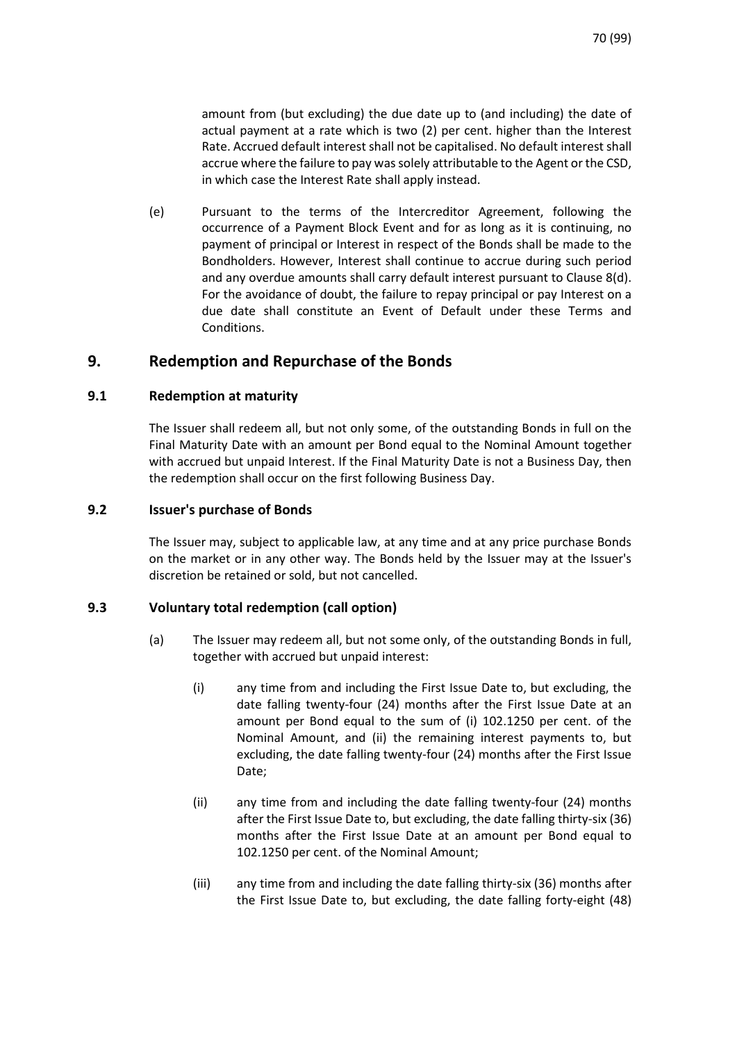amount from (but excluding) the due date up to (and including) the date of actual payment at a rate which is two (2) per cent. higher than the Interest Rate. Accrued default interest shall not be capitalised. No default interest shall accrue where the failure to pay was solely attributable to the Agent or the CSD, in which case the Interest Rate shall apply instead.

(e) Pursuant to the terms of the Intercreditor Agreement, following the occurrence of a Payment Block Event and for as long as it is continuing, no payment of principal or Interest in respect of the Bonds shall be made to the Bondholders. However, Interest shall continue to accrue during such period and any overdue amounts shall carry default interest pursuant to Clause 8(d). For the avoidance of doubt, the failure to repay principal or pay Interest on a due date shall constitute an Event of Default under these Terms and Conditions.

## 9. Redemption and Repurchase of the Bonds

### 9.1 Redemption at maturity

The Issuer shall redeem all, but not only some, of the outstanding Bonds in full on the Final Maturity Date with an amount per Bond equal to the Nominal Amount together with accrued but unpaid Interest. If the Final Maturity Date is not a Business Day, then the redemption shall occur on the first following Business Day.

### 9.2 Issuer's purchase of Bonds

The Issuer may, subject to applicable law, at any time and at any price purchase Bonds on the market or in any other way. The Bonds held by the Issuer may at the Issuer's discretion be retained or sold, but not cancelled.

### 9.3 Voluntary total redemption (call option)

(a) The Issuer may redeem all, but not some only, of the outstanding Bonds in full, together with accrued but unpaid interest:

(i) any time from and including the First Issue Date to, but excluding, the date falling twenty-four (24) months after the First Issue Date at an amount per Bond equal to the sum of (i) 102.1250 per cent. of the Nominal Amount, and (ii) the remaining interest payments to, but excluding, the date falling twenty-four (24) months after the First Issue Date;

(ii) any time from and including the date falling twenty-four (24) months after the First Issue Date to, but excluding, the date falling thirty-six (36) months after the First Issue Date at an amount per Bond equal to 102.1250 per cent. of the Nominal Amount;

(iii) any time from and including the date falling thirty-six (36) months after the First Issue Date to, but excluding, the date falling forty-eight (48)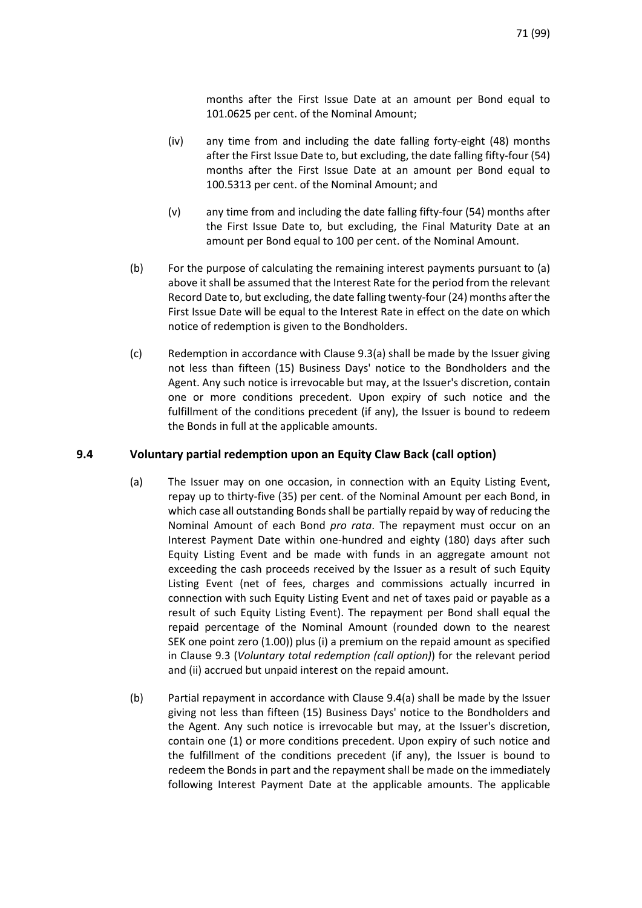months after the First Issue Date at an amount per Bond equal to 101.0625 per cent. of the Nominal Amount;

(iv) any time from and including the date falling forty-eight (48) months after the First Issue Date to, but excluding, the date falling fifty-four (54) months after the First Issue Date at an amount per Bond equal to 100.5313 per cent. of the Nominal Amount; and

(v) any time from and including the date falling fifty-four (54) months after the First Issue Date to, but excluding, the Final Maturity Date at an amount per Bond equal to 100 per cent. of the Nominal Amount.

(b) For the purpose of calculating the remaining interest payments pursuant to (a) above it shall be assumed that the Interest Rate for the period from the relevant Record Date to, but excluding, the date falling twenty-four (24) months after the First Issue Date will be equal to the Interest Rate in effect on the date on which notice of redemption is given to the Bondholders.

(c) Redemption in accordance with Clause 9.3(a) shall be made by the Issuer giving not less than fifteen (15) Business Days' notice to the Bondholders and the Agent. Any such notice is irrevocable but may, at the Issuer's discretion, contain one or more conditions precedent. Upon expiry of such notice and the fulfillment of the conditions precedent (if any), the Issuer is bound to redeem the Bonds in full at the applicable amounts.

## 9.4 Voluntary partial redemption upon an Equity Claw Back (call option)

(a) The Issuer may on one occasion, in connection with an Equity Listing Event, repay up to thirty-five (35) per cent. of the Nominal Amount per each Bond, in which case all outstanding Bonds shall be partially repaid by way of reducing the Nominal Amount of each Bond *pro rata*. The repayment must occur on an Interest Payment Date within one-hundred and eighty (180) days after such Equity Listing Event and be made with funds in an aggregate amount not exceeding the cash proceeds received by the Issuer as a result of such Equity Listing Event (net of fees, charges and commissions actually incurred in connection with such Equity Listing Event and net of taxes paid or payable as a result of such Equity Listing Event). The repayment per Bond shall equal the repaid percentage of the Nominal Amount (rounded down to the nearest SEK one point zero (1.00)) plus (i) a premium on the repaid amount as specified in Clause 9.3 (*Voluntary total redemption (call option)*) for the relevant period and (ii) accrued but unpaid interest on the repaid amount.

(b) Partial repayment in accordance with Clause 9.4(a) shall be made by the Issuer giving not less than fifteen (15) Business Days' notice to the Bondholders and the Agent. Any such notice is irrevocable but may, at the Issuer's discretion, contain one (1) or more conditions precedent. Upon expiry of such notice and the fulfillment of the conditions precedent (if any), the Issuer is bound to redeem the Bonds in part and the repayment shall be made on the immediately following Interest Payment Date at the applicable amounts. The applicable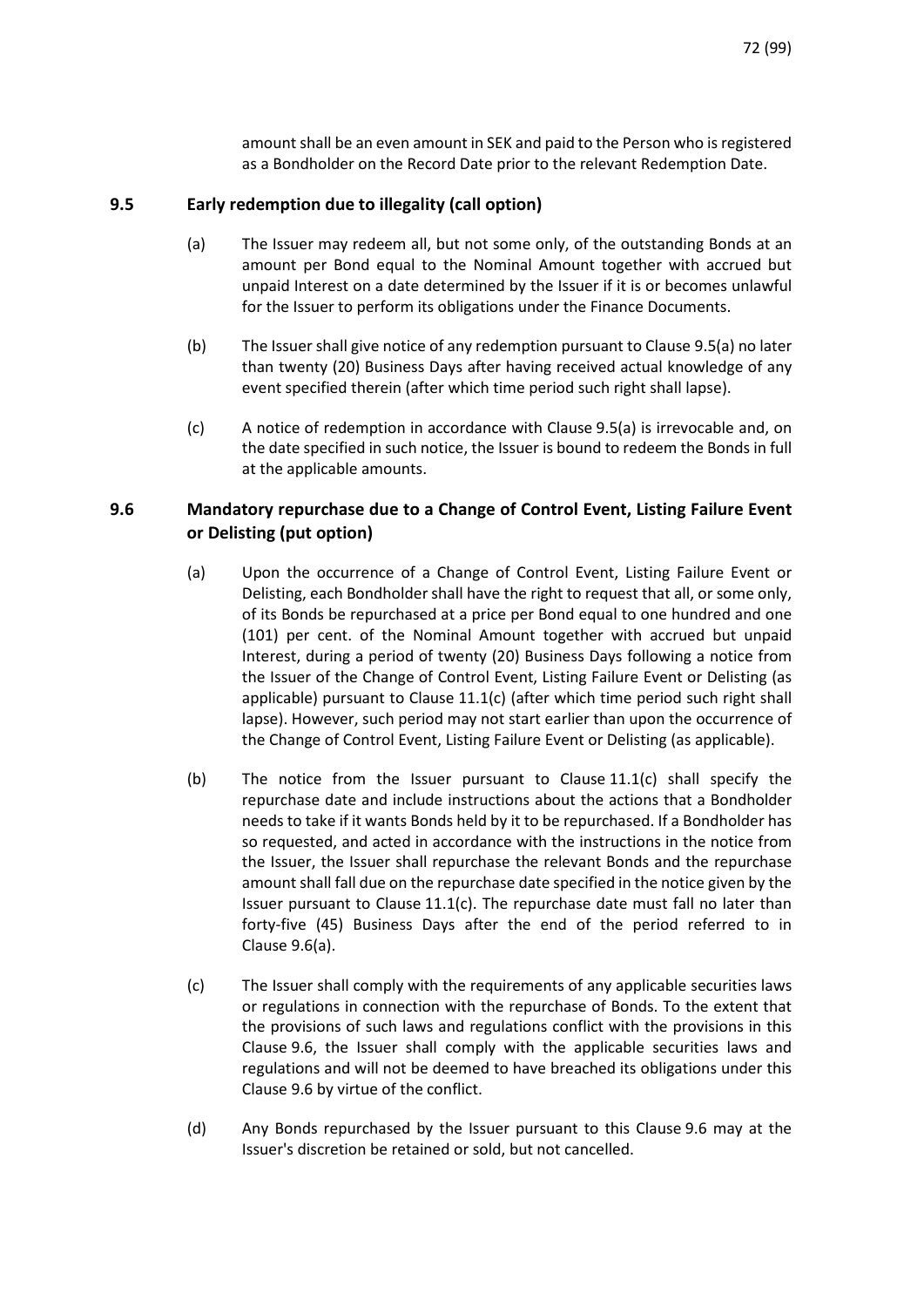amount shall be an even amount in SEK and paid to the Person who is registered as a Bondholder on the Record Date prior to the relevant Redemption Date.

### 9.5 Early redemption due to illegality (call option)

(a) The Issuer may redeem all, but not some only, of the outstanding Bonds at an amount per Bond equal to the Nominal Amount together with accrued but unpaid Interest on a date determined by the Issuer if it is or becomes unlawful for the Issuer to perform its obligations under the Finance Documents.

(b) The Issuer shall give notice of any redemption pursuant to Clause 9.5(a) no later than twenty (20) Business Days after having received actual knowledge of any event specified therein (after which time period such right shall lapse).

(c) A notice of redemption in accordance with Clause 9.5(a) is irrevocable and, on the date specified in such notice, the Issuer is bound to redeem the Bonds in full at the applicable amounts.

### 9.6 Mandatory repurchase due to a Change of Control Event, Listing Failure Event or Delisting (put option)

(a) Upon the occurrence of a Change of Control Event, Listing Failure Event or Delisting, each Bondholder shall have the right to request that all, or some only, of its Bonds be repurchased at a price per Bond equal to one hundred and one (101) per cent. of the Nominal Amount together with accrued but unpaid Interest, during a period of twenty (20) Business Days following a notice from the Issuer of the Change of Control Event, Listing Failure Event or Delisting (as applicable) pursuant to Clause 11.1(c) (after which time period such right shall lapse). However, such period may not start earlier than upon the occurrence of the Change of Control Event, Listing Failure Event or Delisting (as applicable).

(b) The notice from the Issuer pursuant to Clause 11.1(c) shall specify the repurchase date and include instructions about the actions that a Bondholder needs to take if it wants Bonds held by it to be repurchased. If a Bondholder has so requested, and acted in accordance with the instructions in the notice from the Issuer, the Issuer shall repurchase the relevant Bonds and the repurchase amount shall fall due on the repurchase date specified in the notice given by the Issuer pursuant to Clause 11.1(c). The repurchase date must fall no later than forty-five (45) Business Days after the end of the period referred to in Clause 9.6(a).

(c) The Issuer shall comply with the requirements of any applicable securities laws or regulations in connection with the repurchase of Bonds. To the extent that the provisions of such laws and regulations conflict with the provisions in this Clause 9.6, the Issuer shall comply with the applicable securities laws and regulations and will not be deemed to have breached its obligations under this Clause 9.6 by virtue of the conflict.

(d) Any Bonds repurchased by the Issuer pursuant to this Clause 9.6 may at the Issuer's discretion be retained or sold, but not cancelled.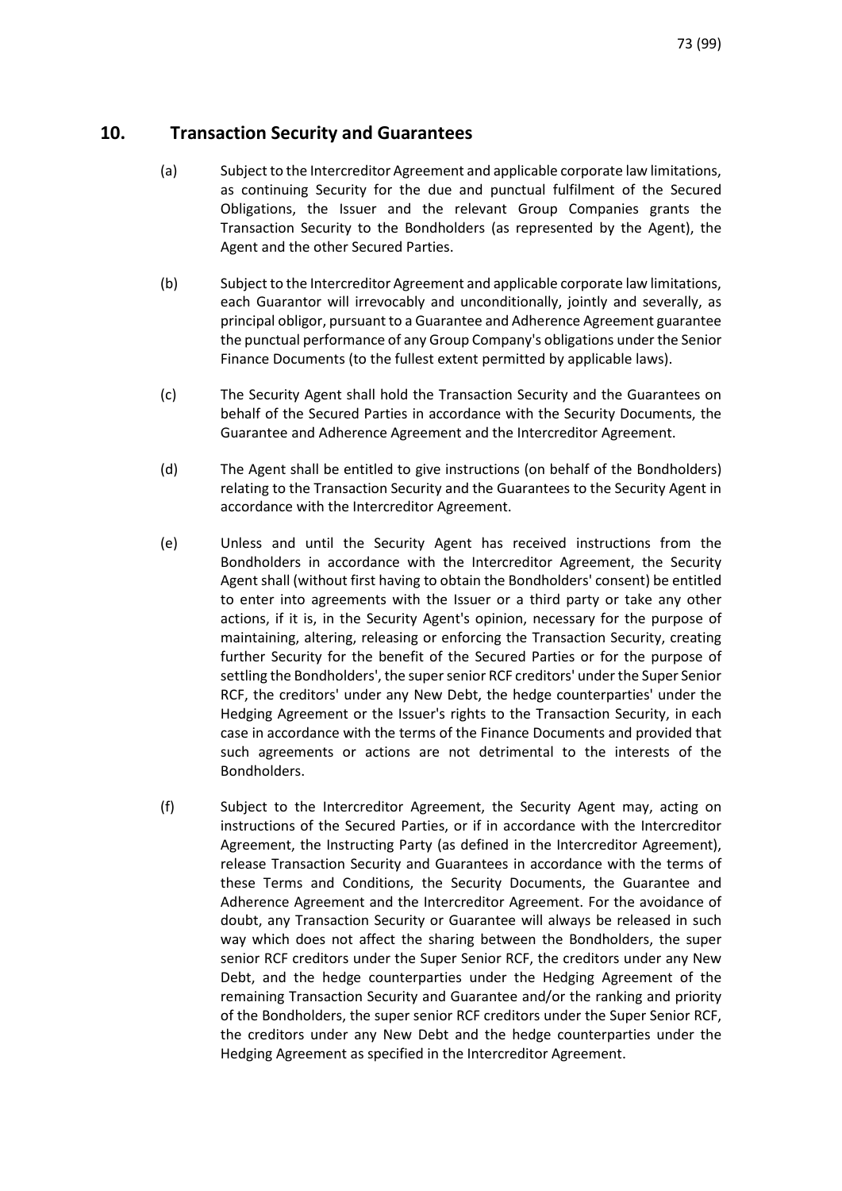## 10. Transaction Security and Guarantees

(a) Subject to the Intercreditor Agreement and applicable corporate law limitations, as continuing Security for the due and punctual fulfilment of the Secured Obligations, the Issuer and the relevant Group Companies grants the Transaction Security to the Bondholders (as represented by the Agent), the Agent and the other Secured Parties.

(b) Subject to the Intercreditor Agreement and applicable corporate law limitations, each Guarantor will irrevocably and unconditionally, jointly and severally, as principal obligor, pursuant to a Guarantee and Adherence Agreement guarantee the punctual performance of any Group Company's obligations under the Senior Finance Documents (to the fullest extent permitted by applicable laws).

(c) The Security Agent shall hold the Transaction Security and the Guarantees on behalf of the Secured Parties in accordance with the Security Documents, the Guarantee and Adherence Agreement and the Intercreditor Agreement.

(d) The Agent shall be entitled to give instructions (on behalf of the Bondholders) relating to the Transaction Security and the Guarantees to the Security Agent in accordance with the Intercreditor Agreement.

(e) Unless and until the Security Agent has received instructions from the Bondholders in accordance with the Intercreditor Agreement, the Security Agent shall (without first having to obtain the Bondholders' consent) be entitled to enter into agreements with the Issuer or a third party or take any other actions, if it is, in the Security Agent's opinion, necessary for the purpose of maintaining, altering, releasing or enforcing the Transaction Security, creating further Security for the benefit of the Secured Parties or for the purpose of settling the Bondholders', the super senior RCF creditors' under the Super Senior RCF, the creditors' under any New Debt, the hedge counterparties' under the Hedging Agreement or the Issuer's rights to the Transaction Security, in each case in accordance with the terms of the Finance Documents and provided that such agreements or actions are not detrimental to the interests of the Bondholders.

(f) Subject to the Intercreditor Agreement, the Security Agent may, acting on instructions of the Secured Parties, or if in accordance with the Intercreditor Agreement, the Instructing Party (as defined in the Intercreditor Agreement), release Transaction Security and Guarantees in accordance with the terms of these Terms and Conditions, the Security Documents, the Guarantee and Adherence Agreement and the Intercreditor Agreement. For the avoidance of doubt, any Transaction Security or Guarantee will always be released in such way which does not affect the sharing between the Bondholders, the super senior RCF creditors under the Super Senior RCF, the creditors under any New Debt, and the hedge counterparties under the Hedging Agreement of the remaining Transaction Security and Guarantee and/or the ranking and priority of the Bondholders, the super senior RCF creditors under the Super Senior RCF, the creditors under any New Debt and the hedge counterparties under the Hedging Agreement as specified in the Intercreditor Agreement.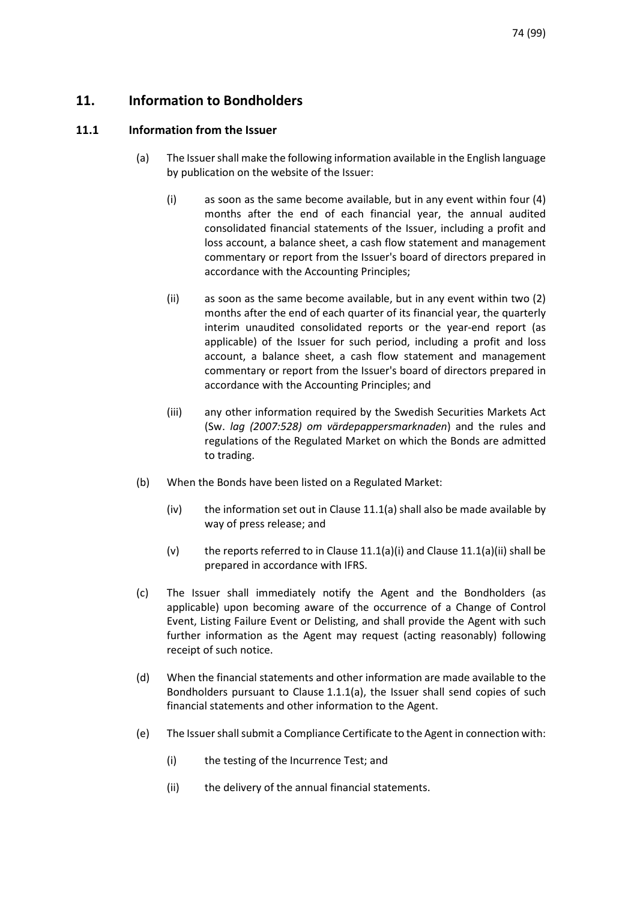## 11. Information to Bondholders

### 11.1 Information from the Issuer

(a) The Issuer shall make the following information available in the English language by publication on the website of the Issuer:

(i) as soon as the same become available, but in any event within four (4) months after the end of each financial year, the annual audited consolidated financial statements of the Issuer, including a profit and loss account, a balance sheet, a cash flow statement and management commentary or report from the Issuer's board of directors prepared in accordance with the Accounting Principles;

(ii) as soon as the same become available, but in any event within two (2) months after the end of each quarter of its financial year, the quarterly interim unaudited consolidated reports or the year-end report (as applicable) of the Issuer for such period, including a profit and loss account, a balance sheet, a cash flow statement and management commentary or report from the Issuer's board of directors prepared in accordance with the Accounting Principles; and

(iii) any other information required by the Swedish Securities Markets Act (Sw. *lag (2007:528) om värdepappersmarknaden*) and the rules and regulations of the Regulated Market on which the Bonds are admitted to trading.

(b) When the Bonds have been listed on a Regulated Market:

(iv) the information set out in Clause 11.1(a) shall also be made available by way of press release; and

(v) the reports referred to in Clause 11.1(a)(i) and Clause 11.1(a)(ii) shall be prepared in accordance with IFRS.

(c) The Issuer shall immediately notify the Agent and the Bondholders (as applicable) upon becoming aware of the occurrence of a Change of Control Event, Listing Failure Event or Delisting, and shall provide the Agent with such further information as the Agent may request (acting reasonably) following receipt of such notice.

(d) When the financial statements and other information are made available to the Bondholders pursuant to Clause 1.1.1(a), the Issuer shall send copies of such financial statements and other information to the Agent.

(e) The Issuer shall submit a Compliance Certificate to the Agent in connection with:

(i) the testing of the Incurrence Test; and

(ii) the delivery of the annual financial statements.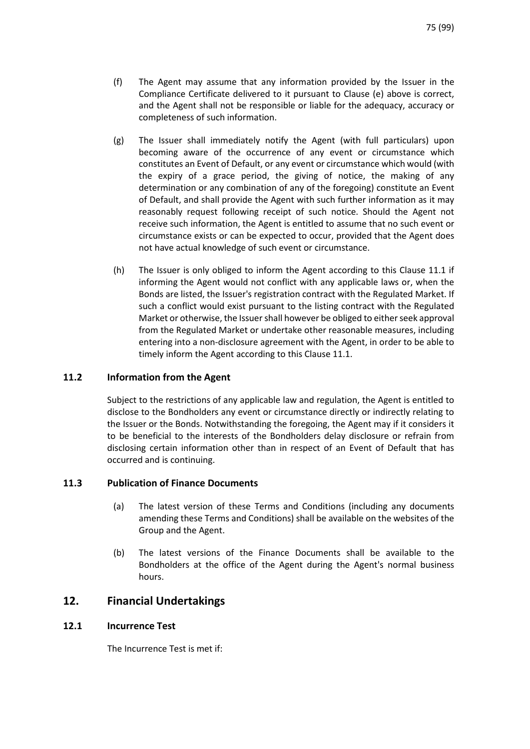(f) The Agent may assume that any information provided by the Issuer in the Compliance Certificate delivered to it pursuant to Clause (e) above is correct, and the Agent shall not be responsible or liable for the adequacy, accuracy or completeness of such information.

(g) The Issuer shall immediately notify the Agent (with full particulars) upon becoming aware of the occurrence of any event or circumstance which constitutes an Event of Default, or any event or circumstance which would (with the expiry of a grace period, the giving of notice, the making of any determination or any combination of any of the foregoing) constitute an Event of Default, and shall provide the Agent with such further information as it may reasonably request following receipt of such notice. Should the Agent not receive such information, the Agent is entitled to assume that no such event or circumstance exists or can be expected to occur, provided that the Agent does not have actual knowledge of such event or circumstance.

(h) The Issuer is only obliged to inform the Agent according to this Clause 11.1 if informing the Agent would not conflict with any applicable laws or, when the Bonds are listed, the Issuer's registration contract with the Regulated Market. If such a conflict would exist pursuant to the listing contract with the Regulated Market or otherwise, the Issuer shall however be obliged to either seek approval from the Regulated Market or undertake other reasonable measures, including entering into a non-disclosure agreement with the Agent, in order to be able to timely inform the Agent according to this Clause 11.1.

### 11.2 Information from the Agent

Subject to the restrictions of any applicable law and regulation, the Agent is entitled to disclose to the Bondholders any event or circumstance directly or indirectly relating to the Issuer or the Bonds. Notwithstanding the foregoing, the Agent may if it considers it to be beneficial to the interests of the Bondholders delay disclosure or refrain from disclosing certain information other than in respect of an Event of Default that has occurred and is continuing.

### 11.3 Publication of Finance Documents

(a) The latest version of these Terms and Conditions (including any documents amending these Terms and Conditions) shall be available on the websites of the Group and the Agent.

(b) The latest versions of the Finance Documents shall be available to the Bondholders at the office of the Agent during the Agent's normal business hours.

## 12. Financial Undertakings

### 12.1 Incurrence Test

The Incurrence Test is met if: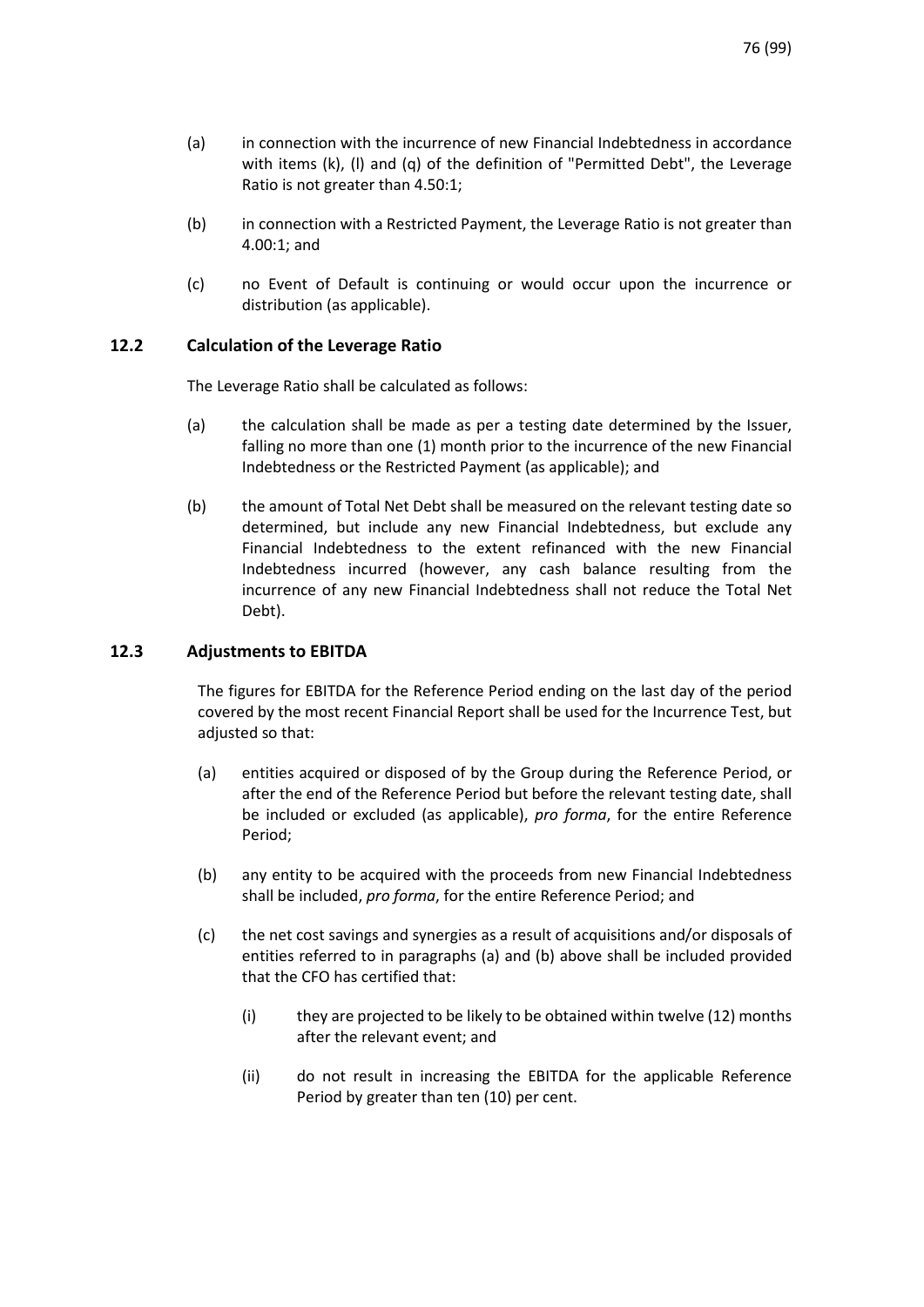(a) in connection with the incurrence of new Financial Indebtedness in accordance with items (k), (l) and (q) of the definition of "Permitted Debt", the Leverage Ratio is not greater than 4.50:1;

(b) in connection with a Restricted Payment, the Leverage Ratio is not greater than 4.00:1; and

(c) no Event of Default is continuing or would occur upon the incurrence or distribution (as applicable).

### 12.2 Calculation of the Leverage Ratio

The Leverage Ratio shall be calculated as follows:

(a) the calculation shall be made as per a testing date determined by the Issuer, falling no more than one (1) month prior to the incurrence of the new Financial Indebtedness or the Restricted Payment (as applicable); and

(b) the amount of Total Net Debt shall be measured on the relevant testing date so determined, but include any new Financial Indebtedness, but exclude any Financial Indebtedness to the extent refinanced with the new Financial Indebtedness incurred (however, any cash balance resulting from the incurrence of any new Financial Indebtedness shall not reduce the Total Net Debt).

### 12.3 Adjustments to EBITDA

The figures for EBITDA for the Reference Period ending on the last day of the period covered by the most recent Financial Report shall be used for the Incurrence Test, but adjusted so that:

(a) entities acquired or disposed of by the Group during the Reference Period, or after the end of the Reference Period but before the relevant testing date, shall be included or excluded (as applicable), *pro forma*, for the entire Reference Period;

(b) any entity to be acquired with the proceeds from new Financial Indebtedness shall be included, *pro forma*, for the entire Reference Period; and

(c) the net cost savings and synergies as a result of acquisitions and/or disposals of entities referred to in paragraphs (a) and (b) above shall be included provided that the CFO has certified that:

 (i) they are projected to be likely to be obtained within twelve (12) months after the relevant event; and

 (ii) do not result in increasing the EBITDA for the applicable Reference Period by greater than ten (10) per cent.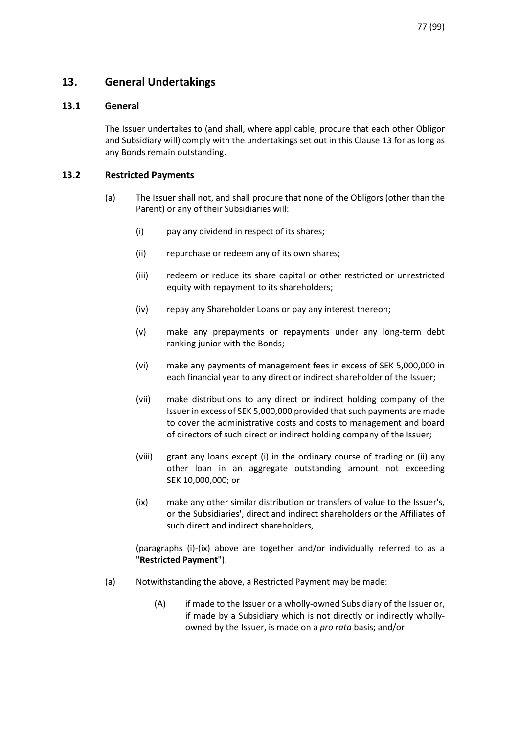## 13. General Undertakings

### 13.1 General

The Issuer undertakes to (and shall, where applicable, procure that each other Obligor and Subsidiary will) comply with the undertakings set out in this Clause 13 for as long as any Bonds remain outstanding.

### 13.2 Restricted Payments

(a) The Issuer shall not, and shall procure that none of the Obligors (other than the Parent) or any of their Subsidiaries will:

(i) pay any dividend in respect of its shares;

(ii) repurchase or redeem any of its own shares;

(iii) redeem or reduce its share capital or other restricted or unrestricted equity with repayment to its shareholders;

(iv) repay any Shareholder Loans or pay any interest thereon;

(v) make any prepayments or repayments under any long-term debt ranking junior with the Bonds;

(vi) make any payments of management fees in excess of SEK 5,000,000 in each financial year to any direct or indirect shareholder of the Issuer;

(vii) make distributions to any direct or indirect holding company of the Issuer in excess of SEK 5,000,000 provided that such payments are made to cover the administrative costs and costs to management and board of directors of such direct or indirect holding company of the Issuer;

(viii) grant any loans except (i) in the ordinary course of trading or (ii) any other loan in an aggregate outstanding amount not exceeding SEK 10,000,000; or

(ix) make any other similar distribution or transfers of value to the Issuer's, or the Subsidiaries', direct and indirect shareholders or the Affiliates of such direct and indirect shareholders,

(paragraphs (i)-(ix) above are together and/or individually referred to as a "**Restricted Payment**").

(a) Notwithstanding the above, a Restricted Payment may be made:

(A) if made to the Issuer or a wholly-owned Subsidiary of the Issuer or, if made by a Subsidiary which is not directly or indirectly wholly-owned by the Issuer, is made on a *pro rata* basis; and/or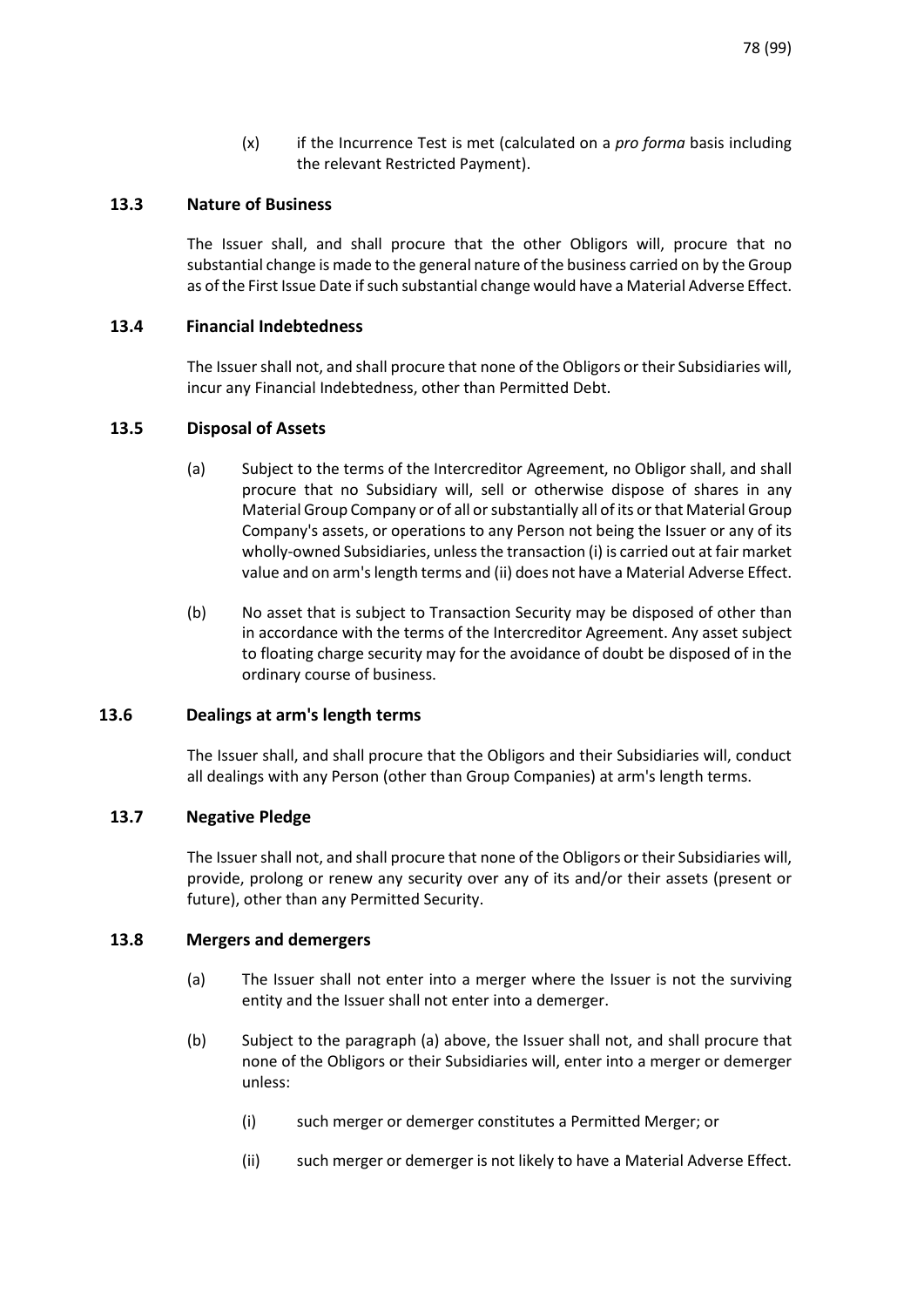(x) if the Incurrence Test is met (calculated on a *pro forma* basis including the relevant Restricted Payment).

### 13.3 Nature of Business

The Issuer shall, and shall procure that the other Obligors will, procure that no substantial change is made to the general nature of the business carried on by the Group as of the First Issue Date if such substantial change would have a Material Adverse Effect.

### 13.4 Financial Indebtedness

The Issuer shall not, and shall procure that none of the Obligors or their Subsidiaries will, incur any Financial Indebtedness, other than Permitted Debt.

### 13.5 Disposal of Assets

(a) Subject to the terms of the Intercreditor Agreement, no Obligor shall, and shall procure that no Subsidiary will, sell or otherwise dispose of shares in any Material Group Company or of all or substantially all of its or that Material Group Company's assets, or operations to any Person not being the Issuer or any of its wholly-owned Subsidiaries, unless the transaction (i) is carried out at fair market value and on arm's length terms and (ii) does not have a Material Adverse Effect.

(b) No asset that is subject to Transaction Security may be disposed of other than in accordance with the terms of the Intercreditor Agreement. Any asset subject to floating charge security may for the avoidance of doubt be disposed of in the ordinary course of business.

### 13.6 Dealings at arm's length terms

The Issuer shall, and shall procure that the Obligors and their Subsidiaries will, conduct all dealings with any Person (other than Group Companies) at arm's length terms.

### 13.7 Negative Pledge

The Issuer shall not, and shall procure that none of the Obligors or their Subsidiaries will, provide, prolong or renew any security over any of its and/or their assets (present or future), other than any Permitted Security.

### 13.8 Mergers and demergers

(a) The Issuer shall not enter into a merger where the Issuer is not the surviving entity and the Issuer shall not enter into a demerger.

(b) Subject to the paragraph (a) above, the Issuer shall not, and shall procure that none of the Obligors or their Subsidiaries will, enter into a merger or demerger unless:

   (i) such merger or demerger constitutes a Permitted Merger; or

   (ii) such merger or demerger is not likely to have a Material Adverse Effect.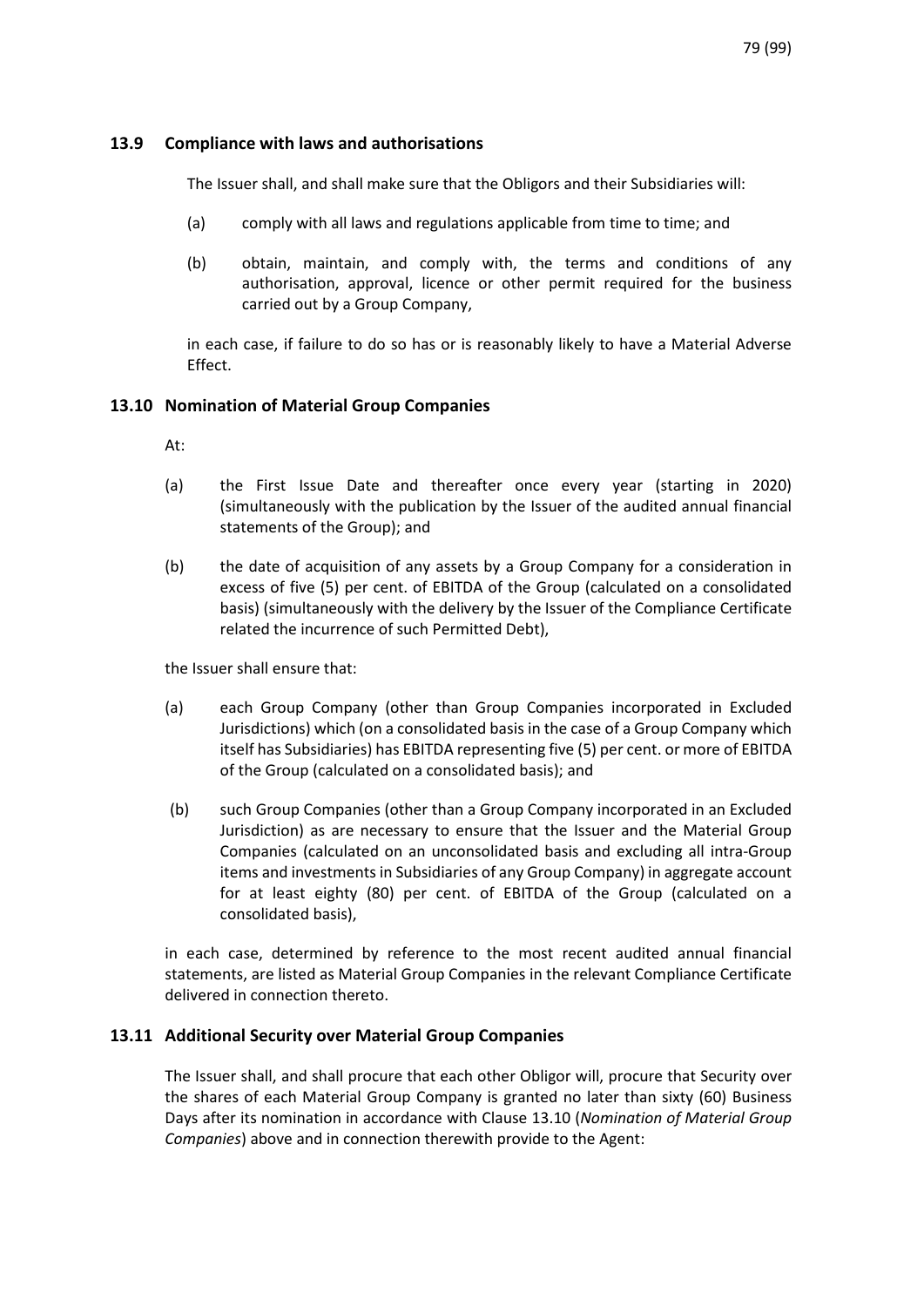### 13.9 Compliance with laws and authorisations

The Issuer shall, and shall make sure that the Obligors and their Subsidiaries will:

(a) comply with all laws and regulations applicable from time to time; and

(b) obtain, maintain, and comply with, the terms and conditions of any authorisation, approval, licence or other permit required for the business carried out by a Group Company,

in each case, if failure to do so has or is reasonably likely to have a Material Adverse Effect.

### 13.10 Nomination of Material Group Companies

At:

(a) the First Issue Date and thereafter once every year (starting in 2020) (simultaneously with the publication by the Issuer of the audited annual financial statements of the Group); and

(b) the date of acquisition of any assets by a Group Company for a consideration in excess of five (5) per cent. of EBITDA of the Group (calculated on a consolidated basis) (simultaneously with the delivery by the Issuer of the Compliance Certificate related the incurrence of such Permitted Debt),

the Issuer shall ensure that:

(a) each Group Company (other than Group Companies incorporated in Excluded Jurisdictions) which (on a consolidated basis in the case of a Group Company which itself has Subsidiaries) has EBITDA representing five (5) per cent. or more of EBITDA of the Group (calculated on a consolidated basis); and

(b) such Group Companies (other than a Group Company incorporated in an Excluded Jurisdiction) as are necessary to ensure that the Issuer and the Material Group Companies (calculated on an unconsolidated basis and excluding all intra-Group items and investments in Subsidiaries of any Group Company) in aggregate account for at least eighty (80) per cent. of EBITDA of the Group (calculated on a consolidated basis),

in each case, determined by reference to the most recent audited annual financial statements, are listed as Material Group Companies in the relevant Compliance Certificate delivered in connection thereto.

### 13.11 Additional Security over Material Group Companies

The Issuer shall, and shall procure that each other Obligor will, procure that Security over the shares of each Material Group Company is granted no later than sixty (60) Business Days after its nomination in accordance with Clause 13.10 (*Nomination of Material Group Companies*) above and in connection therewith provide to the Agent: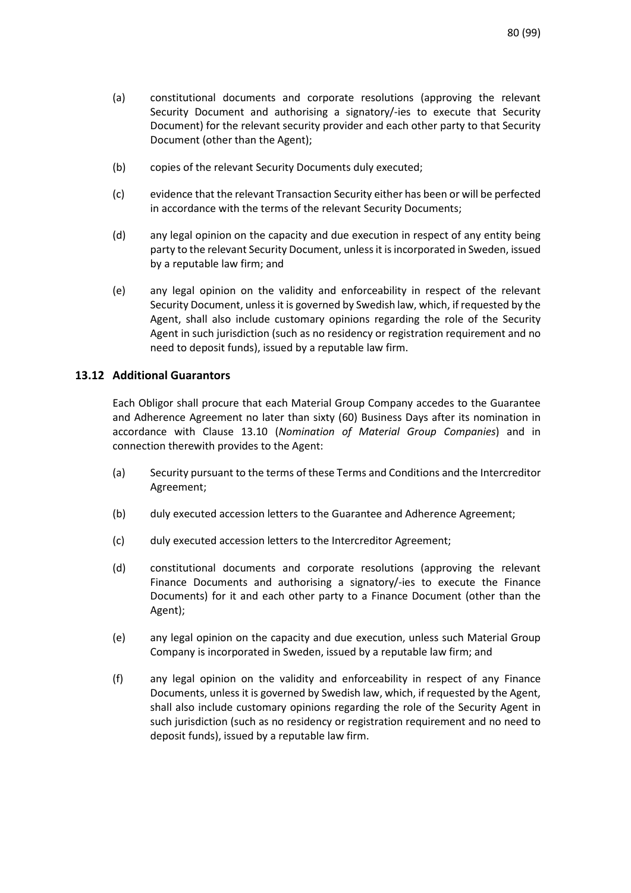(a) constitutional documents and corporate resolutions (approving the relevant Security Document and authorising a signatory/-ies to execute that Security Document) for the relevant security provider and each other party to that Security Document (other than the Agent);

(b) copies of the relevant Security Documents duly executed;

(c) evidence that the relevant Transaction Security either has been or will be perfected in accordance with the terms of the relevant Security Documents;

(d) any legal opinion on the capacity and due execution in respect of any entity being party to the relevant Security Document, unless it is incorporated in Sweden, issued by a reputable law firm; and

(e) any legal opinion on the validity and enforceability in respect of the relevant Security Document, unless it is governed by Swedish law, which, if requested by the Agent, shall also include customary opinions regarding the role of the Security Agent in such jurisdiction (such as no residency or registration requirement and no need to deposit funds), issued by a reputable law firm.

### 13.12 Additional Guarantors

Each Obligor shall procure that each Material Group Company accedes to the Guarantee and Adherence Agreement no later than sixty (60) Business Days after its nomination in accordance with Clause 13.10 (*Nomination of Material Group Companies*) and in connection therewith provides to the Agent:

(a) Security pursuant to the terms of these Terms and Conditions and the Intercreditor Agreement;

(b) duly executed accession letters to the Guarantee and Adherence Agreement;

(c) duly executed accession letters to the Intercreditor Agreement;

(d) constitutional documents and corporate resolutions (approving the relevant Finance Documents and authorising a signatory/-ies to execute the Finance Documents) for it and each other party to a Finance Document (other than the Agent);

(e) any legal opinion on the capacity and due execution, unless such Material Group Company is incorporated in Sweden, issued by a reputable law firm; and

(f) any legal opinion on the validity and enforceability in respect of any Finance Documents, unless it is governed by Swedish law, which, if requested by the Agent, shall also include customary opinions regarding the role of the Security Agent in such jurisdiction (such as no residency or registration requirement and no need to deposit funds), issued by a reputable law firm.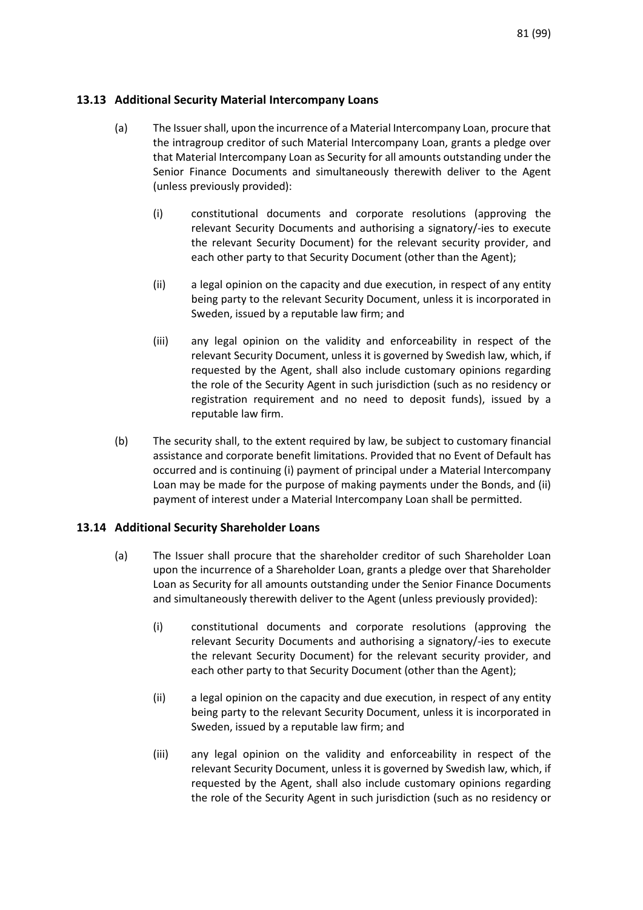### 13.13 Additional Security Material Intercompany Loans

(a) The Issuer shall, upon the incurrence of a Material Intercompany Loan, procure that the intragroup creditor of such Material Intercompany Loan, grants a pledge over that Material Intercompany Loan as Security for all amounts outstanding under the Senior Finance Documents and simultaneously therewith deliver to the Agent (unless previously provided):

   (i) constitutional documents and corporate resolutions (approving the relevant Security Documents and authorising a signatory/-ies to execute the relevant Security Document) for the relevant security provider, and each other party to that Security Document (other than the Agent);

   (ii) a legal opinion on the capacity and due execution, in respect of any entity being party to the relevant Security Document, unless it is incorporated in Sweden, issued by a reputable law firm; and

   (iii) any legal opinion on the validity and enforceability in respect of the relevant Security Document, unless it is governed by Swedish law, which, if requested by the Agent, shall also include customary opinions regarding the role of the Security Agent in such jurisdiction (such as no residency or registration requirement and no need to deposit funds), issued by a reputable law firm.

(b) The security shall, to the extent required by law, be subject to customary financial assistance and corporate benefit limitations. Provided that no Event of Default has occurred and is continuing (i) payment of principal under a Material Intercompany Loan may be made for the purpose of making payments under the Bonds, and (ii) payment of interest under a Material Intercompany Loan shall be permitted.

### 13.14 Additional Security Shareholder Loans

(a) The Issuer shall procure that the shareholder creditor of such Shareholder Loan upon the incurrence of a Shareholder Loan, grants a pledge over that Shareholder Loan as Security for all amounts outstanding under the Senior Finance Documents and simultaneously therewith deliver to the Agent (unless previously provided):

   (i) constitutional documents and corporate resolutions (approving the relevant Security Documents and authorising a signatory/-ies to execute the relevant Security Document) for the relevant security provider, and each other party to that Security Document (other than the Agent);

   (ii) a legal opinion on the capacity and due execution, in respect of any entity being party to the relevant Security Document, unless it is incorporated in Sweden, issued by a reputable law firm; and

   (iii) any legal opinion on the validity and enforceability in respect of the relevant Security Document, unless it is governed by Swedish law, which, if requested by the Agent, shall also include customary opinions regarding the role of the Security Agent in such jurisdiction (such as no residency or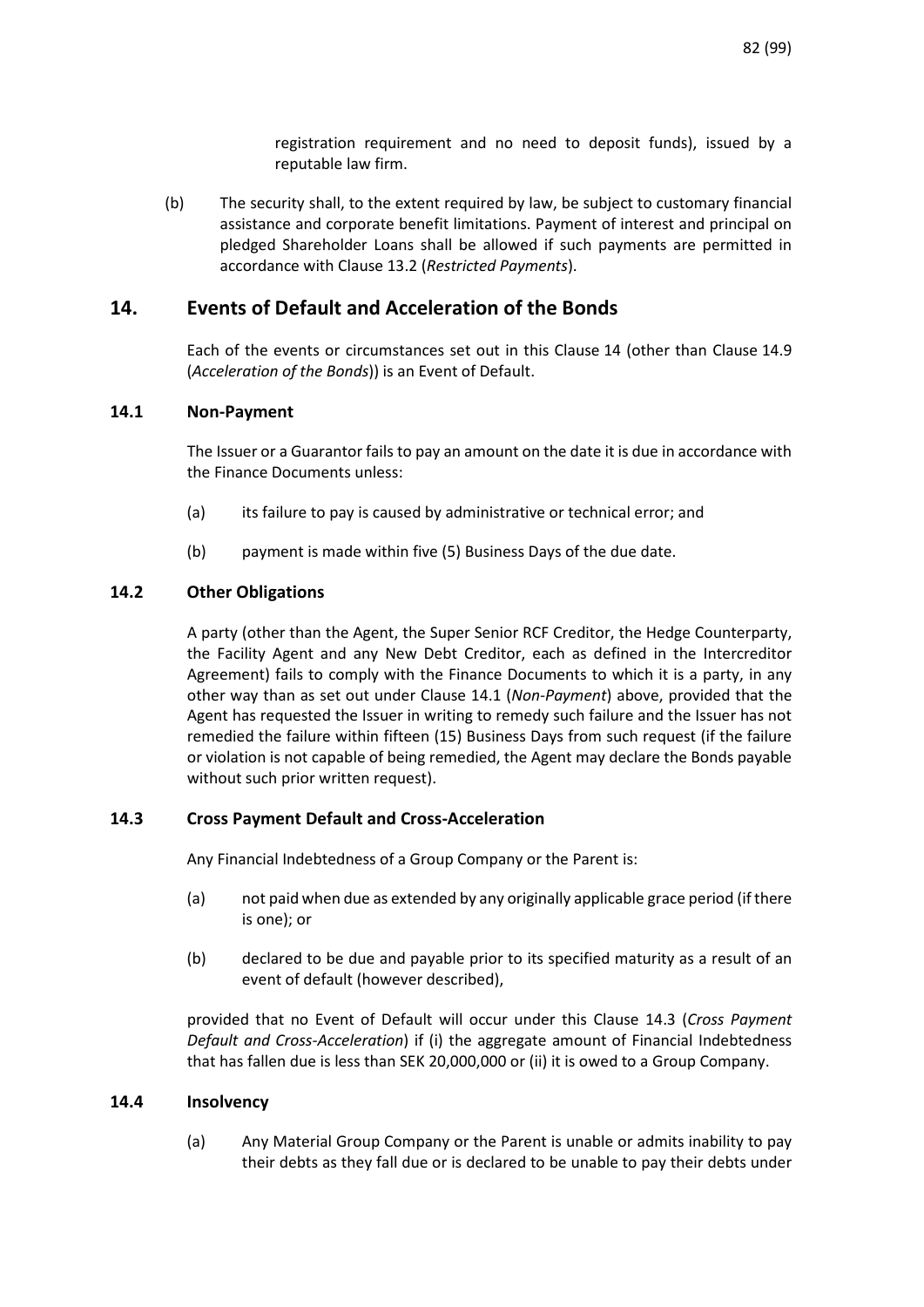registration requirement and no need to deposit funds), issued by a reputable law firm.

(b) The security shall, to the extent required by law, be subject to customary financial assistance and corporate benefit limitations. Payment of interest and principal on pledged Shareholder Loans shall be allowed if such payments are permitted in accordance with Clause 13.2 (*Restricted Payments*).

## 14. Events of Default and Acceleration of the Bonds

Each of the events or circumstances set out in this Clause 14 (other than Clause 14.9 (*Acceleration of the Bonds*)) is an Event of Default.

### 14.1 Non-Payment

The Issuer or a Guarantor fails to pay an amount on the date it is due in accordance with the Finance Documents unless:

(a) its failure to pay is caused by administrative or technical error; and

(b) payment is made within five (5) Business Days of the due date.

### 14.2 Other Obligations

A party (other than the Agent, the Super Senior RCF Creditor, the Hedge Counterparty, the Facility Agent and any New Debt Creditor, each as defined in the Intercreditor Agreement) fails to comply with the Finance Documents to which it is a party, in any other way than as set out under Clause 14.1 (*Non-Payment*) above, provided that the Agent has requested the Issuer in writing to remedy such failure and the Issuer has not remedied the failure within fifteen (15) Business Days from such request (if the failure or violation is not capable of being remedied, the Agent may declare the Bonds payable without such prior written request).

### 14.3 Cross Payment Default and Cross-Acceleration

Any Financial Indebtedness of a Group Company or the Parent is:

(a) not paid when due as extended by any originally applicable grace period (if there is one); or

(b) declared to be due and payable prior to its specified maturity as a result of an event of default (however described),

provided that no Event of Default will occur under this Clause 14.3 (*Cross Payment Default and Cross-Acceleration*) if (i) the aggregate amount of Financial Indebtedness that has fallen due is less than SEK 20,000,000 or (ii) it is owed to a Group Company.

### 14.4 Insolvency

(a) Any Material Group Company or the Parent is unable or admits inability to pay their debts as they fall due or is declared to be unable to pay their debts under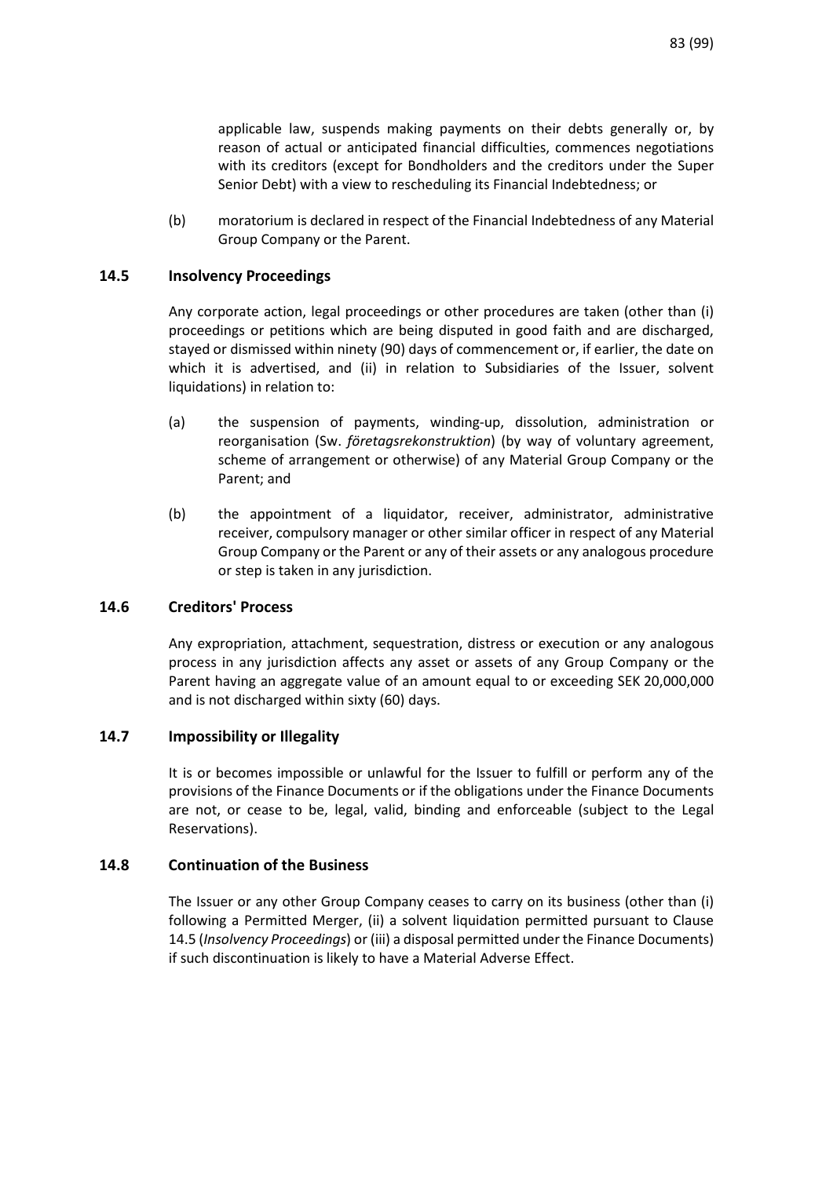applicable law, suspends making payments on their debts generally or, by reason of actual or anticipated financial difficulties, commences negotiations with its creditors (except for Bondholders and the creditors under the Super Senior Debt) with a view to rescheduling its Financial Indebtedness; or

(b) moratorium is declared in respect of the Financial Indebtedness of any Material Group Company or the Parent.

### 14.5 Insolvency Proceedings

Any corporate action, legal proceedings or other procedures are taken (other than (i) proceedings or petitions which are being disputed in good faith and are discharged, stayed or dismissed within ninety (90) days of commencement or, if earlier, the date on which it is advertised, and (ii) in relation to Subsidiaries of the Issuer, solvent liquidations) in relation to:

(a) the suspension of payments, winding-up, dissolution, administration or reorganisation (Sw. *företagsrekonstruktion*) (by way of voluntary agreement, scheme of arrangement or otherwise) of any Material Group Company or the Parent; and

(b) the appointment of a liquidator, receiver, administrator, administrative receiver, compulsory manager or other similar officer in respect of any Material Group Company or the Parent or any of their assets or any analogous procedure or step is taken in any jurisdiction.

### 14.6 Creditors' Process

Any expropriation, attachment, sequestration, distress or execution or any analogous process in any jurisdiction affects any asset or assets of any Group Company or the Parent having an aggregate value of an amount equal to or exceeding SEK 20,000,000 and is not discharged within sixty (60) days.

### 14.7 Impossibility or Illegality

It is or becomes impossible or unlawful for the Issuer to fulfill or perform any of the provisions of the Finance Documents or if the obligations under the Finance Documents are not, or cease to be, legal, valid, binding and enforceable (subject to the Legal Reservations).

### 14.8 Continuation of the Business

The Issuer or any other Group Company ceases to carry on its business (other than (i) following a Permitted Merger, (ii) a solvent liquidation permitted pursuant to Clause 14.5 (*Insolvency Proceedings*) or (iii) a disposal permitted under the Finance Documents) if such discontinuation is likely to have a Material Adverse Effect.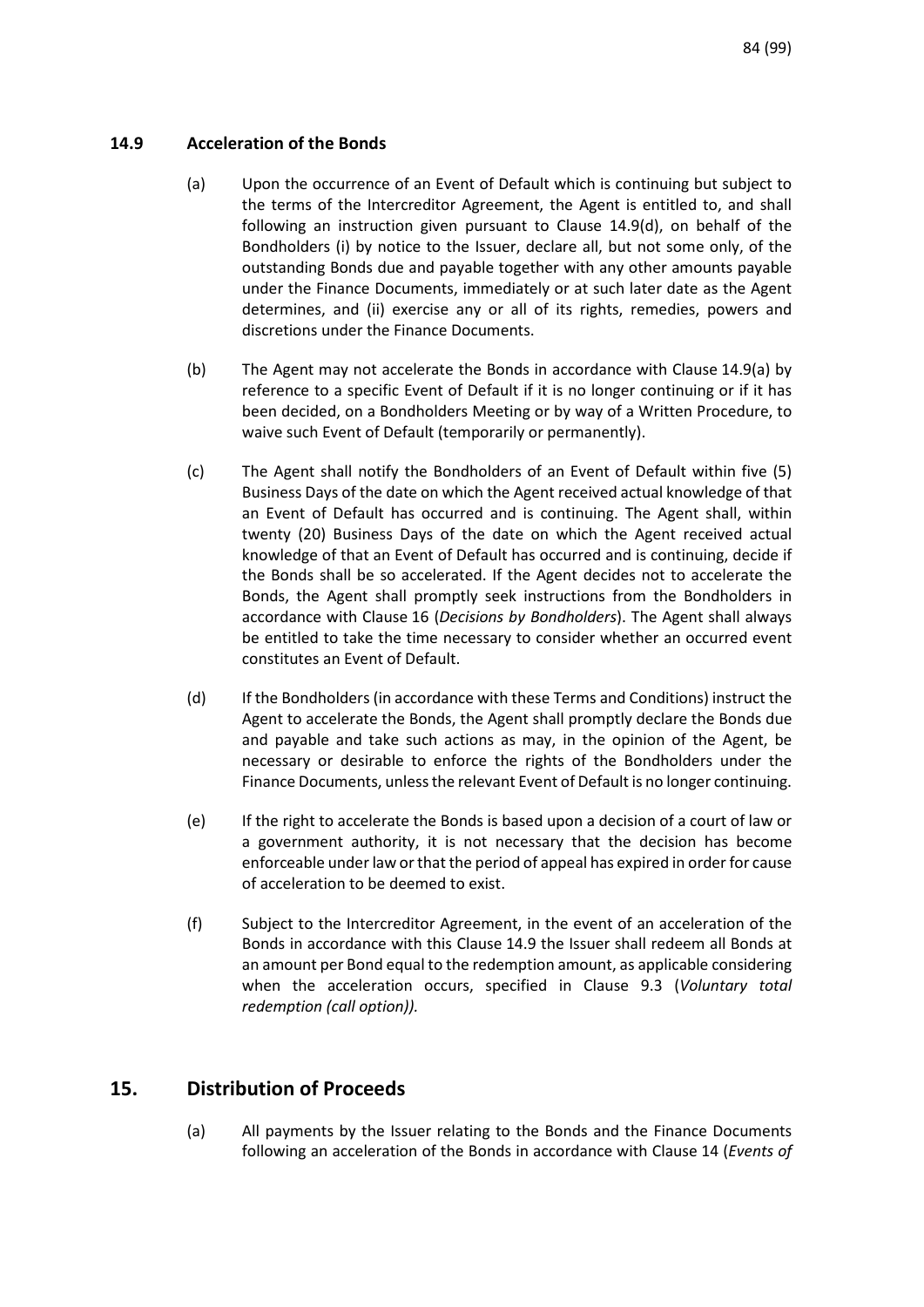### 14.9 Acceleration of the Bonds

(a) Upon the occurrence of an Event of Default which is continuing but subject to the terms of the Intercreditor Agreement, the Agent is entitled to, and shall following an instruction given pursuant to Clause 14.9(d), on behalf of the Bondholders (i) by notice to the Issuer, declare all, but not some only, of the outstanding Bonds due and payable together with any other amounts payable under the Finance Documents, immediately or at such later date as the Agent determines, and (ii) exercise any or all of its rights, remedies, powers and discretions under the Finance Documents.

(b) The Agent may not accelerate the Bonds in accordance with Clause 14.9(a) by reference to a specific Event of Default if it is no longer continuing or if it has been decided, on a Bondholders Meeting or by way of a Written Procedure, to waive such Event of Default (temporarily or permanently).

(c) The Agent shall notify the Bondholders of an Event of Default within five (5) Business Days of the date on which the Agent received actual knowledge of that an Event of Default has occurred and is continuing. The Agent shall, within twenty (20) Business Days of the date on which the Agent received actual knowledge of that an Event of Default has occurred and is continuing, decide if the Bonds shall be so accelerated. If the Agent decides not to accelerate the Bonds, the Agent shall promptly seek instructions from the Bondholders in accordance with Clause 16 (*Decisions by Bondholders*). The Agent shall always be entitled to take the time necessary to consider whether an occurred event constitutes an Event of Default.

(d) If the Bondholders (in accordance with these Terms and Conditions) instruct the Agent to accelerate the Bonds, the Agent shall promptly declare the Bonds due and payable and take such actions as may, in the opinion of the Agent, be necessary or desirable to enforce the rights of the Bondholders under the Finance Documents, unless the relevant Event of Default is no longer continuing.

(e) If the right to accelerate the Bonds is based upon a decision of a court of law or a government authority, it is not necessary that the decision has become enforceable under law or that the period of appeal has expired in order for cause of acceleration to be deemed to exist.

(f) Subject to the Intercreditor Agreement, in the event of an acceleration of the Bonds in accordance with this Clause 14.9 the Issuer shall redeem all Bonds at an amount per Bond equal to the redemption amount, as applicable considering when the acceleration occurs, specified in Clause 9.3 (*Voluntary total redemption (call option)).*

## 15. Distribution of Proceeds

(a) All payments by the Issuer relating to the Bonds and the Finance Documents following an acceleration of the Bonds in accordance with Clause 14 (*Events of*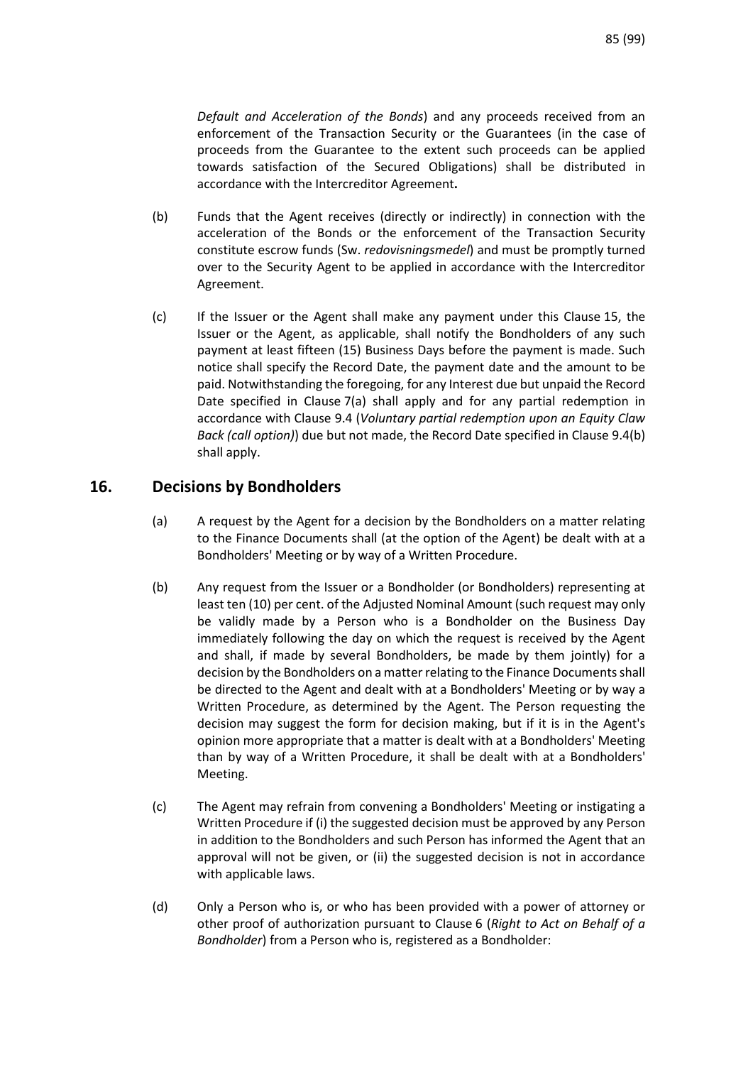*Default and Acceleration of the Bonds*) and any proceeds received from an enforcement of the Transaction Security or the Guarantees (in the case of proceeds from the Guarantee to the extent such proceeds can be applied towards satisfaction of the Secured Obligations) shall be distributed in accordance with the Intercreditor Agreement**.**

(b) Funds that the Agent receives (directly or indirectly) in connection with the acceleration of the Bonds or the enforcement of the Transaction Security constitute escrow funds (Sw. *redovisningsmedel*) and must be promptly turned over to the Security Agent to be applied in accordance with the Intercreditor Agreement.

(c) If the Issuer or the Agent shall make any payment under this Clause 15, the Issuer or the Agent, as applicable, shall notify the Bondholders of any such payment at least fifteen (15) Business Days before the payment is made. Such notice shall specify the Record Date, the payment date and the amount to be paid. Notwithstanding the foregoing, for any Interest due but unpaid the Record Date specified in Clause 7(a) shall apply and for any partial redemption in accordance with Clause 9.4 (*Voluntary partial redemption upon an Equity Claw Back (call option)*) due but not made, the Record Date specified in Clause 9.4(b) shall apply.

## 16. Decisions by Bondholders

(a) A request by the Agent for a decision by the Bondholders on a matter relating to the Finance Documents shall (at the option of the Agent) be dealt with at a Bondholders' Meeting or by way of a Written Procedure.

(b) Any request from the Issuer or a Bondholder (or Bondholders) representing at least ten (10) per cent. of the Adjusted Nominal Amount (such request may only be validly made by a Person who is a Bondholder on the Business Day immediately following the day on which the request is received by the Agent and shall, if made by several Bondholders, be made by them jointly) for a decision by the Bondholders on a matter relating to the Finance Documents shall be directed to the Agent and dealt with at a Bondholders' Meeting or by way a Written Procedure, as determined by the Agent. The Person requesting the decision may suggest the form for decision making, but if it is in the Agent's opinion more appropriate that a matter is dealt with at a Bondholders' Meeting than by way of a Written Procedure, it shall be dealt with at a Bondholders' Meeting.

(c) The Agent may refrain from convening a Bondholders' Meeting or instigating a Written Procedure if (i) the suggested decision must be approved by any Person in addition to the Bondholders and such Person has informed the Agent that an approval will not be given, or (ii) the suggested decision is not in accordance with applicable laws.

(d) Only a Person who is, or who has been provided with a power of attorney or other proof of authorization pursuant to Clause 6 (*Right to Act on Behalf of a Bondholder*) from a Person who is, registered as a Bondholder: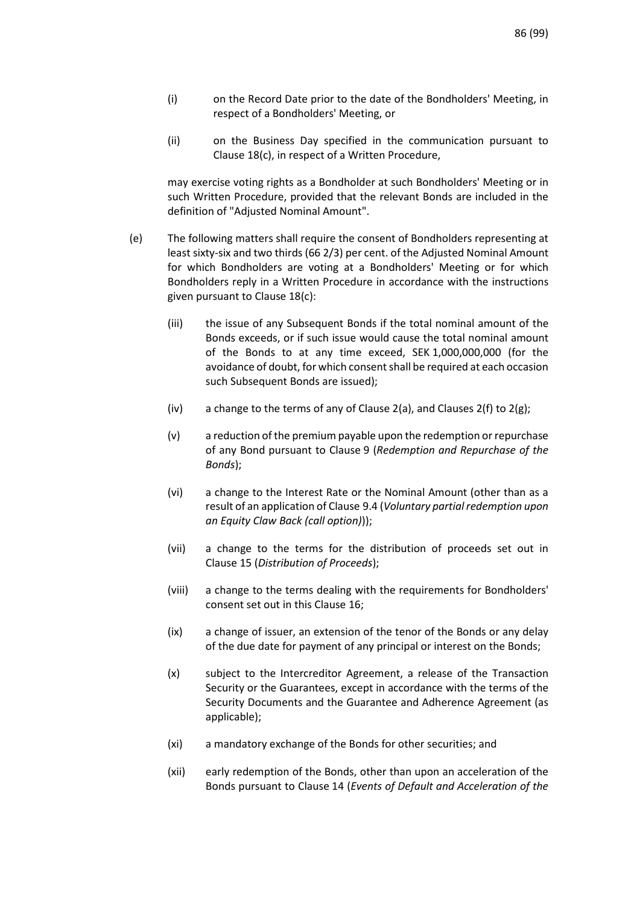(i) on the Record Date prior to the date of the Bondholders' Meeting, in respect of a Bondholders' Meeting, or

(ii) on the Business Day specified in the communication pursuant to Clause 18(c), in respect of a Written Procedure,

may exercise voting rights as a Bondholder at such Bondholders' Meeting or in such Written Procedure, provided that the relevant Bonds are included in the definition of "Adjusted Nominal Amount".

(e) The following matters shall require the consent of Bondholders representing at least sixty-six and two thirds (66 2/3) per cent. of the Adjusted Nominal Amount for which Bondholders are voting at a Bondholders' Meeting or for which Bondholders reply in a Written Procedure in accordance with the instructions given pursuant to Clause 18(c):

(iii) the issue of any Subsequent Bonds if the total nominal amount of the Bonds exceeds, or if such issue would cause the total nominal amount of the Bonds to at any time exceed, SEK 1,000,000,000 (for the avoidance of doubt, for which consent shall be required at each occasion such Subsequent Bonds are issued);

(iv) a change to the terms of any of Clause 2(a), and Clauses 2(f) to 2(g);

(v) a reduction of the premium payable upon the redemption or repurchase of any Bond pursuant to Clause 9 (*Redemption and Repurchase of the Bonds*);

(vi) a change to the Interest Rate or the Nominal Amount (other than as a result of an application of Clause 9.4 (*Voluntary partial redemption upon an Equity Claw Back (call option)*));

(vii) a change to the terms for the distribution of proceeds set out in Clause 15 (*Distribution of Proceeds*);

(viii) a change to the terms dealing with the requirements for Bondholders' consent set out in this Clause 16;

(ix) a change of issuer, an extension of the tenor of the Bonds or any delay of the due date for payment of any principal or interest on the Bonds;

(x) subject to the Intercreditor Agreement, a release of the Transaction Security or the Guarantees, except in accordance with the terms of the Security Documents and the Guarantee and Adherence Agreement (as applicable);

(xi) a mandatory exchange of the Bonds for other securities; and

(xii) early redemption of the Bonds, other than upon an acceleration of the Bonds pursuant to Clause 14 (*Events of Default and Acceleration of the*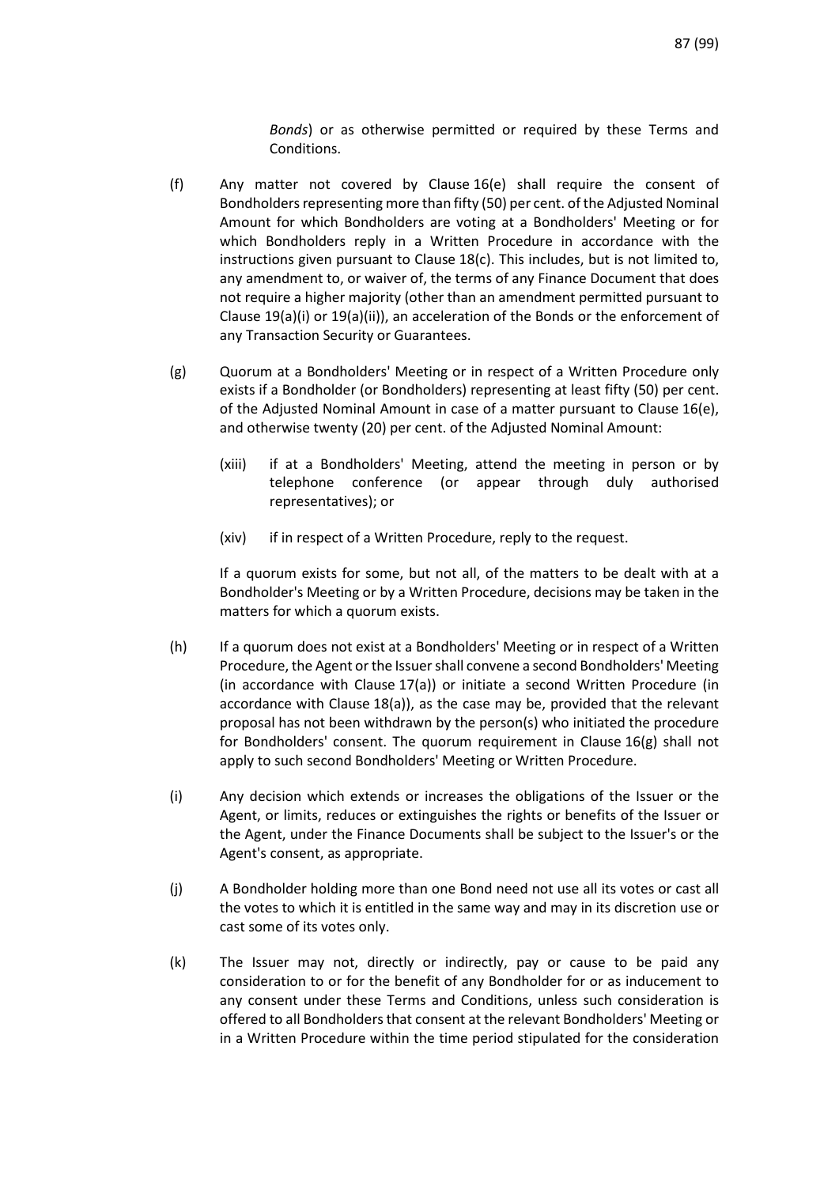*Bonds*) or as otherwise permitted or required by these Terms and Conditions.

(f) Any matter not covered by Clause 16(e) shall require the consent of Bondholders representing more than fifty (50) per cent. of the Adjusted Nominal Amount for which Bondholders are voting at a Bondholders' Meeting or for which Bondholders reply in a Written Procedure in accordance with the instructions given pursuant to Clause 18(c). This includes, but is not limited to, any amendment to, or waiver of, the terms of any Finance Document that does not require a higher majority (other than an amendment permitted pursuant to Clause 19(a)(i) or 19(a)(ii)), an acceleration of the Bonds or the enforcement of any Transaction Security or Guarantees.

(g) Quorum at a Bondholders' Meeting or in respect of a Written Procedure only exists if a Bondholder (or Bondholders) representing at least fifty (50) per cent. of the Adjusted Nominal Amount in case of a matter pursuant to Clause 16(e), and otherwise twenty (20) per cent. of the Adjusted Nominal Amount:

(xiii) if at a Bondholders' Meeting, attend the meeting in person or by telephone conference (or appear through duly authorised representatives); or

(xiv) if in respect of a Written Procedure, reply to the request.

If a quorum exists for some, but not all, of the matters to be dealt with at a Bondholder's Meeting or by a Written Procedure, decisions may be taken in the matters for which a quorum exists.

(h) If a quorum does not exist at a Bondholders' Meeting or in respect of a Written Procedure, the Agent or the Issuer shall convene a second Bondholders' Meeting (in accordance with Clause 17(a)) or initiate a second Written Procedure (in accordance with Clause 18(a)), as the case may be, provided that the relevant proposal has not been withdrawn by the person(s) who initiated the procedure for Bondholders' consent. The quorum requirement in Clause 16(g) shall not apply to such second Bondholders' Meeting or Written Procedure.

(i) Any decision which extends or increases the obligations of the Issuer or the Agent, or limits, reduces or extinguishes the rights or benefits of the Issuer or the Agent, under the Finance Documents shall be subject to the Issuer's or the Agent's consent, as appropriate.

(j) A Bondholder holding more than one Bond need not use all its votes or cast all the votes to which it is entitled in the same way and may in its discretion use or cast some of its votes only.

(k) The Issuer may not, directly or indirectly, pay or cause to be paid any consideration to or for the benefit of any Bondholder for or as inducement to any consent under these Terms and Conditions, unless such consideration is offered to all Bondholders that consent at the relevant Bondholders' Meeting or in a Written Procedure within the time period stipulated for the consideration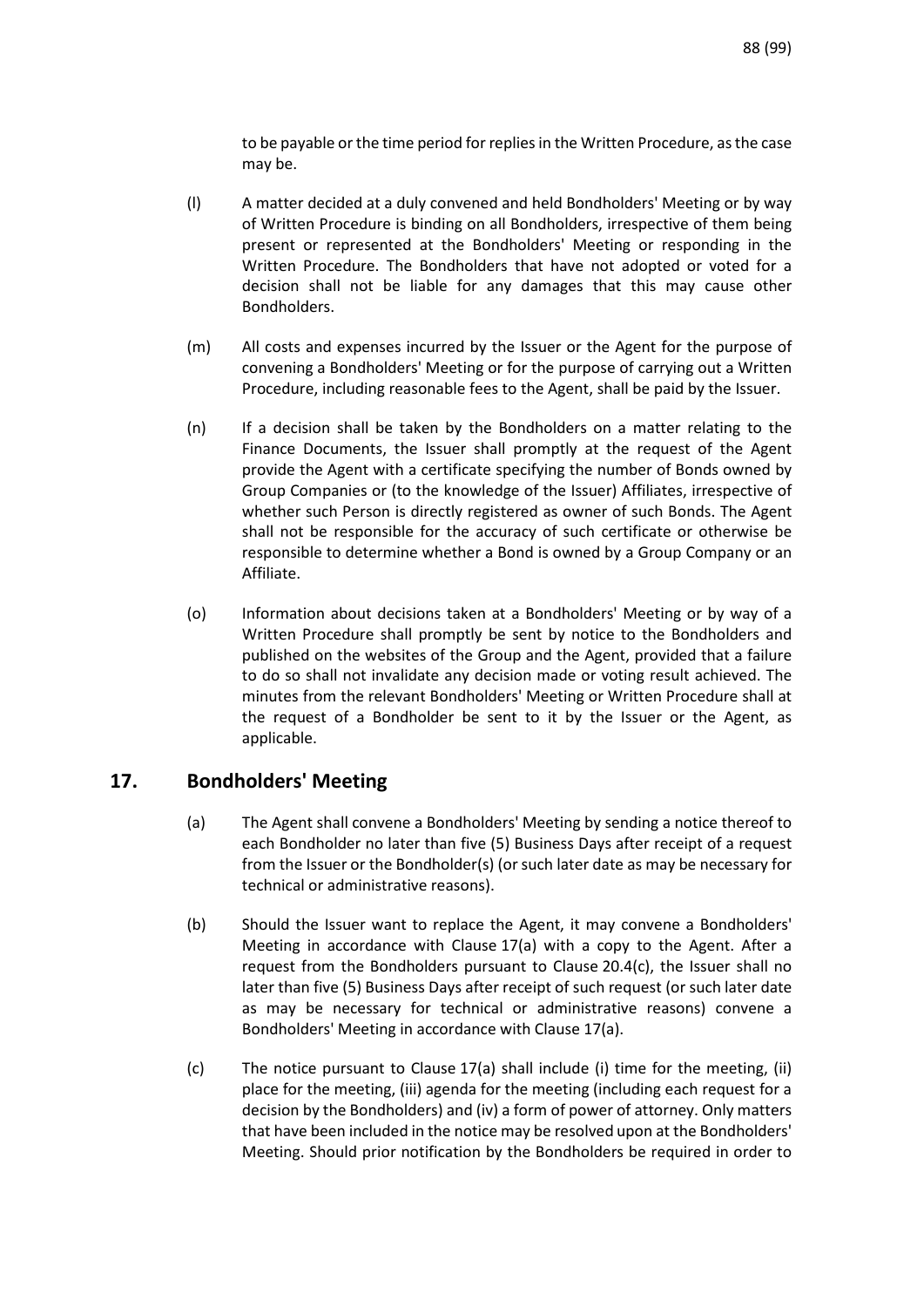to be payable or the time period for replies in the Written Procedure, as the case may be.

(l) A matter decided at a duly convened and held Bondholders' Meeting or by way of Written Procedure is binding on all Bondholders, irrespective of them being present or represented at the Bondholders' Meeting or responding in the Written Procedure. The Bondholders that have not adopted or voted for a decision shall not be liable for any damages that this may cause other Bondholders.

(m) All costs and expenses incurred by the Issuer or the Agent for the purpose of convening a Bondholders' Meeting or for the purpose of carrying out a Written Procedure, including reasonable fees to the Agent, shall be paid by the Issuer.

(n) If a decision shall be taken by the Bondholders on a matter relating to the Finance Documents, the Issuer shall promptly at the request of the Agent provide the Agent with a certificate specifying the number of Bonds owned by Group Companies or (to the knowledge of the Issuer) Affiliates, irrespective of whether such Person is directly registered as owner of such Bonds. The Agent shall not be responsible for the accuracy of such certificate or otherwise be responsible to determine whether a Bond is owned by a Group Company or an Affiliate.

(o) Information about decisions taken at a Bondholders' Meeting or by way of a Written Procedure shall promptly be sent by notice to the Bondholders and published on the websites of the Group and the Agent, provided that a failure to do so shall not invalidate any decision made or voting result achieved. The minutes from the relevant Bondholders' Meeting or Written Procedure shall at the request of a Bondholder be sent to it by the Issuer or the Agent, as applicable.

## 17. Bondholders' Meeting

(a) The Agent shall convene a Bondholders' Meeting by sending a notice thereof to each Bondholder no later than five (5) Business Days after receipt of a request from the Issuer or the Bondholder(s) (or such later date as may be necessary for technical or administrative reasons).

(b) Should the Issuer want to replace the Agent, it may convene a Bondholders' Meeting in accordance with Clause 17(a) with a copy to the Agent. After a request from the Bondholders pursuant to Clause 20.4(c), the Issuer shall no later than five (5) Business Days after receipt of such request (or such later date as may be necessary for technical or administrative reasons) convene a Bondholders' Meeting in accordance with Clause 17(a).

(c) The notice pursuant to Clause 17(a) shall include (i) time for the meeting, (ii) place for the meeting, (iii) agenda for the meeting (including each request for a decision by the Bondholders) and (iv) a form of power of attorney. Only matters that have been included in the notice may be resolved upon at the Bondholders' Meeting. Should prior notification by the Bondholders be required in order to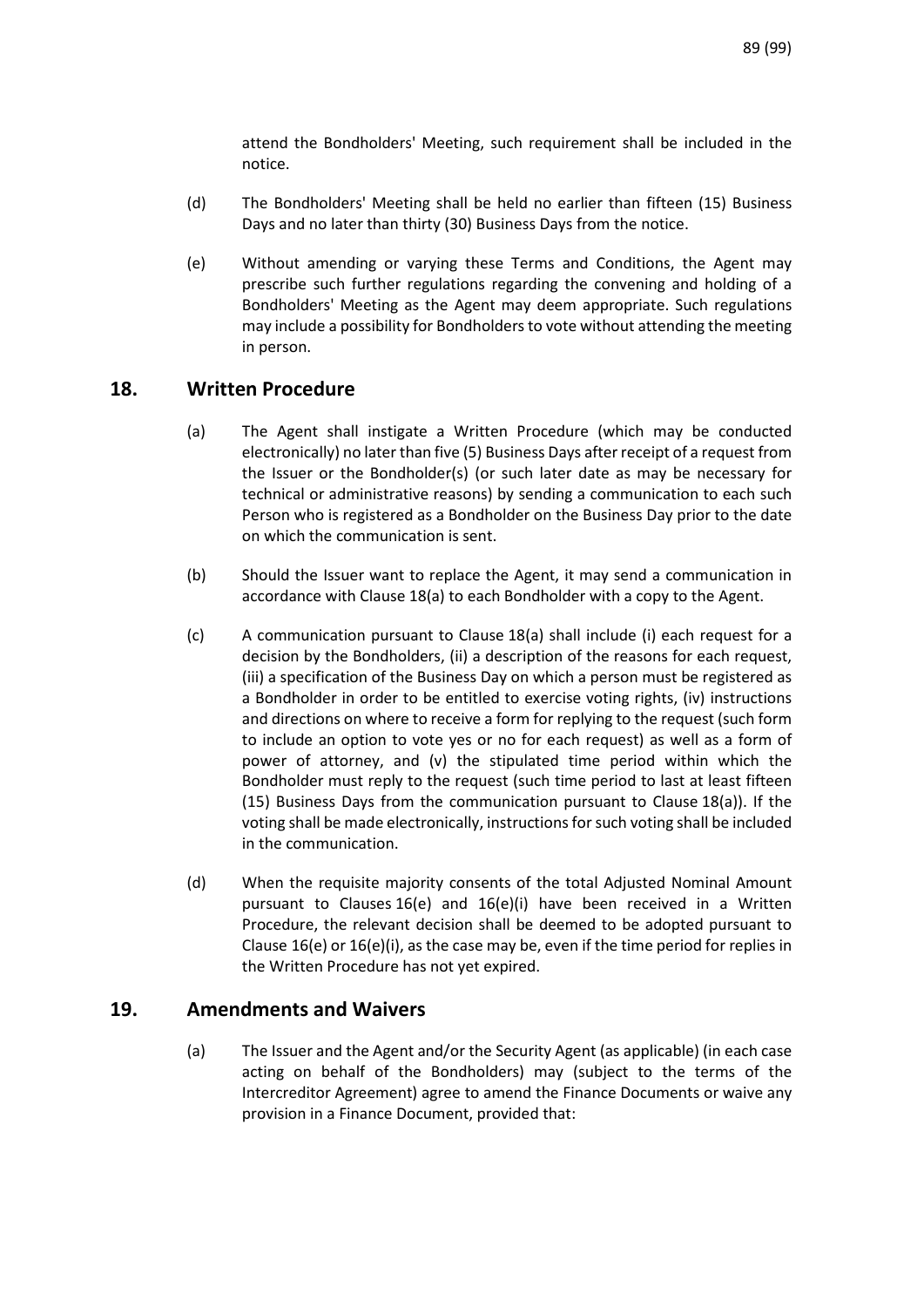attend the Bondholders' Meeting, such requirement shall be included in the notice.

(d) The Bondholders' Meeting shall be held no earlier than fifteen (15) Business Days and no later than thirty (30) Business Days from the notice.

(e) Without amending or varying these Terms and Conditions, the Agent may prescribe such further regulations regarding the convening and holding of a Bondholders' Meeting as the Agent may deem appropriate. Such regulations may include a possibility for Bondholders to vote without attending the meeting in person.

## 18. Written Procedure

(a) The Agent shall instigate a Written Procedure (which may be conducted electronically) no later than five (5) Business Days after receipt of a request from the Issuer or the Bondholder(s) (or such later date as may be necessary for technical or administrative reasons) by sending a communication to each such Person who is registered as a Bondholder on the Business Day prior to the date on which the communication is sent.

(b) Should the Issuer want to replace the Agent, it may send a communication in accordance with Clause 18(a) to each Bondholder with a copy to the Agent.

(c) A communication pursuant to Clause 18(a) shall include (i) each request for a decision by the Bondholders, (ii) a description of the reasons for each request, (iii) a specification of the Business Day on which a person must be registered as a Bondholder in order to be entitled to exercise voting rights, (iv) instructions and directions on where to receive a form for replying to the request (such form to include an option to vote yes or no for each request) as well as a form of power of attorney, and (v) the stipulated time period within which the Bondholder must reply to the request (such time period to last at least fifteen (15) Business Days from the communication pursuant to Clause 18(a)). If the voting shall be made electronically, instructions for such voting shall be included in the communication.

(d) When the requisite majority consents of the total Adjusted Nominal Amount pursuant to Clauses 16(e) and 16(e)(i) have been received in a Written Procedure, the relevant decision shall be deemed to be adopted pursuant to Clause 16(e) or 16(e)(i), as the case may be, even if the time period for replies in the Written Procedure has not yet expired.

## 19. Amendments and Waivers

(a) The Issuer and the Agent and/or the Security Agent (as applicable) (in each case acting on behalf of the Bondholders) may (subject to the terms of the Intercreditor Agreement) agree to amend the Finance Documents or waive any provision in a Finance Document, provided that: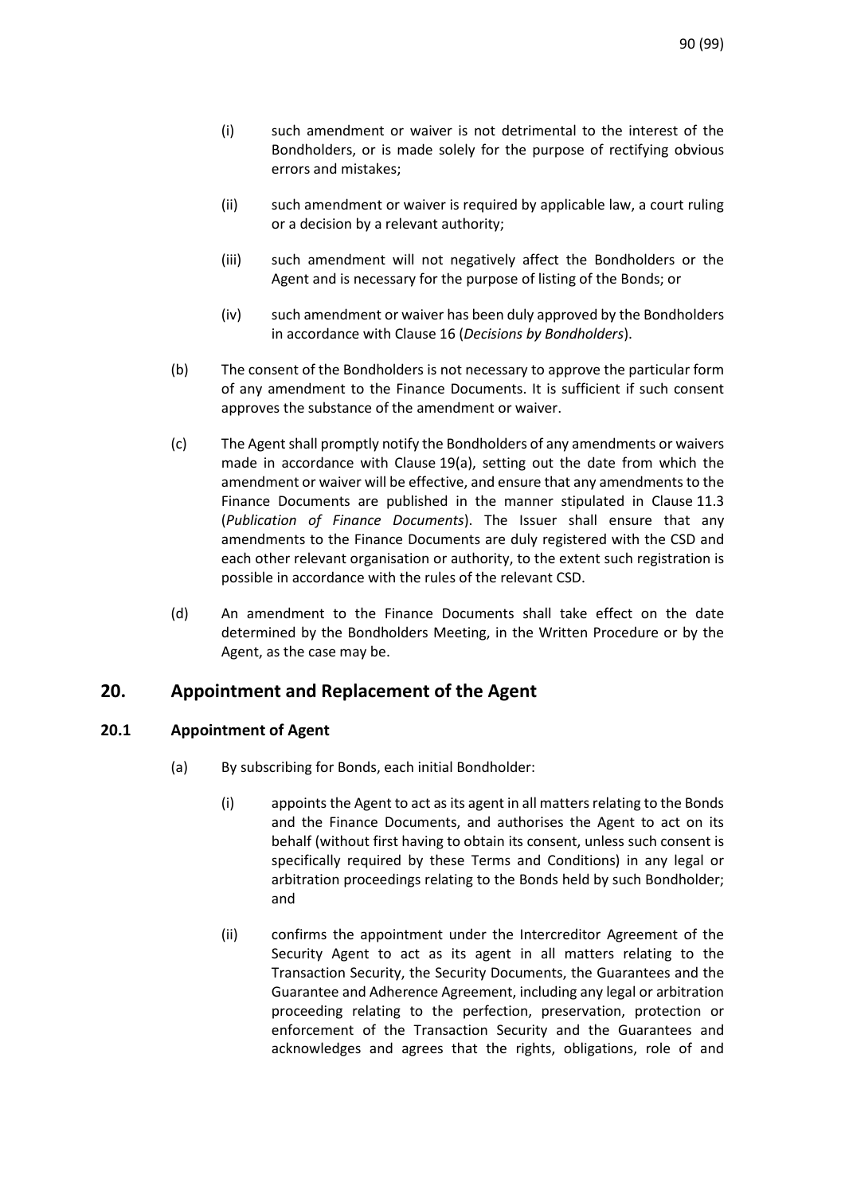(i) such amendment or waiver is not detrimental to the interest of the Bondholders, or is made solely for the purpose of rectifying obvious errors and mistakes;

(ii) such amendment or waiver is required by applicable law, a court ruling or a decision by a relevant authority;

(iii) such amendment will not negatively affect the Bondholders or the Agent and is necessary for the purpose of listing of the Bonds; or

(iv) such amendment or waiver has been duly approved by the Bondholders in accordance with Clause 16 (*Decisions by Bondholders*).

(b) The consent of the Bondholders is not necessary to approve the particular form of any amendment to the Finance Documents. It is sufficient if such consent approves the substance of the amendment or waiver.

(c) The Agent shall promptly notify the Bondholders of any amendments or waivers made in accordance with Clause 19(a), setting out the date from which the amendment or waiver will be effective, and ensure that any amendments to the Finance Documents are published in the manner stipulated in Clause 11.3 (*Publication of Finance Documents*). The Issuer shall ensure that any amendments to the Finance Documents are duly registered with the CSD and each other relevant organisation or authority, to the extent such registration is possible in accordance with the rules of the relevant CSD.

(d) An amendment to the Finance Documents shall take effect on the date determined by the Bondholders Meeting, in the Written Procedure or by the Agent, as the case may be.

## 20. Appointment and Replacement of the Agent

### 20.1 Appointment of Agent

(a) By subscribing for Bonds, each initial Bondholder:

(i) appoints the Agent to act as its agent in all matters relating to the Bonds and the Finance Documents, and authorises the Agent to act on its behalf (without first having to obtain its consent, unless such consent is specifically required by these Terms and Conditions) in any legal or arbitration proceedings relating to the Bonds held by such Bondholder; and

(ii) confirms the appointment under the Intercreditor Agreement of the Security Agent to act as its agent in all matters relating to the Transaction Security, the Security Documents, the Guarantees and the Guarantee and Adherence Agreement, including any legal or arbitration proceeding relating to the perfection, preservation, protection or enforcement of the Transaction Security and the Guarantees and acknowledges and agrees that the rights, obligations, role of and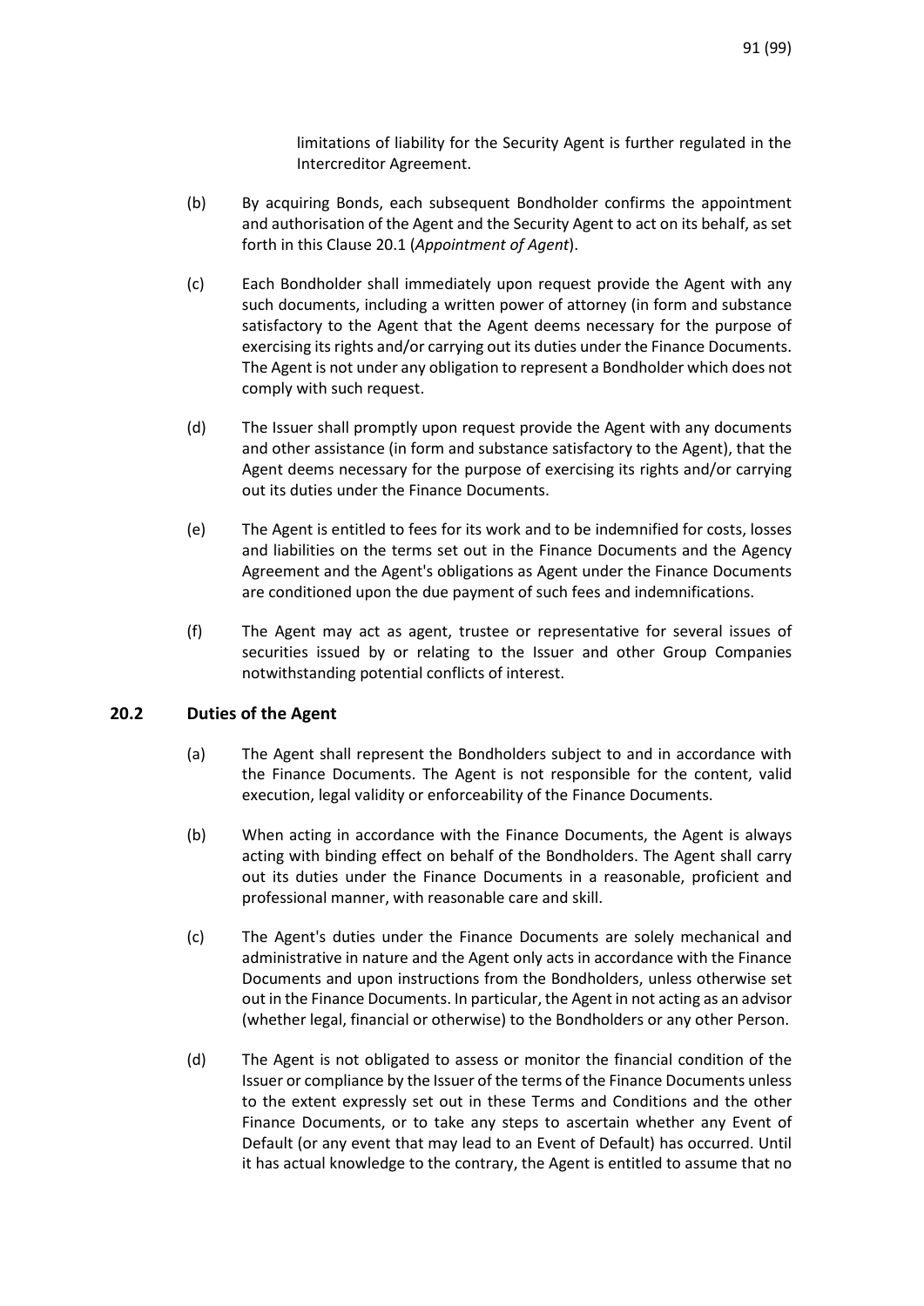limitations of liability for the Security Agent is further regulated in the Intercreditor Agreement.

(b) By acquiring Bonds, each subsequent Bondholder confirms the appointment and authorisation of the Agent and the Security Agent to act on its behalf, as set forth in this Clause 20.1 (*Appointment of Agent*).

(c) Each Bondholder shall immediately upon request provide the Agent with any such documents, including a written power of attorney (in form and substance satisfactory to the Agent that the Agent deems necessary for the purpose of exercising its rights and/or carrying out its duties under the Finance Documents. The Agent is not under any obligation to represent a Bondholder which does not comply with such request.

(d) The Issuer shall promptly upon request provide the Agent with any documents and other assistance (in form and substance satisfactory to the Agent), that the Agent deems necessary for the purpose of exercising its rights and/or carrying out its duties under the Finance Documents.

(e) The Agent is entitled to fees for its work and to be indemnified for costs, losses and liabilities on the terms set out in the Finance Documents and the Agency Agreement and the Agent's obligations as Agent under the Finance Documents are conditioned upon the due payment of such fees and indemnifications.

(f) The Agent may act as agent, trustee or representative for several issues of securities issued by or relating to the Issuer and other Group Companies notwithstanding potential conflicts of interest.

### 20.2 Duties of the Agent

(a) The Agent shall represent the Bondholders subject to and in accordance with the Finance Documents. The Agent is not responsible for the content, valid execution, legal validity or enforceability of the Finance Documents.

(b) When acting in accordance with the Finance Documents, the Agent is always acting with binding effect on behalf of the Bondholders. The Agent shall carry out its duties under the Finance Documents in a reasonable, proficient and professional manner, with reasonable care and skill.

(c) The Agent's duties under the Finance Documents are solely mechanical and administrative in nature and the Agent only acts in accordance with the Finance Documents and upon instructions from the Bondholders, unless otherwise set out in the Finance Documents. In particular, the Agent in not acting as an advisor (whether legal, financial or otherwise) to the Bondholders or any other Person.

(d) The Agent is not obligated to assess or monitor the financial condition of the Issuer or compliance by the Issuer of the terms of the Finance Documents unless to the extent expressly set out in these Terms and Conditions and the other Finance Documents, or to take any steps to ascertain whether any Event of Default (or any event that may lead to an Event of Default) has occurred. Until it has actual knowledge to the contrary, the Agent is entitled to assume that no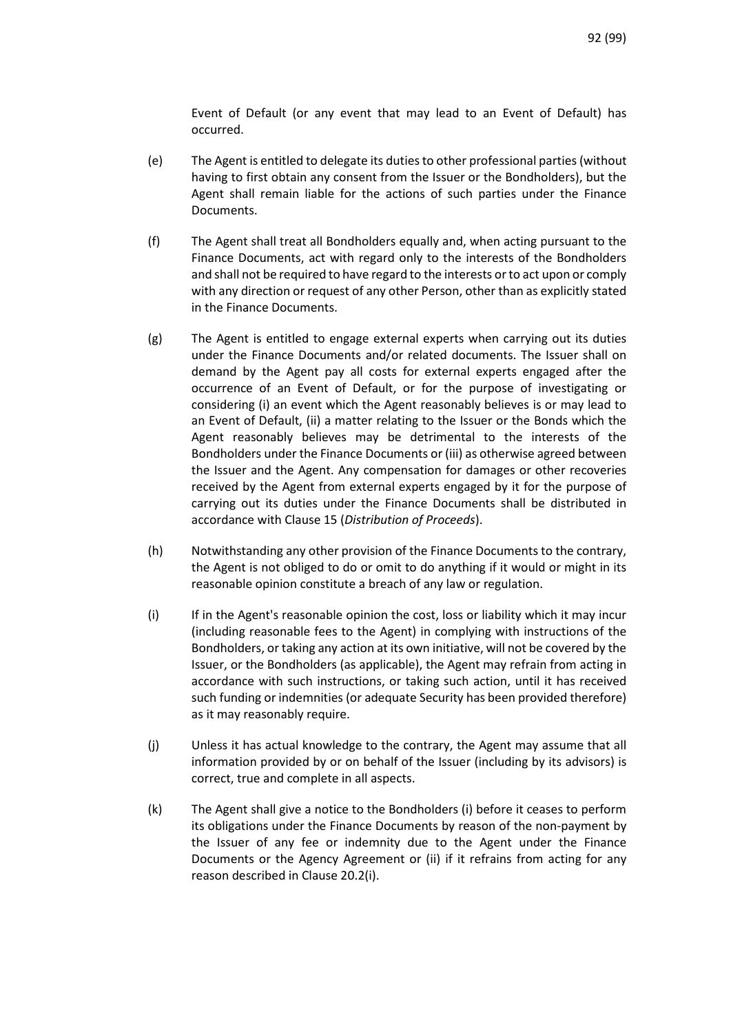Event of Default (or any event that may lead to an Event of Default) has occurred.

(e) The Agent is entitled to delegate its duties to other professional parties (without having to first obtain any consent from the Issuer or the Bondholders), but the Agent shall remain liable for the actions of such parties under the Finance Documents.

(f) The Agent shall treat all Bondholders equally and, when acting pursuant to the Finance Documents, act with regard only to the interests of the Bondholders and shall not be required to have regard to the interests or to act upon or comply with any direction or request of any other Person, other than as explicitly stated in the Finance Documents.

(g) The Agent is entitled to engage external experts when carrying out its duties under the Finance Documents and/or related documents. The Issuer shall on demand by the Agent pay all costs for external experts engaged after the occurrence of an Event of Default, or for the purpose of investigating or considering (i) an event which the Agent reasonably believes is or may lead to an Event of Default, (ii) a matter relating to the Issuer or the Bonds which the Agent reasonably believes may be detrimental to the interests of the Bondholders under the Finance Documents or (iii) as otherwise agreed between the Issuer and the Agent. Any compensation for damages or other recoveries received by the Agent from external experts engaged by it for the purpose of carrying out its duties under the Finance Documents shall be distributed in accordance with Clause 15 (*Distribution of Proceeds*).

(h) Notwithstanding any other provision of the Finance Documents to the contrary, the Agent is not obliged to do or omit to do anything if it would or might in its reasonable opinion constitute a breach of any law or regulation.

(i) If in the Agent's reasonable opinion the cost, loss or liability which it may incur (including reasonable fees to the Agent) in complying with instructions of the Bondholders, or taking any action at its own initiative, will not be covered by the Issuer, or the Bondholders (as applicable), the Agent may refrain from acting in accordance with such instructions, or taking such action, until it has received such funding or indemnities (or adequate Security has been provided therefore) as it may reasonably require.

(j) Unless it has actual knowledge to the contrary, the Agent may assume that all information provided by or on behalf of the Issuer (including by its advisors) is correct, true and complete in all aspects.

(k) The Agent shall give a notice to the Bondholders (i) before it ceases to perform its obligations under the Finance Documents by reason of the non-payment by the Issuer of any fee or indemnity due to the Agent under the Finance Documents or the Agency Agreement or (ii) if it refrains from acting for any reason described in Clause 20.2(i).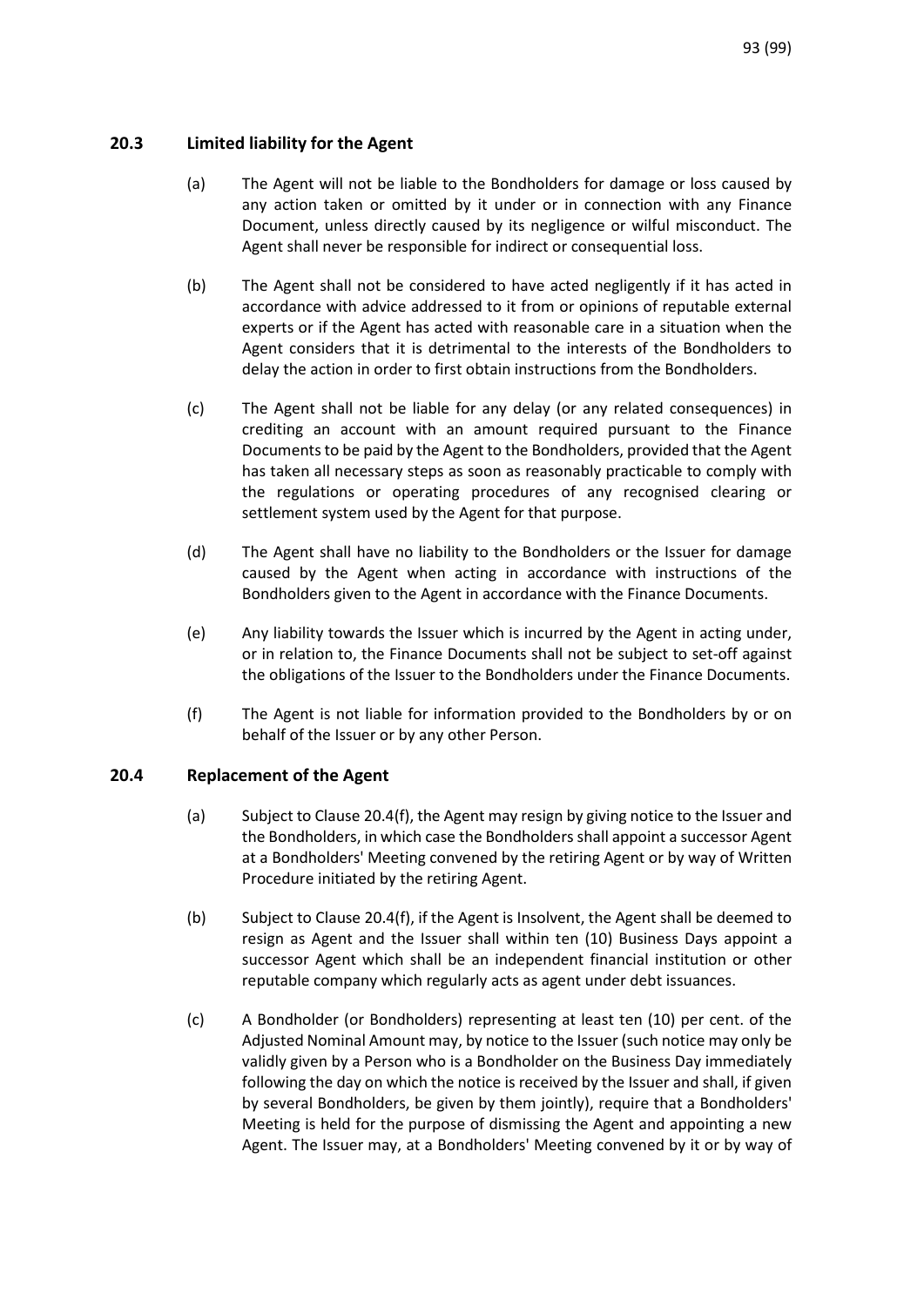### 20.3 Limited liability for the Agent

(a) The Agent will not be liable to the Bondholders for damage or loss caused by any action taken or omitted by it under or in connection with any Finance Document, unless directly caused by its negligence or wilful misconduct. The Agent shall never be responsible for indirect or consequential loss.

(b) The Agent shall not be considered to have acted negligently if it has acted in accordance with advice addressed to it from or opinions of reputable external experts or if the Agent has acted with reasonable care in a situation when the Agent considers that it is detrimental to the interests of the Bondholders to delay the action in order to first obtain instructions from the Bondholders.

(c) The Agent shall not be liable for any delay (or any related consequences) in crediting an account with an amount required pursuant to the Finance Documents to be paid by the Agent to the Bondholders, provided that the Agent has taken all necessary steps as soon as reasonably practicable to comply with the regulations or operating procedures of any recognised clearing or settlement system used by the Agent for that purpose.

(d) The Agent shall have no liability to the Bondholders or the Issuer for damage caused by the Agent when acting in accordance with instructions of the Bondholders given to the Agent in accordance with the Finance Documents.

(e) Any liability towards the Issuer which is incurred by the Agent in acting under, or in relation to, the Finance Documents shall not be subject to set-off against the obligations of the Issuer to the Bondholders under the Finance Documents.

(f) The Agent is not liable for information provided to the Bondholders by or on behalf of the Issuer or by any other Person.

### 20.4 Replacement of the Agent

(a) Subject to Clause 20.4(f), the Agent may resign by giving notice to the Issuer and the Bondholders, in which case the Bondholders shall appoint a successor Agent at a Bondholders' Meeting convened by the retiring Agent or by way of Written Procedure initiated by the retiring Agent.

(b) Subject to Clause 20.4(f), if the Agent is Insolvent, the Agent shall be deemed to resign as Agent and the Issuer shall within ten (10) Business Days appoint a successor Agent which shall be an independent financial institution or other reputable company which regularly acts as agent under debt issuances.

(c) A Bondholder (or Bondholders) representing at least ten (10) per cent. of the Adjusted Nominal Amount may, by notice to the Issuer (such notice may only be validly given by a Person who is a Bondholder on the Business Day immediately following the day on which the notice is received by the Issuer and shall, if given by several Bondholders, be given by them jointly), require that a Bondholders' Meeting is held for the purpose of dismissing the Agent and appointing a new Agent. The Issuer may, at a Bondholders' Meeting convened by it or by way of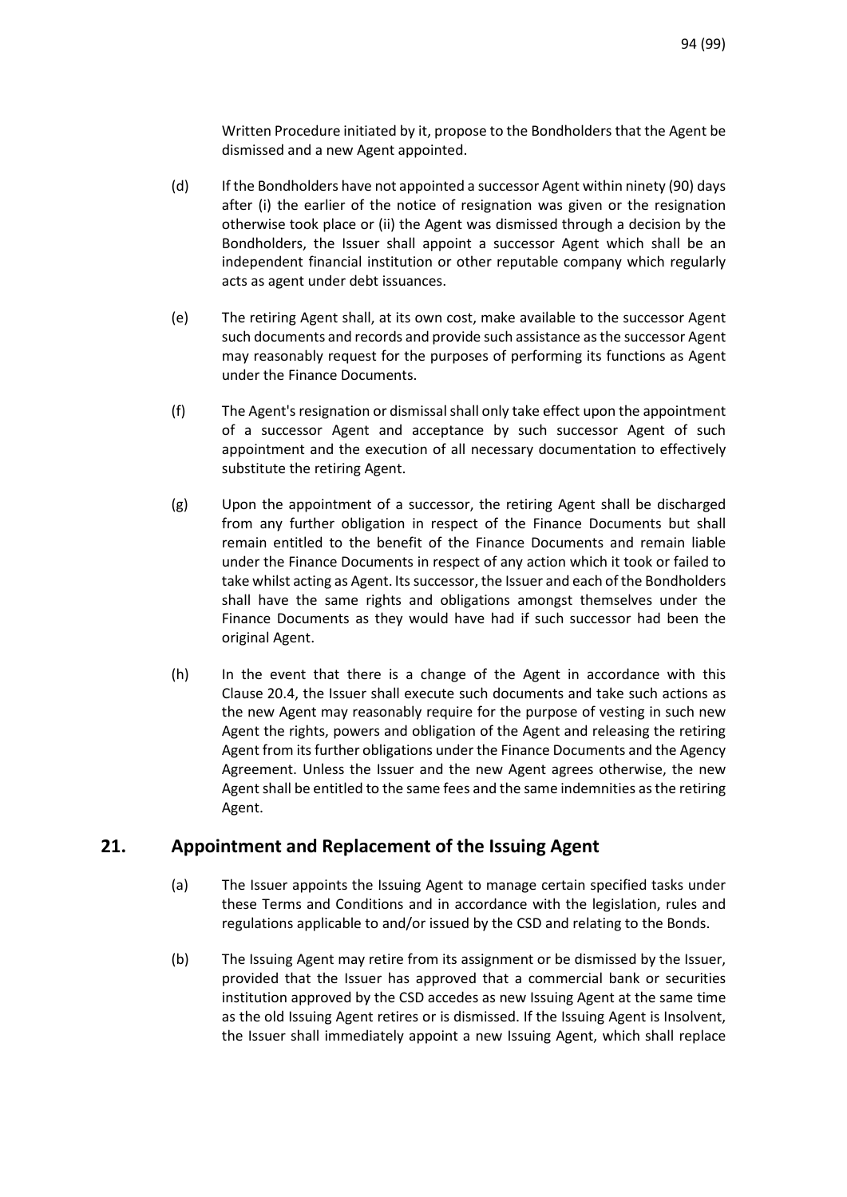Written Procedure initiated by it, propose to the Bondholders that the Agent be dismissed and a new Agent appointed.

(d) If the Bondholders have not appointed a successor Agent within ninety (90) days after (i) the earlier of the notice of resignation was given or the resignation otherwise took place or (ii) the Agent was dismissed through a decision by the Bondholders, the Issuer shall appoint a successor Agent which shall be an independent financial institution or other reputable company which regularly acts as agent under debt issuances.

(e) The retiring Agent shall, at its own cost, make available to the successor Agent such documents and records and provide such assistance as the successor Agent may reasonably request for the purposes of performing its functions as Agent under the Finance Documents.

(f) The Agent's resignation or dismissal shall only take effect upon the appointment of a successor Agent and acceptance by such successor Agent of such appointment and the execution of all necessary documentation to effectively substitute the retiring Agent.

(g) Upon the appointment of a successor, the retiring Agent shall be discharged from any further obligation in respect of the Finance Documents but shall remain entitled to the benefit of the Finance Documents and remain liable under the Finance Documents in respect of any action which it took or failed to take whilst acting as Agent. Its successor, the Issuer and each of the Bondholders shall have the same rights and obligations amongst themselves under the Finance Documents as they would have had if such successor had been the original Agent.

(h) In the event that there is a change of the Agent in accordance with this Clause 20.4, the Issuer shall execute such documents and take such actions as the new Agent may reasonably require for the purpose of vesting in such new Agent the rights, powers and obligation of the Agent and releasing the retiring Agent from its further obligations under the Finance Documents and the Agency Agreement. Unless the Issuer and the new Agent agrees otherwise, the new Agent shall be entitled to the same fees and the same indemnities as the retiring Agent.

## 21. Appointment and Replacement of the Issuing Agent

(a) The Issuer appoints the Issuing Agent to manage certain specified tasks under these Terms and Conditions and in accordance with the legislation, rules and regulations applicable to and/or issued by the CSD and relating to the Bonds.

(b) The Issuing Agent may retire from its assignment or be dismissed by the Issuer, provided that the Issuer has approved that a commercial bank or securities institution approved by the CSD accedes as new Issuing Agent at the same time as the old Issuing Agent retires or is dismissed. If the Issuing Agent is Insolvent, the Issuer shall immediately appoint a new Issuing Agent, which shall replace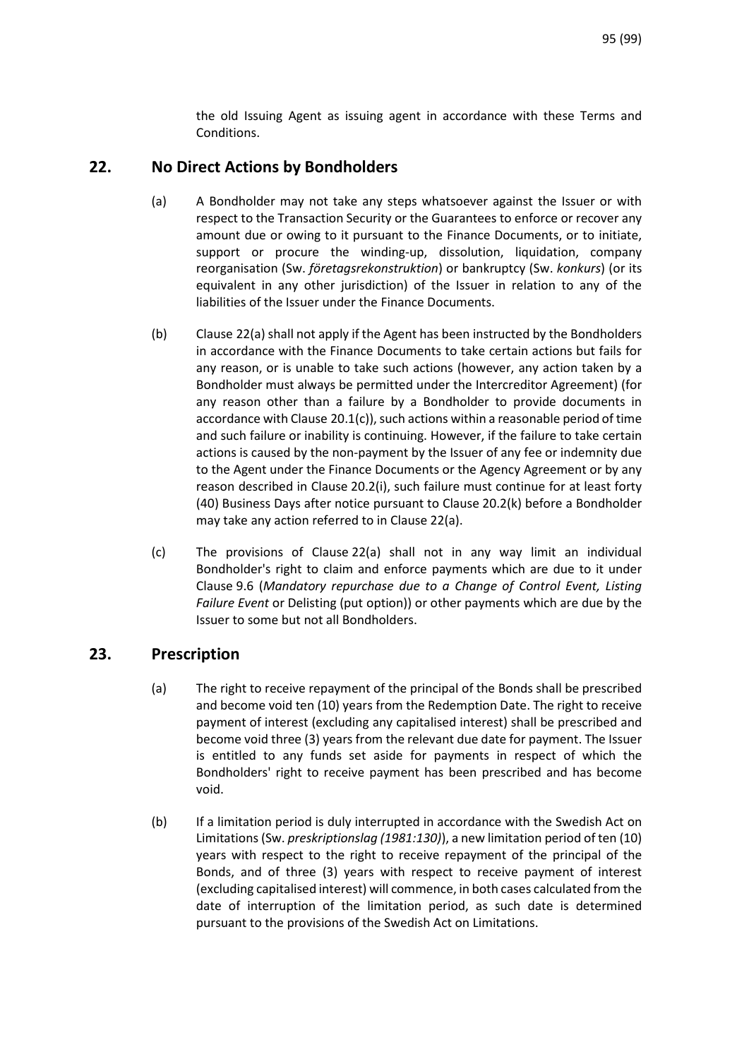the old Issuing Agent as issuing agent in accordance with these Terms and Conditions.

## 22. No Direct Actions by Bondholders

(a) A Bondholder may not take any steps whatsoever against the Issuer or with respect to the Transaction Security or the Guarantees to enforce or recover any amount due or owing to it pursuant to the Finance Documents, or to initiate, support or procure the winding-up, dissolution, liquidation, company reorganisation (Sw. *företagsrekonstruktion*) or bankruptcy (Sw. *konkurs*) (or its equivalent in any other jurisdiction) of the Issuer in relation to any of the liabilities of the Issuer under the Finance Documents.

(b) Clause 22(a) shall not apply if the Agent has been instructed by the Bondholders in accordance with the Finance Documents to take certain actions but fails for any reason, or is unable to take such actions (however, any action taken by a Bondholder must always be permitted under the Intercreditor Agreement) (for any reason other than a failure by a Bondholder to provide documents in accordance with Clause 20.1(c)), such actions within a reasonable period of time and such failure or inability is continuing. However, if the failure to take certain actions is caused by the non-payment by the Issuer of any fee or indemnity due to the Agent under the Finance Documents or the Agency Agreement or by any reason described in Clause 20.2(i), such failure must continue for at least forty (40) Business Days after notice pursuant to Clause 20.2(k) before a Bondholder may take any action referred to in Clause 22(a).

(c) The provisions of Clause 22(a) shall not in any way limit an individual Bondholder's right to claim and enforce payments which are due to it under Clause 9.6 (*Mandatory repurchase due to a Change of Control Event, Listing Failure Event* or Delisting (put option)) or other payments which are due by the Issuer to some but not all Bondholders.

## 23. Prescription

(a) The right to receive repayment of the principal of the Bonds shall be prescribed and become void ten (10) years from the Redemption Date. The right to receive payment of interest (excluding any capitalised interest) shall be prescribed and become void three (3) years from the relevant due date for payment. The Issuer is entitled to any funds set aside for payments in respect of which the Bondholders' right to receive payment has been prescribed and has become void.

(b) If a limitation period is duly interrupted in accordance with the Swedish Act on Limitations (Sw. *preskriptionslag (1981:130)*), a new limitation period of ten (10) years with respect to the right to receive repayment of the principal of the Bonds, and of three (3) years with respect to receive payment of interest (excluding capitalised interest) will commence, in both cases calculated from the date of interruption of the limitation period, as such date is determined pursuant to the provisions of the Swedish Act on Limitations.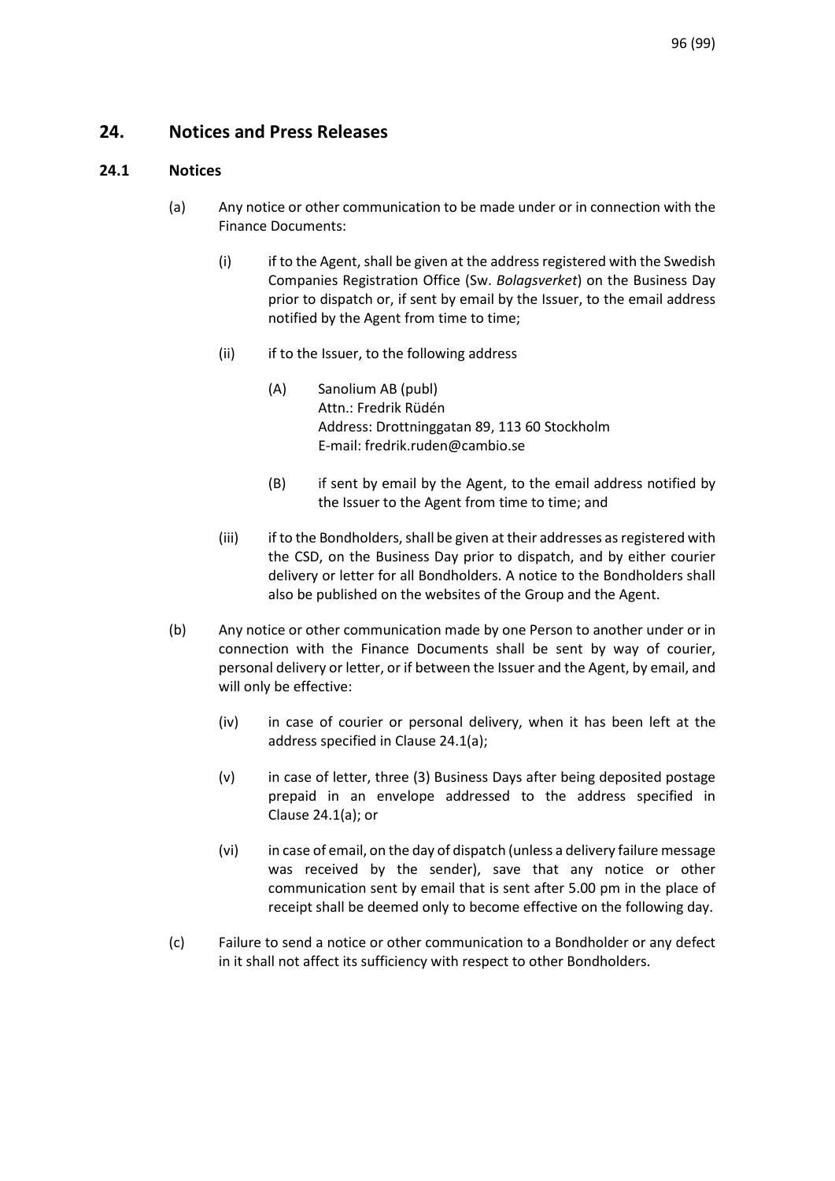## 24. Notices and Press Releases

### 24.1 Notices

(a) Any notice or other communication to be made under or in connection with the Finance Documents:

(i) if to the Agent, shall be given at the address registered with the Swedish Companies Registration Office (Sw. *Bolagsverket*) on the Business Day prior to dispatch or, if sent by email by the Issuer, to the email address notified by the Agent from time to time;

(ii) if to the Issuer, to the following address

(A) Sanolium AB (publ)
Attn.: Fredrik Rüdén
Address: Drottninggatan 89, 113 60 Stockholm
E-mail: fredrik.ruden@cambio.se

(B) if sent by email by the Agent, to the email address notified by the Issuer to the Agent from time to time; and

(iii) if to the Bondholders, shall be given at their addresses as registered with the CSD, on the Business Day prior to dispatch, and by either courier delivery or letter for all Bondholders. A notice to the Bondholders shall also be published on the websites of the Group and the Agent.

(b) Any notice or other communication made by one Person to another under or in connection with the Finance Documents shall be sent by way of courier, personal delivery or letter, or if between the Issuer and the Agent, by email, and will only be effective:

(iv) in case of courier or personal delivery, when it has been left at the address specified in Clause 24.1(a);

(v) in case of letter, three (3) Business Days after being deposited postage prepaid in an envelope addressed to the address specified in Clause 24.1(a); or

(vi) in case of email, on the day of dispatch (unless a delivery failure message was received by the sender), save that any notice or other communication sent by email that is sent after 5.00 pm in the place of receipt shall be deemed only to become effective on the following day.

(c) Failure to send a notice or other communication to a Bondholder or any defect in it shall not affect its sufficiency with respect to other Bondholders.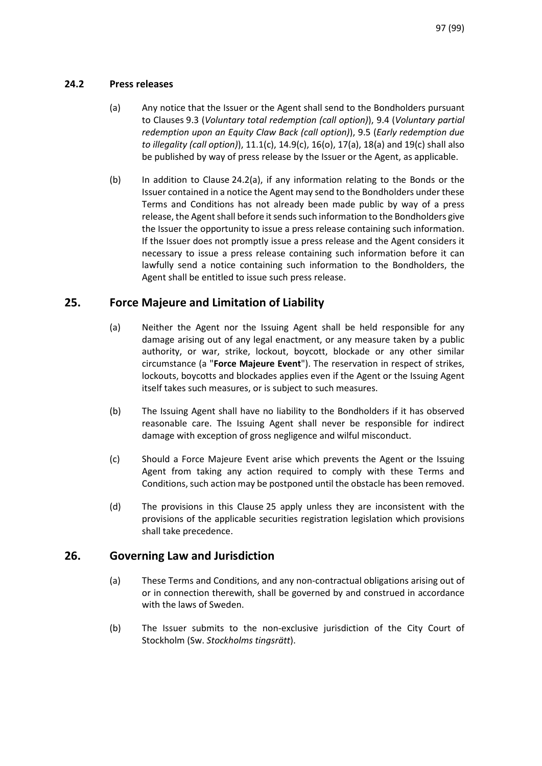### 24.2 Press releases

(a) Any notice that the Issuer or the Agent shall send to the Bondholders pursuant to Clauses 9.3 (*Voluntary total redemption (call option)*), 9.4 (*Voluntary partial redemption upon an Equity Claw Back (call option)*), 9.5 (*Early redemption due to illegality (call option)*), 11.1(c), 14.9(c), 16(o), 17(a), 18(a) and 19(c) shall also be published by way of press release by the Issuer or the Agent, as applicable.

(b) In addition to Clause 24.2(a), if any information relating to the Bonds or the Issuer contained in a notice the Agent may send to the Bondholders under these Terms and Conditions has not already been made public by way of a press release, the Agent shall before it sends such information to the Bondholders give the Issuer the opportunity to issue a press release containing such information. If the Issuer does not promptly issue a press release and the Agent considers it necessary to issue a press release containing such information before it can lawfully send a notice containing such information to the Bondholders, the Agent shall be entitled to issue such press release.

## 25. Force Majeure and Limitation of Liability

(a) Neither the Agent nor the Issuing Agent shall be held responsible for any damage arising out of any legal enactment, or any measure taken by a public authority, or war, strike, lockout, boycott, blockade or any other similar circumstance (a "**Force Majeure Event**"). The reservation in respect of strikes, lockouts, boycotts and blockades applies even if the Agent or the Issuing Agent itself takes such measures, or is subject to such measures.

(b) The Issuing Agent shall have no liability to the Bondholders if it has observed reasonable care. The Issuing Agent shall never be responsible for indirect damage with exception of gross negligence and wilful misconduct.

(c) Should a Force Majeure Event arise which prevents the Agent or the Issuing Agent from taking any action required to comply with these Terms and Conditions, such action may be postponed until the obstacle has been removed.

(d) The provisions in this Clause 25 apply unless they are inconsistent with the provisions of the applicable securities registration legislation which provisions shall take precedence.

## 26. Governing Law and Jurisdiction

(a) These Terms and Conditions, and any non-contractual obligations arising out of or in connection therewith, shall be governed by and construed in accordance with the laws of Sweden.

(b) The Issuer submits to the non-exclusive jurisdiction of the City Court of Stockholm (Sw. *Stockholms tingsrätt*).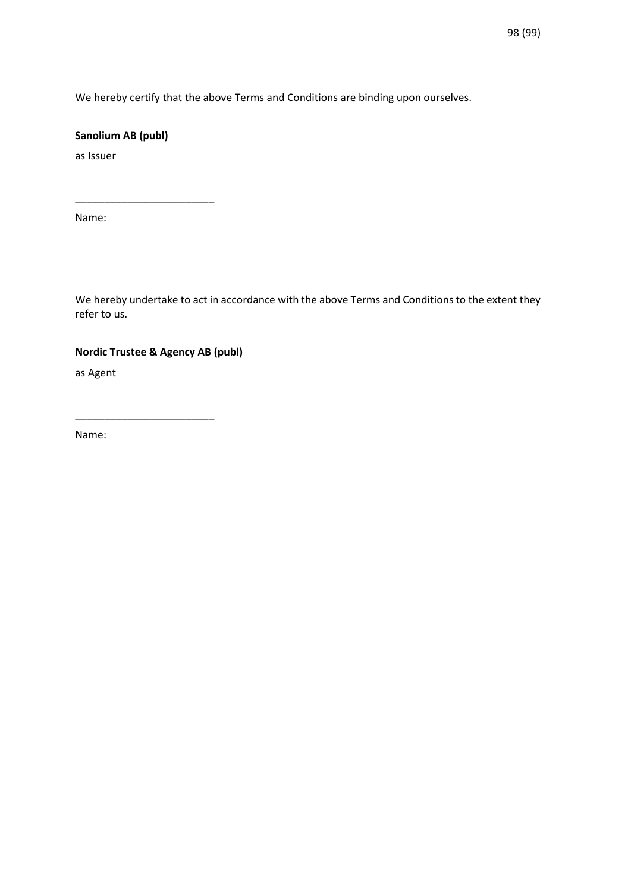We hereby certify that the above Terms and Conditions are binding upon ourselves.

**Sanolium AB (publ)**

as Issuer

________________________

Name:

We hereby undertake to act in accordance with the above Terms and Conditions to the extent they refer to us.

**Nordic Trustee & Agency AB (publ)**

as Agent

________________________

Name: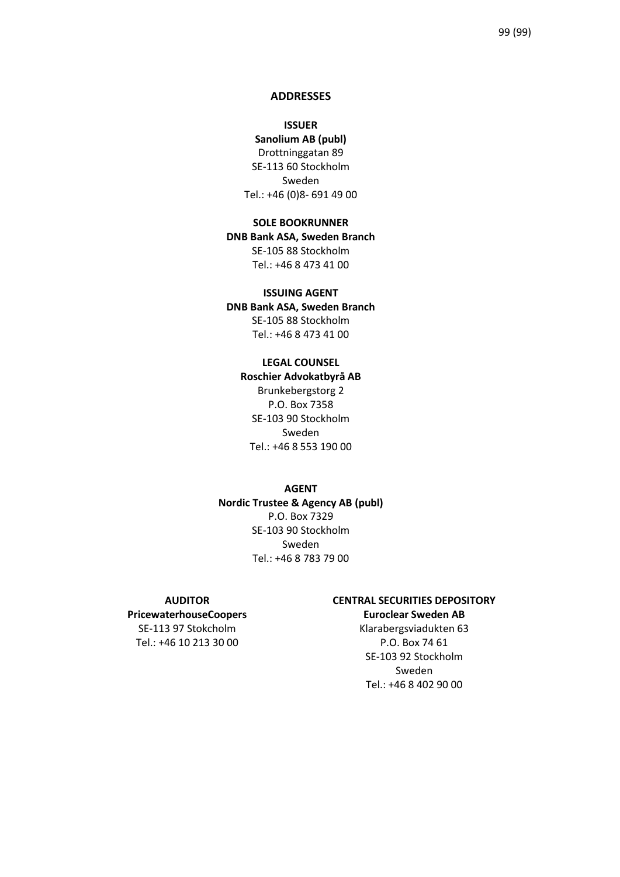## ADDRESSES

**ISSUER**
**Sanolium AB (publ)**
Drottninggatan 89
SE-113 60 Stockholm
Sweden
Tel.: +46 (0)8- 691 49 00

**SOLE BOOKRUNNER**
**DNB Bank ASA, Sweden Branch**
SE-105 88 Stockholm
Tel.: +46 8 473 41 00

**ISSUING AGENT**
**DNB Bank ASA, Sweden Branch**
SE-105 88 Stockholm
Tel.: +46 8 473 41 00

**LEGAL COUNSEL**
**Roschier Advokatbyrå AB**
Brunkebergstorg 2
P.O. Box 7358
SE-103 90 Stockholm
Sweden
Tel.: +46 8 553 190 00

**AGENT**
**Nordic Trustee & Agency AB (publ)**
P.O. Box 7329
SE-103 90 Stockholm
Sweden
Tel.: +46 8 783 79 00

**AUDITOR**
**PricewaterhouseCoopers**
SE-113 97 Stokcholm
Tel.: +46 10 213 30 00

**CENTRAL SECURITIES DEPOSITORY**
**Euroclear Sweden AB**
Klarabergsviadukten 63
P.O. Box 74 61
SE-103 92 Stockholm
Sweden
Tel.: +46 8 402 90 00